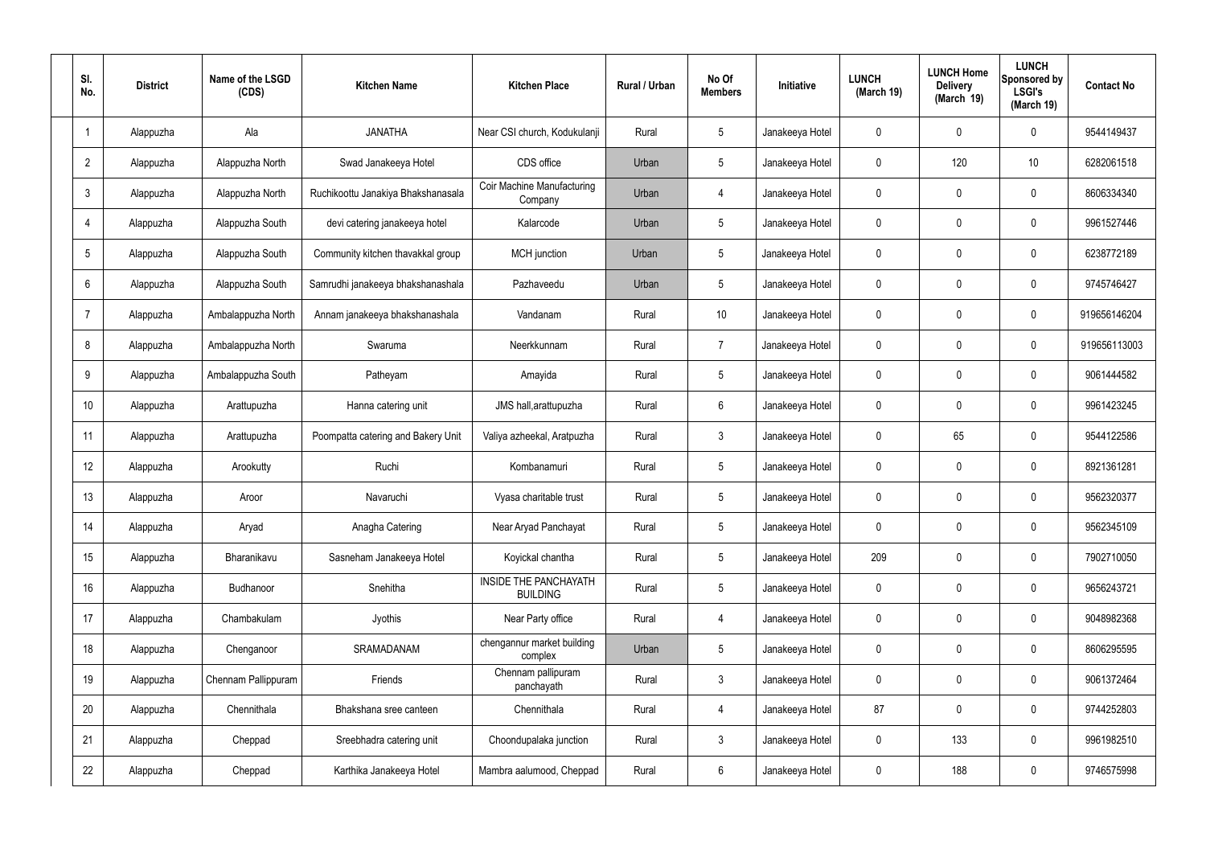| Sl. No. | District | Name of the LSGD (CDS) | Kitchen Name | Kitchen Place | Rural / Urban | No Of Members | Initiative | LUNCH (March 19) | LUNCH Home Delivery (March 19) | LUNCH Sponsored by LSGI's (March 19) | Contact No |
|---|---|---|---|---|---|---|---|---|---|---|---|
| 1 | Alappuzha | Ala | JANATHA | Near CSI church, Kodukulanji | Rural | 5 | Janakeeya Hotel | 0 | 0 | 0 | 9544149437 |
| 2 | Alappuzha | Alappuzha North | Swad Janakeeya Hotel | CDS office | Urban | 5 | Janakeeya Hotel | 0 | 120 | 10 | 6282061518 |
| 3 | Alappuzha | Alappuzha North | Ruchikoottu Janakiya Bhakshanasala | Coir Machine Manufacturing Company | Urban | 4 | Janakeeya Hotel | 0 | 0 | 0 | 8606334340 |
| 4 | Alappuzha | Alappuzha South | devi catering janakeeya hotel | Kalarcode | Urban | 5 | Janakeeya Hotel | 0 | 0 | 0 | 9961527446 |
| 5 | Alappuzha | Alappuzha South | Community kitchen thavakkal group | MCH junction | Urban | 5 | Janakeeya Hotel | 0 | 0 | 0 | 6238772189 |
| 6 | Alappuzha | Alappuzha South | Samrudhi janakeeya bhakshanashala | Pazhaveedu | Urban | 5 | Janakeeya Hotel | 0 | 0 | 0 | 9745746427 |
| 7 | Alappuzha | Ambalappuzha North | Annam janakeeya bhakshanashala | Vandanam | Rural | 10 | Janakeeya Hotel | 0 | 0 | 0 | 919656146204 |
| 8 | Alappuzha | Ambalappuzha North | Swaruma | Neerkkunnam | Rural | 7 | Janakeeya Hotel | 0 | 0 | 0 | 919656113003 |
| 9 | Alappuzha | Ambalappuzha South | Patheyam | Amayida | Rural | 5 | Janakeeya Hotel | 0 | 0 | 0 | 9061444582 |
| 10 | Alappuzha | Arattupuzha | Hanna catering unit | JMS hall,arattupuzha | Rural | 6 | Janakeeya Hotel | 0 | 0 | 0 | 9961423245 |
| 11 | Alappuzha | Arattupuzha | Poompatta catering and Bakery Unit | Valiya azheekal, Aratpuzha | Rural | 3 | Janakeeya Hotel | 0 | 65 | 0 | 9544122586 |
| 12 | Alappuzha | Arookutty | Ruchi | Kombanamuri | Rural | 5 | Janakeeya Hotel | 0 | 0 | 0 | 8921361281 |
| 13 | Alappuzha | Aroor | Navaruchi | Vyasa charitable trust | Rural | 5 | Janakeeya Hotel | 0 | 0 | 0 | 9562320377 |
| 14 | Alappuzha | Aryad | Anagha Catering | Near Aryad Panchayat | Rural | 5 | Janakeeya Hotel | 0 | 0 | 0 | 9562345109 |
| 15 | Alappuzha | Bharanikavu | Sasneham Janakeeya Hotel | Koyickal chantha | Rural | 5 | Janakeeya Hotel | 209 | 0 | 0 | 7902710050 |
| 16 | Alappuzha | Budhanoor | Snehitha | INSIDE THE PANCHAYATH BUILDING | Rural | 5 | Janakeeya Hotel | 0 | 0 | 0 | 9656243721 |
| 17 | Alappuzha | Chambakulam | Jyothis | Near Party office | Rural | 4 | Janakeeya Hotel | 0 | 0 | 0 | 9048982368 |
| 18 | Alappuzha | Chenganoor | SRAMADANAM | chengannur market building complex | Urban | 5 | Janakeeya Hotel | 0 | 0 | 0 | 8606295595 |
| 19 | Alappuzha | Chennam Pallippuram | Friends | Chennam pallipuram panchayath | Rural | 3 | Janakeeya Hotel | 0 | 0 | 0 | 9061372464 |
| 20 | Alappuzha | Chennithala | Bhakshana sree canteen | Chennithala | Rural | 4 | Janakeeya Hotel | 87 | 0 | 0 | 9744252803 |
| 21 | Alappuzha | Cheppad | Sreebhadra catering unit | Choondupalaka junction | Rural | 3 | Janakeeya Hotel | 0 | 133 | 0 | 9961982510 |
| 22 | Alappuzha | Cheppad | Karthika Janakeeya Hotel | Mambra aalumood, Cheppad | Rural | 6 | Janakeeya Hotel | 0 | 188 | 0 | 9746575998 |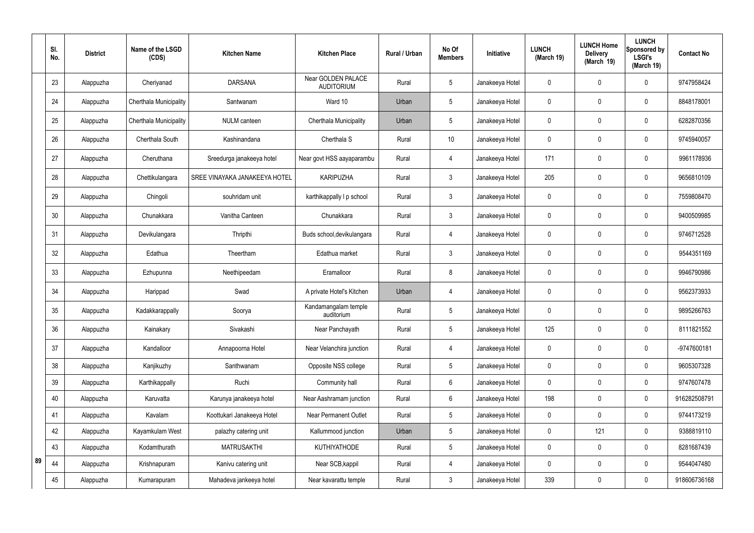| | Sl. No. | District | Name of the LSGD (CDS) | Kitchen Name | Kitchen Place | Rural / Urban | No Of Members | Initiative | LUNCH (March 19) | LUNCH Home Delivery (March 19) | LUNCH Sponsored by LSGI's (March 19) | Contact No |
|---|---|---|---|---|---|---|---|---|---|---|---|---|
| 89 | 23 | Alappuzha | Cheriyanad | DARSANA | Near GOLDEN PALACE AUDITORIUM | Rural | 5 | Janakeeya Hotel | 0 | 0 | 0 | 9747958424 |
| | 24 | Alappuzha | Cherthala Municipality | Santwanam | Ward 10 | Urban | 5 | Janakeeya Hotel | 0 | 0 | 0 | 8848178001 |
| | 25 | Alappuzha | Cherthala Municipality | NULM canteen | Cherthala Municipality | Urban | 5 | Janakeeya Hotel | 0 | 0 | 0 | 6282870356 |
| | 26 | Alappuzha | Cherthala South | Kashinandana | Cherthala S | Rural | 10 | Janakeeya Hotel | 0 | 0 | 0 | 9745940057 |
| | 27 | Alappuzha | Cheruthana | Sreedurga janakeeya hotel | Near govt HSS aayaparambu | Rural | 4 | Janakeeya Hotel | 171 | 0 | 0 | 9961178936 |
| | 28 | Alappuzha | Chettikulangara | SREE VINAYAKA JANAKEEYA HOTEL | KARIPUZHA | Rural | 3 | Janakeeya Hotel | 205 | 0 | 0 | 9656810109 |
| | 29 | Alappuzha | Chingoli | souhridam unit | karthikappally l p school | Rural | 3 | Janakeeya Hotel | 0 | 0 | 0 | 7559808470 |
| | 30 | Alappuzha | Chunakkara | Vanitha Canteen | Chunakkara | Rural | 3 | Janakeeya Hotel | 0 | 0 | 0 | 9400509985 |
| | 31 | Alappuzha | Devikulangara | Thripthi | Buds school,devikulangara | Rural | 4 | Janakeeya Hotel | 0 | 0 | 0 | 9746712528 |
| | 32 | Alappuzha | Edathua | Theertham | Edathua market | Rural | 3 | Janakeeya Hotel | 0 | 0 | 0 | 9544351169 |
| | 33 | Alappuzha | Ezhupunna | Neethipeedam | Eramalloor | Rural | 8 | Janakeeya Hotel | 0 | 0 | 0 | 9946790986 |
| | 34 | Alappuzha | Harippad | Swad | A private Hotel's Kitchen | Urban | 4 | Janakeeya Hotel | 0 | 0 | 0 | 9562373933 |
| | 35 | Alappuzha | Kadakkarappally | Soorya | Kandamangalam temple auditorium | Rural | 5 | Janakeeya Hotel | 0 | 0 | 0 | 9895266763 |
| | 36 | Alappuzha | Kainakary | Sivakashi | Near Panchayath | Rural | 5 | Janakeeya Hotel | 125 | 0 | 0 | 8111821552 |
| | 37 | Alappuzha | Kandalloor | Annapoorna Hotel | Near Velanchira junction | Rural | 4 | Janakeeya Hotel | 0 | 0 | 0 | -9747600181 |
| | 38 | Alappuzha | Kanjikuzhy | Santhwanam | Opposite NSS college | Rural | 5 | Janakeeya Hotel | 0 | 0 | 0 | 9605307328 |
| | 39 | Alappuzha | Karthikappally | Ruchi | Community hall | Rural | 6 | Janakeeya Hotel | 0 | 0 | 0 | 9747607478 |
| | 40 | Alappuzha | Karuvatta | Karunya janakeeya hotel | Near Aashramam junction | Rural | 6 | Janakeeya Hotel | 198 | 0 | 0 | 916282508791 |
| | 41 | Alappuzha | Kavalam | Koottukari Janakeeya Hotel | Near Permanent Outlet | Rural | 5 | Janakeeya Hotel | 0 | 0 | 0 | 9744173219 |
| | 42 | Alappuzha | Kayamkulam West | palazhy catering unit | Kallummood junction | Urban | 5 | Janakeeya Hotel | 0 | 121 | 0 | 9388819110 |
| | 43 | Alappuzha | Kodamthurath | MATRUSAKTHI | KUTHIYATHODE | Rural | 5 | Janakeeya Hotel | 0 | 0 | 0 | 8281687439 |
| | 44 | Alappuzha | Krishnapuram | Kanivu catering unit | Near SCB,kappil | Rural | 4 | Janakeeya Hotel | 0 | 0 | 0 | 9544047480 |
| | 45 | Alappuzha | Kumarapuram | Mahadeva jankeeya hotel | Near kavarattu temple | Rural | 3 | Janakeeya Hotel | 339 | 0 | 0 | 918606736168 |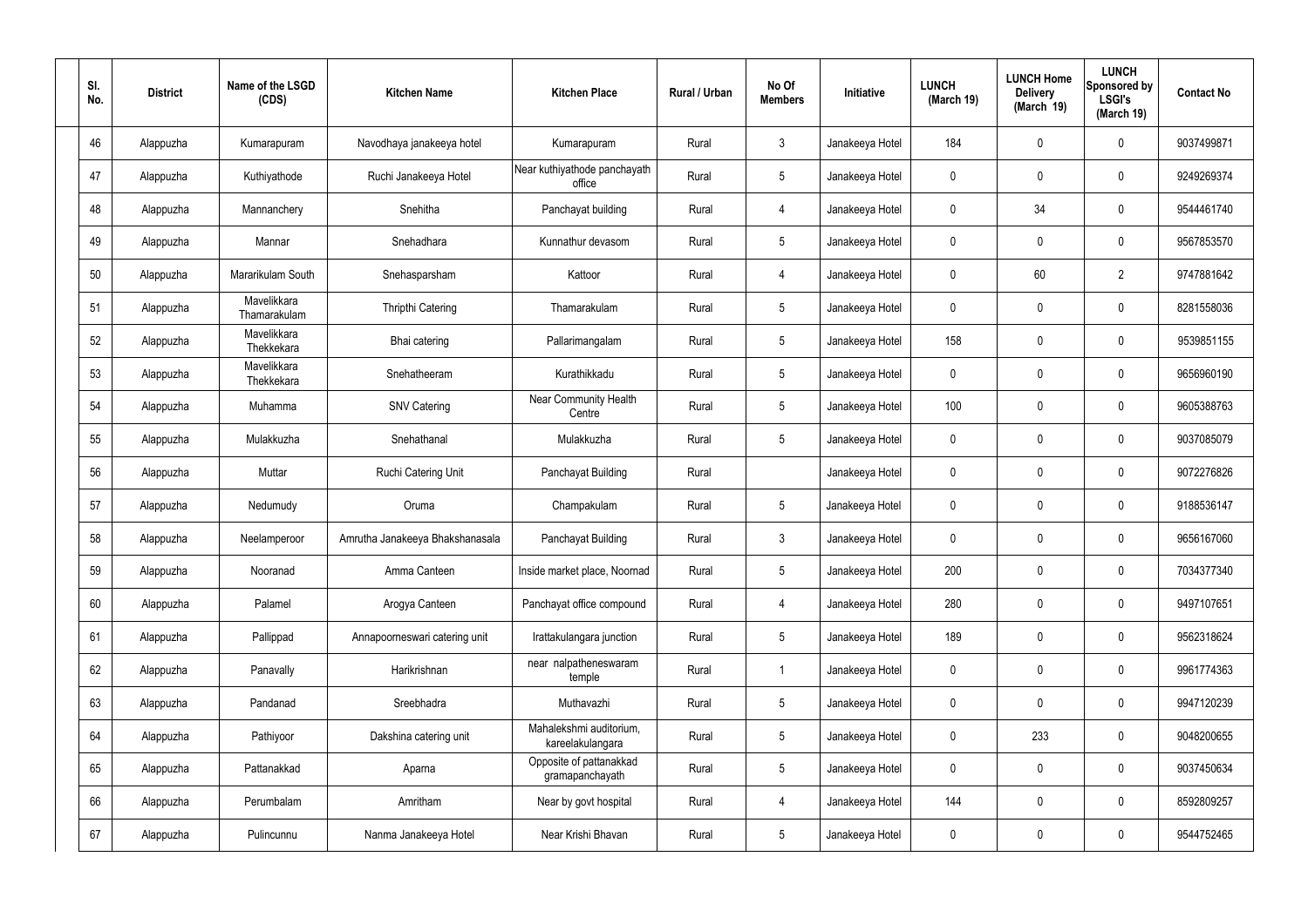| Sl. No. | District | Name of the LSGD (CDS) | Kitchen Name | Kitchen Place | Rural / Urban | No Of Members | Initiative | LUNCH (March 19) | LUNCH Home Delivery (March 19) | LUNCH Sponsored by LSGI's (March 19) | Contact No |
|---|---|---|---|---|---|---|---|---|---|---|---|
| 46 | Alappuzha | Kumarapuram | Navodhaya janakeeya hotel | Kumarapuram | Rural | 3 | Janakeeya Hotel | 184 | 0 | 0 | 9037499871 |
| 47 | Alappuzha | Kuthiyathode | Ruchi Janakeeya Hotel | Near kuthiyathode panchayath office | Rural | 5 | Janakeeya Hotel | 0 | 0 | 0 | 9249269374 |
| 48 | Alappuzha | Mannanchery | Snehitha | Panchayat building | Rural | 4 | Janakeeya Hotel | 0 | 34 | 0 | 9544461740 |
| 49 | Alappuzha | Mannar | Snehadhara | Kunnathur devasom | Rural | 5 | Janakeeya Hotel | 0 | 0 | 0 | 9567853570 |
| 50 | Alappuzha | Mararikulam South | Snehasparsham | Kattoor | Rural | 4 | Janakeeya Hotel | 0 | 60 | 2 | 9747881642 |
| 51 | Alappuzha | Mavelikkara Thamarakulam | Thripthi Catering | Thamarakulam | Rural | 5 | Janakeeya Hotel | 0 | 0 | 0 | 8281558036 |
| 52 | Alappuzha | Mavelikkara Thekkekara | Bhai catering | Pallarimangalam | Rural | 5 | Janakeeya Hotel | 158 | 0 | 0 | 9539851155 |
| 53 | Alappuzha | Mavelikkara Thekkekara | Snehatheeram | Kurathikkadu | Rural | 5 | Janakeeya Hotel | 0 | 0 | 0 | 9656960190 |
| 54 | Alappuzha | Muhamma | SNV Catering | Near Community Health Centre | Rural | 5 | Janakeeya Hotel | 100 | 0 | 0 | 9605388763 |
| 55 | Alappuzha | Mulakkuzha | Snehathanal | Mulakkuzha | Rural | 5 | Janakeeya Hotel | 0 | 0 | 0 | 9037085079 |
| 56 | Alappuzha | Muttar | Ruchi Catering Unit | Panchayat Building | Rural | | Janakeeya Hotel | 0 | 0 | 0 | 9072276826 |
| 57 | Alappuzha | Nedumudy | Oruma | Champakulam | Rural | 5 | Janakeeya Hotel | 0 | 0 | 0 | 9188536147 |
| 58 | Alappuzha | Neelamperoor | Amrutha Janakeeya Bhakshanasala | Panchayat Building | Rural | 3 | Janakeeya Hotel | 0 | 0 | 0 | 9656167060 |
| 59 | Alappuzha | Nooranad | Amma Canteen | Inside market place, Noornad | Rural | 5 | Janakeeya Hotel | 200 | 0 | 0 | 7034377340 |
| 60 | Alappuzha | Palamel | Arogya Canteen | Panchayat office compound | Rural | 4 | Janakeeya Hotel | 280 | 0 | 0 | 9497107651 |
| 61 | Alappuzha | Pallippad | Annapoorneswari catering unit | Irattakulangara junction | Rural | 5 | Janakeeya Hotel | 189 | 0 | 0 | 9562318624 |
| 62 | Alappuzha | Panavally | Harikrishnan | near nalpatheneswaram temple | Rural | 1 | Janakeeya Hotel | 0 | 0 | 0 | 9961774363 |
| 63 | Alappuzha | Pandanad | Sreebhadra | Muthavazhi | Rural | 5 | Janakeeya Hotel | 0 | 0 | 0 | 9947120239 |
| 64 | Alappuzha | Pathiyoor | Dakshina catering unit | Mahalekshmi auditorium, kareelakulangara | Rural | 5 | Janakeeya Hotel | 0 | 233 | 0 | 9048200655 |
| 65 | Alappuzha | Pattanakkad | Aparna | Opposite of pattanakkad gramapanchayath | Rural | 5 | Janakeeya Hotel | 0 | 0 | 0 | 9037450634 |
| 66 | Alappuzha | Perumbalam | Amritham | Near by govt hospital | Rural | 4 | Janakeeya Hotel | 144 | 0 | 0 | 8592809257 |
| 67 | Alappuzha | Pulincunnu | Nanma Janakeeya Hotel | Near Krishi Bhavan | Rural | 5 | Janakeeya Hotel | 0 | 0 | 0 | 9544752465 |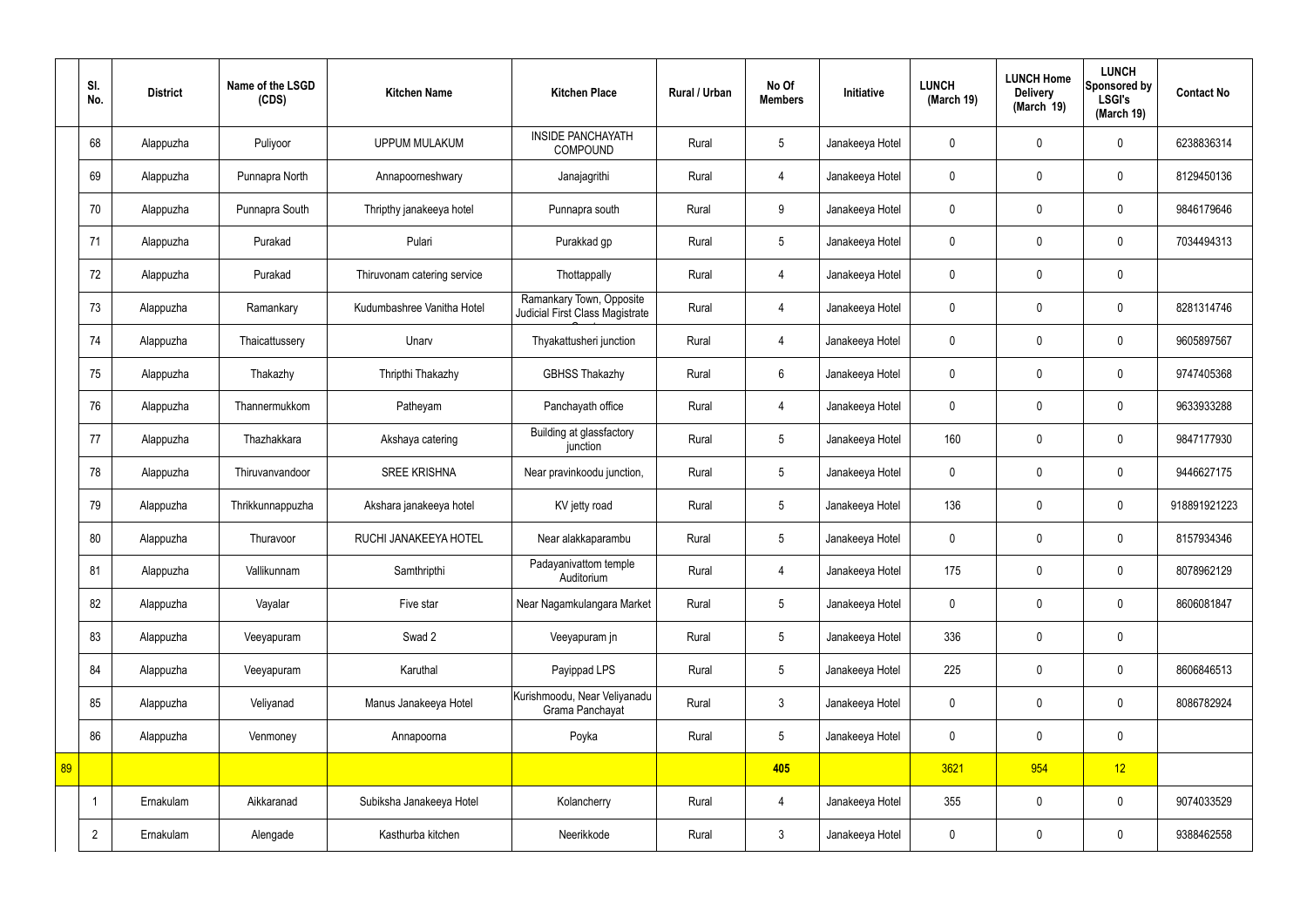| | Sl. No. | District | Name of the LSGD (CDS) | Kitchen Name | Kitchen Place | Rural / Urban | No Of Members | Initiative | LUNCH (March 19) | LUNCH Home Delivery (March 19) | LUNCH Sponsored by LSGI's (March 19) | Contact No |
|---|---|---|---|---|---|---|---|---|---|---|---|---|
| | 68 | Alappuzha | Puliyoor | UPPUM MULAKUM | INSIDE PANCHAYATH COMPOUND | Rural | 5 | Janakeeya Hotel | 0 | 0 | 0 | 6238836314 |
| | 69 | Alappuzha | Punnapra North | Annapoorneshwary | Janajagrithi | Rural | 4 | Janakeeya Hotel | 0 | 0 | 0 | 8129450136 |
| | 70 | Alappuzha | Punnapra South | Thripthy janakeeya hotel | Punnapra south | Rural | 9 | Janakeeya Hotel | 0 | 0 | 0 | 9846179646 |
| | 71 | Alappuzha | Purakad | Pulari | Purakkad gp | Rural | 5 | Janakeeya Hotel | 0 | 0 | 0 | 7034494313 |
| | 72 | Alappuzha | Purakad | Thiruvonam catering service | Thottappally | Rural | 4 | Janakeeya Hotel | 0 | 0 | 0 | |
| | 73 | Alappuzha | Ramankary | Kudumbashree Vanitha Hotel | Ramankary Town, Opposite Judicial First Class Magistrate Court | Rural | 4 | Janakeeya Hotel | 0 | 0 | 0 | 8281314746 |
| | 74 | Alappuzha | Thaicattussery | Unarv | Thyakattusheri junction | Rural | 4 | Janakeeya Hotel | 0 | 0 | 0 | 9605897567 |
| | 75 | Alappuzha | Thakazhy | Thripthi Thakazhy | GBHSS Thakazhy | Rural | 6 | Janakeeya Hotel | 0 | 0 | 0 | 9747405368 |
| | 76 | Alappuzha | Thannermukkom | Patheyam | Panchayath office | Rural | 4 | Janakeeya Hotel | 0 | 0 | 0 | 9633933288 |
| | 77 | Alappuzha | Thazhakkara | Akshaya catering | Building at glassfactory junction | Rural | 5 | Janakeeya Hotel | 160 | 0 | 0 | 9847177930 |
| | 78 | Alappuzha | Thiruvanvandoor | SREE KRISHNA | Near pravinkoodu junction, | Rural | 5 | Janakeeya Hotel | 0 | 0 | 0 | 9446627175 |
| | 79 | Alappuzha | Thrikkunnappuzha | Akshara janakeeya hotel | KV jetty road | Rural | 5 | Janakeeya Hotel | 136 | 0 | 0 | 918891921223 |
| | 80 | Alappuzha | Thuravoor | RUCHI JANAKEEYA HOTEL | Near alakkaparambu | Rural | 5 | Janakeeya Hotel | 0 | 0 | 0 | 8157934346 |
| | 81 | Alappuzha | Vallikunnam | Samthripthi | Padayanivattom temple Auditorium | Rural | 4 | Janakeeya Hotel | 175 | 0 | 0 | 8078962129 |
| | 82 | Alappuzha | Vayalar | Five star | Near Nagamkulangara Market | Rural | 5 | Janakeeya Hotel | 0 | 0 | 0 | 8606081847 |
| | 83 | Alappuzha | Veeyapuram | Swad 2 | Veeyapuram jn | Rural | 5 | Janakeeya Hotel | 336 | 0 | 0 | |
| | 84 | Alappuzha | Veeyapuram | Karuthal | Payippad LPS | Rural | 5 | Janakeeya Hotel | 225 | 0 | 0 | 8606846513 |
| | 85 | Alappuzha | Veliyanad | Manus Janakeeya Hotel | Kurishmoodu, Near Veliyanadu Grama Panchayat | Rural | 3 | Janakeeya Hotel | 0 | 0 | 0 | 8086782924 |
| | 86 | Alappuzha | Venmoney | Annapoorna | Poyka | Rural | 5 | Janakeeya Hotel | 0 | 0 | 0 | |
| 89 | | | | | | | 405 | | 3621 | 954 | 12 | |
| | 1 | Ernakulam | Aikkaranad | Subiksha Janakeeya Hotel | Kolancherry | Rural | 4 | Janakeeya Hotel | 355 | 0 | 0 | 9074033529 |
| | 2 | Ernakulam | Alengade | Kasthurba kitchen | Neerikkode | Rural | 3 | Janakeeya Hotel | 0 | 0 | 0 | 9388462558 |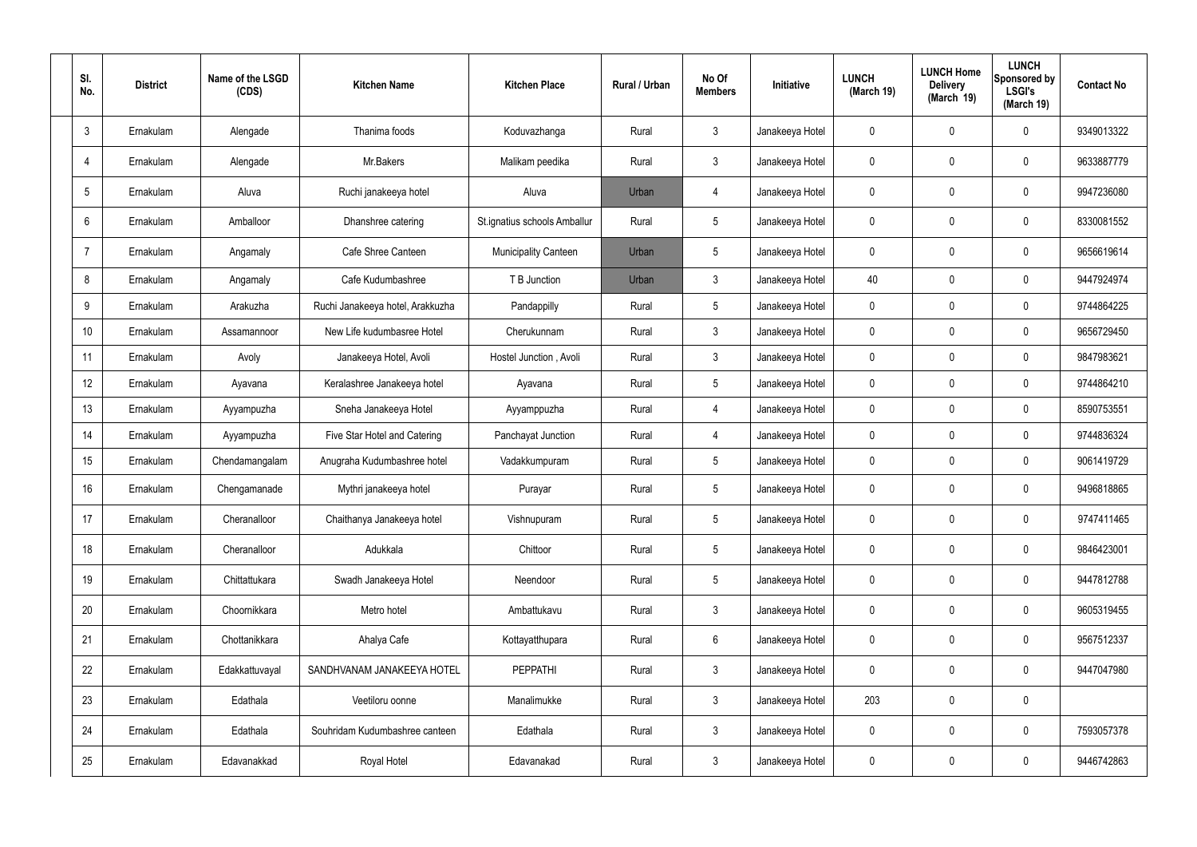| Sl. No. | District | Name of the LSGD (CDS) | Kitchen Name | Kitchen Place | Rural / Urban | No Of Members | Initiative | LUNCH (March 19) | LUNCH Home Delivery (March 19) | LUNCH Sponsored by LSGI's (March 19) | Contact No |
|---|---|---|---|---|---|---|---|---|---|---|---|
| 3 | Ernakulam | Alengade | Thanima foods | Koduvazhanga | Rural | 3 | Janakeeya Hotel | 0 | 0 | 0 | 9349013322 |
| 4 | Ernakulam | Alengade | Mr.Bakers | Malikam peedika | Rural | 3 | Janakeeya Hotel | 0 | 0 | 0 | 9633887779 |
| 5 | Ernakulam | Aluva | Ruchi janakeeya hotel | Aluva | Urban | 4 | Janakeeya Hotel | 0 | 0 | 0 | 9947236080 |
| 6 | Ernakulam | Amballoor | Dhanshree catering | St.ignatius schools Amballur | Rural | 5 | Janakeeya Hotel | 0 | 0 | 0 | 8330081552 |
| 7 | Ernakulam | Angamaly | Cafe Shree Canteen | Municipality Canteen | Urban | 5 | Janakeeya Hotel | 0 | 0 | 0 | 9656619614 |
| 8 | Ernakulam | Angamaly | Cafe Kudumbashree | T B Junction | Urban | 3 | Janakeeya Hotel | 40 | 0 | 0 | 9447924974 |
| 9 | Ernakulam | Arakuzha | Ruchi Janakeeya hotel, Arakkuzha | Pandappilly | Rural | 5 | Janakeeya Hotel | 0 | 0 | 0 | 9744864225 |
| 10 | Ernakulam | Assamannoor | New Life kudumbasree Hotel | Cherukunnam | Rural | 3 | Janakeeya Hotel | 0 | 0 | 0 | 9656729450 |
| 11 | Ernakulam | Avoly | Janakeeya Hotel, Avoli | Hostel Junction , Avoli | Rural | 3 | Janakeeya Hotel | 0 | 0 | 0 | 9847983621 |
| 12 | Ernakulam | Ayavana | Keralashree Janakeeya hotel | Ayavana | Rural | 5 | Janakeeya Hotel | 0 | 0 | 0 | 9744864210 |
| 13 | Ernakulam | Ayyampuzha | Sneha Janakeeya Hotel | Ayyamppuzha | Rural | 4 | Janakeeya Hotel | 0 | 0 | 0 | 8590753551 |
| 14 | Ernakulam | Ayyampuzha | Five Star Hotel and Catering | Panchayat Junction | Rural | 4 | Janakeeya Hotel | 0 | 0 | 0 | 9744836324 |
| 15 | Ernakulam | Chendamangalam | Anugraha Kudumbashree hotel | Vadakkumpuram | Rural | 5 | Janakeeya Hotel | 0 | 0 | 0 | 9061419729 |
| 16 | Ernakulam | Chengamanade | Mythri janakeeya hotel | Purayar | Rural | 5 | Janakeeya Hotel | 0 | 0 | 0 | 9496818865 |
| 17 | Ernakulam | Cheranalloor | Chaithanya Janakeeya hotel | Vishnupuram | Rural | 5 | Janakeeya Hotel | 0 | 0 | 0 | 9747411465 |
| 18 | Ernakulam | Cheranalloor | Adukkala | Chittoor | Rural | 5 | Janakeeya Hotel | 0 | 0 | 0 | 9846423001 |
| 19 | Ernakulam | Chittattukara | Swadh Janakeeya Hotel | Neendoor | Rural | 5 | Janakeeya Hotel | 0 | 0 | 0 | 9447812788 |
| 20 | Ernakulam | Choornikkara | Metro hotel | Ambattukavu | Rural | 3 | Janakeeya Hotel | 0 | 0 | 0 | 9605319455 |
| 21 | Ernakulam | Chottanikkara | Ahalya Cafe | Kottayatthupara | Rural | 6 | Janakeeya Hotel | 0 | 0 | 0 | 9567512337 |
| 22 | Ernakulam | Edakkattuvayal | SANDHVANAM JANAKEEYA HOTEL | PEPPATHI | Rural | 3 | Janakeeya Hotel | 0 | 0 | 0 | 9447047980 |
| 23 | Ernakulam | Edathala | Veetiloru oonne | Manalimukke | Rural | 3 | Janakeeya Hotel | 203 | 0 | 0 | |
| 24 | Ernakulam | Edathala | Souhridam Kudumbashree canteen | Edathala | Rural | 3 | Janakeeya Hotel | 0 | 0 | 0 | 7593057378 |
| 25 | Ernakulam | Edavanakkad | Royal Hotel | Edavanakad | Rural | 3 | Janakeeya Hotel | 0 | 0 | 0 | 9446742863 |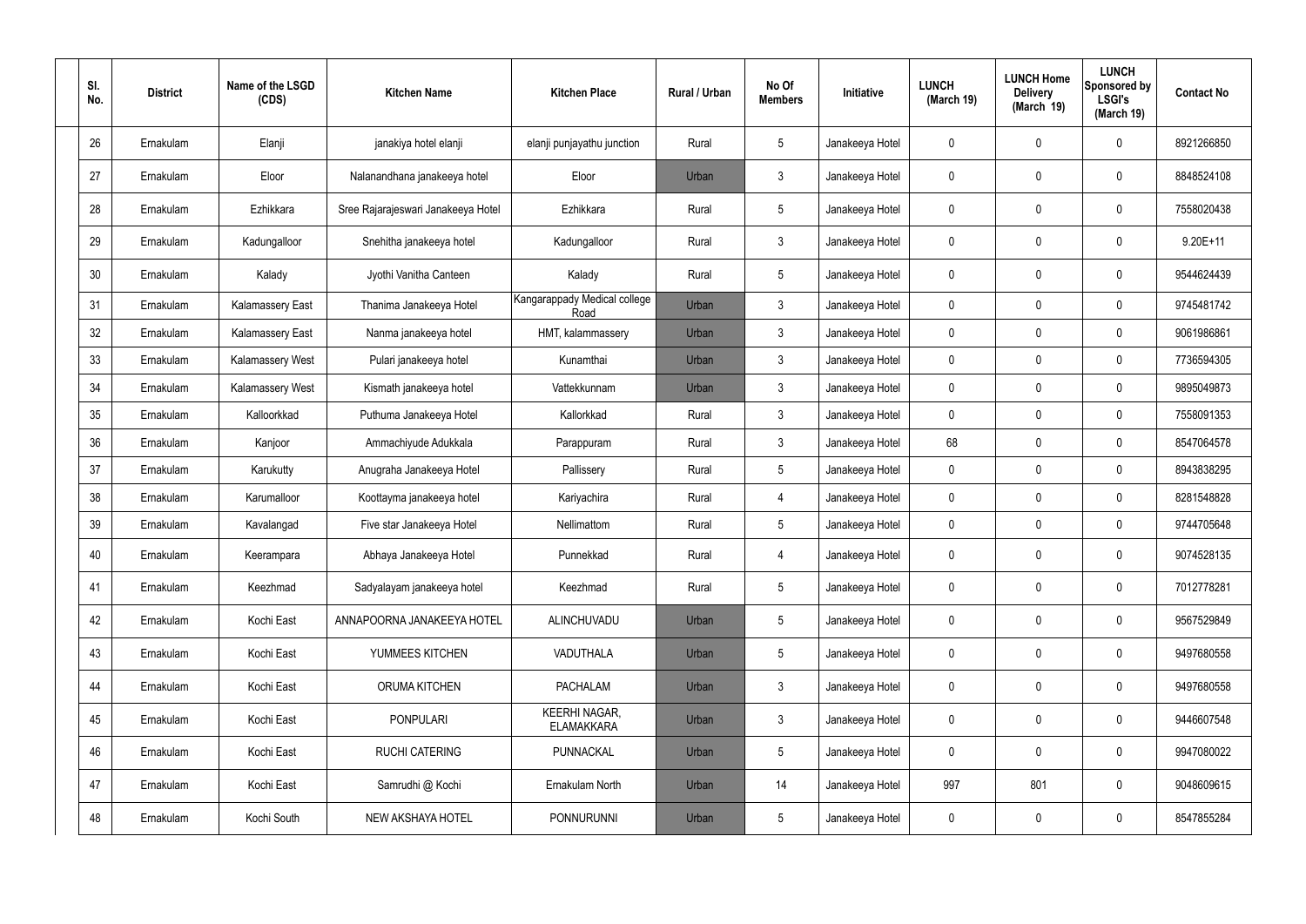| Sl. No. | District | Name of the LSGD (CDS) | Kitchen Name | Kitchen Place | Rural / Urban | No Of Members | Initiative | LUNCH (March 19) | LUNCH Home Delivery (March 19) | LUNCH Sponsored by LSGI's (March 19) | Contact No |
|---|---|---|---|---|---|---|---|---|---|---|---|
| 26 | Ernakulam | Elanji | janakiya hotel elanji | elanji punjayathu junction | Rural | 5 | Janakeeya Hotel | 0 | 0 | 0 | 8921266850 |
| 27 | Ernakulam | Eloor | Nalanandhana janakeeya hotel | Eloor | Urban | 3 | Janakeeya Hotel | 0 | 0 | 0 | 8848524108 |
| 28 | Ernakulam | Ezhikkara | Sree Rajarajeswari Janakeeya Hotel | Ezhikkara | Rural | 5 | Janakeeya Hotel | 0 | 0 | 0 | 7558020438 |
| 29 | Ernakulam | Kadungalloor | Snehitha janakeeya hotel | Kadungalloor | Rural | 3 | Janakeeya Hotel | 0 | 0 | 0 | 9.20E+11 |
| 30 | Ernakulam | Kalady | Jyothi Vanitha Canteen | Kalady | Rural | 5 | Janakeeya Hotel | 0 | 0 | 0 | 9544624439 |
| 31 | Ernakulam | Kalamassery East | Thanima Janakeeya Hotel | Kangarappady Medical college Road | Urban | 3 | Janakeeya Hotel | 0 | 0 | 0 | 9745481742 |
| 32 | Ernakulam | Kalamassery East | Nanma janakeeya hotel | HMT, kalammassery | Urban | 3 | Janakeeya Hotel | 0 | 0 | 0 | 9061986861 |
| 33 | Ernakulam | Kalamassery West | Pulari janakeeya hotel | Kunamthai | Urban | 3 | Janakeeya Hotel | 0 | 0 | 0 | 7736594305 |
| 34 | Ernakulam | Kalamassery West | Kismath janakeeya hotel | Vattekkunnam | Urban | 3 | Janakeeya Hotel | 0 | 0 | 0 | 9895049873 |
| 35 | Ernakulam | Kalloorkkad | Puthuma Janakeeya Hotel | Kallorkkad | Rural | 3 | Janakeeya Hotel | 0 | 0 | 0 | 7558091353 |
| 36 | Ernakulam | Kanjoor | Ammachiyude Adukkala | Parappuram | Rural | 3 | Janakeeya Hotel | 68 | 0 | 0 | 8547064578 |
| 37 | Ernakulam | Karukutty | Anugraha Janakeeya Hotel | Pallissery | Rural | 5 | Janakeeya Hotel | 0 | 0 | 0 | 8943838295 |
| 38 | Ernakulam | Karumalloor | Koottayma janakeeya hotel | Kariyachira | Rural | 4 | Janakeeya Hotel | 0 | 0 | 0 | 8281548828 |
| 39 | Ernakulam | Kavalangad | Five star Janakeeya Hotel | Nellimattom | Rural | 5 | Janakeeya Hotel | 0 | 0 | 0 | 9744705648 |
| 40 | Ernakulam | Keerampara | Abhaya Janakeeya Hotel | Punnekkad | Rural | 4 | Janakeeya Hotel | 0 | 0 | 0 | 9074528135 |
| 41 | Ernakulam | Keezhmad | Sadyalayam janakeeya hotel | Keezhmad | Rural | 5 | Janakeeya Hotel | 0 | 0 | 0 | 7012778281 |
| 42 | Ernakulam | Kochi East | ANNAPOORNA JANAKEEYA HOTEL | ALINCHUVADU | Urban | 5 | Janakeeya Hotel | 0 | 0 | 0 | 9567529849 |
| 43 | Ernakulam | Kochi East | YUMMEES KITCHEN | VADUTHALA | Urban | 5 | Janakeeya Hotel | 0 | 0 | 0 | 9497680558 |
| 44 | Ernakulam | Kochi East | ORUMA KITCHEN | PACHALAM | Urban | 3 | Janakeeya Hotel | 0 | 0 | 0 | 9497680558 |
| 45 | Ernakulam | Kochi East | PONPULARI | KEERHI NAGAR, ELAMAKKARA | Urban | 3 | Janakeeya Hotel | 0 | 0 | 0 | 9446607548 |
| 46 | Ernakulam | Kochi East | RUCHI CATERING | PUNNACKAL | Urban | 5 | Janakeeya Hotel | 0 | 0 | 0 | 9947080022 |
| 47 | Ernakulam | Kochi East | Samrudhi @ Kochi | Ernakulam North | Urban | 14 | Janakeeya Hotel | 997 | 801 | 0 | 9048609615 |
| 48 | Ernakulam | Kochi South | NEW AKSHAYA HOTEL | PONNURUNNI | Urban | 5 | Janakeeya Hotel | 0 | 0 | 0 | 8547855284 |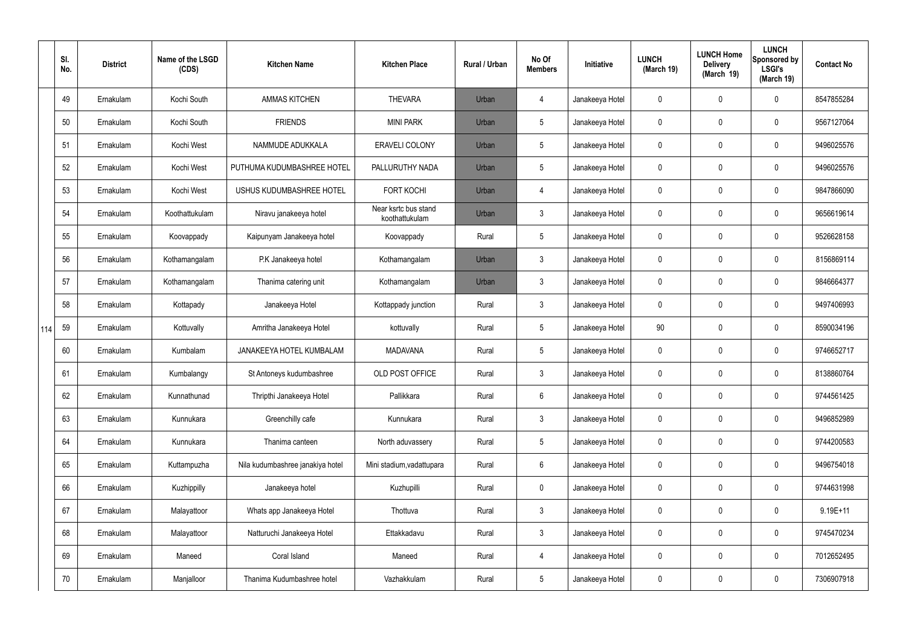| | Sl. No. | District | Name of the LSGD (CDS) | Kitchen Name | Kitchen Place | Rural / Urban | No Of Members | Initiative | LUNCH (March 19) | LUNCH Home Delivery (March 19) | LUNCH Sponsored by LSGI's (March 19) | Contact No |
|---|---|---|---|---|---|---|---|---|---|---|---|---|
| 114 | 49 | Ernakulam | Kochi South | AMMAS KITCHEN | THEVARA | Urban | 4 | Janakeeya Hotel | 0 | 0 | 0 | 8547855284 |
| | 50 | Ernakulam | Kochi South | FRIENDS | MINI PARK | Urban | 5 | Janakeeya Hotel | 0 | 0 | 0 | 9567127064 |
| | 51 | Ernakulam | Kochi West | NAMMUDE ADUKKALA | ERAVELI COLONY | Urban | 5 | Janakeeya Hotel | 0 | 0 | 0 | 9496025576 |
| | 52 | Ernakulam | Kochi West | PUTHUMA KUDUMBASHREE HOTEL | PALLURUTHY NADA | Urban | 5 | Janakeeya Hotel | 0 | 0 | 0 | 9496025576 |
| | 53 | Ernakulam | Kochi West | USHUS KUDUMBASHREE HOTEL | FORT KOCHI | Urban | 4 | Janakeeya Hotel | 0 | 0 | 0 | 9847866090 |
| | 54 | Ernakulam | Koothattukulam | Niravu janakeeya hotel | Near ksrtc bus stand koothattukulam | Urban | 3 | Janakeeya Hotel | 0 | 0 | 0 | 9656619614 |
| | 55 | Ernakulam | Koovappady | Kaipunyam Janakeeya hotel | Koovappady | Rural | 5 | Janakeeya Hotel | 0 | 0 | 0 | 9526628158 |
| | 56 | Ernakulam | Kothamangalam | P.K Janakeeya hotel | Kothamangalam | Urban | 3 | Janakeeya Hotel | 0 | 0 | 0 | 8156869114 |
| | 57 | Ernakulam | Kothamangalam | Thanima catering unit | Kothamangalam | Urban | 3 | Janakeeya Hotel | 0 | 0 | 0 | 9846664377 |
| | 58 | Ernakulam | Kottapady | Janakeeya Hotel | Kottappady junction | Rural | 3 | Janakeeya Hotel | 0 | 0 | 0 | 9497406993 |
| | 59 | Ernakulam | Kottuvally | Amritha Janakeeya Hotel | kottuvally | Rural | 5 | Janakeeya Hotel | 90 | 0 | 0 | 8590034196 |
| | 60 | Ernakulam | Kumbalam | JANAKEEYA HOTEL KUMBALAM | MADAVANA | Rural | 5 | Janakeeya Hotel | 0 | 0 | 0 | 9746652717 |
| | 61 | Ernakulam | Kumbalangy | St Antoneys kudumbashree | OLD POST OFFICE | Rural | 3 | Janakeeya Hotel | 0 | 0 | 0 | 8138860764 |
| | 62 | Ernakulam | Kunnathunad | Thripthi Janakeeya Hotel | Pallikkara | Rural | 6 | Janakeeya Hotel | 0 | 0 | 0 | 9744561425 |
| | 63 | Ernakulam | Kunnukara | Greenchilly cafe | Kunnukara | Rural | 3 | Janakeeya Hotel | 0 | 0 | 0 | 9496852989 |
| | 64 | Ernakulam | Kunnukara | Thanima canteen | North aduvassery | Rural | 5 | Janakeeya Hotel | 0 | 0 | 0 | 9744200583 |
| | 65 | Ernakulam | Kuttampuzha | Nila kudumbashree janakiya hotel | Mini stadium,vadattupara | Rural | 6 | Janakeeya Hotel | 0 | 0 | 0 | 9496754018 |
| | 66 | Ernakulam | Kuzhippilly | Janakeeya hotel | Kuzhupilli | Rural | 0 | Janakeeya Hotel | 0 | 0 | 0 | 9744631998 |
| | 67 | Ernakulam | Malayattoor | Whats app Janakeeya Hotel | Thottuva | Rural | 3 | Janakeeya Hotel | 0 | 0 | 0 | 9.19E+11 |
| | 68 | Ernakulam | Malayattoor | Natturuchi Janakeeya Hotel | Ettakkadavu | Rural | 3 | Janakeeya Hotel | 0 | 0 | 0 | 9745470234 |
| | 69 | Ernakulam | Maneed | Coral Island | Maneed | Rural | 4 | Janakeeya Hotel | 0 | 0 | 0 | 7012652495 |
| | 70 | Ernakulam | Manjalloor | Thanima Kudumbashree hotel | Vazhakkulam | Rural | 5 | Janakeeya Hotel | 0 | 0 | 0 | 7306907918 |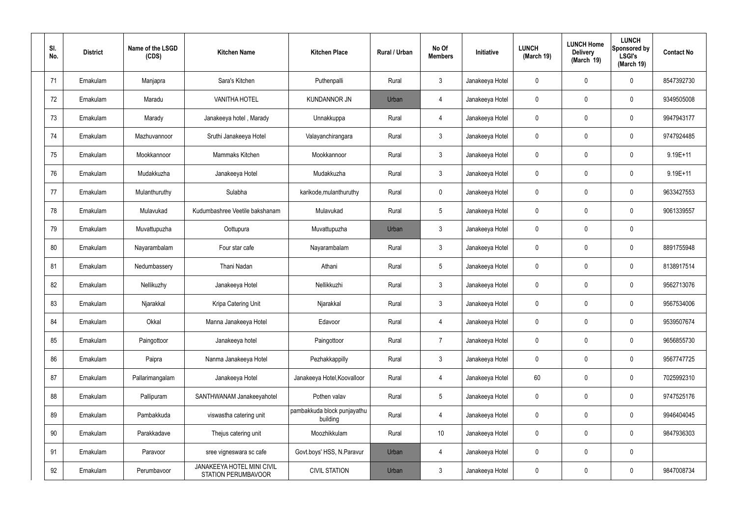| Sl. No. | District | Name of the LSGD (CDS) | Kitchen Name | Kitchen Place | Rural / Urban | No Of Members | Initiative | LUNCH (March 19) | LUNCH Home Delivery (March 19) | LUNCH Sponsored by LSGI's (March 19) | Contact No |
|---|---|---|---|---|---|---|---|---|---|---|---|
| 71 | Ernakulam | Manjapra | Sara's Kitchen | Puthenpalli | Rural | 3 | Janakeeya Hotel | 0 | 0 | 0 | 8547392730 |
| 72 | Ernakulam | Maradu | VANITHA HOTEL | KUNDANNOR JN | Urban | 4 | Janakeeya Hotel | 0 | 0 | 0 | 9349505008 |
| 73 | Ernakulam | Marady | Janakeeya hotel , Marady | Unnakkuppa | Rural | 4 | Janakeeya Hotel | 0 | 0 | 0 | 9947943177 |
| 74 | Ernakulam | Mazhuvannoor | Sruthi Janakeeya Hotel | Valayanchirangara | Rural | 3 | Janakeeya Hotel | 0 | 0 | 0 | 9747924485 |
| 75 | Ernakulam | Mookkannoor | Mammaks Kitchen | Mookkannoor | Rural | 3 | Janakeeya Hotel | 0 | 0 | 0 | 9.19E+11 |
| 76 | Ernakulam | Mudakkuzha | Janakeeya Hotel | Mudakkuzha | Rural | 3 | Janakeeya Hotel | 0 | 0 | 0 | 9.19E+11 |
| 77 | Ernakulam | Mulanthuruthy | Sulabha | karikode,mulanthuruthy | Rural | 0 | Janakeeya Hotel | 0 | 0 | 0 | 9633427553 |
| 78 | Ernakulam | Mulavukad | Kudumbashree Veetile bakshanam | Mulavukad | Rural | 5 | Janakeeya Hotel | 0 | 0 | 0 | 9061339557 |
| 79 | Ernakulam | Muvattupuzha | Oottupura | Muvattupuzha | Urban | 3 | Janakeeya Hotel | 0 | 0 | 0 | |
| 80 | Ernakulam | Nayarambalam | Four star cafe | Nayarambalam | Rural | 3 | Janakeeya Hotel | 0 | 0 | 0 | 8891755948 |
| 81 | Ernakulam | Nedumbassery | Thani Nadan | Athani | Rural | 5 | Janakeeya Hotel | 0 | 0 | 0 | 8138917514 |
| 82 | Ernakulam | Nellikuzhy | Janakeeya Hotel | Nellikkuzhi | Rural | 3 | Janakeeya Hotel | 0 | 0 | 0 | 9562713076 |
| 83 | Ernakulam | Njarakkal | Kripa Catering Unit | Njarakkal | Rural | 3 | Janakeeya Hotel | 0 | 0 | 0 | 9567534006 |
| 84 | Ernakulam | Okkal | Manna Janakeeya Hotel | Edavoor | Rural | 4 | Janakeeya Hotel | 0 | 0 | 0 | 9539507674 |
| 85 | Ernakulam | Paingottoor | Janakeeya hotel | Paingottoor | Rural | 7 | Janakeeya Hotel | 0 | 0 | 0 | 9656855730 |
| 86 | Ernakulam | Paipra | Nanma Janakeeya Hotel | Pezhakkappilly | Rural | 3 | Janakeeya Hotel | 0 | 0 | 0 | 9567747725 |
| 87 | Ernakulam | Pallarimangalam | Janakeeya Hotel | Janakeeya Hotel,Koovalloor | Rural | 4 | Janakeeya Hotel | 60 | 0 | 0 | 7025992310 |
| 88 | Ernakulam | Pallipuram | SANTHWANAM Janakeeyahotel | Pothen valav | Rural | 5 | Janakeeya Hotel | 0 | 0 | 0 | 9747525176 |
| 89 | Ernakulam | Pambakkuda | viswastha catering unit | pambakkuda block punjayathu building | Rural | 4 | Janakeeya Hotel | 0 | 0 | 0 | 9946404045 |
| 90 | Ernakulam | Parakkadave | Thejus catering unit | Moozhikkulam | Rural | 10 | Janakeeya Hotel | 0 | 0 | 0 | 9847936303 |
| 91 | Ernakulam | Paravoor | sree vigneswara sc cafe | Govt.boys' HSS, N.Paravur | Urban | 4 | Janakeeya Hotel | 0 | 0 | 0 | |
| 92 | Ernakulam | Perumbavoor | JANAKEEYA HOTEL MINI CIVIL STATION PERUMBAVOOR | CIVIL STATION | Urban | 3 | Janakeeya Hotel | 0 | 0 | 0 | 9847008734 |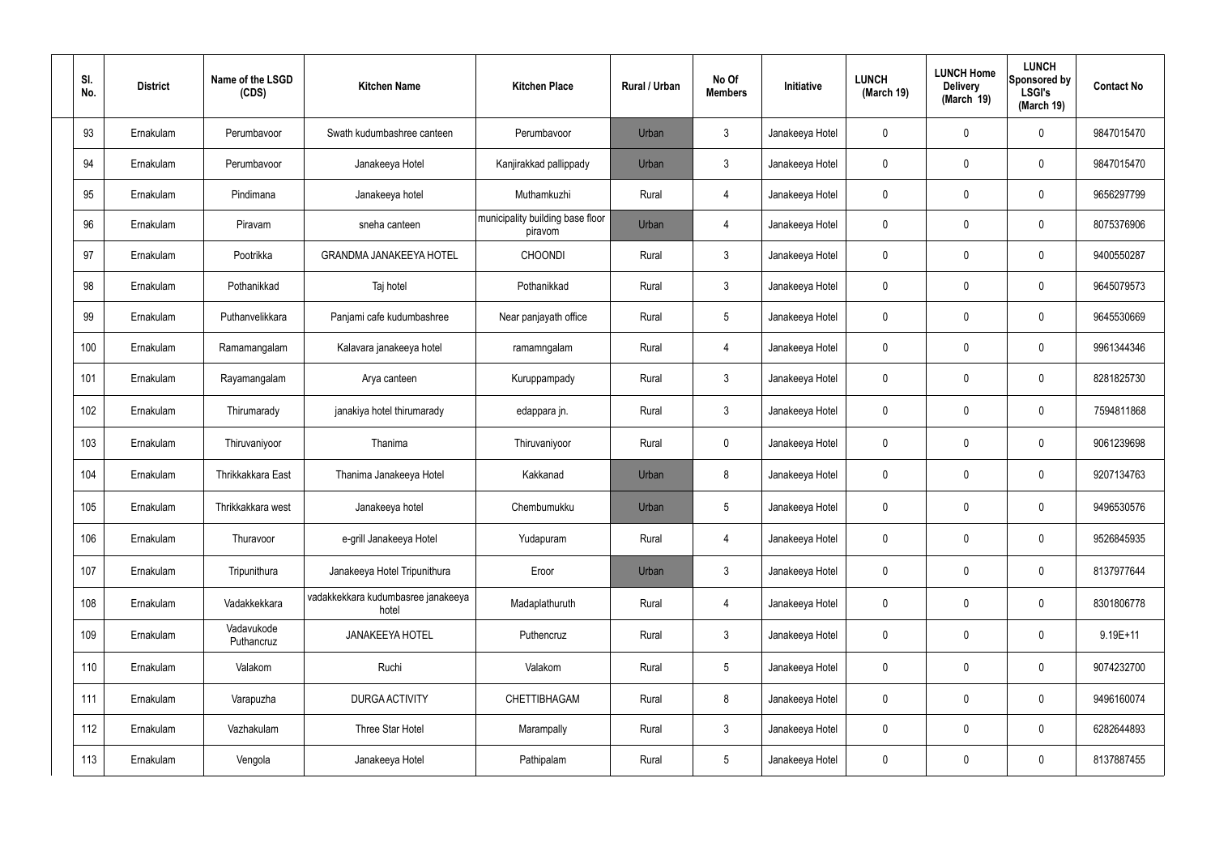| Sl. No. | District | Name of the LSGD (CDS) | Kitchen Name | Kitchen Place | Rural / Urban | No Of Members | Initiative | LUNCH (March 19) | LUNCH Home Delivery (March 19) | LUNCH Sponsored by LSGI's (March 19) | Contact No |
|---|---|---|---|---|---|---|---|---|---|---|---|
| 93 | Ernakulam | Perumbavoor | Swath kudumbashree canteen | Perumbavoor | Urban | 3 | Janakeeya Hotel | 0 | 0 | 0 | 9847015470 |
| 94 | Ernakulam | Perumbavoor | Janakeeya Hotel | Kanjirakkad pallippady | Urban | 3 | Janakeeya Hotel | 0 | 0 | 0 | 9847015470 |
| 95 | Ernakulam | Pindimana | Janakeeya hotel | Muthamkuzhi | Rural | 4 | Janakeeya Hotel | 0 | 0 | 0 | 9656297799 |
| 96 | Ernakulam | Piravam | sneha canteen | municipality building base floor piravom | Urban | 4 | Janakeeya Hotel | 0 | 0 | 0 | 8075376906 |
| 97 | Ernakulam | Pootrikka | GRANDMA JANAKEEYA HOTEL | CHOONDI | Rural | 3 | Janakeeya Hotel | 0 | 0 | 0 | 9400550287 |
| 98 | Ernakulam | Pothanikkad | Taj hotel | Pothanikkad | Rural | 3 | Janakeeya Hotel | 0 | 0 | 0 | 9645079573 |
| 99 | Ernakulam | Puthanvelikkara | Panjami cafe kudumbashree | Near panjayath office | Rural | 5 | Janakeeya Hotel | 0 | 0 | 0 | 9645530669 |
| 100 | Ernakulam | Ramamangalam | Kalavara janakeeya hotel | ramamngalam | Rural | 4 | Janakeeya Hotel | 0 | 0 | 0 | 9961344346 |
| 101 | Ernakulam | Rayamangalam | Arya canteen | Kuruppampady | Rural | 3 | Janakeeya Hotel | 0 | 0 | 0 | 8281825730 |
| 102 | Ernakulam | Thirumarady | janakiya hotel thirumarady | edappara jn. | Rural | 3 | Janakeeya Hotel | 0 | 0 | 0 | 7594811868 |
| 103 | Ernakulam | Thiruvaniyoor | Thanima | Thiruvaniyoor | Rural | 0 | Janakeeya Hotel | 0 | 0 | 0 | 9061239698 |
| 104 | Ernakulam | Thrikkakkara East | Thanima Janakeeya Hotel | Kakkanad | Urban | 8 | Janakeeya Hotel | 0 | 0 | 0 | 9207134763 |
| 105 | Ernakulam | Thrikkakkara west | Janakeeya hotel | Chembumukku | Urban | 5 | Janakeeya Hotel | 0 | 0 | 0 | 9496530576 |
| 106 | Ernakulam | Thuravoor | e-grill Janakeeya Hotel | Yudapuram | Rural | 4 | Janakeeya Hotel | 0 | 0 | 0 | 9526845935 |
| 107 | Ernakulam | Tripunithura | Janakeeya Hotel Tripunithura | Eroor | Urban | 3 | Janakeeya Hotel | 0 | 0 | 0 | 8137977644 |
| 108 | Ernakulam | Vadakkekkara | vadakkekkara kudumbasree janakeeya hotel | Madaplathuruth | Rural | 4 | Janakeeya Hotel | 0 | 0 | 0 | 8301806778 |
| 109 | Ernakulam | Vadavukode Puthancruz | JANAKEEYA HOTEL | Puthencruz | Rural | 3 | Janakeeya Hotel | 0 | 0 | 0 | 9.19E+11 |
| 110 | Ernakulam | Valakom | Ruchi | Valakom | Rural | 5 | Janakeeya Hotel | 0 | 0 | 0 | 9074232700 |
| 111 | Ernakulam | Varapuzha | DURGA ACTIVITY | CHETTIBHAGAM | Rural | 8 | Janakeeya Hotel | 0 | 0 | 0 | 9496160074 |
| 112 | Ernakulam | Vazhakulam | Three Star Hotel | Marampally | Rural | 3 | Janakeeya Hotel | 0 | 0 | 0 | 6282644893 |
| 113 | Ernakulam | Vengola | Janakeeya Hotel | Pathipalam | Rural | 5 | Janakeeya Hotel | 0 | 0 | 0 | 8137887455 |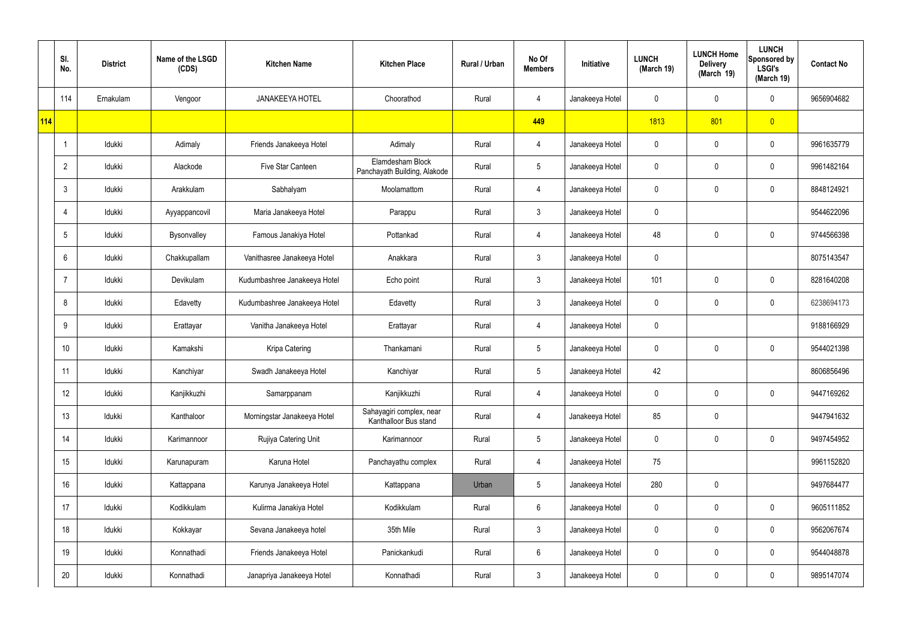| | Sl. No. | District | Name of the LSGD (CDS) | Kitchen Name | Kitchen Place | Rural / Urban | No Of Members | Initiative | LUNCH (March 19) | LUNCH Home Delivery (March 19) | LUNCH Sponsored by LSGI's (March 19) | Contact No |
|---|---|---|---|---|---|---|---|---|---|---|---|---|
| | 114 | Ernakulam | Vengoor | JANAKEEYA HOTEL | Choorathod | Rural | 4 | Janakeeya Hotel | 0 | 0 | 0 | 9656904682 |
| 114 | | | | | | | 449 | | 1813 | 801 | 0 | |
| | 1 | Idukki | Adimaly | Friends Janakeeya Hotel | Adimaly | Rural | 4 | Janakeeya Hotel | 0 | 0 | 0 | 9961635779 |
| | 2 | Idukki | Alackode | Five Star Canteen | Elamdesham Block Panchayath Building, Alakode | Rural | 5 | Janakeeya Hotel | 0 | 0 | 0 | 9961482164 |
| | 3 | Idukki | Arakkulam | Sabhalyam | Moolamattom | Rural | 4 | Janakeeya Hotel | 0 | 0 | 0 | 8848124921 |
| | 4 | Idukki | Ayyappancovil | Maria Janakeeya Hotel | Parappu | Rural | 3 | Janakeeya Hotel | 0 | | | 9544622096 |
| | 5 | Idukki | Bysonvalley | Famous Janakiya Hotel | Pottankad | Rural | 4 | Janakeeya Hotel | 48 | 0 | 0 | 9744566398 |
| | 6 | Idukki | Chakkupallam | Vanithasree Janakeeya Hotel | Anakkara | Rural | 3 | Janakeeya Hotel | 0 | | | 8075143547 |
| | 7 | Idukki | Devikulam | Kudumbashree Janakeeya Hotel | Echo point | Rural | 3 | Janakeeya Hotel | 101 | 0 | 0 | 8281640208 |
| | 8 | Idukki | Edavetty | Kudumbashree Janakeeya Hotel | Edavetty | Rural | 3 | Janakeeya Hotel | 0 | 0 | 0 | 6238694173 |
| | 9 | Idukki | Erattayar | Vanitha Janakeeya Hotel | Erattayar | Rural | 4 | Janakeeya Hotel | 0 | | | 9188166929 |
| | 10 | Idukki | Kamakshi | Kripa Catering | Thankamani | Rural | 5 | Janakeeya Hotel | 0 | 0 | 0 | 9544021398 |
| | 11 | Idukki | Kanchiyar | Swadh Janakeeya Hotel | Kanchiyar | Rural | 5 | Janakeeya Hotel | 42 | | | 8606856496 |
| | 12 | Idukki | Kanjikkuzhi | Samarppanam | Kanjikkuzhi | Rural | 4 | Janakeeya Hotel | 0 | 0 | 0 | 9447169262 |
| | 13 | Idukki | Kanthaloor | Morningstar Janakeeya Hotel | Sahayagiri complex, near Kanthalloor Bus stand | Rural | 4 | Janakeeya Hotel | 85 | 0 | | 9447941632 |
| | 14 | Idukki | Karimannoor | Rujiya Catering Unit | Karimannoor | Rural | 5 | Janakeeya Hotel | 0 | 0 | 0 | 9497454952 |
| | 15 | Idukki | Karunapuram | Karuna Hotel | Panchayathu complex | Rural | 4 | Janakeeya Hotel | 75 | | | 9961152820 |
| | 16 | Idukki | Kattappana | Karunya Janakeeya Hotel | Kattappana | Urban | 5 | Janakeeya Hotel | 280 | 0 | | 9497684477 |
| | 17 | Idukki | Kodikkulam | Kulirma Janakiya Hotel | Kodikkulam | Rural | 6 | Janakeeya Hotel | 0 | 0 | 0 | 9605111852 |
| | 18 | Idukki | Kokkayar | Sevana Janakeeya hotel | 35th Mile | Rural | 3 | Janakeeya Hotel | 0 | 0 | 0 | 9562067674 |
| | 19 | Idukki | Konnathadi | Friends Janakeeya Hotel | Panickankudi | Rural | 6 | Janakeeya Hotel | 0 | 0 | 0 | 9544048878 |
| | 20 | Idukki | Konnathadi | Janapriya Janakeeya Hotel | Konnathadi | Rural | 3 | Janakeeya Hotel | 0 | 0 | 0 | 9895147074 |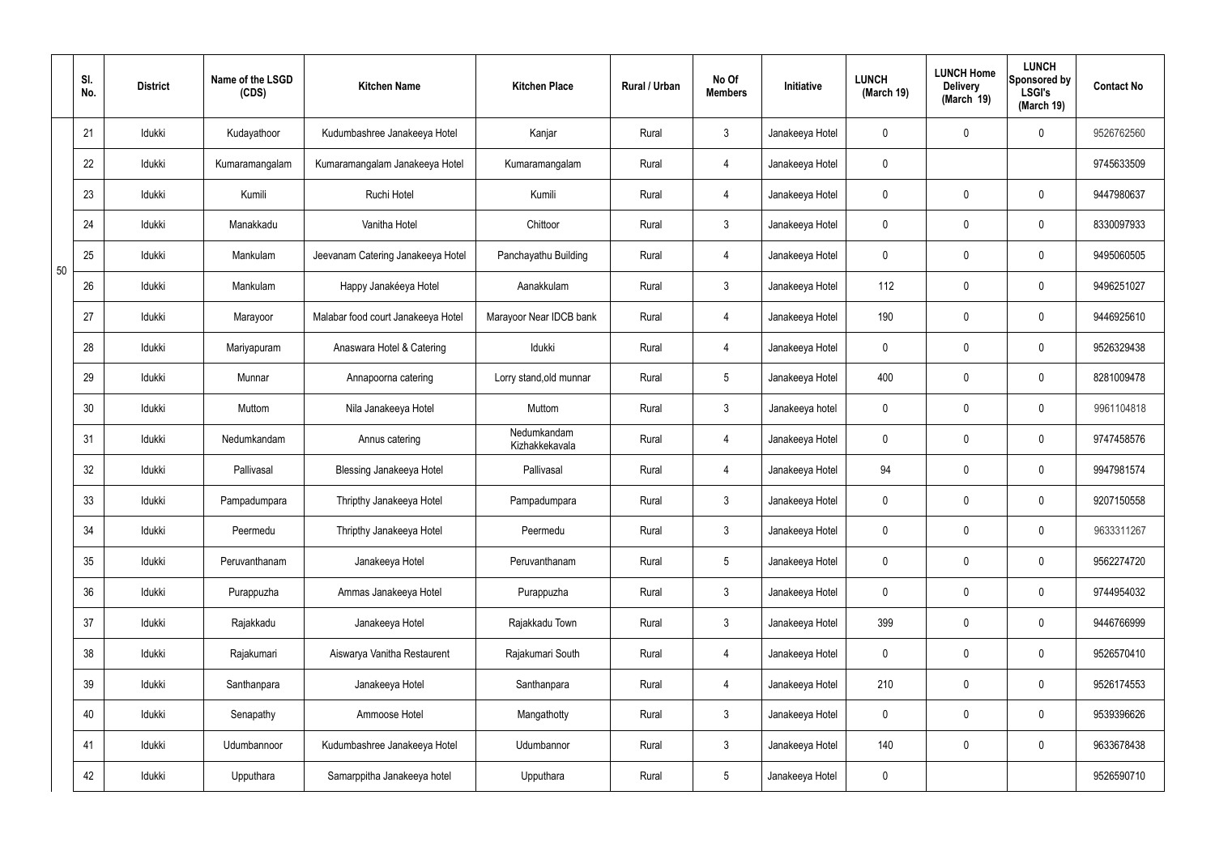| | Sl. No. | District | Name of the LSGD (CDS) | Kitchen Name | Kitchen Place | Rural / Urban | No Of Members | Initiative | LUNCH (March 19) | LUNCH Home Delivery (March 19) | LUNCH Sponsored by LSGI's (March 19) | Contact No |
|---|---|---|---|---|---|---|---|---|---|---|---|---|
| 50 | 21 | Idukki | Kudayathoor | Kudumbashree Janakeeya Hotel | Kanjar | Rural | 3 | Janakeeya Hotel | 0 | 0 | 0 | 9526762560 |
| | 22 | Idukki | Kumaramangalam | Kumaramangalam Janakeeya Hotel | Kumaramangalam | Rural | 4 | Janakeeya Hotel | 0 | | | 9745633509 |
| | 23 | Idukki | Kumili | Ruchi Hotel | Kumili | Rural | 4 | Janakeeya Hotel | 0 | 0 | 0 | 9447980637 |
| | 24 | Idukki | Manakkadu | Vanitha Hotel | Chittoor | Rural | 3 | Janakeeya Hotel | 0 | 0 | 0 | 8330097933 |
| | 25 | Idukki | Mankulam | Jeevanam Catering Janakeeya Hotel | Panchayathu Building | Rural | 4 | Janakeeya Hotel | 0 | 0 | 0 | 9495060505 |
| | 26 | Idukki | Mankulam | Happy Janakéeya Hotel | Aanakkulam | Rural | 3 | Janakeeya Hotel | 112 | 0 | 0 | 9496251027 |
| | 27 | Idukki | Marayoor | Malabar food court Janakeeya Hotel | Marayoor Near IDCB bank | Rural | 4 | Janakeeya Hotel | 190 | 0 | 0 | 9446925610 |
| | 28 | Idukki | Mariyapuram | Anaswara Hotel & Catering | Idukki | Rural | 4 | Janakeeya Hotel | 0 | 0 | 0 | 9526329438 |
| | 29 | Idukki | Munnar | Annapoorna catering | Lorry stand,old munnar | Rural | 5 | Janakeeya Hotel | 400 | 0 | 0 | 8281009478 |
| | 30 | Idukki | Muttom | Nila Janakeeya Hotel | Muttom | Rural | 3 | Janakeeya hotel | 0 | 0 | 0 | 9961104818 |
| | 31 | Idukki | Nedumkandam | Annus catering | Nedumkandam Kizhakkekavala | Rural | 4 | Janakeeya Hotel | 0 | 0 | 0 | 9747458576 |
| | 32 | Idukki | Pallivasal | Blessing Janakeeya Hotel | Pallivasal | Rural | 4 | Janakeeya Hotel | 94 | 0 | 0 | 9947981574 |
| | 33 | Idukki | Pampadumpara | Thripthy Janakeeya Hotel | Pampadumpara | Rural | 3 | Janakeeya Hotel | 0 | 0 | 0 | 9207150558 |
| | 34 | Idukki | Peermedu | Thripthy Janakeeya Hotel | Peermedu | Rural | 3 | Janakeeya Hotel | 0 | 0 | 0 | 9633311267 |
| | 35 | Idukki | Peruvanthanam | Janakeeya Hotel | Peruvanthanam | Rural | 5 | Janakeeya Hotel | 0 | 0 | 0 | 9562274720 |
| | 36 | Idukki | Purappuzha | Ammas Janakeeya Hotel | Purappuzha | Rural | 3 | Janakeeya Hotel | 0 | 0 | 0 | 9744954032 |
| | 37 | Idukki | Rajakkadu | Janakeeya Hotel | Rajakkadu Town | Rural | 3 | Janakeeya Hotel | 399 | 0 | 0 | 9446766999 |
| | 38 | Idukki | Rajakumari | Aiswarya Vanitha Restaurent | Rajakumari South | Rural | 4 | Janakeeya Hotel | 0 | 0 | 0 | 9526570410 |
| | 39 | Idukki | Santhanpara | Janakeeya Hotel | Santhanpara | Rural | 4 | Janakeeya Hotel | 210 | 0 | 0 | 9526174553 |
| | 40 | Idukki | Senapathy | Ammoose Hotel | Mangathotty | Rural | 3 | Janakeeya Hotel | 0 | 0 | 0 | 9539396626 |
| | 41 | Idukki | Udumbannoor | Kudumbashree Janakeeya Hotel | Udumbannor | Rural | 3 | Janakeeya Hotel | 140 | 0 | 0 | 9633678438 |
| | 42 | Idukki | Upputhara | Samarppitha Janakeeya hotel | Upputhara | Rural | 5 | Janakeeya Hotel | 0 | | | 9526590710 |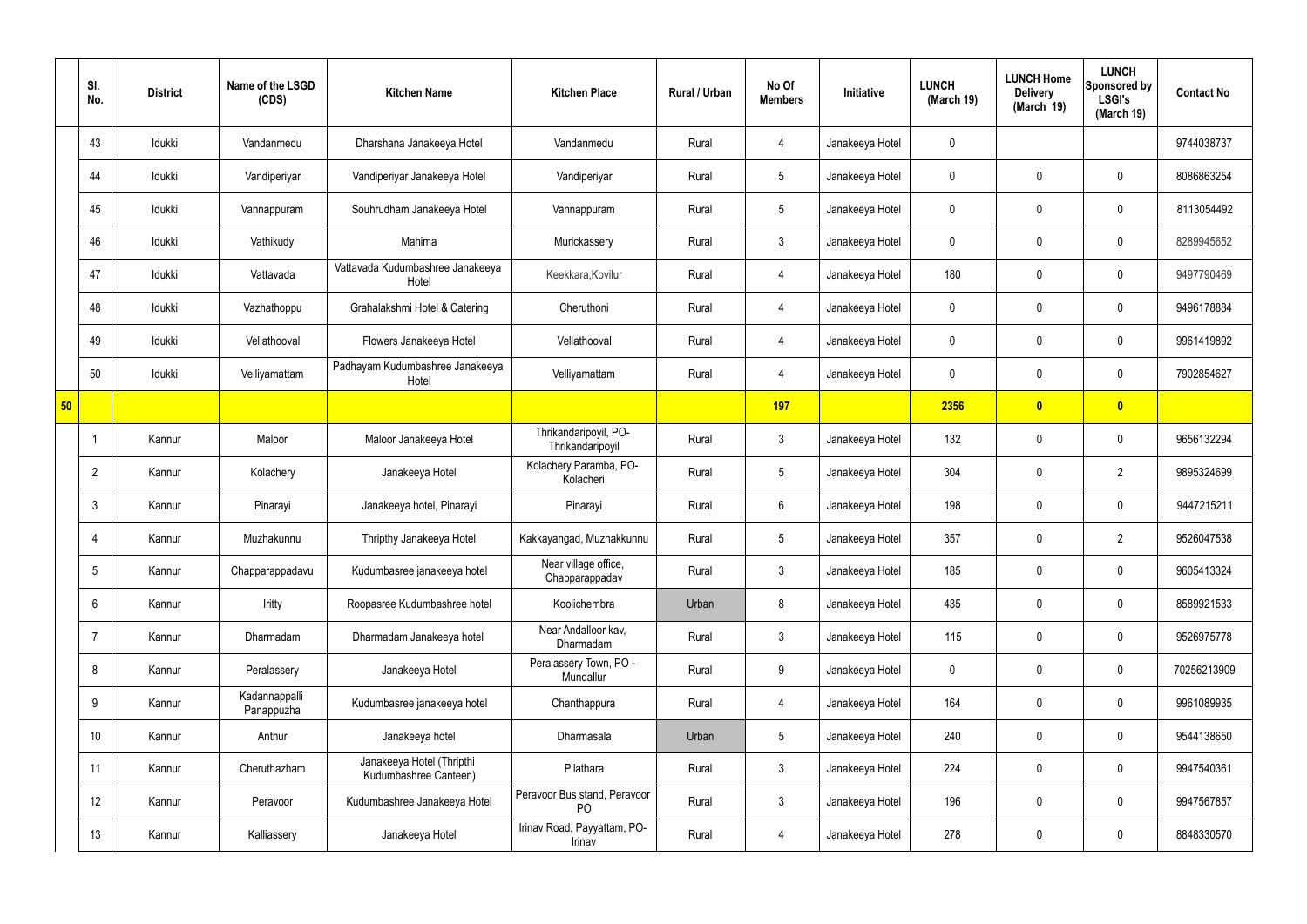| | Sl. No. | District | Name of the LSGD (CDS) | Kitchen Name | Kitchen Place | Rural / Urban | No Of Members | Initiative | LUNCH (March 19) | LUNCH Home Delivery (March 19) | LUNCH Sponsored by LSGI's (March 19) | Contact No |
|---|---|---|---|---|---|---|---|---|---|---|---|---|
| | 43 | Idukki | Vandanmedu | Dharshana Janakeeya Hotel | Vandanmedu | Rural | 4 | Janakeeya Hotel | 0 | | | 9744038737 |
| | 44 | Idukki | Vandiperiyar | Vandiperiyar Janakeeya Hotel | Vandiperiyar | Rural | 5 | Janakeeya Hotel | 0 | 0 | 0 | 8086863254 |
| | 45 | Idukki | Vannappuram | Souhrudham Janakeeya Hotel | Vannappuram | Rural | 5 | Janakeeya Hotel | 0 | 0 | 0 | 8113054492 |
| | 46 | Idukki | Vathikudy | Mahima | Murickassery | Rural | 3 | Janakeeya Hotel | 0 | 0 | 0 | 8289945652 |
| | 47 | Idukki | Vattavada | Vattavada Kudumbashree Janakeeya Hotel | Keekkara,Kovilur | Rural | 4 | Janakeeya Hotel | 180 | 0 | 0 | 9497790469 |
| | 48 | Idukki | Vazhathoppu | Grahalakshmi Hotel & Catering | Cheruthoni | Rural | 4 | Janakeeya Hotel | 0 | 0 | 0 | 9496178884 |
| | 49 | Idukki | Vellathooval | Flowers Janakeeya Hotel | Vellathooval | Rural | 4 | Janakeeya Hotel | 0 | 0 | 0 | 9961419892 |
| | 50 | Idukki | Velliyamattam | Padhayam Kudumbashree Janakeeya Hotel | Velliyamattam | Rural | 4 | Janakeeya Hotel | 0 | 0 | 0 | 7902854627 |
| 50 | | | | | | | 197 | | 2356 | 0 | 0 | |
| | 1 | Kannur | Maloor | Maloor Janakeeya Hotel | Thrikandaripoyil, PO-Thrikandaripoyil | Rural | 3 | Janakeeya Hotel | 132 | 0 | 0 | 9656132294 |
| | 2 | Kannur | Kolachery | Janakeeya Hotel | Kolachery Paramba, PO-Kolacheri | Rural | 5 | Janakeeya Hotel | 304 | 0 | 2 | 9895324699 |
| | 3 | Kannur | Pinarayi | Janakeeya hotel, Pinarayi | Pinarayi | Rural | 6 | Janakeeya Hotel | 198 | 0 | 0 | 9447215211 |
| | 4 | Kannur | Muzhakunnu | Thripthy Janakeeya Hotel | Kakkayangad, Muzhakkunnu | Rural | 5 | Janakeeya Hotel | 357 | 0 | 2 | 9526047538 |
| | 5 | Kannur | Chapparappadavu | Kudumbasree janakeeya hotel | Near village office, Chapparappadav | Rural | 3 | Janakeeya Hotel | 185 | 0 | 0 | 9605413324 |
| | 6 | Kannur | Iritty | Roopasree Kudumbashree hotel | Koolichembra | Urban | 8 | Janakeeya Hotel | 435 | 0 | 0 | 8589921533 |
| | 7 | Kannur | Dharmadam | Dharmadam Janakeeya hotel | Near Andalloor kav, Dharmadam | Rural | 3 | Janakeeya Hotel | 115 | 0 | 0 | 9526975778 |
| | 8 | Kannur | Peralassery | Janakeeya Hotel | Peralassery Town, PO - Mundallur | Rural | 9 | Janakeeya Hotel | 0 | 0 | 0 | 70256213909 |
| | 9 | Kannur | Kadannappalli Panappuzha | Kudumbasree janakeeya hotel | Chanthappura | Rural | 4 | Janakeeya Hotel | 164 | 0 | 0 | 9961089935 |
| | 10 | Kannur | Anthur | Janakeeya hotel | Dharmasala | Urban | 5 | Janakeeya Hotel | 240 | 0 | 0 | 9544138650 |
| | 11 | Kannur | Cheruthazham | Janakeeya Hotel (Thripthi Kudumbashree Canteen) | Pilathara | Rural | 3 | Janakeeya Hotel | 224 | 0 | 0 | 9947540361 |
| | 12 | Kannur | Peravoor | Kudumbashree Janakeeya Hotel | Peravoor Bus stand, Peravoor PO | Rural | 3 | Janakeeya Hotel | 196 | 0 | 0 | 9947567857 |
| | 13 | Kannur | Kalliassery | Janakeeya Hotel | Irinav Road, Payyattam, PO-Irinav | Rural | 4 | Janakeeya Hotel | 278 | 0 | 0 | 8848330570 |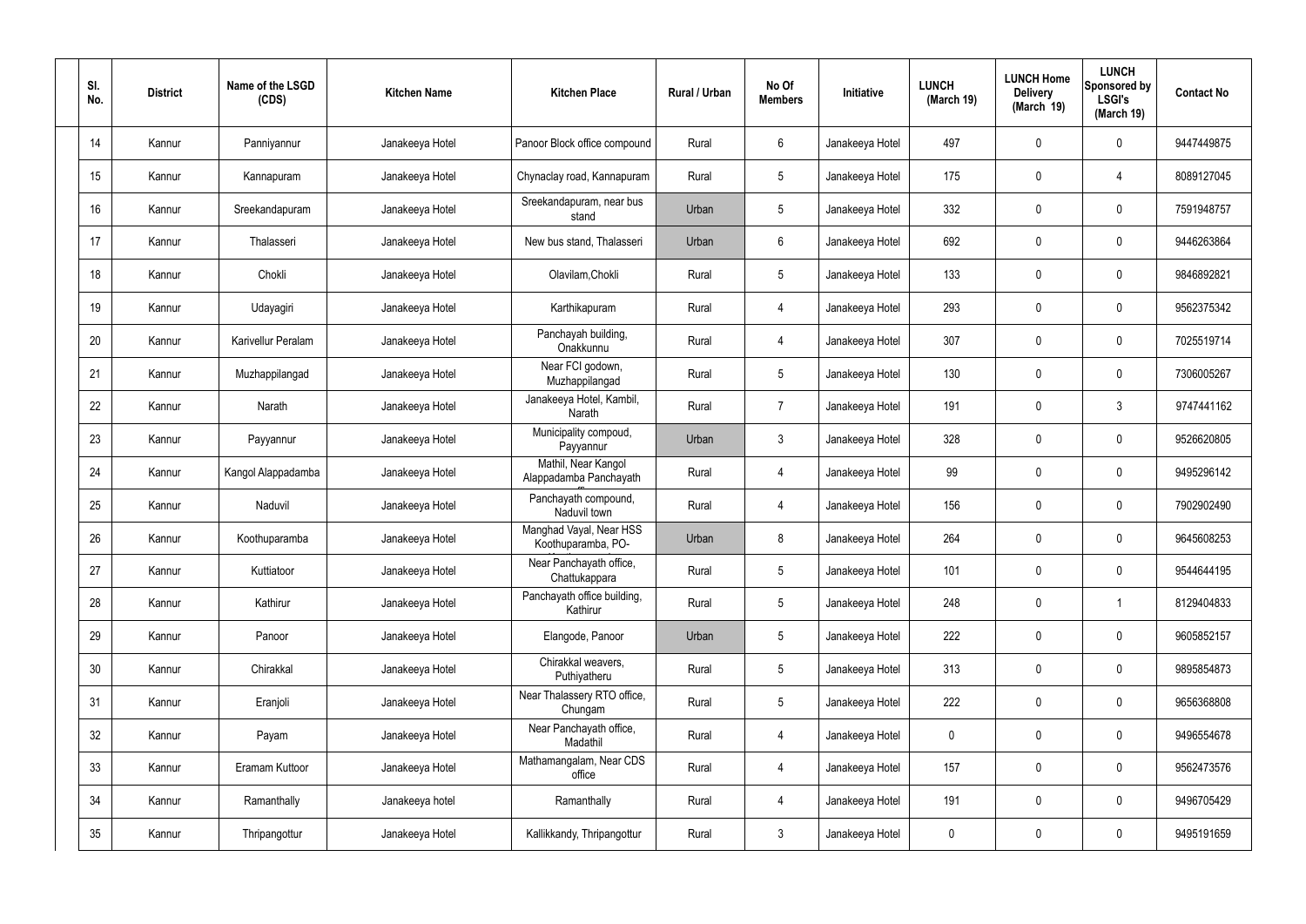| Sl. No. | District | Name of the LSGD (CDS) | Kitchen Name | Kitchen Place | Rural / Urban | No Of Members | Initiative | LUNCH (March 19) | LUNCH Home Delivery (March 19) | LUNCH Sponsored by LSGI's (March 19) | Contact No |
|---|---|---|---|---|---|---|---|---|---|---|---|
| 14 | Kannur | Panniyannur | Janakeeya Hotel | Panoor Block office compound | Rural | 6 | Janakeeya Hotel | 497 | 0 | 0 | 9447449875 |
| 15 | Kannur | Kannapuram | Janakeeya Hotel | Chynaclay road, Kannapuram | Rural | 5 | Janakeeya Hotel | 175 | 0 | 4 | 8089127045 |
| 16 | Kannur | Sreekandapuram | Janakeeya Hotel | Sreekandapuram, near bus stand | Urban | 5 | Janakeeya Hotel | 332 | 0 | 0 | 7591948757 |
| 17 | Kannur | Thalasseri | Janakeeya Hotel | New bus stand, Thalasseri | Urban | 6 | Janakeeya Hotel | 692 | 0 | 0 | 9446263864 |
| 18 | Kannur | Chokli | Janakeeya Hotel | Olavilam,Chokli | Rural | 5 | Janakeeya Hotel | 133 | 0 | 0 | 9846892821 |
| 19 | Kannur | Udayagiri | Janakeeya Hotel | Karthikapuram | Rural | 4 | Janakeeya Hotel | 293 | 0 | 0 | 9562375342 |
| 20 | Kannur | Karivellur Peralam | Janakeeya Hotel | Panchayah building, Onakkunnu | Rural | 4 | Janakeeya Hotel | 307 | 0 | 0 | 7025519714 |
| 21 | Kannur | Muzhappilangad | Janakeeya Hotel | Near FCI godown, Muzhappilangad | Rural | 5 | Janakeeya Hotel | 130 | 0 | 0 | 7306005267 |
| 22 | Kannur | Narath | Janakeeya Hotel | Janakeeya Hotel, Kambil, Narath | Rural | 7 | Janakeeya Hotel | 191 | 0 | 3 | 9747441162 |
| 23 | Kannur | Payyannur | Janakeeya Hotel | Municipality compoud, Payyannur | Urban | 3 | Janakeeya Hotel | 328 | 0 | 0 | 9526620805 |
| 24 | Kannur | Kangol Alappadamba | Janakeeya Hotel | Mathil, Near Kangol Alappadamba Panchayath | Rural | 4 | Janakeeya Hotel | 99 | 0 | 0 | 9495296142 |
| 25 | Kannur | Naduvil | Janakeeya Hotel | Panchayath compound, Naduvil town | Rural | 4 | Janakeeya Hotel | 156 | 0 | 0 | 7902902490 |
| 26 | Kannur | Koothuparamba | Janakeeya Hotel | Manghad Vayal, Near HSS Koothuparamba, PO- | Urban | 8 | Janakeeya Hotel | 264 | 0 | 0 | 9645608253 |
| 27 | Kannur | Kuttiatoor | Janakeeya Hotel | Near Panchayath office, Chattukappara | Rural | 5 | Janakeeya Hotel | 101 | 0 | 0 | 9544644195 |
| 28 | Kannur | Kathirur | Janakeeya Hotel | Panchayath office building, Kathirur | Rural | 5 | Janakeeya Hotel | 248 | 0 | 1 | 8129404833 |
| 29 | Kannur | Panoor | Janakeeya Hotel | Elangode, Panoor | Urban | 5 | Janakeeya Hotel | 222 | 0 | 0 | 9605852157 |
| 30 | Kannur | Chirakkal | Janakeeya Hotel | Chirakkal weavers, Puthiyatheru | Rural | 5 | Janakeeya Hotel | 313 | 0 | 0 | 9895854873 |
| 31 | Kannur | Eranjoli | Janakeeya Hotel | Near Thalassery RTO office, Chungam | Rural | 5 | Janakeeya Hotel | 222 | 0 | 0 | 9656368808 |
| 32 | Kannur | Payam | Janakeeya Hotel | Near Panchayath office, Madathil | Rural | 4 | Janakeeya Hotel | 0 | 0 | 0 | 9496554678 |
| 33 | Kannur | Eramam Kuttoor | Janakeeya Hotel | Mathamangalam, Near CDS office | Rural | 4 | Janakeeya Hotel | 157 | 0 | 0 | 9562473576 |
| 34 | Kannur | Ramanthally | Janakeeya hotel | Ramanthally | Rural | 4 | Janakeeya Hotel | 191 | 0 | 0 | 9496705429 |
| 35 | Kannur | Thripangottur | Janakeeya Hotel | Kallikkandy, Thripangottur | Rural | 3 | Janakeeya Hotel | 0 | 0 | 0 | 9495191659 |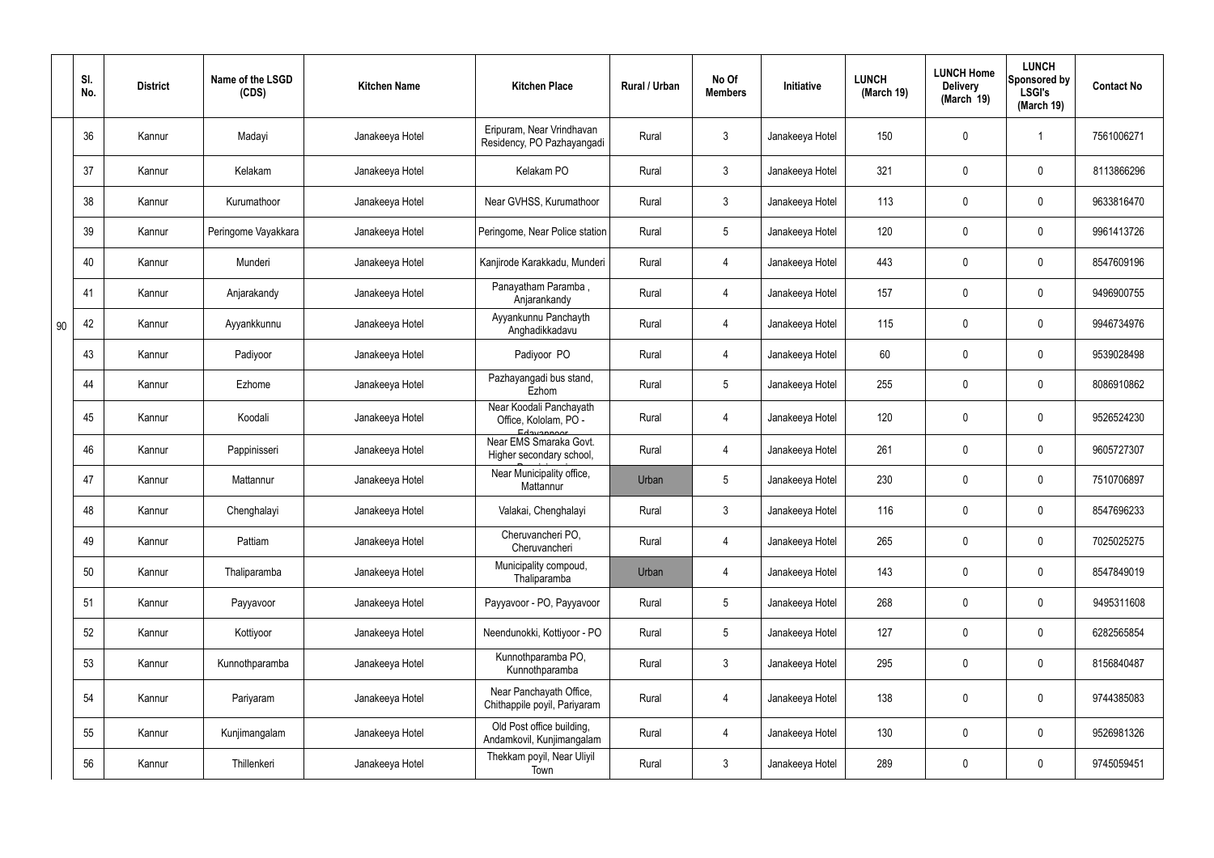| | Sl. No. | District | Name of the LSGD (CDS) | Kitchen Name | Kitchen Place | Rural / Urban | No Of Members | Initiative | LUNCH (March 19) | LUNCH Home Delivery (March 19) | LUNCH Sponsored by LSGI's (March 19) | Contact No |
|---|---|---|---|---|---|---|---|---|---|---|---|---|
| 90 | 36 | Kannur | Madayi | Janakeeya Hotel | Eripuram, Near Vrindhavan Residency, PO Pazhayangadi | Rural | 3 | Janakeeya Hotel | 150 | 0 | 1 | 7561006271 |
| | 37 | Kannur | Kelakam | Janakeeya Hotel | Kelakam PO | Rural | 3 | Janakeeya Hotel | 321 | 0 | 0 | 8113866296 |
| | 38 | Kannur | Kurumathoor | Janakeeya Hotel | Near GVHSS, Kurumathoor | Rural | 3 | Janakeeya Hotel | 113 | 0 | 0 | 9633816470 |
| | 39 | Kannur | Peringome Vayakkara | Janakeeya Hotel | Peringome, Near Police station | Rural | 5 | Janakeeya Hotel | 120 | 0 | 0 | 9961413726 |
| | 40 | Kannur | Munderi | Janakeeya Hotel | Kanjirode Karakkadu, Munderi | Rural | 4 | Janakeeya Hotel | 443 | 0 | 0 | 8547609196 |
| | 41 | Kannur | Anjarakandy | Janakeeya Hotel | Panayatham Paramba , Anjarankandy | Rural | 4 | Janakeeya Hotel | 157 | 0 | 0 | 9496900755 |
| | 42 | Kannur | Ayyankkunnu | Janakeeya Hotel | Ayyankunnu Panchayth Anghadikkadavu | Rural | 4 | Janakeeya Hotel | 115 | 0 | 0 | 9946734976 |
| | 43 | Kannur | Padiyoor | Janakeeya Hotel | Padiyoor PO | Rural | 4 | Janakeeya Hotel | 60 | 0 | 0 | 9539028498 |
| | 44 | Kannur | Ezhome | Janakeeya Hotel | Pazhayangadi bus stand, Ezhom | Rural | 5 | Janakeeya Hotel | 255 | 0 | 0 | 8086910862 |
| | 45 | Kannur | Koodali | Janakeeya Hotel | Near Koodali Panchayath Office, Kololam, PO - Edavannoor | Rural | 4 | Janakeeya Hotel | 120 | 0 | 0 | 9526524230 |
| | 46 | Kannur | Pappinisseri | Janakeeya Hotel | Near EMS Smaraka Govt. Higher secondary school, | Rural | 4 | Janakeeya Hotel | 261 | 0 | 0 | 9605727307 |
| | 47 | Kannur | Mattannur | Janakeeya Hotel | Near Municipality office, Mattannur | Urban | 5 | Janakeeya Hotel | 230 | 0 | 0 | 7510706897 |
| | 48 | Kannur | Chenghalayi | Janakeeya Hotel | Valakai, Chenghalayi | Rural | 3 | Janakeeya Hotel | 116 | 0 | 0 | 8547696233 |
| | 49 | Kannur | Pattiam | Janakeeya Hotel | Cheruvancheri PO, Cheruvancheri | Rural | 4 | Janakeeya Hotel | 265 | 0 | 0 | 7025025275 |
| | 50 | Kannur | Thaliparamba | Janakeeya Hotel | Municipality compoud, Thaliparamba | Urban | 4 | Janakeeya Hotel | 143 | 0 | 0 | 8547849019 |
| | 51 | Kannur | Payyavoor | Janakeeya Hotel | Payyavoor - PO, Payyavoor | Rural | 5 | Janakeeya Hotel | 268 | 0 | 0 | 9495311608 |
| | 52 | Kannur | Kottiyoor | Janakeeya Hotel | Neendunokki, Kottiyoor - PO | Rural | 5 | Janakeeya Hotel | 127 | 0 | 0 | 6282565854 |
| | 53 | Kannur | Kunnothparamba | Janakeeya Hotel | Kunnothparamba PO, Kunnothparamba | Rural | 3 | Janakeeya Hotel | 295 | 0 | 0 | 8156840487 |
| | 54 | Kannur | Pariyaram | Janakeeya Hotel | Near Panchayath Office, Chithappile poyil, Pariyaram | Rural | 4 | Janakeeya Hotel | 138 | 0 | 0 | 9744385083 |
| | 55 | Kannur | Kunjimangalam | Janakeeya Hotel | Old Post office building, Andamkovil, Kunjimangalam | Rural | 4 | Janakeeya Hotel | 130 | 0 | 0 | 9526981326 |
| | 56 | Kannur | Thillenkeri | Janakeeya Hotel | Thekkam poyil, Near Uliyil Town | Rural | 3 | Janakeeya Hotel | 289 | 0 | 0 | 9745059451 |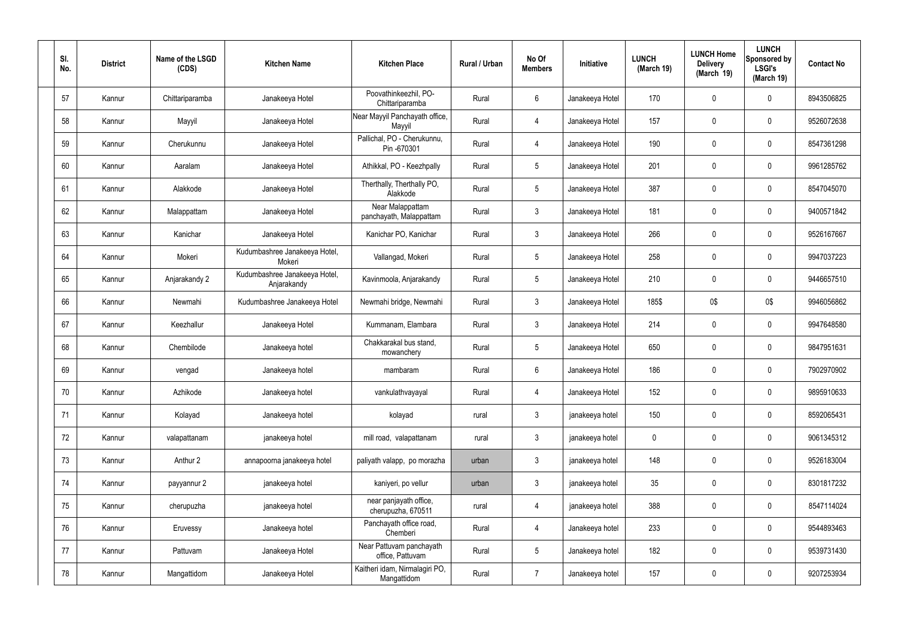| Sl. No. | District | Name of the LSGD (CDS) | Kitchen Name | Kitchen Place | Rural / Urban | No Of Members | Initiative | LUNCH (March 19) | LUNCH Home Delivery (March 19) | LUNCH Sponsored by LSGI's (March 19) | Contact No |
|---|---|---|---|---|---|---|---|---|---|---|---|
| 57 | Kannur | Chittariparamba | Janakeeya Hotel | Poovathinkeezhil, PO-Chittariparamba | Rural | 6 | Janakeeya Hotel | 170 | 0 | 0 | 8943506825 |
| 58 | Kannur | Mayyil | Janakeeya Hotel | Near Mayyil Panchayath office, Mayyil | Rural | 4 | Janakeeya Hotel | 157 | 0 | 0 | 9526072638 |
| 59 | Kannur | Cherukunnu | Janakeeya Hotel | Pallichal, PO - Cherukunnu, Pin -670301 | Rural | 4 | Janakeeya Hotel | 190 | 0 | 0 | 8547361298 |
| 60 | Kannur | Aaralam | Janakeeya Hotel | Athikkal, PO - Keezhpally | Rural | 5 | Janakeeya Hotel | 201 | 0 | 0 | 9961285762 |
| 61 | Kannur | Alakkode | Janakeeya Hotel | Therthally, Therthally PO, Alakkode | Rural | 5 | Janakeeya Hotel | 387 | 0 | 0 | 8547045070 |
| 62 | Kannur | Malappattam | Janakeeya Hotel | Near Malappattam panchayath, Malappattam | Rural | 3 | Janakeeya Hotel | 181 | 0 | 0 | 9400571842 |
| 63 | Kannur | Kanichar | Janakeeya Hotel | Kanichar PO, Kanichar | Rural | 3 | Janakeeya Hotel | 266 | 0 | 0 | 9526167667 |
| 64 | Kannur | Mokeri | Kudumbashree Janakeeya Hotel, Mokeri | Vallangad, Mokeri | Rural | 5 | Janakeeya Hotel | 258 | 0 | 0 | 9947037223 |
| 65 | Kannur | Anjarakandy 2 | Kudumbashree Janakeeya Hotel, Anjarakandy | Kavinmoola, Anjarakandy | Rural | 5 | Janakeeya Hotel | 210 | 0 | 0 | 9446657510 |
| 66 | Kannur | Newmahi | Kudumbashree Janakeeya Hotel | Newmahi bridge, Newmahi | Rural | 3 | Janakeeya Hotel | 185$ | 0$ | 0$ | 9946056862 |
| 67 | Kannur | Keezhallur | Janakeeya Hotel | Kummanam, Elambara | Rural | 3 | Janakeeya Hotel | 214 | 0 | 0 | 9947648580 |
| 68 | Kannur | Chembilode | Janakeeya hotel | Chakkarakal bus stand, mowanchery | Rural | 5 | Janakeeya Hotel | 650 | 0 | 0 | 9847951631 |
| 69 | Kannur | vengad | Janakeeya hotel | mambaram | Rural | 6 | Janakeeya Hotel | 186 | 0 | 0 | 7902970902 |
| 70 | Kannur | Azhikode | Janakeeya hotel | vankulathvayayal | Rural | 4 | Janakeeya Hotel | 152 | 0 | 0 | 9895910633 |
| 71 | Kannur | Kolayad | Janakeeya hotel | kolayad | rural | 3 | janakeeya hotel | 150 | 0 | 0 | 8592065431 |
| 72 | Kannur | valapattanam | janakeeya hotel | mill road, valapattanam | rural | 3 | janakeeya hotel | 0 | 0 | 0 | 9061345312 |
| 73 | Kannur | Anthur 2 | annapoorna janakeeya hotel | paliyath valapp, po morazha | urban | 3 | janakeeya hotel | 148 | 0 | 0 | 9526183004 |
| 74 | Kannur | payyannur 2 | janakeeya hotel | kaniyeri, po vellur | urban | 3 | janakeeya hotel | 35 | 0 | 0 | 8301817232 |
| 75 | Kannur | cherupuzha | janakeeya hotel | near panjayath office, cherupuzha, 670511 | rural | 4 | janakeeya hotel | 388 | 0 | 0 | 8547114024 |
| 76 | Kannur | Eruvessy | Janakeeya hotel | Panchayath office road, Chemberi | Rural | 4 | Janakeeya hotel | 233 | 0 | 0 | 9544893463 |
| 77 | Kannur | Pattuvam | Janakeeya Hotel | Near Pattuvam panchayath office, Pattuvam | Rural | 5 | Janakeeya hotel | 182 | 0 | 0 | 9539731430 |
| 78 | Kannur | Mangattidom | Janakeeya Hotel | Kaitheri idam, Nirmalagiri PO, Mangattidom | Rural | 7 | Janakeeya hotel | 157 | 0 | 0 | 9207253934 |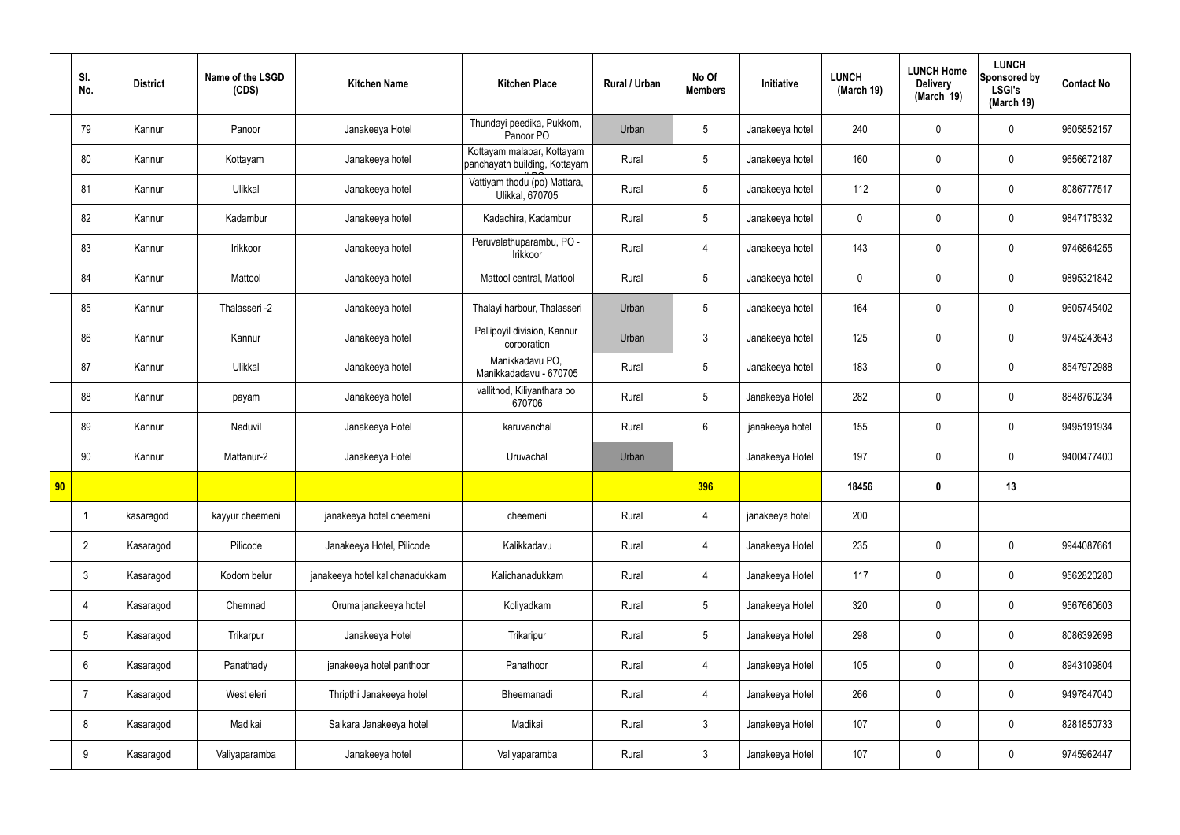| | Sl. No. | District | Name of the LSGD (CDS) | Kitchen Name | Kitchen Place | Rural / Urban | No Of Members | Initiative | LUNCH (March 19) | LUNCH Home Delivery (March 19) | LUNCH Sponsored by LSGI's (March 19) | Contact No |
|---|---|---|---|---|---|---|---|---|---|---|---|---|
| | 79 | Kannur | Panoor | Janakeeya Hotel | Thundayi peedika, Pukkom, Panoor PO | Urban | 5 | Janakeeya hotel | 240 | 0 | 0 | 9605852157 |
| | 80 | Kannur | Kottayam | Janakeeya hotel | Kottayam malabar, Kottayam panchayath building, Kottayam | Rural | 5 | Janakeeya hotel | 160 | 0 | 0 | 9656672187 |
| | 81 | Kannur | Ulikkal | Janakeeya hotel | Vattiyam thodu (po) Mattara, Ulikkal, 670705 | Rural | 5 | Janakeeya hotel | 112 | 0 | 0 | 8086777517 |
| | 82 | Kannur | Kadambur | Janakeeya hotel | Kadachira, Kadambur | Rural | 5 | Janakeeya hotel | 0 | 0 | 0 | 9847178332 |
| | 83 | Kannur | Irikkoor | Janakeeya hotel | Peruvalathuparambu, PO - Irikkoor | Rural | 4 | Janakeeya hotel | 143 | 0 | 0 | 9746864255 |
| | 84 | Kannur | Mattool | Janakeeya hotel | Mattool central, Mattool | Rural | 5 | Janakeeya hotel | 0 | 0 | 0 | 9895321842 |
| | 85 | Kannur | Thalasseri -2 | Janakeeya hotel | Thalayi harbour, Thalasseri | Urban | 5 | Janakeeya hotel | 164 | 0 | 0 | 9605745402 |
| | 86 | Kannur | Kannur | Janakeeya hotel | Pallipoyil division, Kannur corporation | Urban | 3 | Janakeeya hotel | 125 | 0 | 0 | 9745243643 |
| | 87 | Kannur | Ulikkal | Janakeeya hotel | Manikkadavu PO, Manikkadadavu - 670705 | Rural | 5 | Janakeeya hotel | 183 | 0 | 0 | 8547972988 |
| | 88 | Kannur | payam | Janakeeya hotel | vallithod, Kiliyanthara po 670706 | Rural | 5 | Janakeeya Hotel | 282 | 0 | 0 | 8848760234 |
| | 89 | Kannur | Naduvil | Janakeeya Hotel | karuvanchal | Rural | 6 | janakeeya hotel | 155 | 0 | 0 | 9495191934 |
| | 90 | Kannur | Mattanur-2 | Janakeeya Hotel | Uruvachal | Urban | | Janakeeya Hotel | 197 | 0 | 0 | 9400477400 |
| 90 | | | | | | | 396 | | 18456 | 0 | 13 | |
| | 1 | kasaragod | kayyur cheemeni | janakeeya hotel cheemeni | cheemeni | Rural | 4 | janakeeya hotel | 200 | | | |
| | 2 | Kasaragod | Pilicode | Janakeeya Hotel, Pilicode | Kalikkadavu | Rural | 4 | Janakeeya Hotel | 235 | 0 | 0 | 9944087661 |
| | 3 | Kasaragod | Kodom belur | janakeeya hotel kalichanadukkam | Kalichanadukkam | Rural | 4 | Janakeeya Hotel | 117 | 0 | 0 | 9562820280 |
| | 4 | Kasaragod | Chemnad | Oruma janakeeya hotel | Koliyadkam | Rural | 5 | Janakeeya Hotel | 320 | 0 | 0 | 9567660603 |
| | 5 | Kasaragod | Trikarpur | Janakeeya Hotel | Trikaripur | Rural | 5 | Janakeeya Hotel | 298 | 0 | 0 | 8086392698 |
| | 6 | Kasaragod | Panathady | janakeeya hotel panthoor | Panathoor | Rural | 4 | Janakeeya Hotel | 105 | 0 | 0 | 8943109804 |
| | 7 | Kasaragod | West eleri | Thripthi Janakeeya hotel | Bheemanadi | Rural | 4 | Janakeeya Hotel | 266 | 0 | 0 | 9497847040 |
| | 8 | Kasaragod | Madikai | Salkara Janakeeya hotel | Madikai | Rural | 3 | Janakeeya Hotel | 107 | 0 | 0 | 8281850733 |
| | 9 | Kasaragod | Valiyaparamba | Janakeeya hotel | Valiyaparamba | Rural | 3 | Janakeeya Hotel | 107 | 0 | 0 | 9745962447 |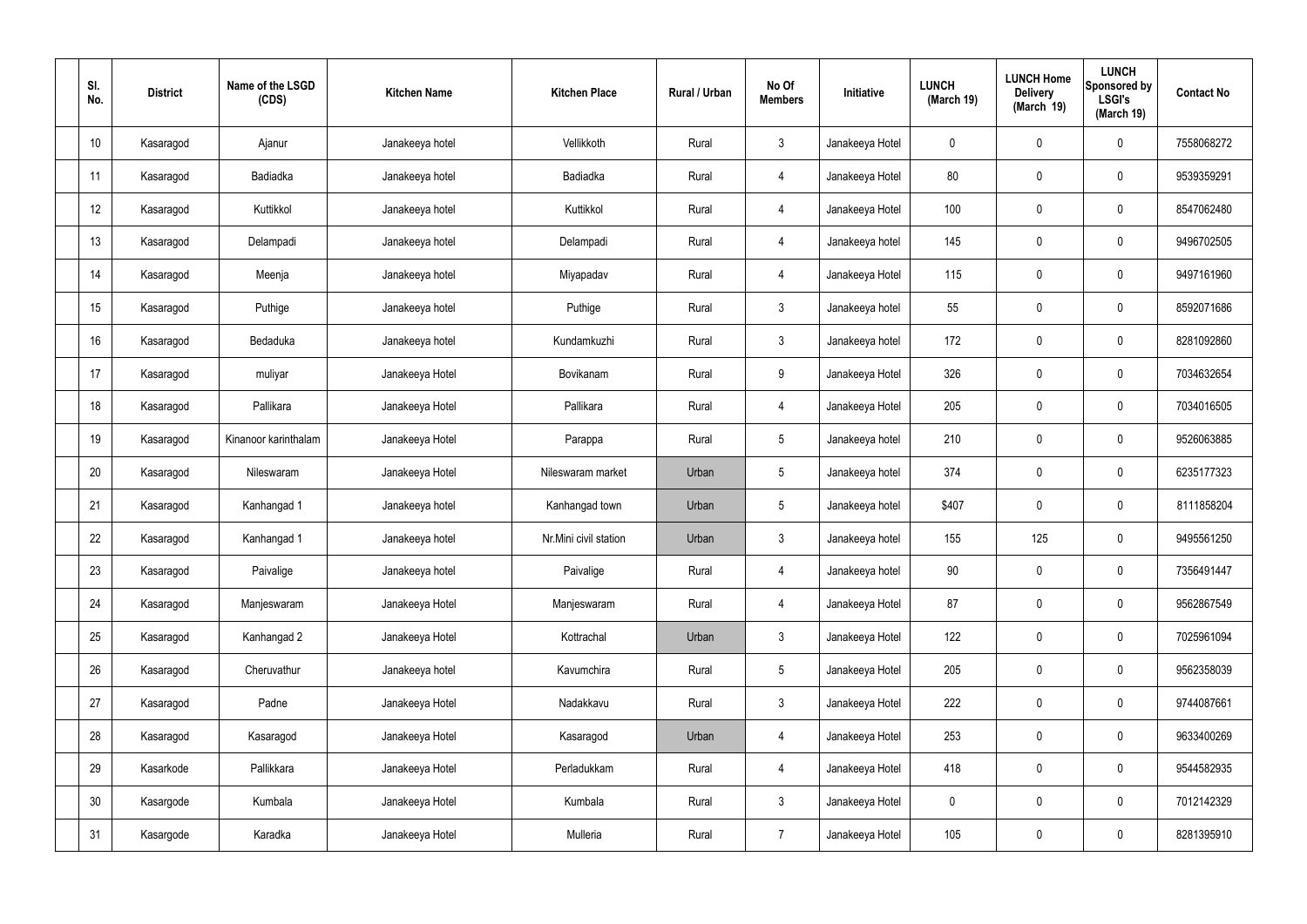| Sl. No. | District | Name of the LSGD (CDS) | Kitchen Name | Kitchen Place | Rural / Urban | No Of Members | Initiative | LUNCH (March 19) | LUNCH Home Delivery (March 19) | LUNCH Sponsored by LSGI's (March 19) | Contact No |
|---|---|---|---|---|---|---|---|---|---|---|---|
| 10 | Kasaragod | Ajanur | Janakeeya hotel | Vellikkoth | Rural | 3 | Janakeeya Hotel | 0 | 0 | 0 | 7558068272 |
| 11 | Kasaragod | Badiadka | Janakeeya hotel | Badiadka | Rural | 4 | Janakeeya Hotel | 80 | 0 | 0 | 9539359291 |
| 12 | Kasaragod | Kuttikkol | Janakeeya hotel | Kuttikkol | Rural | 4 | Janakeeya Hotel | 100 | 0 | 0 | 8547062480 |
| 13 | Kasaragod | Delampadi | Janakeeya hotel | Delampadi | Rural | 4 | Janakeeya hotel | 145 | 0 | 0 | 9496702505 |
| 14 | Kasaragod | Meenja | Janakeeya hotel | Miyapadav | Rural | 4 | Janakeeya Hotel | 115 | 0 | 0 | 9497161960 |
| 15 | Kasaragod | Puthige | Janakeeya hotel | Puthige | Rural | 3 | Janakeeya hotel | 55 | 0 | 0 | 8592071686 |
| 16 | Kasaragod | Bedaduka | Janakeeya hotel | Kundamkuzhi | Rural | 3 | Janakeeya hotel | 172 | 0 | 0 | 8281092860 |
| 17 | Kasaragod | muliyar | Janakeeya Hotel | Bovikanam | Rural | 9 | Janakeeya Hotel | 326 | 0 | 0 | 7034632654 |
| 18 | Kasaragod | Pallikara | Janakeeya Hotel | Pallikara | Rural | 4 | Janakeeya Hotel | 205 | 0 | 0 | 7034016505 |
| 19 | Kasaragod | Kinanoor karinthalam | Janakeeya Hotel | Parappa | Rural | 5 | Janakeeya hotel | 210 | 0 | 0 | 9526063885 |
| 20 | Kasaragod | Nileswaram | Janakeeya Hotel | Nileswaram market | Urban | 5 | Janakeeya hotel | 374 | 0 | 0 | 6235177323 |
| 21 | Kasaragod | Kanhangad 1 | Janakeeya hotel | Kanhangad town | Urban | 5 | Janakeeya hotel | $407 | 0 | 0 | 8111858204 |
| 22 | Kasaragod | Kanhangad 1 | Janakeeya hotel | Nr.Mini civil station | Urban | 3 | Janakeeya hotel | 155 | 125 | 0 | 9495561250 |
| 23 | Kasaragod | Paivalige | Janakeeya hotel | Paivalige | Rural | 4 | Janakeeya hotel | 90 | 0 | 0 | 7356491447 |
| 24 | Kasaragod | Manjeswaram | Janakeeya Hotel | Manjeswaram | Rural | 4 | Janakeeya Hotel | 87 | 0 | 0 | 9562867549 |
| 25 | Kasaragod | Kanhangad 2 | Janakeeya Hotel | Kottrachal | Urban | 3 | Janakeeya Hotel | 122 | 0 | 0 | 7025961094 |
| 26 | Kasaragod | Cheruvathur | Janakeeya hotel | Kavumchira | Rural | 5 | Janakeeya Hotel | 205 | 0 | 0 | 9562358039 |
| 27 | Kasaragod | Padne | Janakeeya Hotel | Nadakkavu | Rural | 3 | Janakeeya Hotel | 222 | 0 | 0 | 9744087661 |
| 28 | Kasaragod | Kasaragod | Janakeeya Hotel | Kasaragod | Urban | 4 | Janakeeya Hotel | 253 | 0 | 0 | 9633400269 |
| 29 | Kasarkode | Pallikkara | Janakeeya Hotel | Perladukkam | Rural | 4 | Janakeeya Hotel | 418 | 0 | 0 | 9544582935 |
| 30 | Kasargode | Kumbala | Janakeeya Hotel | Kumbala | Rural | 3 | Janakeeya Hotel | 0 | 0 | 0 | 7012142329 |
| 31 | Kasargode | Karadka | Janakeeya Hotel | Mulleria | Rural | 7 | Janakeeya Hotel | 105 | 0 | 0 | 8281395910 |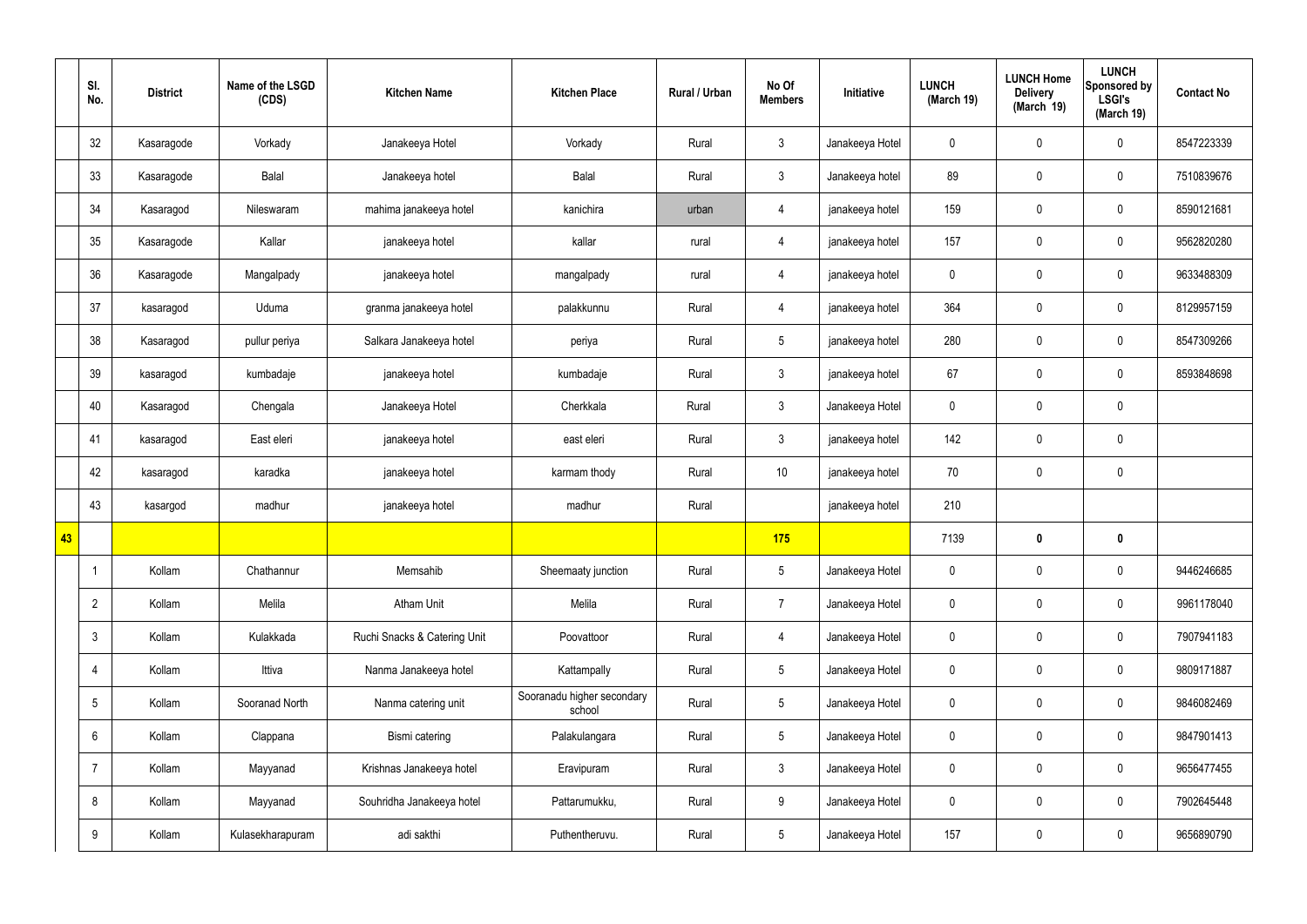|  | Sl. No. | District | Name of the LSGD (CDS) | Kitchen Name | Kitchen Place | Rural / Urban | No Of Members | Initiative | LUNCH (March 19) | LUNCH Home Delivery (March 19) | LUNCH Sponsored by LSGI's (March 19) | Contact No |
|---|---|---|---|---|---|---|---|---|---|---|---|---|
|  | 32 | Kasaragode | Vorkady | Janakeeya Hotel | Vorkady | Rural | 3 | Janakeeya Hotel | 0 | 0 | 0 | 8547223339 |
|  | 33 | Kasaragode | Balal | Janakeeya hotel | Balal | Rural | 3 | Janakeeya hotel | 89 | 0 | 0 | 7510839676 |
|  | 34 | Kasaragod | Nileswaram | mahima janakeeya hotel | kanichira | urban | 4 | janakeeya hotel | 159 | 0 | 0 | 8590121681 |
|  | 35 | Kasaragode | Kallar | janakeeya hotel | kallar | rural | 4 | janakeeya hotel | 157 | 0 | 0 | 9562820280 |
|  | 36 | Kasaragode | Mangalpady | janakeeya hotel | mangalpady | rural | 4 | janakeeya hotel | 0 | 0 | 0 | 9633488309 |
|  | 37 | kasaragod | Uduma | granma janakeeya hotel | palakkunnu | Rural | 4 | janakeeya hotel | 364 | 0 | 0 | 8129957159 |
|  | 38 | Kasaragod | pullur periya | Salkara Janakeeya hotel | periya | Rural | 5 | janakeeya hotel | 280 | 0 | 0 | 8547309266 |
|  | 39 | kasaragod | kumbadaje | janakeeya hotel | kumbadaje | Rural | 3 | janakeeya hotel | 67 | 0 | 0 | 8593848698 |
|  | 40 | Kasaragod | Chengala | Janakeeya Hotel | Cherkkala | Rural | 3 | Janakeeya Hotel | 0 | 0 | 0 |  |
|  | 41 | kasaragod | East eleri | janakeeya hotel | east eleri | Rural | 3 | janakeeya hotel | 142 | 0 | 0 |  |
|  | 42 | kasaragod | karadka | janakeeya hotel | karmam thody | Rural | 10 | janakeeya hotel | 70 | 0 | 0 |  |
|  | 43 | kasargod | madhur | janakeeya hotel | madhur | Rural |  | janakeeya hotel | 210 |  |  |  |
| **43** |  |  |  |  |  |  | **175** |  | 7139 | **0** | **0** |  |
|  | 1 | Kollam | Chathannur | Memsahib | Sheemaaty junction | Rural | 5 | Janakeeya Hotel | 0 | 0 | 0 | 9446246685 |
|  | 2 | Kollam | Melila | Atham Unit | Melila | Rural | 7 | Janakeeya Hotel | 0 | 0 | 0 | 9961178040 |
|  | 3 | Kollam | Kulakkada | Ruchi Snacks & Catering Unit | Poovattoor | Rural | 4 | Janakeeya Hotel | 0 | 0 | 0 | 7907941183 |
|  | 4 | Kollam | Ittiva | Nanma Janakeeya hotel | Kattampally | Rural | 5 | Janakeeya Hotel | 0 | 0 | 0 | 9809171887 |
|  | 5 | Kollam | Sooranad North | Nanma catering unit | Sooranadu higher secondary school | Rural | 5 | Janakeeya Hotel | 0 | 0 | 0 | 9846082469 |
|  | 6 | Kollam | Clappana | Bismi catering | Palakulangara | Rural | 5 | Janakeeya Hotel | 0 | 0 | 0 | 9847901413 |
|  | 7 | Kollam | Mayyanad | Krishnas Janakeeya hotel | Eravipuram | Rural | 3 | Janakeeya Hotel | 0 | 0 | 0 | 9656477455 |
|  | 8 | Kollam | Mayyanad | Souhridha Janakeeya hotel | Pattarumukku, | Rural | 9 | Janakeeya Hotel | 0 | 0 | 0 | 7902645448 |
|  | 9 | Kollam | Kulasekharapuram | adi sakthi | Puthentheruvu. | Rural | 5 | Janakeeya Hotel | 157 | 0 | 0 | 9656890790 |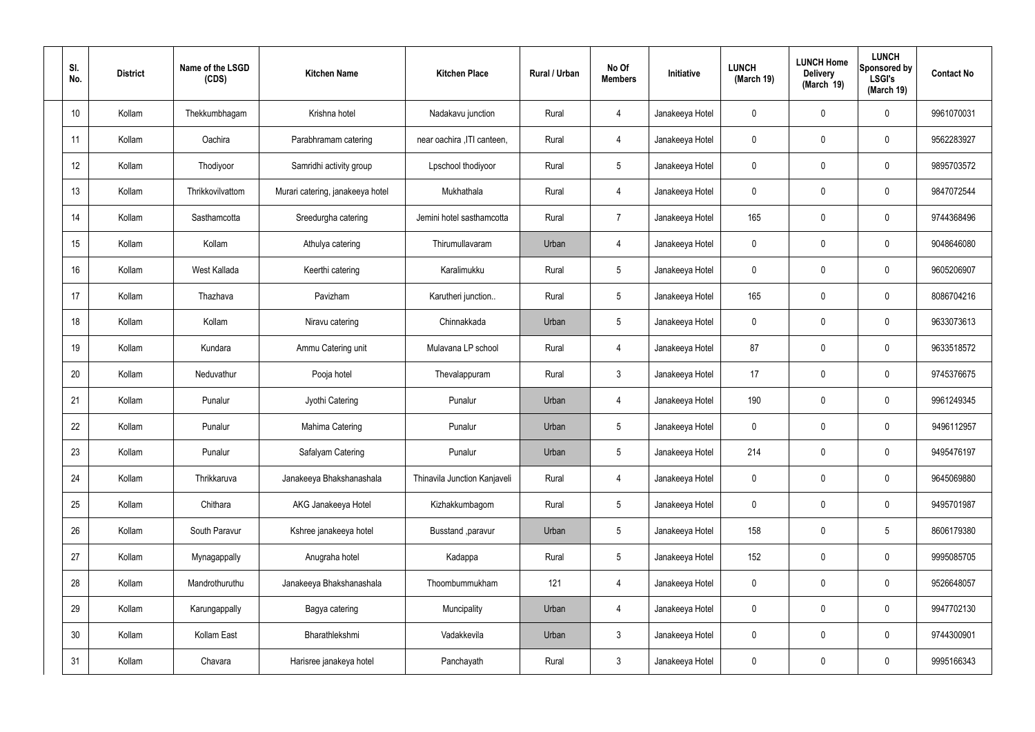| Sl. No. | District | Name of the LSGD (CDS) | Kitchen Name | Kitchen Place | Rural / Urban | No Of Members | Initiative | LUNCH (March 19) | LUNCH Home Delivery (March 19) | LUNCH Sponsored by LSGI's (March 19) | Contact No |
|---|---|---|---|---|---|---|---|---|---|---|---|
| 10 | Kollam | Thekkumbhagam | Krishna hotel | Nadakavu junction | Rural | 4 | Janakeeya Hotel | 0 | 0 | 0 | 9961070031 |
| 11 | Kollam | Oachira | Parabhramam catering | near oachira ,ITI canteen, | Rural | 4 | Janakeeya Hotel | 0 | 0 | 0 | 9562283927 |
| 12 | Kollam | Thodiyoor | Samridhi activity group | Lpschool thodiyoor | Rural | 5 | Janakeeya Hotel | 0 | 0 | 0 | 9895703572 |
| 13 | Kollam | Thrikkovilvattom | Murari catering, janakeeya hotel | Mukhathala | Rural | 4 | Janakeeya Hotel | 0 | 0 | 0 | 9847072544 |
| 14 | Kollam | Sasthamcotta | Sreedurgha catering | Jemini hotel sasthamcotta | Rural | 7 | Janakeeya Hotel | 165 | 0 | 0 | 9744368496 |
| 15 | Kollam | Kollam | Athulya catering | Thirumullavaram | Urban | 4 | Janakeeya Hotel | 0 | 0 | 0 | 9048646080 |
| 16 | Kollam | West Kallada | Keerthi catering | Karalimukku | Rural | 5 | Janakeeya Hotel | 0 | 0 | 0 | 9605206907 |
| 17 | Kollam | Thazhava | Pavizham | Karutheri junction.. | Rural | 5 | Janakeeya Hotel | 165 | 0 | 0 | 8086704216 |
| 18 | Kollam | Kollam | Niravu catering | Chinnakkada | Urban | 5 | Janakeeya Hotel | 0 | 0 | 0 | 9633073613 |
| 19 | Kollam | Kundara | Ammu Catering unit | Mulavana LP school | Rural | 4 | Janakeeya Hotel | 87 | 0 | 0 | 9633518572 |
| 20 | Kollam | Neduvathur | Pooja hotel | Thevalappuram | Rural | 3 | Janakeeya Hotel | 17 | 0 | 0 | 9745376675 |
| 21 | Kollam | Punalur | Jyothi Catering | Punalur | Urban | 4 | Janakeeya Hotel | 190 | 0 | 0 | 9961249345 |
| 22 | Kollam | Punalur | Mahima Catering | Punalur | Urban | 5 | Janakeeya Hotel | 0 | 0 | 0 | 9496112957 |
| 23 | Kollam | Punalur | Safalyam Catering | Punalur | Urban | 5 | Janakeeya Hotel | 214 | 0 | 0 | 9495476197 |
| 24 | Kollam | Thrikkaruva | Janakeeya Bhakshanashala | Thinavila Junction Kanjaveli | Rural | 4 | Janakeeya Hotel | 0 | 0 | 0 | 9645069880 |
| 25 | Kollam | Chithara | AKG Janakeeya Hotel | Kizhakkumbagom | Rural | 5 | Janakeeya Hotel | 0 | 0 | 0 | 9495701987 |
| 26 | Kollam | South Paravur | Kshree janakeeya hotel | Busstand ,paravur | Urban | 5 | Janakeeya Hotel | 158 | 0 | 5 | 8606179380 |
| 27 | Kollam | Mynagappally | Anugraha hotel | Kadappa | Rural | 5 | Janakeeya Hotel | 152 | 0 | 0 | 9995085705 |
| 28 | Kollam | Mandrothuruthu | Janakeeya Bhakshanashala | Thoombummukham | 121 | 4 | Janakeeya Hotel | 0 | 0 | 0 | 9526648057 |
| 29 | Kollam | Karungappally | Bagya catering | Muncipality | Urban | 4 | Janakeeya Hotel | 0 | 0 | 0 | 9947702130 |
| 30 | Kollam | Kollam East | Bharathlekshmi | Vadakkevila | Urban | 3 | Janakeeya Hotel | 0 | 0 | 0 | 9744300901 |
| 31 | Kollam | Chavara | Harisree janakeya hotel | Panchayath | Rural | 3 | Janakeeya Hotel | 0 | 0 | 0 | 9995166343 |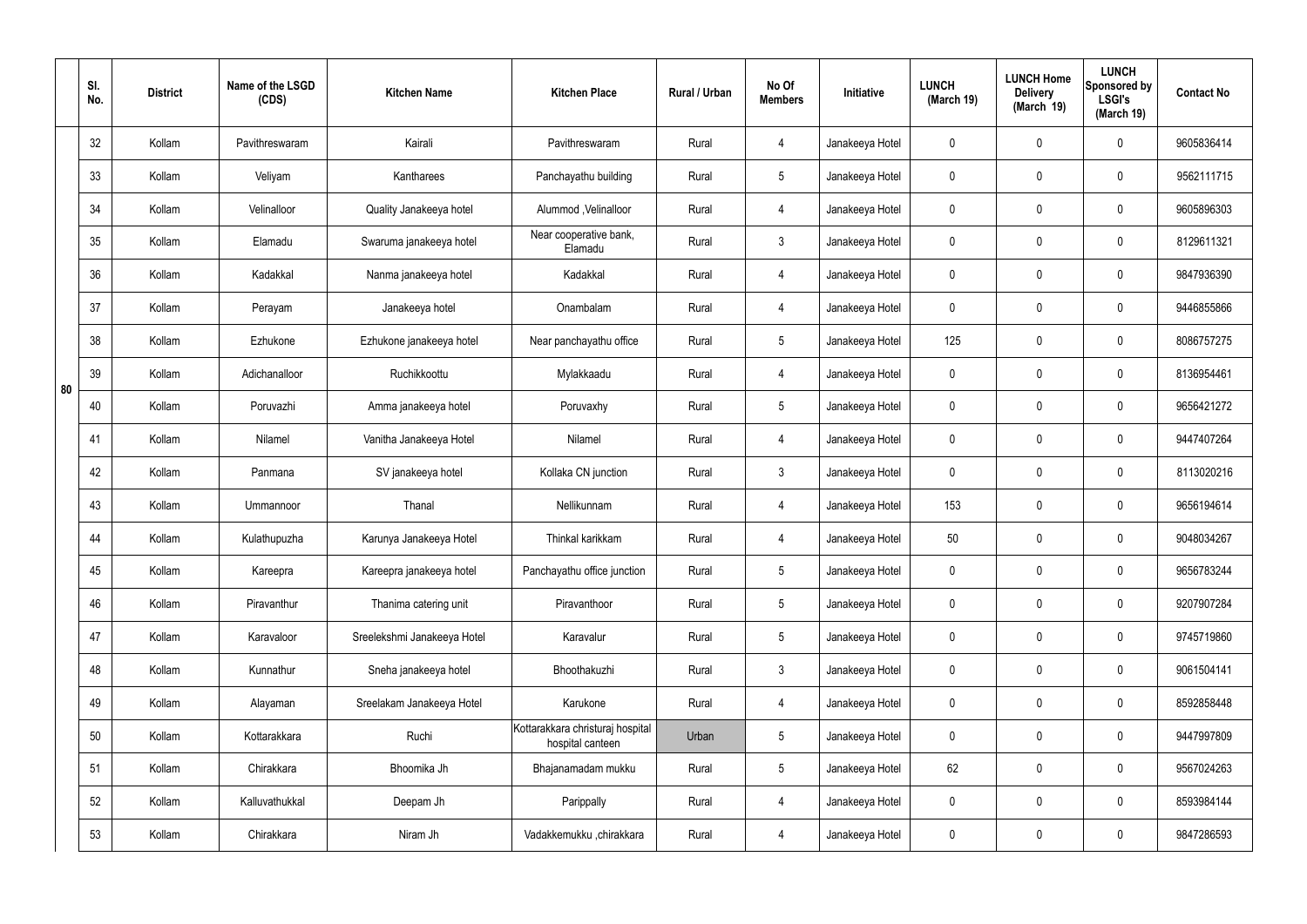| | Sl. No. | District | Name of the LSGD (CDS) | Kitchen Name | Kitchen Place | Rural / Urban | No Of Members | Initiative | LUNCH (March 19) | LUNCH Home Delivery (March 19) | LUNCH Sponsored by LSGI's (March 19) | Contact No |
|---|---|---|---|---|---|---|---|---|---|---|---|---|
| 80 | 32 | Kollam | Pavithreswaram | Kairali | Pavithreswaram | Rural | 4 | Janakeeya Hotel | 0 | 0 | 0 | 9605836414 |
| | 33 | Kollam | Veliyam | Kantharees | Panchayathu building | Rural | 5 | Janakeeya Hotel | 0 | 0 | 0 | 9562111715 |
| | 34 | Kollam | Velinalloor | Quality Janakeeya hotel | Alummod ,Velinalloor | Rural | 4 | Janakeeya Hotel | 0 | 0 | 0 | 9605896303 |
| | 35 | Kollam | Elamadu | Swaruma janakeeya hotel | Near cooperative bank, Elamadu | Rural | 3 | Janakeeya Hotel | 0 | 0 | 0 | 8129611321 |
| | 36 | Kollam | Kadakkal | Nanma janakeeya hotel | Kadakkal | Rural | 4 | Janakeeya Hotel | 0 | 0 | 0 | 9847936390 |
| | 37 | Kollam | Perayam | Janakeeya hotel | Onambalam | Rural | 4 | Janakeeya Hotel | 0 | 0 | 0 | 9446855866 |
| | 38 | Kollam | Ezhukone | Ezhukone janakeeya hotel | Near panchayathu office | Rural | 5 | Janakeeya Hotel | 125 | 0 | 0 | 8086757275 |
| | 39 | Kollam | Adichanalloor | Ruchikkoottu | Mylakkaadu | Rural | 4 | Janakeeya Hotel | 0 | 0 | 0 | 8136954461 |
| | 40 | Kollam | Poruvazhi | Amma janakeeya hotel | Poruvaxhy | Rural | 5 | Janakeeya Hotel | 0 | 0 | 0 | 9656421272 |
| | 41 | Kollam | Nilamel | Vanitha Janakeeya Hotel | Nilamel | Rural | 4 | Janakeeya Hotel | 0 | 0 | 0 | 9447407264 |
| | 42 | Kollam | Panmana | SV janakeeya hotel | Kollaka CN junction | Rural | 3 | Janakeeya Hotel | 0 | 0 | 0 | 8113020216 |
| | 43 | Kollam | Ummannoor | Thanal | Nellikunnam | Rural | 4 | Janakeeya Hotel | 153 | 0 | 0 | 9656194614 |
| | 44 | Kollam | Kulathupuzha | Karunya Janakeeya Hotel | Thinkal karikkam | Rural | 4 | Janakeeya Hotel | 50 | 0 | 0 | 9048034267 |
| | 45 | Kollam | Kareepra | Kareepra janakeeya hotel | Panchayathu office junction | Rural | 5 | Janakeeya Hotel | 0 | 0 | 0 | 9656783244 |
| | 46 | Kollam | Piravanthur | Thanima catering unit | Piravanthoor | Rural | 5 | Janakeeya Hotel | 0 | 0 | 0 | 9207907284 |
| | 47 | Kollam | Karavaloor | Sreelekshmi Janakeeya Hotel | Karavalur | Rural | 5 | Janakeeya Hotel | 0 | 0 | 0 | 9745719860 |
| | 48 | Kollam | Kunnathur | Sneha janakeeya hotel | Bhoothakuzhi | Rural | 3 | Janakeeya Hotel | 0 | 0 | 0 | 9061504141 |
| | 49 | Kollam | Alayaman | Sreelakam Janakeeya Hotel | Karukone | Rural | 4 | Janakeeya Hotel | 0 | 0 | 0 | 8592858448 |
| | 50 | Kollam | Kottarakkara | Ruchi | Kottarakkara christuraj hospital hospital canteen | Urban | 5 | Janakeeya Hotel | 0 | 0 | 0 | 9447997809 |
| | 51 | Kollam | Chirakkara | Bhoomika Jh | Bhajanamadam mukku | Rural | 5 | Janakeeya Hotel | 62 | 0 | 0 | 9567024263 |
| | 52 | Kollam | Kalluvathukkal | Deepam Jh | Parippally | Rural | 4 | Janakeeya Hotel | 0 | 0 | 0 | 8593984144 |
| | 53 | Kollam | Chirakkara | Niram Jh | Vadakkemukku ,chirakkara | Rural | 4 | Janakeeya Hotel | 0 | 0 | 0 | 9847286593 |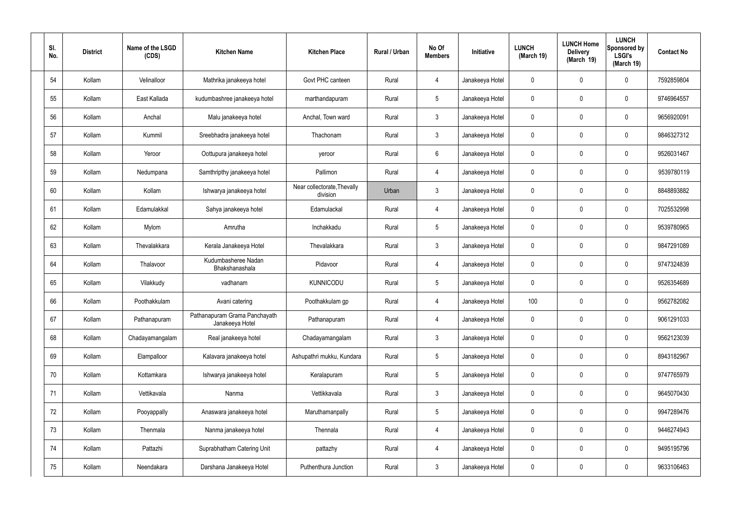| Sl. No. | District | Name of the LSGD (CDS) | Kitchen Name | Kitchen Place | Rural / Urban | No Of Members | Initiative | LUNCH (March 19) | LUNCH Home Delivery (March 19) | LUNCH Sponsored by LSGI's (March 19) | Contact No |
|---|---|---|---|---|---|---|---|---|---|---|---|
| 54 | Kollam | Velinalloor | Mathrika janakeeya hotel | Govt PHC canteen | Rural | 4 | Janakeeya Hotel | 0 | 0 | 0 | 7592859804 |
| 55 | Kollam | East Kallada | kudumbashree janakeeya hotel | marthandapuram | Rural | 5 | Janakeeya Hotel | 0 | 0 | 0 | 9746964557 |
| 56 | Kollam | Anchal | Malu janakeeya hotel | Anchal, Town ward | Rural | 3 | Janakeeya Hotel | 0 | 0 | 0 | 9656920091 |
| 57 | Kollam | Kummil | Sreebhadra janakeeya hotel | Thachonam | Rural | 3 | Janakeeya Hotel | 0 | 0 | 0 | 9846327312 |
| 58 | Kollam | Yeroor | Oottupura janakeeya hotel | yeroor | Rural | 6 | Janakeeya Hotel | 0 | 0 | 0 | 9526031467 |
| 59 | Kollam | Nedumpana | Samthripthy janakeeya hotel | Pallimon | Rural | 4 | Janakeeya Hotel | 0 | 0 | 0 | 9539780119 |
| 60 | Kollam | Kollam | Ishwarya janakeeya hotel | Near collectorate,Thevally division | Urban | 3 | Janakeeya Hotel | 0 | 0 | 0 | 8848893882 |
| 61 | Kollam | Edamulakkal | Sahya janakeeya hotel | Edamulackal | Rural | 4 | Janakeeya Hotel | 0 | 0 | 0 | 7025532998 |
| 62 | Kollam | Mylom | Amrutha | Inchakkadu | Rural | 5 | Janakeeya Hotel | 0 | 0 | 0 | 9539780965 |
| 63 | Kollam | Thevalakkara | Kerala Janakeeya Hotel | Thevalakkara | Rural | 3 | Janakeeya Hotel | 0 | 0 | 0 | 9847291089 |
| 64 | Kollam | Thalavoor | Kudumbasheree Nadan Bhakshanashala | Pidavoor | Rural | 4 | Janakeeya Hotel | 0 | 0 | 0 | 9747324839 |
| 65 | Kollam | Vilakkudy | vadhanam | KUNNICODU | Rural | 5 | Janakeeya Hotel | 0 | 0 | 0 | 9526354689 |
| 66 | Kollam | Poothakkulam | Avani catering | Poothakkulam gp | Rural | 4 | Janakeeya Hotel | 100 | 0 | 0 | 9562782082 |
| 67 | Kollam | Pathanapuram | Pathanapuram Grama Panchayath Janakeeya Hotel | Pathanapuram | Rural | 4 | Janakeeya Hotel | 0 | 0 | 0 | 9061291033 |
| 68 | Kollam | Chadayamangalam | Real janakeeya hotel | Chadayamangalam | Rural | 3 | Janakeeya Hotel | 0 | 0 | 0 | 9562123039 |
| 69 | Kollam | Elampalloor | Kalavara janakeeya hotel | Ashupathri mukku, Kundara | Rural | 5 | Janakeeya Hotel | 0 | 0 | 0 | 8943182967 |
| 70 | Kollam | Kottamkara | Ishwarya janakeeya hotel | Keralapuram | Rural | 5 | Janakeeya Hotel | 0 | 0 | 0 | 9747765979 |
| 71 | Kollam | Vettikavala | Nanma | Vettikkavala | Rural | 3 | Janakeeya Hotel | 0 | 0 | 0 | 9645070430 |
| 72 | Kollam | Pooyappally | Anaswara janakeeya hotel | Maruthamanpally | Rural | 5 | Janakeeya Hotel | 0 | 0 | 0 | 9947289476 |
| 73 | Kollam | Thenmala | Nanma janakeeya hotel | Thennala | Rural | 4 | Janakeeya Hotel | 0 | 0 | 0 | 9446274943 |
| 74 | Kollam | Pattazhi | Suprabhatham Catering Unit | pattazhy | Rural | 4 | Janakeeya Hotel | 0 | 0 | 0 | 9495195796 |
| 75 | Kollam | Neendakara | Darshana Janakeeya Hotel | Puthenthura Junction | Rural | 3 | Janakeeya Hotel | 0 | 0 | 0 | 9633106463 |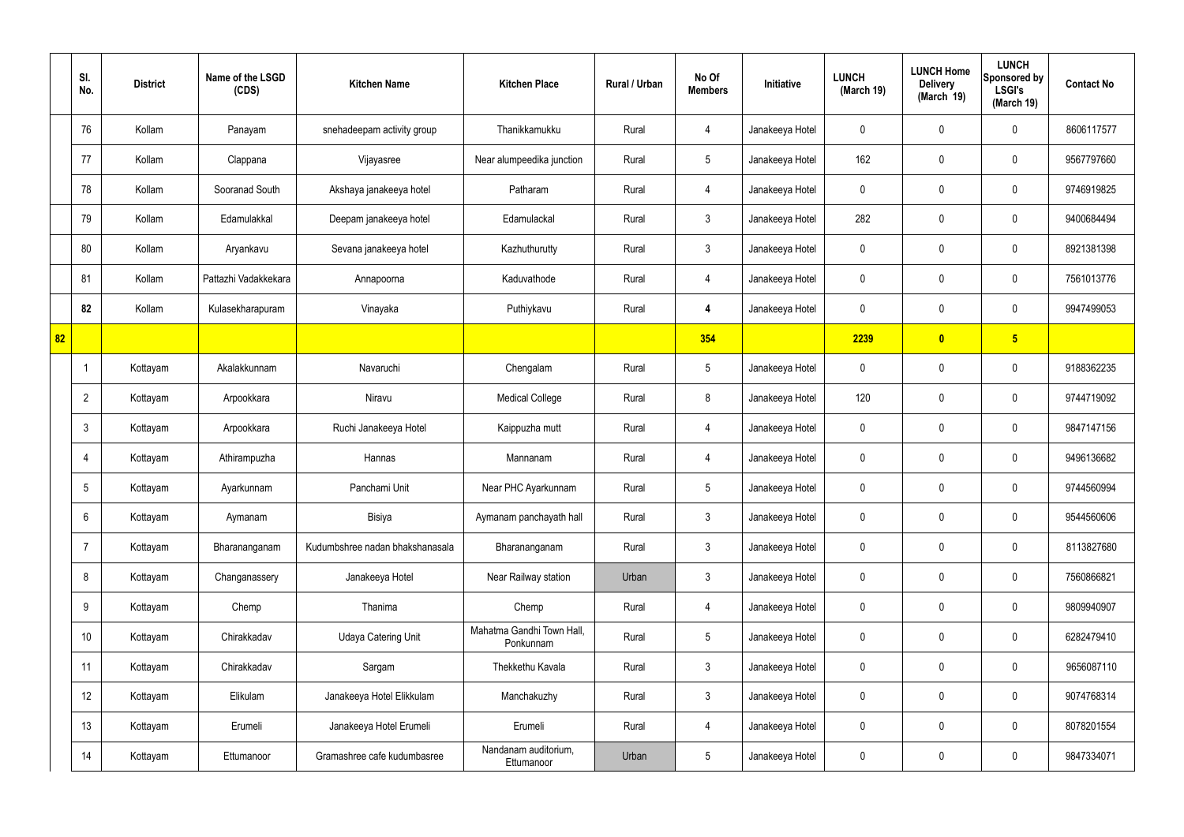| | Sl. No. | District | Name of the LSGD (CDS) | Kitchen Name | Kitchen Place | Rural / Urban | No Of Members | Initiative | LUNCH (March 19) | LUNCH Home Delivery (March 19) | LUNCH Sponsored by LSGI's (March 19) | Contact No |
|---|---|---|---|---|---|---|---|---|---|---|---|---|
| | 76 | Kollam | Panayam | snehadeepam activity group | Thanikkamukku | Rural | 4 | Janakeeya Hotel | 0 | 0 | 0 | 8606117577 |
| | 77 | Kollam | Clappana | Vijayasree | Near alumpeedika junction | Rural | 5 | Janakeeya Hotel | 162 | 0 | 0 | 9567797660 |
| | 78 | Kollam | Sooranad South | Akshaya janakeeya hotel | Patharam | Rural | 4 | Janakeeya Hotel | 0 | 0 | 0 | 9746919825 |
| | 79 | Kollam | Edamulakkal | Deepam janakeeya hotel | Edamulackal | Rural | 3 | Janakeeya Hotel | 282 | 0 | 0 | 9400684494 |
| | 80 | Kollam | Aryankavu | Sevana janakeeya hotel | Kazhuthurutty | Rural | 3 | Janakeeya Hotel | 0 | 0 | 0 | 8921381398 |
| | 81 | Kollam | Pattazhi Vadakkekara | Annapoorna | Kaduvathode | Rural | 4 | Janakeeya Hotel | 0 | 0 | 0 | 7561013776 |
| | **82** | Kollam | Kulasekharapuram | Vinayaka | Puthiykavu | Rural | **4** | Janakeeya Hotel | 0 | 0 | 0 | 9947499053 |
| **82** | | | | | | | **354** | | **2239** | **0** | **5** | |
| | 1 | Kottayam | Akalakkunnam | Navaruchi | Chengalam | Rural | 5 | Janakeeya Hotel | 0 | 0 | 0 | 9188362235 |
| | 2 | Kottayam | Arpookkara | Niravu | Medical College | Rural | 8 | Janakeeya Hotel | 120 | 0 | 0 | 9744719092 |
| | 3 | Kottayam | Arpookkara | Ruchi Janakeeya Hotel | Kaippuzha mutt | Rural | 4 | Janakeeya Hotel | 0 | 0 | 0 | 9847147156 |
| | 4 | Kottayam | Athirampuzha | Hannas | Mannanam | Rural | 4 | Janakeeya Hotel | 0 | 0 | 0 | 9496136682 |
| | 5 | Kottayam | Ayarkunnam | Panchami Unit | Near PHC Ayarkunnam | Rural | 5 | Janakeeya Hotel | 0 | 0 | 0 | 9744560994 |
| | 6 | Kottayam | Aymanam | Bisiya | Aymanam panchayath hall | Rural | 3 | Janakeeya Hotel | 0 | 0 | 0 | 9544560606 |
| | 7 | Kottayam | Bharananganam | Kudumbshree nadan bhakshanasala | Bharananganam | Rural | 3 | Janakeeya Hotel | 0 | 0 | 0 | 8113827680 |
| | 8 | Kottayam | Changanassery | Janakeeya Hotel | Near Railway station | Urban | 3 | Janakeeya Hotel | 0 | 0 | 0 | 7560866821 |
| | 9 | Kottayam | Chemp | Thanima | Chemp | Rural | 4 | Janakeeya Hotel | 0 | 0 | 0 | 9809940907 |
| | 10 | Kottayam | Chirakkadav | Udaya Catering Unit | Mahatma Gandhi Town Hall, Ponkunnam | Rural | 5 | Janakeeya Hotel | 0 | 0 | 0 | 6282479410 |
| | 11 | Kottayam | Chirakkadav | Sargam | Thekkethu Kavala | Rural | 3 | Janakeeya Hotel | 0 | 0 | 0 | 9656087110 |
| | 12 | Kottayam | Elikulam | Janakeeya Hotel Elikkulam | Manchakuzhy | Rural | 3 | Janakeeya Hotel | 0 | 0 | 0 | 9074768314 |
| | 13 | Kottayam | Erumeli | Janakeeya Hotel Erumeli | Erumeli | Rural | 4 | Janakeeya Hotel | 0 | 0 | 0 | 8078201554 |
| | 14 | Kottayam | Ettumanoor | Gramashree cafe kudumbasree | Nandanam auditorium, Ettumanoor | Urban | 5 | Janakeeya Hotel | 0 | 0 | 0 | 9847334071 |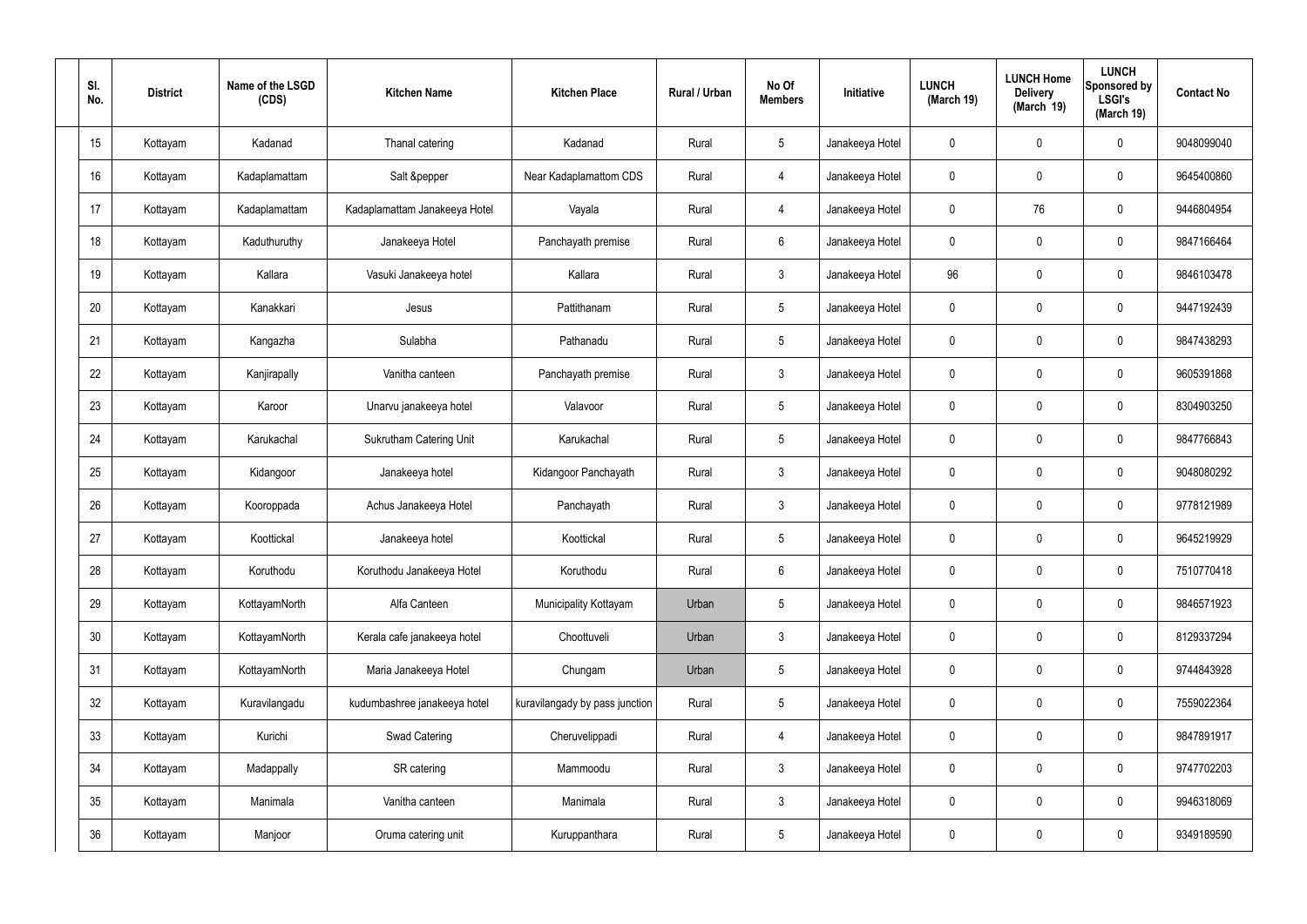| Sl. No. | District | Name of the LSGD (CDS) | Kitchen Name | Kitchen Place | Rural / Urban | No Of Members | Initiative | LUNCH (March 19) | LUNCH Home Delivery (March 19) | LUNCH Sponsored by LSGI's (March 19) | Contact No |
|---|---|---|---|---|---|---|---|---|---|---|---|
| 15 | Kottayam | Kadanad | Thanal catering | Kadanad | Rural | 5 | Janakeeya Hotel | 0 | 0 | 0 | 9048099040 |
| 16 | Kottayam | Kadaplamattam | Salt &pepper | Near Kadaplamattom CDS | Rural | 4 | Janakeeya Hotel | 0 | 0 | 0 | 9645400860 |
| 17 | Kottayam | Kadaplamattam | Kadaplamattam Janakeeya Hotel | Vayala | Rural | 4 | Janakeeya Hotel | 0 | 76 | 0 | 9446804954 |
| 18 | Kottayam | Kaduthuruthy | Janakeeya Hotel | Panchayath premise | Rural | 6 | Janakeeya Hotel | 0 | 0 | 0 | 9847166464 |
| 19 | Kottayam | Kallara | Vasuki Janakeeya hotel | Kallara | Rural | 3 | Janakeeya Hotel | 96 | 0 | 0 | 9846103478 |
| 20 | Kottayam | Kanakkari | Jesus | Pattithanam | Rural | 5 | Janakeeya Hotel | 0 | 0 | 0 | 9447192439 |
| 21 | Kottayam | Kangazha | Sulabha | Pathanadu | Rural | 5 | Janakeeya Hotel | 0 | 0 | 0 | 9847438293 |
| 22 | Kottayam | Kanjirapally | Vanitha canteen | Panchayath premise | Rural | 3 | Janakeeya Hotel | 0 | 0 | 0 | 9605391868 |
| 23 | Kottayam | Karoor | Unarvu janakeeya hotel | Valavoor | Rural | 5 | Janakeeya Hotel | 0 | 0 | 0 | 8304903250 |
| 24 | Kottayam | Karukachal | Sukrutham Catering Unit | Karukachal | Rural | 5 | Janakeeya Hotel | 0 | 0 | 0 | 9847766843 |
| 25 | Kottayam | Kidangoor | Janakeeya hotel | Kidangoor Panchayath | Rural | 3 | Janakeeya Hotel | 0 | 0 | 0 | 9048080292 |
| 26 | Kottayam | Kooroppada | Achus Janakeeya Hotel | Panchayath | Rural | 3 | Janakeeya Hotel | 0 | 0 | 0 | 9778121989 |
| 27 | Kottayam | Koottickal | Janakeeya hotel | Koottickal | Rural | 5 | Janakeeya Hotel | 0 | 0 | 0 | 9645219929 |
| 28 | Kottayam | Koruthodu | Koruthodu Janakeeya Hotel | Koruthodu | Rural | 6 | Janakeeya Hotel | 0 | 0 | 0 | 7510770418 |
| 29 | Kottayam | KottayamNorth | Alfa Canteen | Municipality Kottayam | Urban | 5 | Janakeeya Hotel | 0 | 0 | 0 | 9846571923 |
| 30 | Kottayam | KottayamNorth | Kerala cafe janakeeya hotel | Choottuveli | Urban | 3 | Janakeeya Hotel | 0 | 0 | 0 | 8129337294 |
| 31 | Kottayam | KottayamNorth | Maria Janakeeya Hotel | Chungam | Urban | 5 | Janakeeya Hotel | 0 | 0 | 0 | 9744843928 |
| 32 | Kottayam | Kuravilangadu | kudumbashree janakeeya hotel | kuravilangady by pass junction | Rural | 5 | Janakeeya Hotel | 0 | 0 | 0 | 7559022364 |
| 33 | Kottayam | Kurichi | Swad Catering | Cheruvelippadi | Rural | 4 | Janakeeya Hotel | 0 | 0 | 0 | 9847891917 |
| 34 | Kottayam | Madappally | SR catering | Mammoodu | Rural | 3 | Janakeeya Hotel | 0 | 0 | 0 | 9747702203 |
| 35 | Kottayam | Manimala | Vanitha canteen | Manimala | Rural | 3 | Janakeeya Hotel | 0 | 0 | 0 | 9946318069 |
| 36 | Kottayam | Manjoor | Oruma catering unit | Kuruppanthara | Rural | 5 | Janakeeya Hotel | 0 | 0 | 0 | 9349189590 |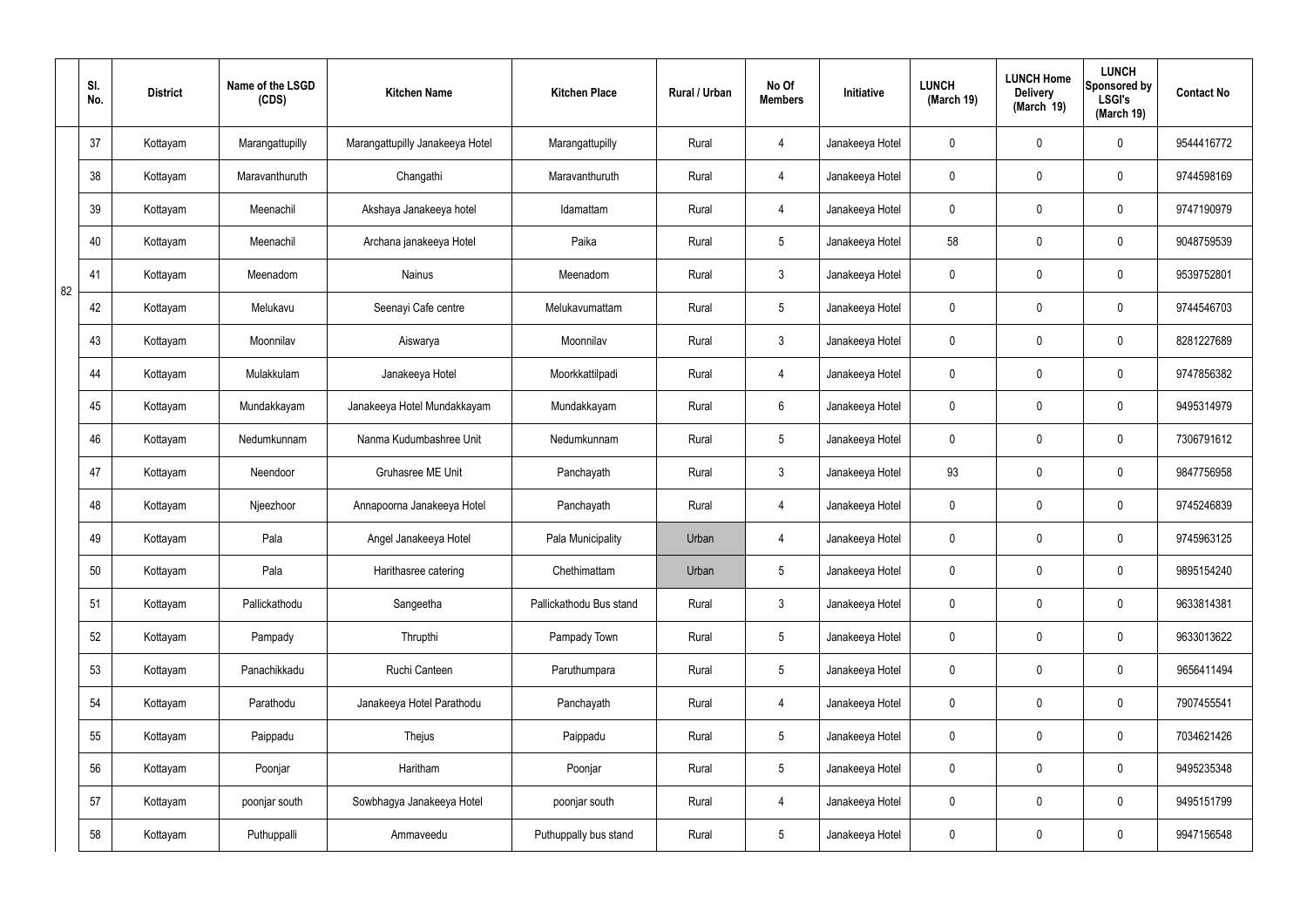| | Sl. No. | District | Name of the LSGD (CDS) | Kitchen Name | Kitchen Place | Rural / Urban | No Of Members | Initiative | LUNCH (March 19) | LUNCH Home Delivery (March 19) | LUNCH Sponsored by LSGI's (March 19) | Contact No |
|---|---|---|---|---|---|---|---|---|---|---|---|---|
| 82 | 37 | Kottayam | Marangattupilly | Marangattupilly Janakeeya Hotel | Marangattupilly | Rural | 4 | Janakeeya Hotel | 0 | 0 | 0 | 9544416772 |
| | 38 | Kottayam | Maravanthuruth | Changathi | Maravanthuruth | Rural | 4 | Janakeeya Hotel | 0 | 0 | 0 | 9744598169 |
| | 39 | Kottayam | Meenachil | Akshaya Janakeeya hotel | Idamattam | Rural | 4 | Janakeeya Hotel | 0 | 0 | 0 | 9747190979 |
| | 40 | Kottayam | Meenachil | Archana janakeeya Hotel | Paika | Rural | 5 | Janakeeya Hotel | 58 | 0 | 0 | 9048759539 |
| | 41 | Kottayam | Meenadom | Nainus | Meenadom | Rural | 3 | Janakeeya Hotel | 0 | 0 | 0 | 9539752801 |
| | 42 | Kottayam | Melukavu | Seenayi Cafe centre | Melukavumattam | Rural | 5 | Janakeeya Hotel | 0 | 0 | 0 | 9744546703 |
| | 43 | Kottayam | Moonnilav | Aiswarya | Moonnilav | Rural | 3 | Janakeeya Hotel | 0 | 0 | 0 | 8281227689 |
| | 44 | Kottayam | Mulakkulam | Janakeeya Hotel | Moorkkattilpadi | Rural | 4 | Janakeeya Hotel | 0 | 0 | 0 | 9747856382 |
| | 45 | Kottayam | Mundakkayam | Janakeeya Hotel Mundakkayam | Mundakkayam | Rural | 6 | Janakeeya Hotel | 0 | 0 | 0 | 9495314979 |
| | 46 | Kottayam | Nedumkunnam | Nanma Kudumbashree Unit | Nedumkunnam | Rural | 5 | Janakeeya Hotel | 0 | 0 | 0 | 7306791612 |
| | 47 | Kottayam | Neendoor | Gruhasree ME Unit | Panchayath | Rural | 3 | Janakeeya Hotel | 93 | 0 | 0 | 9847756958 |
| | 48 | Kottayam | Njeezhoor | Annapoorna Janakeeya Hotel | Panchayath | Rural | 4 | Janakeeya Hotel | 0 | 0 | 0 | 9745246839 |
| | 49 | Kottayam | Pala | Angel Janakeeya Hotel | Pala Municipality | Urban | 4 | Janakeeya Hotel | 0 | 0 | 0 | 9745963125 |
| | 50 | Kottayam | Pala | Harithasree catering | Chethimattam | Urban | 5 | Janakeeya Hotel | 0 | 0 | 0 | 9895154240 |
| | 51 | Kottayam | Pallickathodu | Sangeetha | Pallickathodu Bus stand | Rural | 3 | Janakeeya Hotel | 0 | 0 | 0 | 9633814381 |
| | 52 | Kottayam | Pampady | Thrupthi | Pampady Town | Rural | 5 | Janakeeya Hotel | 0 | 0 | 0 | 9633013622 |
| | 53 | Kottayam | Panachikkadu | Ruchi Canteen | Paruthumpara | Rural | 5 | Janakeeya Hotel | 0 | 0 | 0 | 9656411494 |
| | 54 | Kottayam | Parathodu | Janakeeya Hotel Parathodu | Panchayath | Rural | 4 | Janakeeya Hotel | 0 | 0 | 0 | 7907455541 |
| | 55 | Kottayam | Paippadu | Thejus | Paippadu | Rural | 5 | Janakeeya Hotel | 0 | 0 | 0 | 7034621426 |
| | 56 | Kottayam | Poonjar | Haritham | Poonjar | Rural | 5 | Janakeeya Hotel | 0 | 0 | 0 | 9495235348 |
| | 57 | Kottayam | poonjar south | Sowbhagya Janakeeya Hotel | poonjar south | Rural | 4 | Janakeeya Hotel | 0 | 0 | 0 | 9495151799 |
| | 58 | Kottayam | Puthuppalli | Ammaveedu | Puthuppally bus stand | Rural | 5 | Janakeeya Hotel | 0 | 0 | 0 | 9947156548 |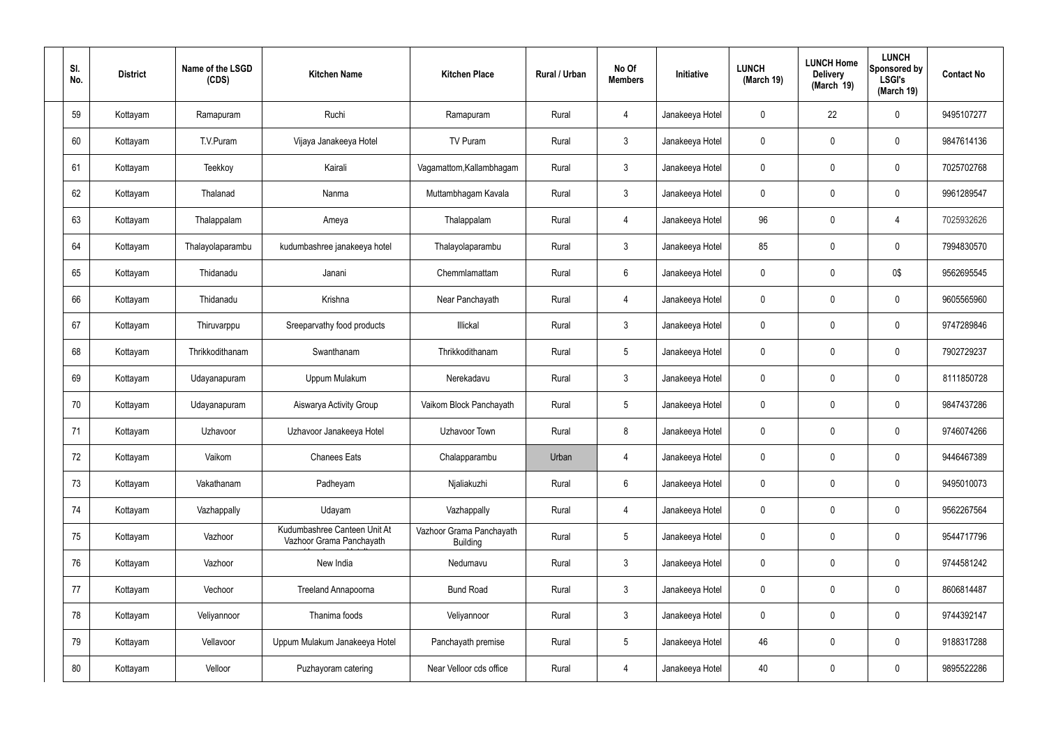| Sl. No. | District | Name of the LSGD (CDS) | Kitchen Name | Kitchen Place | Rural / Urban | No Of Members | Initiative | LUNCH (March 19) | LUNCH Home Delivery (March 19) | LUNCH Sponsored by LSGI's (March 19) | Contact No |
|---|---|---|---|---|---|---|---|---|---|---|---|
| 59 | Kottayam | Ramapuram | Ruchi | Ramapuram | Rural | 4 | Janakeeya Hotel | 0 | 22 | 0 | 9495107277 |
| 60 | Kottayam | T.V.Puram | Vijaya Janakeeya Hotel | TV Puram | Rural | 3 | Janakeeya Hotel | 0 | 0 | 0 | 9847614136 |
| 61 | Kottayam | Teekkoy | Kairali | Vagamattom,Kallambhagam | Rural | 3 | Janakeeya Hotel | 0 | 0 | 0 | 7025702768 |
| 62 | Kottayam | Thalanad | Nanma | Muttambhagam Kavala | Rural | 3 | Janakeeya Hotel | 0 | 0 | 0 | 9961289547 |
| 63 | Kottayam | Thalappalam | Ameya | Thalappalam | Rural | 4 | Janakeeya Hotel | 96 | 0 | 4 | 7025932626 |
| 64 | Kottayam | Thalayolaparambu | kudumbashree janakeeya hotel | Thalayolaparambu | Rural | 3 | Janakeeya Hotel | 85 | 0 | 0 | 7994830570 |
| 65 | Kottayam | Thidanadu | Janani | Chemmlamattam | Rural | 6 | Janakeeya Hotel | 0 | 0 | 0$ | 9562695545 |
| 66 | Kottayam | Thidanadu | Krishna | Near Panchayath | Rural | 4 | Janakeeya Hotel | 0 | 0 | 0 | 9605565960 |
| 67 | Kottayam | Thiruvarppu | Sreeparvathy food products | Illickal | Rural | 3 | Janakeeya Hotel | 0 | 0 | 0 | 9747289846 |
| 68 | Kottayam | Thrikkodithanam | Swanthanam | Thrikkodithanam | Rural | 5 | Janakeeya Hotel | 0 | 0 | 0 | 7902729237 |
| 69 | Kottayam | Udayanapuram | Uppum Mulakum | Nerekadavu | Rural | 3 | Janakeeya Hotel | 0 | 0 | 0 | 8111850728 |
| 70 | Kottayam | Udayanapuram | Aiswarya Activity Group | Vaikom Block Panchayath | Rural | 5 | Janakeeya Hotel | 0 | 0 | 0 | 9847437286 |
| 71 | Kottayam | Uzhavoor | Uzhavoor Janakeeya Hotel | Uzhavoor Town | Rural | 8 | Janakeeya Hotel | 0 | 0 | 0 | 9746074266 |
| 72 | Kottayam | Vaikom | Chanees Eats | Chalapparambu | Urban | 4 | Janakeeya Hotel | 0 | 0 | 0 | 9446467389 |
| 73 | Kottayam | Vakathanam | Padheyam | Njaliakuzhi | Rural | 6 | Janakeeya Hotel | 0 | 0 | 0 | 9495010073 |
| 74 | Kottayam | Vazhappally | Udayam | Vazhappally | Rural | 4 | Janakeeya Hotel | 0 | 0 | 0 | 9562267564 |
| 75 | Kottayam | Vazhoor | Kudumbashree Canteen Unit At Vazhoor Grama Panchayath | Vazhoor Grama Panchayath Building | Rural | 5 | Janakeeya Hotel | 0 | 0 | 0 | 9544717796 |
| 76 | Kottayam | Vazhoor | New India | Nedumavu | Rural | 3 | Janakeeya Hotel | 0 | 0 | 0 | 9744581242 |
| 77 | Kottayam | Vechoor | Treeland Annapoorna | Bund Road | Rural | 3 | Janakeeya Hotel | 0 | 0 | 0 | 8606814487 |
| 78 | Kottayam | Veliyannoor | Thanima foods | Veliyannoor | Rural | 3 | Janakeeya Hotel | 0 | 0 | 0 | 9744392147 |
| 79 | Kottayam | Vellavoor | Uppum Mulakum Janakeeya Hotel | Panchayath premise | Rural | 5 | Janakeeya Hotel | 46 | 0 | 0 | 9188317288 |
| 80 | Kottayam | Velloor | Puzhayoram catering | Near Velloor cds office | Rural | 4 | Janakeeya Hotel | 40 | 0 | 0 | 9895522286 |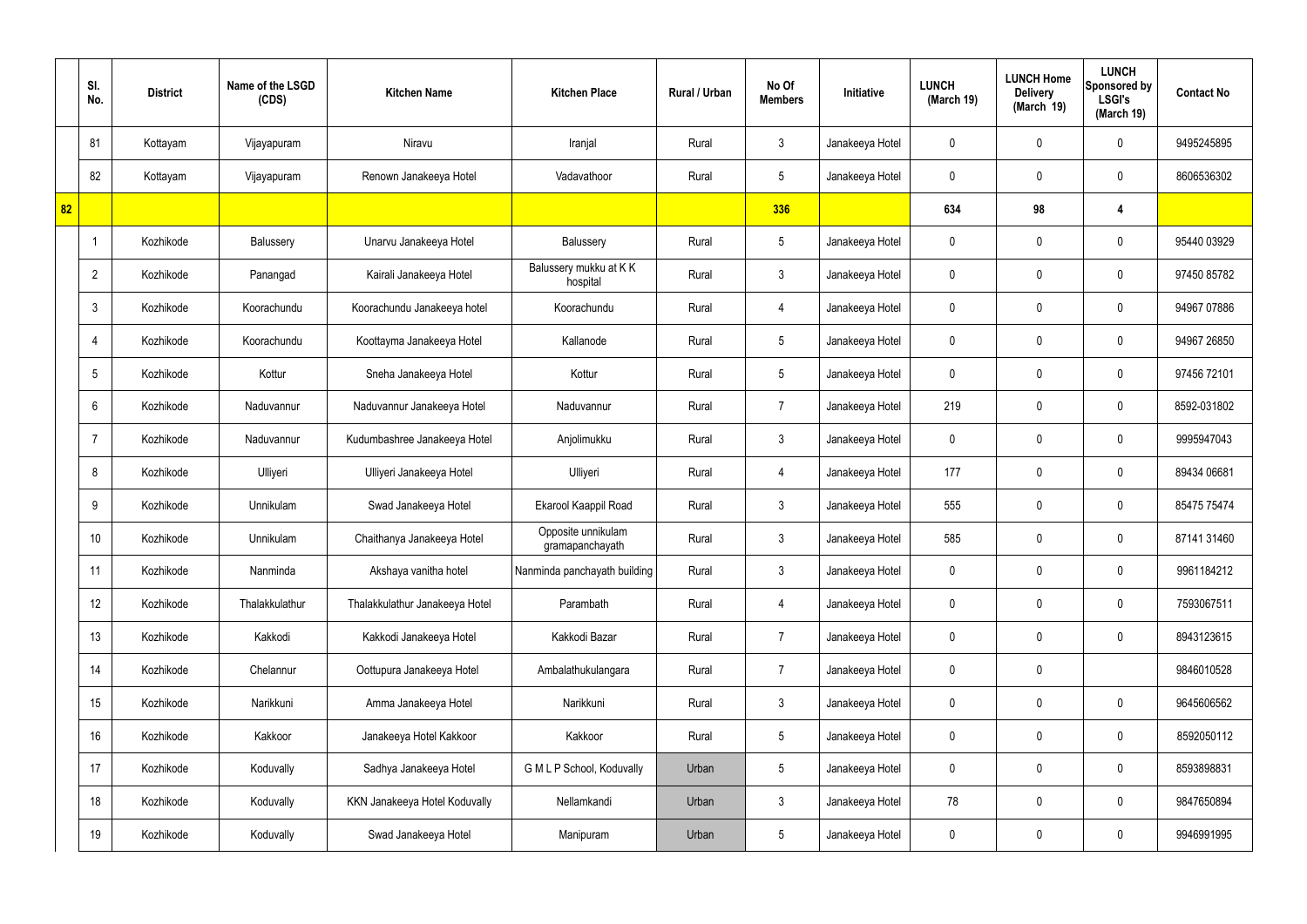| | Sl. No. | District | Name of the LSGD (CDS) | Kitchen Name | Kitchen Place | Rural / Urban | No Of Members | Initiative | LUNCH (March 19) | LUNCH Home Delivery (March 19) | LUNCH Sponsored by LSGI's (March 19) | Contact No |
|---|---|---|---|---|---|---|---|---|---|---|---|---|
| | 81 | Kottayam | Vijayapuram | Niravu | Iranjal | Rural | 3 | Janakeeya Hotel | 0 | 0 | 0 | 9495245895 |
| | 82 | Kottayam | Vijayapuram | Renown Janakeeya Hotel | Vadavathoor | Rural | 5 | Janakeeya Hotel | 0 | 0 | 0 | 8606536302 |
| **82** | | | | | | | **336** | | **634** | **98** | **4** | |
| | 1 | Kozhikode | Balussery | Unarvu Janakeeya Hotel | Balussery | Rural | 5 | Janakeeya Hotel | 0 | 0 | 0 | 95440 03929 |
| | 2 | Kozhikode | Panangad | Kairali Janakeeya Hotel | Balussery mukku at K K hospital | Rural | 3 | Janakeeya Hotel | 0 | 0 | 0 | 97450 85782 |
| | 3 | Kozhikode | Koorachundu | Koorachundu Janakeeya hotel | Koorachundu | Rural | 4 | Janakeeya Hotel | 0 | 0 | 0 | 94967 07886 |
| | 4 | Kozhikode | Koorachundu | Koottayma Janakeeya Hotel | Kallanode | Rural | 5 | Janakeeya Hotel | 0 | 0 | 0 | 94967 26850 |
| | 5 | Kozhikode | Kottur | Sneha Janakeeya Hotel | Kottur | Rural | 5 | Janakeeya Hotel | 0 | 0 | 0 | 97456 72101 |
| | 6 | Kozhikode | Naduvannur | Naduvannur Janakeeya Hotel | Naduvannur | Rural | 7 | Janakeeya Hotel | 219 | 0 | 0 | 8592-031802 |
| | 7 | Kozhikode | Naduvannur | Kudumbashree Janakeeya Hotel | Anjolimukku | Rural | 3 | Janakeeya Hotel | 0 | 0 | 0 | 9995947043 |
| | 8 | Kozhikode | Ulliyeri | Ulliyeri Janakeeya Hotel | Ulliyeri | Rural | 4 | Janakeeya Hotel | 177 | 0 | 0 | 89434 06681 |
| | 9 | Kozhikode | Unnikulam | Swad Janakeeya Hotel | Ekarool Kaappil Road | Rural | 3 | Janakeeya Hotel | 555 | 0 | 0 | 85475 75474 |
| | 10 | Kozhikode | Unnikulam | Chaithanya Janakeeya Hotel | Opposite unnikulam gramapanchayath | Rural | 3 | Janakeeya Hotel | 585 | 0 | 0 | 87141 31460 |
| | 11 | Kozhikode | Nanminda | Akshaya vanitha hotel | Nanminda panchayath building | Rural | 3 | Janakeeya Hotel | 0 | 0 | 0 | 9961184212 |
| | 12 | Kozhikode | Thalakkulathur | Thalakkulathur Janakeeya Hotel | Parambath | Rural | 4 | Janakeeya Hotel | 0 | 0 | 0 | 7593067511 |
| | 13 | Kozhikode | Kakkodi | Kakkodi Janakeeya Hotel | Kakkodi Bazar | Rural | 7 | Janakeeya Hotel | 0 | 0 | 0 | 8943123615 |
| | 14 | Kozhikode | Chelannur | Oottupura Janakeeya Hotel | Ambalathukulangara | Rural | 7 | Janakeeya Hotel | 0 | 0 | | 9846010528 |
| | 15 | Kozhikode | Narikkuni | Amma Janakeeya Hotel | Narikkuni | Rural | 3 | Janakeeya Hotel | 0 | 0 | 0 | 9645606562 |
| | 16 | Kozhikode | Kakkoor | Janakeeya Hotel Kakkoor | Kakkoor | Rural | 5 | Janakeeya Hotel | 0 | 0 | 0 | 8592050112 |
| | 17 | Kozhikode | Koduvally | Sadhya Janakeeya Hotel | G M L P School, Koduvally | Urban | 5 | Janakeeya Hotel | 0 | 0 | 0 | 8593898831 |
| | 18 | Kozhikode | Koduvally | KKN Janakeeya Hotel Koduvally | Nellamkandi | Urban | 3 | Janakeeya Hotel | 78 | 0 | 0 | 9847650894 |
| | 19 | Kozhikode | Koduvally | Swad Janakeeya Hotel | Manipuram | Urban | 5 | Janakeeya Hotel | 0 | 0 | 0 | 9946991995 |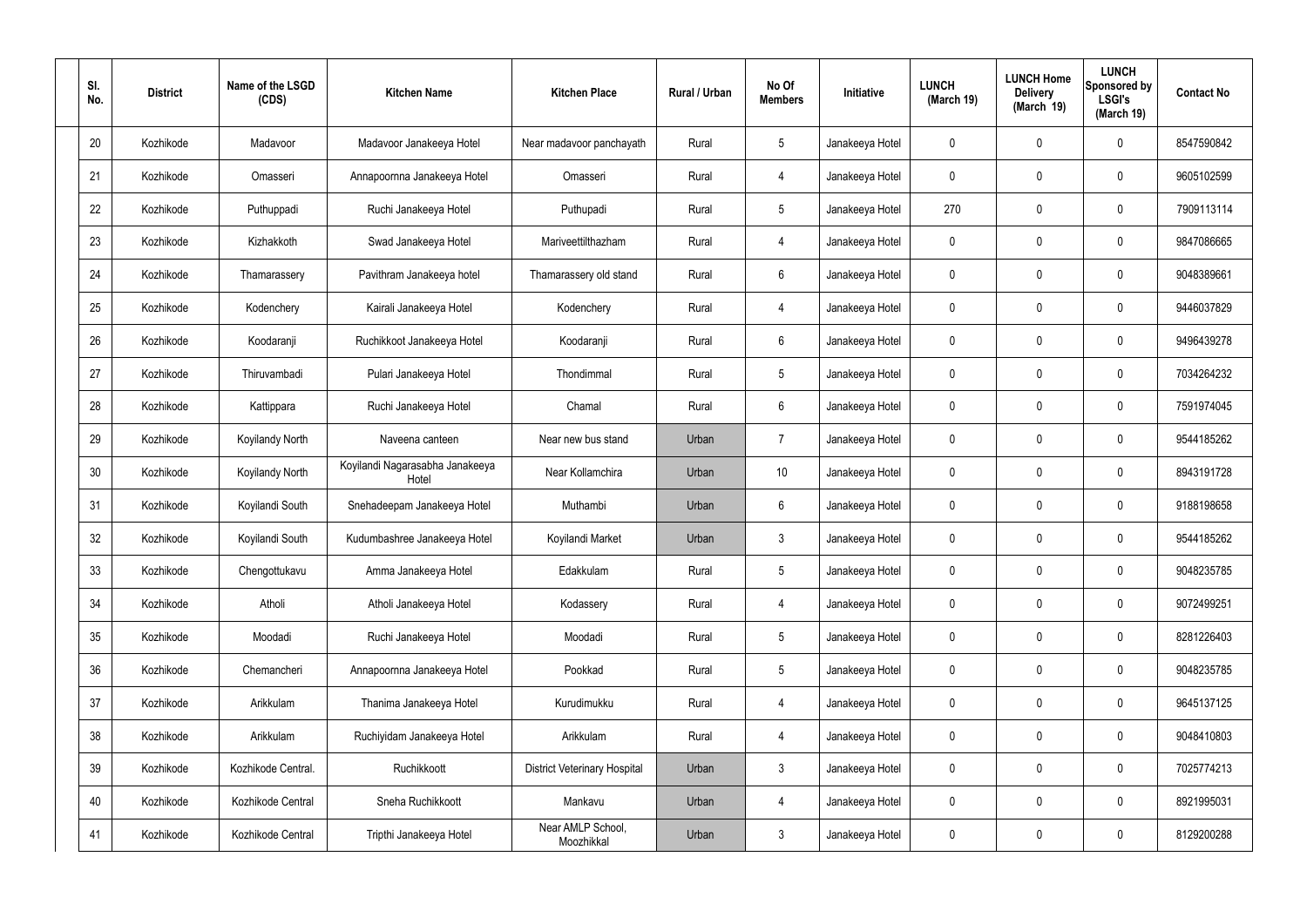| Sl. No. | District | Name of the LSGD (CDS) | Kitchen Name | Kitchen Place | Rural / Urban | No Of Members | Initiative | LUNCH (March 19) | LUNCH Home Delivery (March 19) | LUNCH Sponsored by LSGI's (March 19) | Contact No |
|---|---|---|---|---|---|---|---|---|---|---|---|
| 20 | Kozhikode | Madavoor | Madavoor Janakeeya Hotel | Near madavoor panchayath | Rural | 5 | Janakeeya Hotel | 0 | 0 | 0 | 8547590842 |
| 21 | Kozhikode | Omasseri | Annapoornna Janakeeya Hotel | Omasseri | Rural | 4 | Janakeeya Hotel | 0 | 0 | 0 | 9605102599 |
| 22 | Kozhikode | Puthuppadi | Ruchi Janakeeya Hotel | Puthupadi | Rural | 5 | Janakeeya Hotel | 270 | 0 | 0 | 7909113114 |
| 23 | Kozhikode | Kizhakkoth | Swad Janakeeya Hotel | Mariveettilthazham | Rural | 4 | Janakeeya Hotel | 0 | 0 | 0 | 9847086665 |
| 24 | Kozhikode | Thamarassery | Pavithram Janakeeya hotel | Thamarassery old stand | Rural | 6 | Janakeeya Hotel | 0 | 0 | 0 | 9048389661 |
| 25 | Kozhikode | Kodenchery | Kairali Janakeeya Hotel | Kodenchery | Rural | 4 | Janakeeya Hotel | 0 | 0 | 0 | 9446037829 |
| 26 | Kozhikode | Koodaranji | Ruchikkoot Janakeeya Hotel | Koodaranji | Rural | 6 | Janakeeya Hotel | 0 | 0 | 0 | 9496439278 |
| 27 | Kozhikode | Thiruvambadi | Pulari Janakeeya Hotel | Thondimmal | Rural | 5 | Janakeeya Hotel | 0 | 0 | 0 | 7034264232 |
| 28 | Kozhikode | Kattippara | Ruchi Janakeeya Hotel | Chamal | Rural | 6 | Janakeeya Hotel | 0 | 0 | 0 | 7591974045 |
| 29 | Kozhikode | Koyilandy North | Naveena canteen | Near new bus stand | Urban | 7 | Janakeeya Hotel | 0 | 0 | 0 | 9544185262 |
| 30 | Kozhikode | Koyilandy North | Koyilandi Nagarasabha Janakeeya Hotel | Near Kollamchira | Urban | 10 | Janakeeya Hotel | 0 | 0 | 0 | 8943191728 |
| 31 | Kozhikode | Koyilandi South | Snehadeepam Janakeeya Hotel | Muthambi | Urban | 6 | Janakeeya Hotel | 0 | 0 | 0 | 9188198658 |
| 32 | Kozhikode | Koyilandi South | Kudumbashree Janakeeya Hotel | Koyilandi Market | Urban | 3 | Janakeeya Hotel | 0 | 0 | 0 | 9544185262 |
| 33 | Kozhikode | Chengottukavu | Amma Janakeeya Hotel | Edakkulam | Rural | 5 | Janakeeya Hotel | 0 | 0 | 0 | 9048235785 |
| 34 | Kozhikode | Atholi | Atholi Janakeeya Hotel | Kodassery | Rural | 4 | Janakeeya Hotel | 0 | 0 | 0 | 9072499251 |
| 35 | Kozhikode | Moodadi | Ruchi Janakeeya Hotel | Moodadi | Rural | 5 | Janakeeya Hotel | 0 | 0 | 0 | 8281226403 |
| 36 | Kozhikode | Chemancheri | Annapoornna Janakeeya Hotel | Pookkad | Rural | 5 | Janakeeya Hotel | 0 | 0 | 0 | 9048235785 |
| 37 | Kozhikode | Arikkulam | Thanima Janakeeya Hotel | Kurudimukku | Rural | 4 | Janakeeya Hotel | 0 | 0 | 0 | 9645137125 |
| 38 | Kozhikode | Arikkulam | Ruchiyidam Janakeeya Hotel | Arikkulam | Rural | 4 | Janakeeya Hotel | 0 | 0 | 0 | 9048410803 |
| 39 | Kozhikode | Kozhikode Central. | Ruchikkoott | District Veterinary Hospital | Urban | 3 | Janakeeya Hotel | 0 | 0 | 0 | 7025774213 |
| 40 | Kozhikode | Kozhikode Central | Sneha Ruchikkoott | Mankavu | Urban | 4 | Janakeeya Hotel | 0 | 0 | 0 | 8921995031 |
| 41 | Kozhikode | Kozhikode Central | Tripthi Janakeeya Hotel | Near AMLP School, Moozhikkal | Urban | 3 | Janakeeya Hotel | 0 | 0 | 0 | 8129200288 |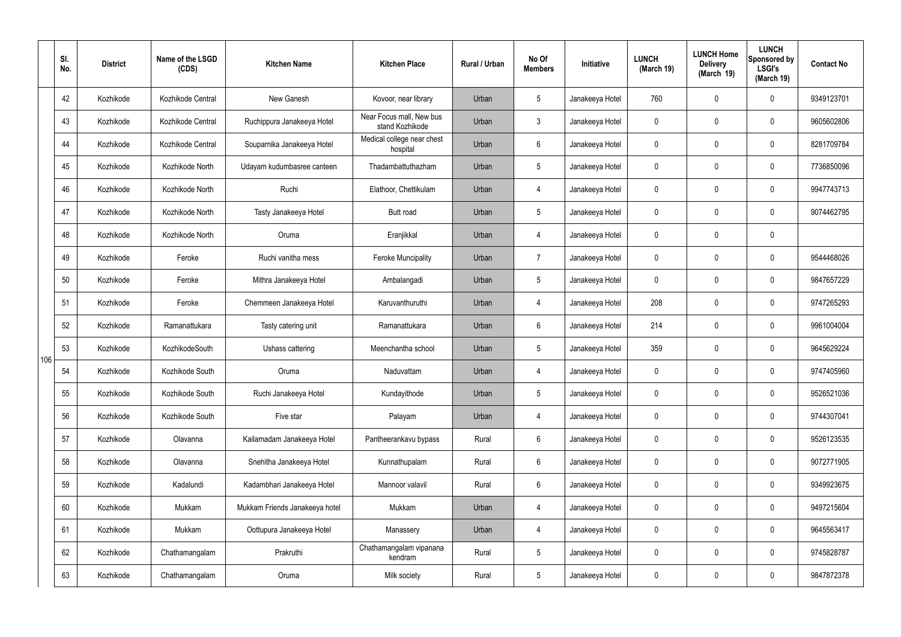| | Sl. No. | District | Name of the LSGD (CDS) | Kitchen Name | Kitchen Place | Rural / Urban | No Of Members | Initiative | LUNCH (March 19) | LUNCH Home Delivery (March 19) | LUNCH Sponsored by LSGI's (March 19) | Contact No |
|---|---|---|---|---|---|---|---|---|---|---|---|---|
| 106 | 42 | Kozhikode | Kozhikode Central | New Ganesh | Kovoor, near library | Urban | 5 | Janakeeya Hotel | 760 | 0 | 0 | 9349123701 |
| | 43 | Kozhikode | Kozhikode Central | Ruchippura Janakeeya Hotel | Near Focus mall, New bus stand Kozhikode | Urban | 3 | Janakeeya Hotel | 0 | 0 | 0 | 9605602806 |
| | 44 | Kozhikode | Kozhikode Central | Souparnika Janakeeya Hotel | Medical college near chest hospital | Urban | 6 | Janakeeya Hotel | 0 | 0 | 0 | 8281709784 |
| | 45 | Kozhikode | Kozhikode North | Udayam kudumbasree canteen | Thadambattuthazham | Urban | 5 | Janakeeya Hotel | 0 | 0 | 0 | 7736850096 |
| | 46 | Kozhikode | Kozhikode North | Ruchi | Elathoor, Chettikulam | Urban | 4 | Janakeeya Hotel | 0 | 0 | 0 | 9947743713 |
| | 47 | Kozhikode | Kozhikode North | Tasty Janakeeya Hotel | Butt road | Urban | 5 | Janakeeya Hotel | 0 | 0 | 0 | 9074462795 |
| | 48 | Kozhikode | Kozhikode North | Oruma | Eranjikkal | Urban | 4 | Janakeeya Hotel | 0 | 0 | 0 | |
| | 49 | Kozhikode | Feroke | Ruchi vanitha mess | Feroke Muncipality | Urban | 7 | Janakeeya Hotel | 0 | 0 | 0 | 9544468026 |
| | 50 | Kozhikode | Feroke | Mithra Janakeeya Hotel | Ambalangadi | Urban | 5 | Janakeeya Hotel | 0 | 0 | 0 | 9847657229 |
| | 51 | Kozhikode | Feroke | Chemmeen Janakeeya Hotel | Karuvanthuruthi | Urban | 4 | Janakeeya Hotel | 208 | 0 | 0 | 9747265293 |
| | 52 | Kozhikode | Ramanattukara | Tasty catering unit | Ramanattukara | Urban | 6 | Janakeeya Hotel | 214 | 0 | 0 | 9961004004 |
| | 53 | Kozhikode | KozhikodeSouth | Ushass cattering | Meenchantha school | Urban | 5 | Janakeeya Hotel | 359 | 0 | 0 | 9645629224 |
| | 54 | Kozhikode | Kozhikode South | Oruma | Naduvattam | Urban | 4 | Janakeeya Hotel | 0 | 0 | 0 | 9747405960 |
| | 55 | Kozhikode | Kozhikode South | Ruchi Janakeeya Hotel | Kundayithode | Urban | 5 | Janakeeya Hotel | 0 | 0 | 0 | 9526521036 |
| | 56 | Kozhikode | Kozhikode South | Five star | Palayam | Urban | 4 | Janakeeya Hotel | 0 | 0 | 0 | 9744307041 |
| | 57 | Kozhikode | Olavanna | Kailamadam Janakeeya Hotel | Pantheerankavu bypass | Rural | 6 | Janakeeya Hotel | 0 | 0 | 0 | 9526123535 |
| | 58 | Kozhikode | Olavanna | Snehitha Janakeeya Hotel | Kunnathupalam | Rural | 6 | Janakeeya Hotel | 0 | 0 | 0 | 9072771905 |
| | 59 | Kozhikode | Kadalundi | Kadambhari Janakeeya Hotel | Mannoor valavil | Rural | 6 | Janakeeya Hotel | 0 | 0 | 0 | 9349923675 |
| | 60 | Kozhikode | Mukkam | Mukkam Friends Janakeeya hotel | Mukkam | Urban | 4 | Janakeeya Hotel | 0 | 0 | 0 | 9497215604 |
| | 61 | Kozhikode | Mukkam | Oottupura Janakeeya Hotel | Manassery | Urban | 4 | Janakeeya Hotel | 0 | 0 | 0 | 9645563417 |
| | 62 | Kozhikode | Chathamangalam | Prakruthi | Chathamangalam vipanana kendram | Rural | 5 | Janakeeya Hotel | 0 | 0 | 0 | 9745828787 |
| | 63 | Kozhikode | Chathamangalam | Oruma | Milk society | Rural | 5 | Janakeeya Hotel | 0 | 0 | 0 | 9847872378 |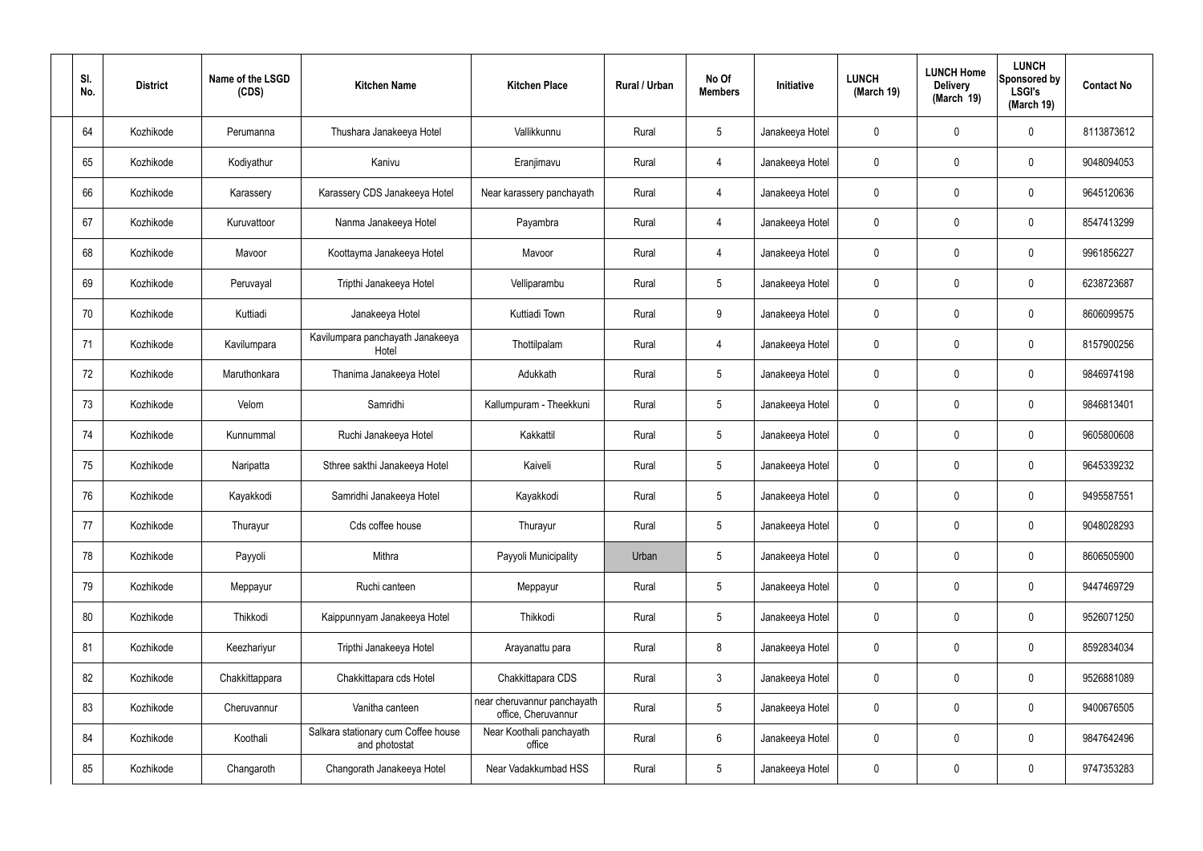| Sl. No. | District | Name of the LSGD (CDS) | Kitchen Name | Kitchen Place | Rural / Urban | No Of Members | Initiative | LUNCH (March 19) | LUNCH Home Delivery (March 19) | LUNCH Sponsored by LSGI's (March 19) | Contact No |
|---|---|---|---|---|---|---|---|---|---|---|---|
| 64 | Kozhikode | Perumanna | Thushara Janakeeya Hotel | Vallikkunnu | Rural | 5 | Janakeeya Hotel | 0 | 0 | 0 | 8113873612 |
| 65 | Kozhikode | Kodiyathur | Kanivu | Eranjimavu | Rural | 4 | Janakeeya Hotel | 0 | 0 | 0 | 9048094053 |
| 66 | Kozhikode | Karassery | Karassery CDS Janakeeya Hotel | Near karassery panchayath | Rural | 4 | Janakeeya Hotel | 0 | 0 | 0 | 9645120636 |
| 67 | Kozhikode | Kuruvattoor | Nanma Janakeeya Hotel | Payambra | Rural | 4 | Janakeeya Hotel | 0 | 0 | 0 | 8547413299 |
| 68 | Kozhikode | Mavoor | Koottayma Janakeeya Hotel | Mavoor | Rural | 4 | Janakeeya Hotel | 0 | 0 | 0 | 9961856227 |
| 69 | Kozhikode | Peruvayal | Tripthi Janakeeya Hotel | Velliparambu | Rural | 5 | Janakeeya Hotel | 0 | 0 | 0 | 6238723687 |
| 70 | Kozhikode | Kuttiadi | Janakeeya Hotel | Kuttiadi Town | Rural | 9 | Janakeeya Hotel | 0 | 0 | 0 | 8606099575 |
| 71 | Kozhikode | Kavilumpara | Kavilumpara panchayath Janakeeya Hotel | Thottilpalam | Rural | 4 | Janakeeya Hotel | 0 | 0 | 0 | 8157900256 |
| 72 | Kozhikode | Maruthonkara | Thanima Janakeeya Hotel | Adukkath | Rural | 5 | Janakeeya Hotel | 0 | 0 | 0 | 9846974198 |
| 73 | Kozhikode | Velom | Samridhi | Kallumpuram - Theekkuni | Rural | 5 | Janakeeya Hotel | 0 | 0 | 0 | 9846813401 |
| 74 | Kozhikode | Kunnummal | Ruchi Janakeeya Hotel | Kakkattil | Rural | 5 | Janakeeya Hotel | 0 | 0 | 0 | 9605800608 |
| 75 | Kozhikode | Naripatta | Sthree sakthi Janakeeya Hotel | Kaiveli | Rural | 5 | Janakeeya Hotel | 0 | 0 | 0 | 9645339232 |
| 76 | Kozhikode | Kayakkodi | Samridhi Janakeeya Hotel | Kayakkodi | Rural | 5 | Janakeeya Hotel | 0 | 0 | 0 | 9495587551 |
| 77 | Kozhikode | Thurayur | Cds coffee house | Thurayur | Rural | 5 | Janakeeya Hotel | 0 | 0 | 0 | 9048028293 |
| 78 | Kozhikode | Payyoli | Mithra | Payyoli Municipality | Urban | 5 | Janakeeya Hotel | 0 | 0 | 0 | 8606505900 |
| 79 | Kozhikode | Meppayur | Ruchi canteen | Meppayur | Rural | 5 | Janakeeya Hotel | 0 | 0 | 0 | 9447469729 |
| 80 | Kozhikode | Thikkodi | Kaippunnyam Janakeeya Hotel | Thikkodi | Rural | 5 | Janakeeya Hotel | 0 | 0 | 0 | 9526071250 |
| 81 | Kozhikode | Keezhariyur | Tripthi Janakeeya Hotel | Arayanattu para | Rural | 8 | Janakeeya Hotel | 0 | 0 | 0 | 8592834034 |
| 82 | Kozhikode | Chakkittappara | Chakkittapara cds Hotel | Chakkittapara CDS | Rural | 3 | Janakeeya Hotel | 0 | 0 | 0 | 9526881089 |
| 83 | Kozhikode | Cheruvannur | Vanitha canteen | near cheruvannur panchayath office, Cheruvannur | Rural | 5 | Janakeeya Hotel | 0 | 0 | 0 | 9400676505 |
| 84 | Kozhikode | Koothali | Salkara stationary cum Coffee house and photostat | Near Koothali panchayath office | Rural | 6 | Janakeeya Hotel | 0 | 0 | 0 | 9847642496 |
| 85 | Kozhikode | Changaroth | Changorath Janakeeya Hotel | Near Vadakkumbad HSS | Rural | 5 | Janakeeya Hotel | 0 | 0 | 0 | 9747353283 |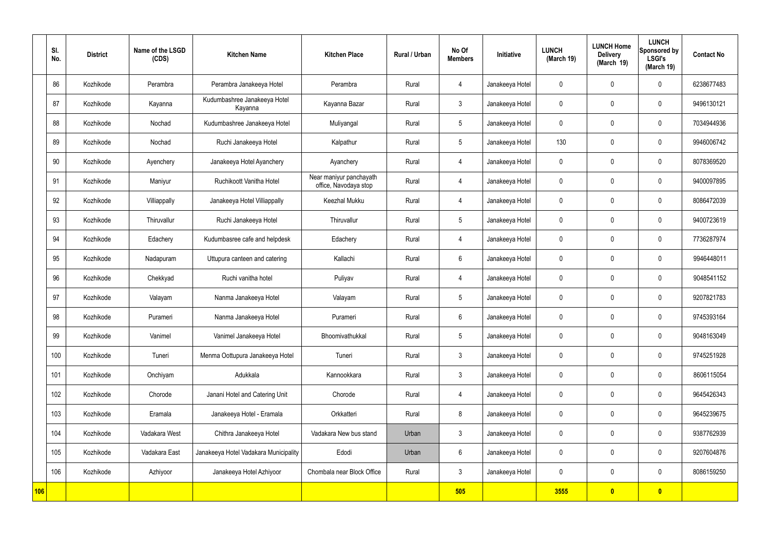| | Sl. No. | District | Name of the LSGD (CDS) | Kitchen Name | Kitchen Place | Rural / Urban | No Of Members | Initiative | LUNCH (March 19) | LUNCH Home Delivery (March 19) | LUNCH Sponsored by LSGI's (March 19) | Contact No |
|---|---|---|---|---|---|---|---|---|---|---|---|---|
| | 86 | Kozhikode | Perambra | Perambra Janakeeya Hotel | Perambra | Rural | 4 | Janakeeya Hotel | 0 | 0 | 0 | 6238677483 |
| | 87 | Kozhikode | Kayanna | Kudumbashree Janakeeya Hotel Kayanna | Kayanna Bazar | Rural | 3 | Janakeeya Hotel | 0 | 0 | 0 | 9496130121 |
| | 88 | Kozhikode | Nochad | Kudumbashree Janakeeya Hotel | Muliyangal | Rural | 5 | Janakeeya Hotel | 0 | 0 | 0 | 7034944936 |
| | 89 | Kozhikode | Nochad | Ruchi Janakeeya Hotel | Kalpathur | Rural | 5 | Janakeeya Hotel | 130 | 0 | 0 | 9946006742 |
| | 90 | Kozhikode | Ayenchery | Janakeeya Hotel Ayanchery | Ayanchery | Rural | 4 | Janakeeya Hotel | 0 | 0 | 0 | 8078369520 |
| | 91 | Kozhikode | Maniyur | Ruchikoott Vanitha Hotel | Near maniyur panchayath office, Navodaya stop | Rural | 4 | Janakeeya Hotel | 0 | 0 | 0 | 9400097895 |
| | 92 | Kozhikode | Villiappally | Janakeeya Hotel Villiappally | Keezhal Mukku | Rural | 4 | Janakeeya Hotel | 0 | 0 | 0 | 8086472039 |
| | 93 | Kozhikode | Thiruvallur | Ruchi Janakeeya Hotel | Thiruvallur | Rural | 5 | Janakeeya Hotel | 0 | 0 | 0 | 9400723619 |
| | 94 | Kozhikode | Edachery | Kudumbasree cafe and helpdesk | Edachery | Rural | 4 | Janakeeya Hotel | 0 | 0 | 0 | 7736287974 |
| | 95 | Kozhikode | Nadapuram | Uttupura canteen and catering | Kallachi | Rural | 6 | Janakeeya Hotel | 0 | 0 | 0 | 9946448011 |
| | 96 | Kozhikode | Chekkyad | Ruchi vanitha hotel | Puliyav | Rural | 4 | Janakeeya Hotel | 0 | 0 | 0 | 9048541152 |
| | 97 | Kozhikode | Valayam | Nanma Janakeeya Hotel | Valayam | Rural | 5 | Janakeeya Hotel | 0 | 0 | 0 | 9207821783 |
| | 98 | Kozhikode | Purameri | Nanma Janakeeya Hotel | Purameri | Rural | 6 | Janakeeya Hotel | 0 | 0 | 0 | 9745393164 |
| | 99 | Kozhikode | Vanimel | Vanimel Janakeeya Hotel | Bhoomivathukkal | Rural | 5 | Janakeeya Hotel | 0 | 0 | 0 | 9048163049 |
| | 100 | Kozhikode | Tuneri | Menma Oottupura Janakeeya Hotel | Tuneri | Rural | 3 | Janakeeya Hotel | 0 | 0 | 0 | 9745251928 |
| | 101 | Kozhikode | Onchiyam | Adukkala | Kannookkara | Rural | 3 | Janakeeya Hotel | 0 | 0 | 0 | 8606115054 |
| | 102 | Kozhikode | Chorode | Janani Hotel and Catering Unit | Chorode | Rural | 4 | Janakeeya Hotel | 0 | 0 | 0 | 9645426343 |
| | 103 | Kozhikode | Eramala | Janakeeya Hotel - Eramala | Orkkatteri | Rural | 8 | Janakeeya Hotel | 0 | 0 | 0 | 9645239675 |
| | 104 | Kozhikode | Vadakara West | Chithra Janakeeya Hotel | Vadakara New bus stand | Urban | 3 | Janakeeya Hotel | 0 | 0 | 0 | 9387762939 |
| | 105 | Kozhikode | Vadakara East | Janakeeya Hotel Vadakara Municipality | Edodi | Urban | 6 | Janakeeya Hotel | 0 | 0 | 0 | 9207604876 |
| | 106 | Kozhikode | Azhiyoor | Janakeeya Hotel Azhiyoor | Chombala near Block Office | Rural | 3 | Janakeeya Hotel | 0 | 0 | 0 | 8086159250 |
| **106** | | | | | | | **505** | | **3555** | **0** | **0** | |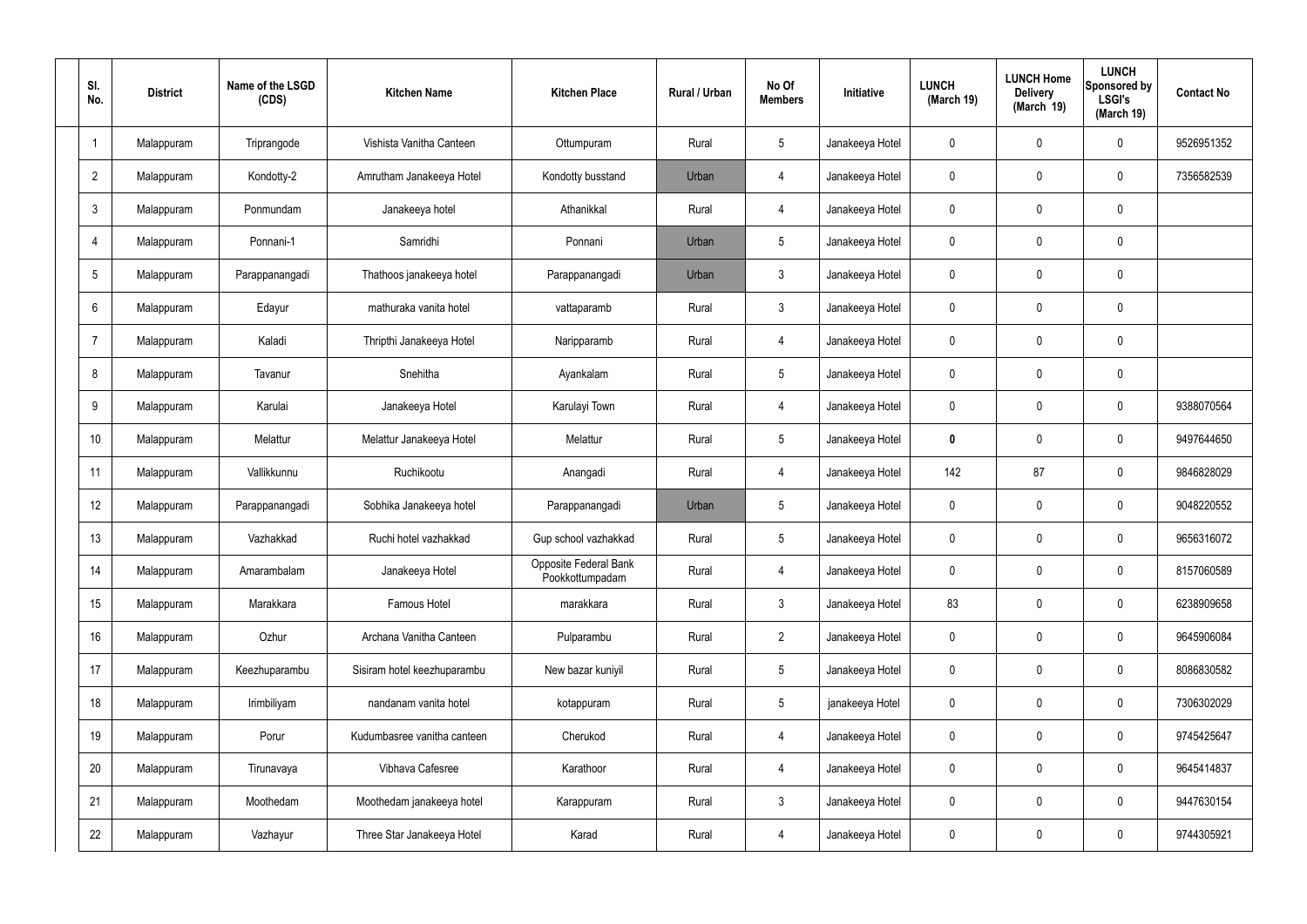| Sl. No. | District | Name of the LSGD (CDS) | Kitchen Name | Kitchen Place | Rural / Urban | No Of Members | Initiative | LUNCH (March 19) | LUNCH Home Delivery (March 19) | LUNCH Sponsored by LSGI's (March 19) | Contact No |
|---|---|---|---|---|---|---|---|---|---|---|---|
| 1 | Malappuram | Triprangode | Vishista Vanitha Canteen | Ottumpuram | Rural | 5 | Janakeeya Hotel | 0 | 0 | 0 | 9526951352 |
| 2 | Malappuram | Kondotty-2 | Amrutham Janakeeya Hotel | Kondotty busstand | Urban | 4 | Janakeeya Hotel | 0 | 0 | 0 | 7356582539 |
| 3 | Malappuram | Ponmundam | Janakeeya hotel | Athanikkal | Rural | 4 | Janakeeya Hotel | 0 | 0 | 0 | |
| 4 | Malappuram | Ponnani-1 | Samridhi | Ponnani | Urban | 5 | Janakeeya Hotel | 0 | 0 | 0 | |
| 5 | Malappuram | Parappanangadi | Thathoos janakeeya hotel | Parappanangadi | Urban | 3 | Janakeeya Hotel | 0 | 0 | 0 | |
| 6 | Malappuram | Edayur | mathuraka vanita hotel | vattaparamb | Rural | 3 | Janakeeya Hotel | 0 | 0 | 0 | |
| 7 | Malappuram | Kaladi | Thripthi Janakeeya Hotel | Naripparamb | Rural | 4 | Janakeeya Hotel | 0 | 0 | 0 | |
| 8 | Malappuram | Tavanur | Snehitha | Ayankalam | Rural | 5 | Janakeeya Hotel | 0 | 0 | 0 | |
| 9 | Malappuram | Karulai | Janakeeya Hotel | Karulayi Town | Rural | 4 | Janakeeya Hotel | 0 | 0 | 0 | 9388070564 |
| 10 | Malappuram | Melattur | Melattur Janakeeya Hotel | Melattur | Rural | 5 | Janakeeya Hotel | **0** | 0 | 0 | 9497644650 |
| 11 | Malappuram | Vallikkunnu | Ruchikootu | Anangadi | Rural | 4 | Janakeeya Hotel | 142 | 87 | 0 | 9846828029 |
| 12 | Malappuram | Parappanangadi | Sobhika Janakeeya hotel | Parappanangadi | Urban | 5 | Janakeeya Hotel | 0 | 0 | 0 | 9048220552 |
| 13 | Malappuram | Vazhakkad | Ruchi hotel vazhakkad | Gup school vazhakkad | Rural | 5 | Janakeeya Hotel | 0 | 0 | 0 | 9656316072 |
| 14 | Malappuram | Amarambalam | Janakeeya Hotel | Opposite Federal Bank Pookkottumpadam | Rural | 4 | Janakeeya Hotel | 0 | 0 | 0 | 8157060589 |
| 15 | Malappuram | Marakkara | Famous Hotel | marakkara | Rural | 3 | Janakeeya Hotel | 83 | 0 | 0 | 6238909658 |
| 16 | Malappuram | Ozhur | Archana Vanitha Canteen | Pulparambu | Rural | 2 | Janakeeya Hotel | 0 | 0 | 0 | 9645906084 |
| 17 | Malappuram | Keezhuparambu | Sisiram hotel keezhuparambu | New bazar kuniyil | Rural | 5 | Janakeeya Hotel | 0 | 0 | 0 | 8086830582 |
| 18 | Malappuram | Irimbiliyam | nandanam vanita hotel | kotappuram | Rural | 5 | janakeeya Hotel | 0 | 0 | 0 | 7306302029 |
| 19 | Malappuram | Porur | Kudumbasree vanitha canteen | Cherukod | Rural | 4 | Janakeeya Hotel | 0 | 0 | 0 | 9745425647 |
| 20 | Malappuram | Tirunavaya | Vibhava Cafesree | Karathoor | Rural | 4 | Janakeeya Hotel | 0 | 0 | 0 | 9645414837 |
| 21 | Malappuram | Moothedam | Moothedam janakeeya hotel | Karappuram | Rural | 3 | Janakeeya Hotel | 0 | 0 | 0 | 9447630154 |
| 22 | Malappuram | Vazhayur | Three Star Janakeeya Hotel | Karad | Rural | 4 | Janakeeya Hotel | 0 | 0 | 0 | 9744305921 |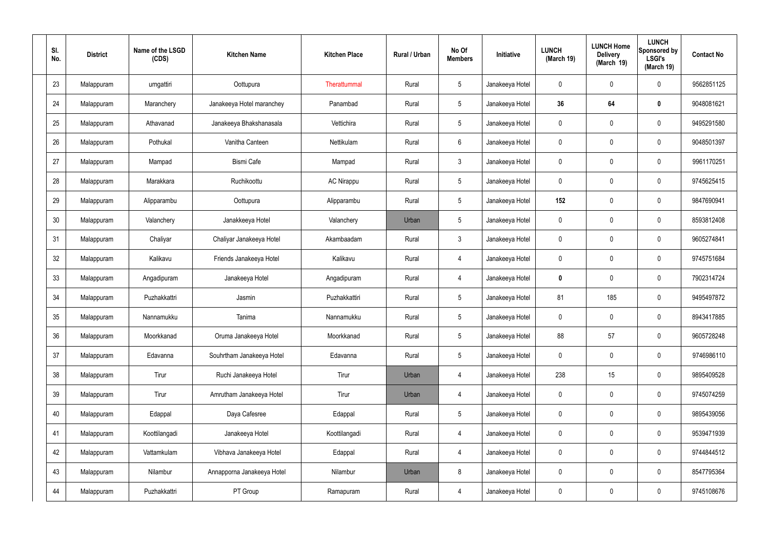| Sl. No. | District | Name of the LSGD (CDS) | Kitchen Name | Kitchen Place | Rural / Urban | No Of Members | Initiative | LUNCH (March 19) | LUNCH Home Delivery (March 19) | LUNCH Sponsored by LSGI's (March 19) | Contact No |
|---|---|---|---|---|---|---|---|---|---|---|---|
| 23 | Malappuram | urngattiri | Oottupura | Therattummal | Rural | 5 | Janakeeya Hotel | 0 | 0 | 0 | 9562851125 |
| 24 | Malappuram | Maranchery | Janakeeya Hotel maranchey | Panambad | Rural | 5 | Janakeeya Hotel | **36** | **64** | **0** | 9048081621 |
| 25 | Malappuram | Athavanad | Janakeeya Bhakshanasala | Vettichira | Rural | 5 | Janakeeya Hotel | 0 | 0 | 0 | 9495291580 |
| 26 | Malappuram | Pothukal | Vanitha Canteen | Nettikulam | Rural | 6 | Janakeeya Hotel | 0 | 0 | 0 | 9048501397 |
| 27 | Malappuram | Mampad | Bismi Cafe | Mampad | Rural | 3 | Janakeeya Hotel | 0 | 0 | 0 | 9961170251 |
| 28 | Malappuram | Marakkara | Ruchikoottu | AC Nirappu | Rural | 5 | Janakeeya Hotel | 0 | 0 | 0 | 9745625415 |
| 29 | Malappuram | Alipparambu | Oottupura | Alipparambu | Rural | 5 | Janakeeya Hotel | **152** | 0 | 0 | 9847690941 |
| 30 | Malappuram | Valanchery | Janakkeeya Hotel | Valanchery | Urban | 5 | Janakeeya Hotel | 0 | 0 | 0 | 8593812408 |
| 31 | Malappuram | Chaliyar | Chaliyar Janakeeya Hotel | Akambaadam | Rural | 3 | Janakeeya Hotel | 0 | 0 | 0 | 9605274841 |
| 32 | Malappuram | Kalikavu | Friends Janakeeya Hotel | Kalikavu | Rural | 4 | Janakeeya Hotel | 0 | 0 | 0 | 9745751684 |
| 33 | Malappuram | Angadipuram | Janakeeya Hotel | Angadipuram | Rural | 4 | Janakeeya Hotel | **0** | 0 | 0 | 7902314724 |
| 34 | Malappuram | Puzhakkattri | Jasmin | Puzhakkattiri | Rural | 5 | Janakeeya Hotel | 81 | 185 | 0 | 9495497872 |
| 35 | Malappuram | Nannamukku | Tanima | Nannamukku | Rural | 5 | Janakeeya Hotel | 0 | 0 | 0 | 8943417885 |
| 36 | Malappuram | Moorkkanad | Oruma Janakeeya Hotel | Moorkkanad | Rural | 5 | Janakeeya Hotel | 88 | 57 | 0 | 9605728248 |
| 37 | Malappuram | Edavanna | Souhrtham Janakeeya Hotel | Edavanna | Rural | 5 | Janakeeya Hotel | 0 | 0 | 0 | 9746986110 |
| 38 | Malappuram | Tirur | Ruchi Janakeeya Hotel | Tirur | Urban | 4 | Janakeeya Hotel | 238 | 15 | 0 | 9895409528 |
| 39 | Malappuram | Tirur | Amrutham Janakeeya Hotel | Tirur | Urban | 4 | Janakeeya Hotel | 0 | 0 | 0 | 9745074259 |
| 40 | Malappuram | Edappal | Daya Cafesree | Edappal | Rural | 5 | Janakeeya Hotel | 0 | 0 | 0 | 9895439056 |
| 41 | Malappuram | Koottilangadi | Janakeeya Hotel | Koottilangadi | Rural | 4 | Janakeeya Hotel | 0 | 0 | 0 | 9539471939 |
| 42 | Malappuram | Vattamkulam | Vibhava Janakeeya Hotel | Edappal | Rural | 4 | Janakeeya Hotel | 0 | 0 | 0 | 9744844512 |
| 43 | Malappuram | Nilambur | Annapporna Janakeeya Hotel | Nilambur | Urban | 8 | Janakeeya Hotel | 0 | 0 | 0 | 8547795364 |
| 44 | Malappuram | Puzhakkattri | PT Group | Ramapuram | Rural | 4 | Janakeeya Hotel | 0 | 0 | 0 | 9745108676 |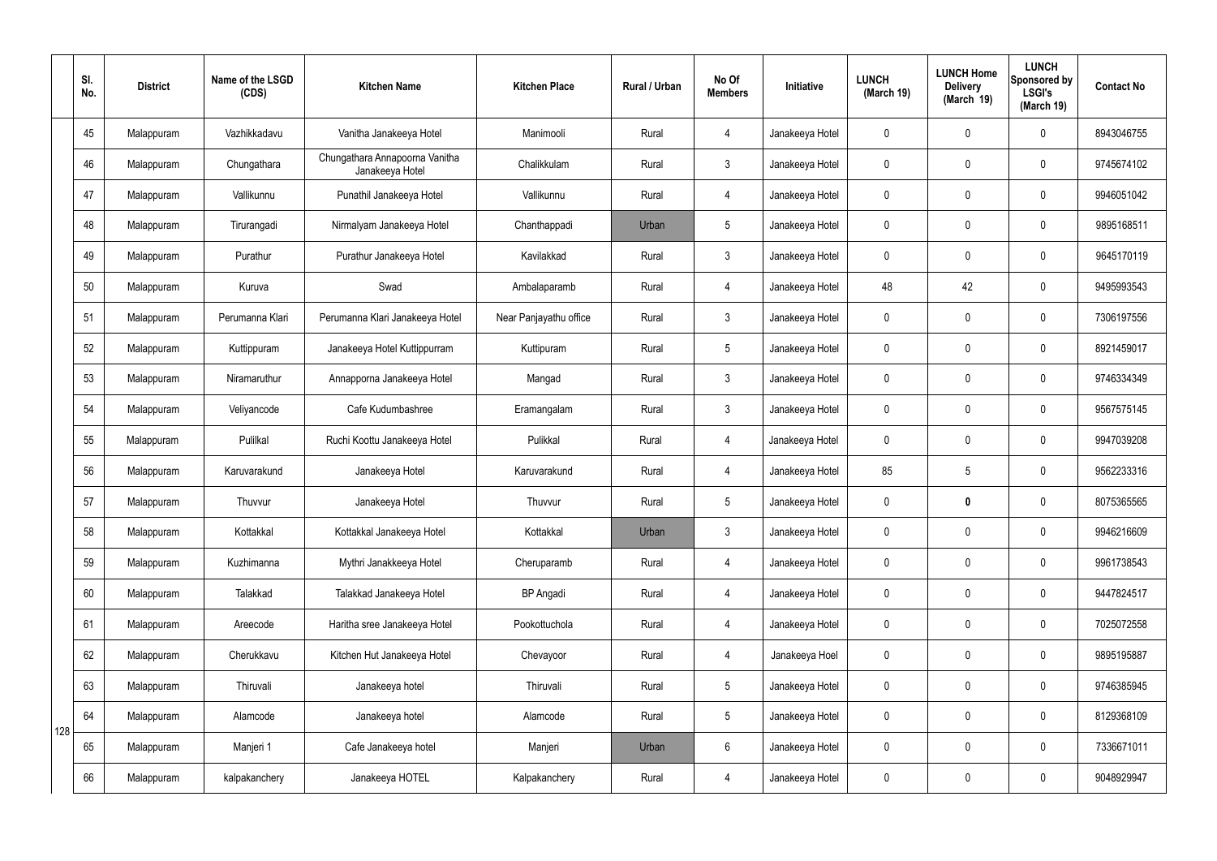| | Sl. No. | District | Name of the LSGD (CDS) | Kitchen Name | Kitchen Place | Rural / Urban | No Of Members | Initiative | LUNCH (March 19) | LUNCH Home Delivery (March 19) | LUNCH Sponsored by LSGI's (March 19) | Contact No |
|---|---|---|---|---|---|---|---|---|---|---|---|---|
| 128 | 45 | Malappuram | Vazhikkadavu | Vanitha Janakeeya Hotel | Manimooli | Rural | 4 | Janakeeya Hotel | 0 | 0 | 0 | 8943046755 |
| | 46 | Malappuram | Chungathara | Chungathara Annapoorna Vanitha Janakeeya Hotel | Chalikkulam | Rural | 3 | Janakeeya Hotel | 0 | 0 | 0 | 9745674102 |
| | 47 | Malappuram | Vallikunnu | Punathil Janakeeya Hotel | Vallikunnu | Rural | 4 | Janakeeya Hotel | 0 | 0 | 0 | 9946051042 |
| | 48 | Malappuram | Tirurangadi | Nirmalyam Janakeeya Hotel | Chanthappadi | Urban | 5 | Janakeeya Hotel | 0 | 0 | 0 | 9895168511 |
| | 49 | Malappuram | Purathur | Purathur Janakeeya Hotel | Kavilakkad | Rural | 3 | Janakeeya Hotel | 0 | 0 | 0 | 9645170119 |
| | 50 | Malappuram | Kuruva | Swad | Ambalaparamb | Rural | 4 | Janakeeya Hotel | 48 | 42 | 0 | 9495993543 |
| | 51 | Malappuram | Perumanna Klari | Perumanna Klari Janakeeya Hotel | Near Panjayathu office | Rural | 3 | Janakeeya Hotel | 0 | 0 | 0 | 7306197556 |
| | 52 | Malappuram | Kuttippuram | Janakeeya Hotel Kuttippurram | Kuttipuram | Rural | 5 | Janakeeya Hotel | 0 | 0 | 0 | 8921459017 |
| | 53 | Malappuram | Niramaruthur | Annapporna Janakeeya Hotel | Mangad | Rural | 3 | Janakeeya Hotel | 0 | 0 | 0 | 9746334349 |
| | 54 | Malappuram | Veliyancode | Cafe Kudumbashree | Eramangalam | Rural | 3 | Janakeeya Hotel | 0 | 0 | 0 | 9567575145 |
| | 55 | Malappuram | Pulilkal | Ruchi Koottu Janakeeya Hotel | Pulikkal | Rural | 4 | Janakeeya Hotel | 0 | 0 | 0 | 9947039208 |
| | 56 | Malappuram | Karuvarakund | Janakeeya Hotel | Karuvarakund | Rural | 4 | Janakeeya Hotel | 85 | 5 | 0 | 9562233316 |
| | 57 | Malappuram | Thuvvur | Janakeeya Hotel | Thuvvur | Rural | 5 | Janakeeya Hotel | 0 | **0** | 0 | 8075365565 |
| | 58 | Malappuram | Kottakkal | Kottakkal Janakeeya Hotel | Kottakkal | Urban | 3 | Janakeeya Hotel | 0 | 0 | 0 | 9946216609 |
| | 59 | Malappuram | Kuzhimanna | Mythri Janakkeeya Hotel | Cheruparamb | Rural | 4 | Janakeeya Hotel | 0 | 0 | 0 | 9961738543 |
| | 60 | Malappuram | Talakkad | Talakkad Janakeeya Hotel | BP Angadi | Rural | 4 | Janakeeya Hotel | 0 | 0 | 0 | 9447824517 |
| | 61 | Malappuram | Areecode | Haritha sree Janakeeya Hotel | Pookottuchola | Rural | 4 | Janakeeya Hotel | 0 | 0 | 0 | 7025072558 |
| | 62 | Malappuram | Cherukkavu | Kitchen Hut Janakeeya Hotel | Chevayoor | Rural | 4 | Janakeeya Hoel | 0 | 0 | 0 | 9895195887 |
| | 63 | Malappuram | Thiruvali | Janakeeya hotel | Thiruvali | Rural | 5 | Janakeeya Hotel | 0 | 0 | 0 | 9746385945 |
| | 64 | Malappuram | Alamcode | Janakeeya hotel | Alamcode | Rural | 5 | Janakeeya Hotel | 0 | 0 | 0 | 8129368109 |
| | 65 | Malappuram | Manjeri 1 | Cafe Janakeeya hotel | Manjeri | Urban | 6 | Janakeeya Hotel | 0 | 0 | 0 | 7336671011 |
| | 66 | Malappuram | kalpakanchery | Janakeeya HOTEL | Kalpakanchery | Rural | 4 | Janakeeya Hotel | 0 | 0 | 0 | 9048929947 |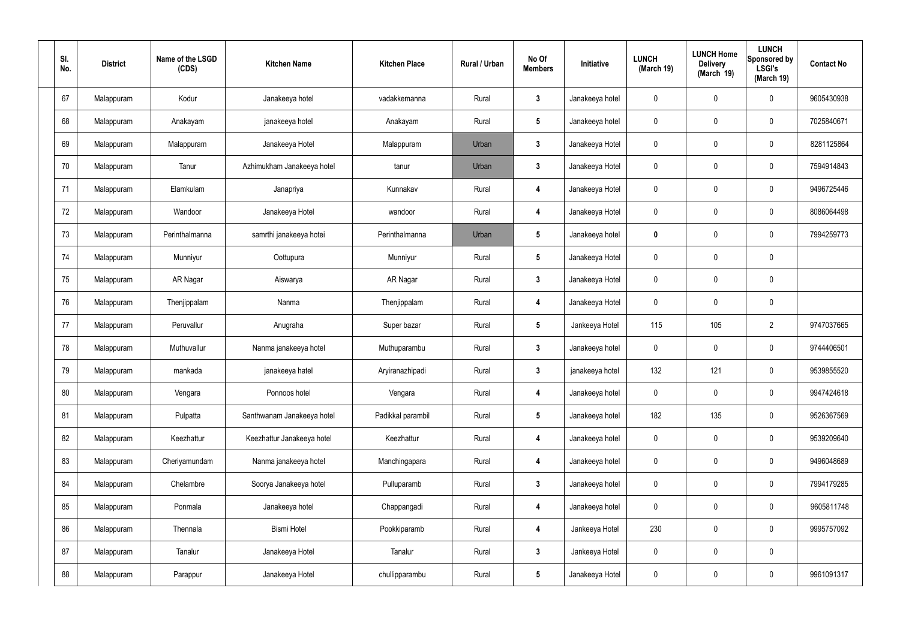| Sl. No. | District | Name of the LSGD (CDS) | Kitchen Name | Kitchen Place | Rural / Urban | No Of Members | Initiative | LUNCH (March 19) | LUNCH Home Delivery (March 19) | LUNCH Sponsored by LSGI's (March 19) | Contact No |
|---|---|---|---|---|---|---|---|---|---|---|---|
| 67 | Malappuram | Kodur | Janakeeya hotel | vadakkemanna | Rural | 3 | Janakeeya hotel | 0 | 0 | 0 | 9605430938 |
| 68 | Malappuram | Anakayam | janakeeya hotel | Anakayam | Rural | 5 | Janakeeya hotel | 0 | 0 | 0 | 7025840671 |
| 69 | Malappuram | Malappuram | Janakeeya Hotel | Malappuram | Urban | 3 | Janakeeya Hotel | 0 | 0 | 0 | 8281125864 |
| 70 | Malappuram | Tanur | Azhimukham Janakeeya hotel | tanur | Urban | 3 | Janakeeya Hotel | 0 | 0 | 0 | 7594914843 |
| 71 | Malappuram | Elamkulam | Janapriya | Kunnakav | Rural | 4 | Janakeeya Hotel | 0 | 0 | 0 | 9496725446 |
| 72 | Malappuram | Wandoor | Janakeeya Hotel | wandoor | Rural | 4 | Janakeeya Hotel | 0 | 0 | 0 | 8086064498 |
| 73 | Malappuram | Perinthalmanna | samrthi janakeeya hotei | Perinthalmanna | Urban | 5 | Janakeeya hotel | 0 | 0 | 0 | 7994259773 |
| 74 | Malappuram | Munniyur | Oottupura | Munniyur | Rural | 5 | Janakeeya Hotel | 0 | 0 | 0 | |
| 75 | Malappuram | AR Nagar | Aiswarya | AR Nagar | Rural | 3 | Janakeeya Hotel | 0 | 0 | 0 | |
| 76 | Malappuram | Thenjippalam | Nanma | Thenjippalam | Rural | 4 | Janakeeya Hotel | 0 | 0 | 0 | |
| 77 | Malappuram | Peruvallur | Anugraha | Super bazar | Rural | 5 | Jankeeya Hotel | 115 | 105 | 2 | 9747037665 |
| 78 | Malappuram | Muthuvallur | Nanma janakeeya hotel | Muthuparambu | Rural | 3 | Janakeeya hotel | 0 | 0 | 0 | 9744406501 |
| 79 | Malappuram | mankada | janakeeya hatel | Aryiranazhipadi | Rural | 3 | janakeeya hotel | 132 | 121 | 0 | 9539855520 |
| 80 | Malappuram | Vengara | Ponnoos hotel | Vengara | Rural | 4 | Janakeeya hotel | 0 | 0 | 0 | 9947424618 |
| 81 | Malappuram | Pulpatta | Santhwanam Janakeeya hotel | Padikkal parambil | Rural | 5 | Janakeeya hotel | 182 | 135 | 0 | 9526367569 |
| 82 | Malappuram | Keezhattur | Keezhattur Janakeeya hotel | Keezhattur | Rural | 4 | Janakeeya hotel | 0 | 0 | 0 | 9539209640 |
| 83 | Malappuram | Cheriyamundam | Nanma janakeeya hotel | Manchingapara | Rural | 4 | Janakeeya hotel | 0 | 0 | 0 | 9496048689 |
| 84 | Malappuram | Chelambre | Soorya Janakeeya hotel | Pulluparamb | Rural | 3 | Janakeeya hotel | 0 | 0 | 0 | 7994179285 |
| 85 | Malappuram | Ponmala | Janakeeya hotel | Chappangadi | Rural | 4 | Janakeeya hotel | 0 | 0 | 0 | 9605811748 |
| 86 | Malappuram | Thennala | Bismi Hotel | Pookkiparamb | Rural | 4 | Jankeeya Hotel | 230 | 0 | 0 | 9995757092 |
| 87 | Malappuram | Tanalur | Janakeeya Hotel | Tanalur | Rural | 3 | Jankeeya Hotel | 0 | 0 | 0 | |
| 88 | Malappuram | Parappur | Janakeeya Hotel | chullipparambu | Rural | 5 | Janakeeya Hotel | 0 | 0 | 0 | 9961091317 |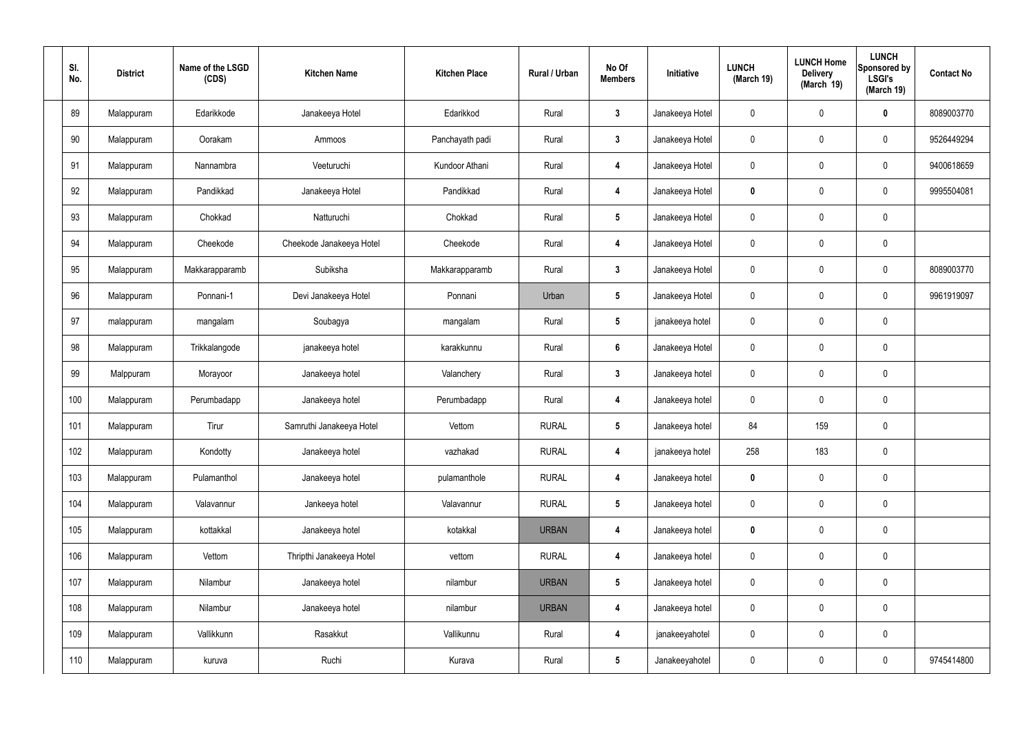| Sl. No. | District | Name of the LSGD (CDS) | Kitchen Name | Kitchen Place | Rural / Urban | No Of Members | Initiative | LUNCH (March 19) | LUNCH Home Delivery (March 19) | LUNCH Sponsored by LSGI's (March 19) | Contact No |
|---|---|---|---|---|---|---|---|---|---|---|---|
| 89 | Malappuram | Edarikkode | Janakeeya Hotel | Edarikkod | Rural | 3 | Janakeeya Hotel | 0 | 0 | 0 | 8089003770 |
| 90 | Malappuram | Oorakam | Ammoos | Panchayath padi | Rural | 3 | Janakeeya Hotel | 0 | 0 | 0 | 9526449294 |
| 91 | Malappuram | Nannambra | Veeturuchi | Kundoor Athani | Rural | 4 | Janakeeya Hotel | 0 | 0 | 0 | 9400618659 |
| 92 | Malappuram | Pandikkad | Janakeeya Hotel | Pandikkad | Rural | 4 | Janakeeya Hotel | 0 | 0 | 0 | 9995504081 |
| 93 | Malappuram | Chokkad | Natturuchi | Chokkad | Rural | 5 | Janakeeya Hotel | 0 | 0 | 0 | |
| 94 | Malappuram | Cheekode | Cheekode Janakeeya Hotel | Cheekode | Rural | 4 | Janakeeya Hotel | 0 | 0 | 0 | |
| 95 | Malappuram | Makkarapparamb | Subiksha | Makkarapparamb | Rural | 3 | Janakeeya Hotel | 0 | 0 | 0 | 8089003770 |
| 96 | Malappuram | Ponnani-1 | Devi Janakeeya Hotel | Ponnani | Urban | 5 | Janakeeya Hotel | 0 | 0 | 0 | 9961919097 |
| 97 | malappuram | mangalam | Soubagya | mangalam | Rural | 5 | janakeeya hotel | 0 | 0 | 0 | |
| 98 | Malappuram | Trikkalangode | janakeeya hotel | karakkunnu | Rural | 6 | Janakeeya Hotel | 0 | 0 | 0 | |
| 99 | Malppuram | Morayoor | Janakeeya hotel | Valanchery | Rural | 3 | Janakeeya hotel | 0 | 0 | 0 | |
| 100 | Malappuram | Perumbadapp | Janakeeya hotel | Perumbadapp | Rural | 4 | Janakeeya hotel | 0 | 0 | 0 | |
| 101 | Malappuram | Tirur | Samruthi Janakeeya Hotel | Vettom | RURAL | 5 | Janakeeya hotel | 84 | 159 | 0 | |
| 102 | Malappuram | Kondotty | Janakeeya hotel | vazhakad | RURAL | 4 | janakeeya hotel | 258 | 183 | 0 | |
| 103 | Malappuram | Pulamanthol | Janakeeya hotel | pulamanthole | RURAL | 4 | Janakeeya hotel | 0 | 0 | 0 | |
| 104 | Malappuram | Valavannur | Jankeeya hotel | Valavannur | RURAL | 5 | Janakeeya hotel | 0 | 0 | 0 | |
| 105 | Malappuram | kottakkal | Janakeeya hotel | kotakkal | URBAN | 4 | Janakeeya hotel | 0 | 0 | 0 | |
| 106 | Malappuram | Vettom | Thripthi Janakeeya Hotel | vettom | RURAL | 4 | Janakeeya hotel | 0 | 0 | 0 | |
| 107 | Malappuram | Nilambur | Janakeeya hotel | nilambur | URBAN | 5 | Janakeeya hotel | 0 | 0 | 0 | |
| 108 | Malappuram | Nilambur | Janakeeya hotel | nilambur | URBAN | 4 | Janakeeya hotel | 0 | 0 | 0 | |
| 109 | Malappuram | Vallikkunn | Rasakkut | Vallikunnu | Rural | 4 | janakeeyahotel | 0 | 0 | 0 | |
| 110 | Malappuram | kuruva | Ruchi | Kurava | Rural | 5 | Janakeeyahotel | 0 | 0 | 0 | 9745414800 |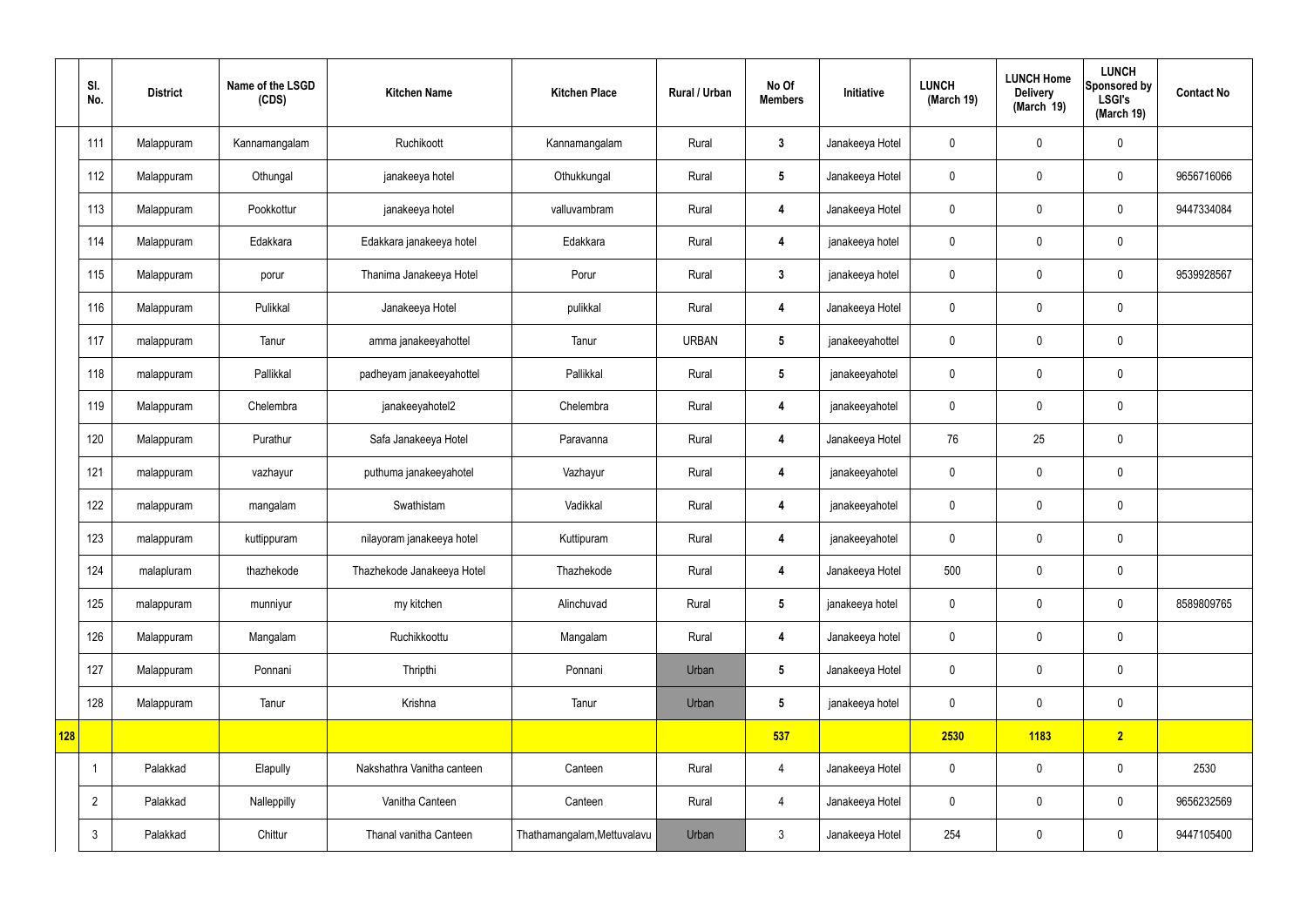| | Sl. No. | District | Name of the LSGD (CDS) | Kitchen Name | Kitchen Place | Rural / Urban | No Of Members | Initiative | LUNCH (March 19) | LUNCH Home Delivery (March 19) | LUNCH Sponsored by LSGI's (March 19) | Contact No |
|---|---|---|---|---|---|---|---|---|---|---|---|---|
| | 111 | Malappuram | Kannamangalam | Ruchikoott | Kannamangalam | Rural | 3 | Janakeeya Hotel | 0 | 0 | 0 | |
| | 112 | Malappuram | Othungal | janakeeya hotel | Othukkungal | Rural | 5 | Janakeeya Hotel | 0 | 0 | 0 | 9656716066 |
| | 113 | Malappuram | Pookkottur | janakeeya hotel | valluvambram | Rural | 4 | Janakeeya Hotel | 0 | 0 | 0 | 9447334084 |
| | 114 | Malappuram | Edakkara | Edakkara janakeeya hotel | Edakkara | Rural | 4 | janakeeya hotel | 0 | 0 | 0 | |
| | 115 | Malappuram | porur | Thanima Janakeeya Hotel | Porur | Rural | 3 | janakeeya hotel | 0 | 0 | 0 | 9539928567 |
| | 116 | Malappuram | Pulikkal | Janakeeya Hotel | pulikkal | Rural | 4 | Janakeeya Hotel | 0 | 0 | 0 | |
| | 117 | malappuram | Tanur | amma janakeeyahottel | Tanur | URBAN | 5 | janakeeyahottel | 0 | 0 | 0 | |
| | 118 | malappuram | Pallikkal | padheyam janakeeyahottel | Pallikkal | Rural | 5 | janakeeyahotel | 0 | 0 | 0 | |
| | 119 | Malappuram | Chelembra | janakeeyahotel2 | Chelembra | Rural | 4 | janakeeyahotel | 0 | 0 | 0 | |
| | 120 | Malappuram | Purathur | Safa Janakeeya Hotel | Paravanna | Rural | 4 | Janakeeya Hotel | 76 | 25 | 0 | |
| | 121 | malappuram | vazhayur | puthuma janakeeyahotel | Vazhayur | Rural | 4 | janakeeyahotel | 0 | 0 | 0 | |
| | 122 | malappuram | mangalam | Swathistam | Vadikkal | Rural | 4 | janakeeyahotel | 0 | 0 | 0 | |
| | 123 | malappuram | kuttippuram | nilayoram janakeeya hotel | Kuttipuram | Rural | 4 | janakeeyahotel | 0 | 0 | 0 | |
| | 124 | malapluram | thazhekode | Thazhekode Janakeeya Hotel | Thazhekode | Rural | 4 | Janakeeya Hotel | 500 | 0 | 0 | |
| | 125 | malappuram | munniyur | my kitchen | Alinchuvad | Rural | 5 | janakeeya hotel | 0 | 0 | 0 | 8589809765 |
| | 126 | Malappuram | Mangalam | Ruchikkoottu | Mangalam | Rural | 4 | Janakeeya hotel | 0 | 0 | 0 | |
| | 127 | Malappuram | Ponnani | Thripthi | Ponnani | Urban | 5 | Janakeeya Hotel | 0 | 0 | 0 | |
| | 128 | Malappuram | Tanur | Krishna | Tanur | Urban | 5 | janakeeya hotel | 0 | 0 | 0 | |
| 128 | | | | | | | 537 | | 2530 | 1183 | 2 | |
| | 1 | Palakkad | Elapully | Nakshathra Vanitha canteen | Canteen | Rural | 4 | Janakeeya Hotel | 0 | 0 | 0 | 2530 |
| | 2 | Palakkad | Nalleppilly | Vanitha Canteen | Canteen | Rural | 4 | Janakeeya Hotel | 0 | 0 | 0 | 9656232569 |
| | 3 | Palakkad | Chittur | Thanal vanitha Canteen | Thathamangalam,Mettuvalavu | Urban | 3 | Janakeeya Hotel | 254 | 0 | 0 | 9447105400 |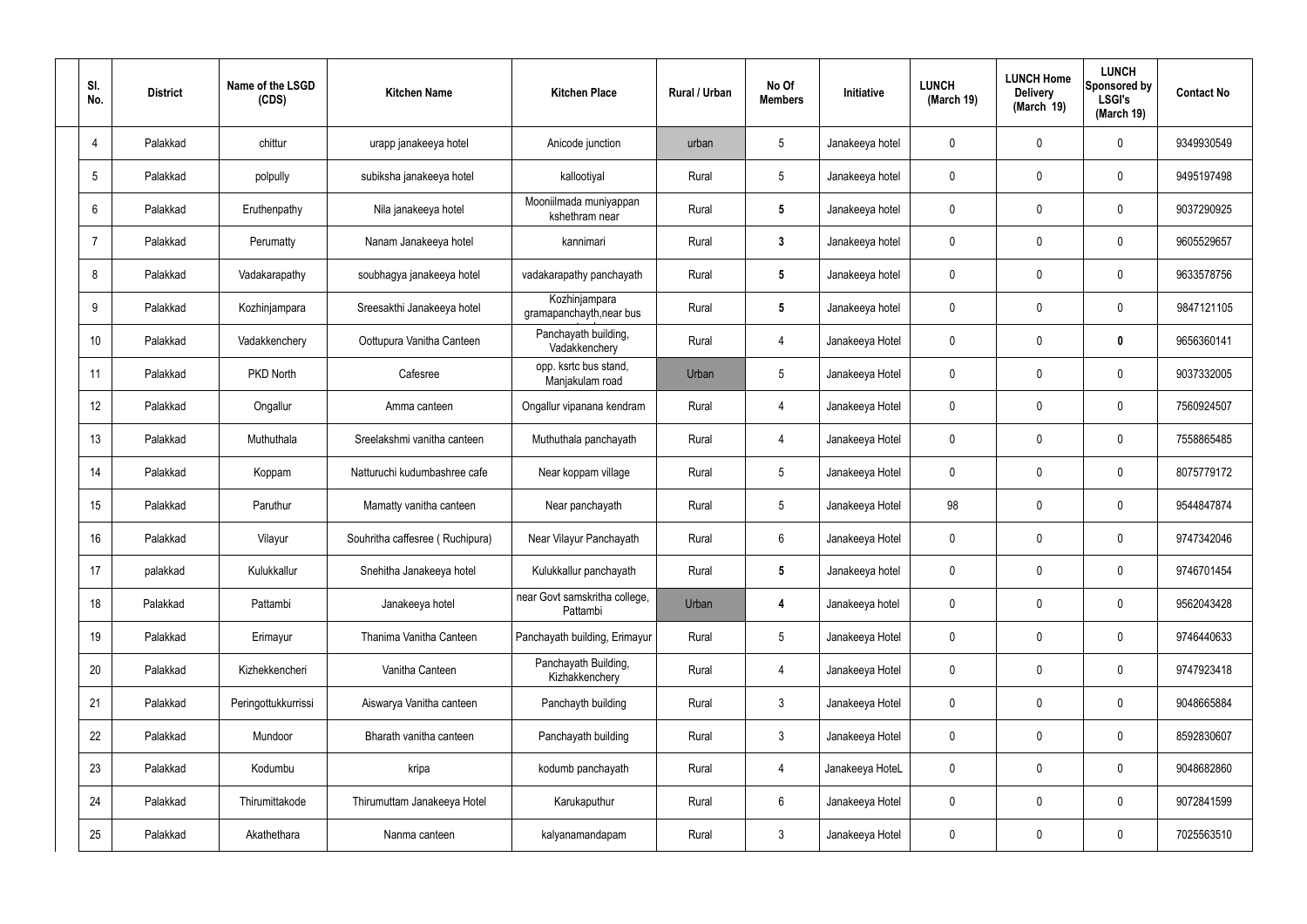| Sl. No. | District | Name of the LSGD (CDS) | Kitchen Name | Kitchen Place | Rural / Urban | No Of Members | Initiative | LUNCH (March 19) | LUNCH Home Delivery (March 19) | LUNCH Sponsored by LSGI's (March 19) | Contact No |
|---|---|---|---|---|---|---|---|---|---|---|---|
| 4 | Palakkad | chittur | urapp janakeeya hotel | Anicode junction | urban | 5 | Janakeeya hotel | 0 | 0 | 0 | 9349930549 |
| 5 | Palakkad | polpully | subiksha janakeeya hotel | kallootiyal | Rural | 5 | Janakeeya hotel | 0 | 0 | 0 | 9495197498 |
| 6 | Palakkad | Eruthenpathy | Nila janakeeya hotel | Mooniilmada muniyappan kshethram near | Rural | **5** | Janakeeya hotel | 0 | 0 | 0 | 9037290925 |
| 7 | Palakkad | Perumatty | Nanam Janakeeya hotel | kannimari | Rural | **3** | Janakeeya hotel | 0 | 0 | 0 | 9605529657 |
| 8 | Palakkad | Vadakarapathy | soubhagya janakeeya hotel | vadakarapathy panchayath | Rural | **5** | Janakeeya hotel | 0 | 0 | 0 | 9633578756 |
| 9 | Palakkad | Kozhinjampara | Sreesakthi Janakeeya hotel | Kozhinjampara gramapanchayth,near bus | Rural | **5** | Janakeeya hotel | 0 | 0 | 0 | 9847121105 |
| 10 | Palakkad | Vadakkenchery | Oottupura Vanitha Canteen | Panchayath building, Vadakkenchery | Rural | 4 | Janakeeya Hotel | 0 | 0 | **0** | 9656360141 |
| 11 | Palakkad | PKD North | Cafesree | opp. ksrtc bus stand, Manjakulam road | Urban | 5 | Janakeeya Hotel | 0 | 0 | 0 | 9037332005 |
| 12 | Palakkad | Ongallur | Amma canteen | Ongallur vipanana kendram | Rural | 4 | Janakeeya Hotel | 0 | 0 | 0 | 7560924507 |
| 13 | Palakkad | Muthuthala | Sreelakshmi vanitha canteen | Muthuthala panchayath | Rural | 4 | Janakeeya Hotel | 0 | 0 | 0 | 7558865485 |
| 14 | Palakkad | Koppam | Natturuchi kudumbashree cafe | Near koppam village | Rural | 5 | Janakeeya Hotel | 0 | 0 | 0 | 8075779172 |
| 15 | Palakkad | Paruthur | Mamatty vanitha canteen | Near panchayath | Rural | 5 | Janakeeya Hotel | 98 | 0 | 0 | 9544847874 |
| 16 | Palakkad | Vilayur | Souhritha caffesree ( Ruchipura) | Near Vilayur Panchayath | Rural | 6 | Janakeeya Hotel | 0 | 0 | 0 | 9747342046 |
| 17 | palakkad | Kulukkallur | Snehitha Janakeeya hotel | Kulukkallur panchayath | Rural | **5** | Janakeeya hotel | 0 | 0 | 0 | 9746701454 |
| 18 | Palakkad | Pattambi | Janakeeya hotel | near Govt samskritha college, Pattambi | Urban | **4** | Janakeeya hotel | 0 | 0 | 0 | 9562043428 |
| 19 | Palakkad | Erimayur | Thanima Vanitha Canteen | Panchayath building, Erimayur | Rural | 5 | Janakeeya Hotel | 0 | 0 | 0 | 9746440633 |
| 20 | Palakkad | Kizhekkencheri | Vanitha Canteen | Panchayath Building, Kizhakkenchery | Rural | 4 | Janakeeya Hotel | 0 | 0 | 0 | 9747923418 |
| 21 | Palakkad | Peringottukkurrissi | Aiswarya Vanitha canteen | Panchayth building | Rural | 3 | Janakeeya Hotel | 0 | 0 | 0 | 9048665884 |
| 22 | Palakkad | Mundoor | Bharath vanitha canteen | Panchayath building | Rural | 3 | Janakeeya Hotel | 0 | 0 | 0 | 8592830607 |
| 23 | Palakkad | Kodumbu | kripa | kodumb panchayath | Rural | 4 | Janakeeya HoteL | 0 | 0 | 0 | 9048682860 |
| 24 | Palakkad | Thirumittakode | Thirumuttam Janakeeya Hotel | Karukaputhur | Rural | 6 | Janakeeya Hotel | 0 | 0 | 0 | 9072841599 |
| 25 | Palakkad | Akathethara | Nanma canteen | kalyanamandapam | Rural | 3 | Janakeeya Hotel | 0 | 0 | 0 | 7025563510 |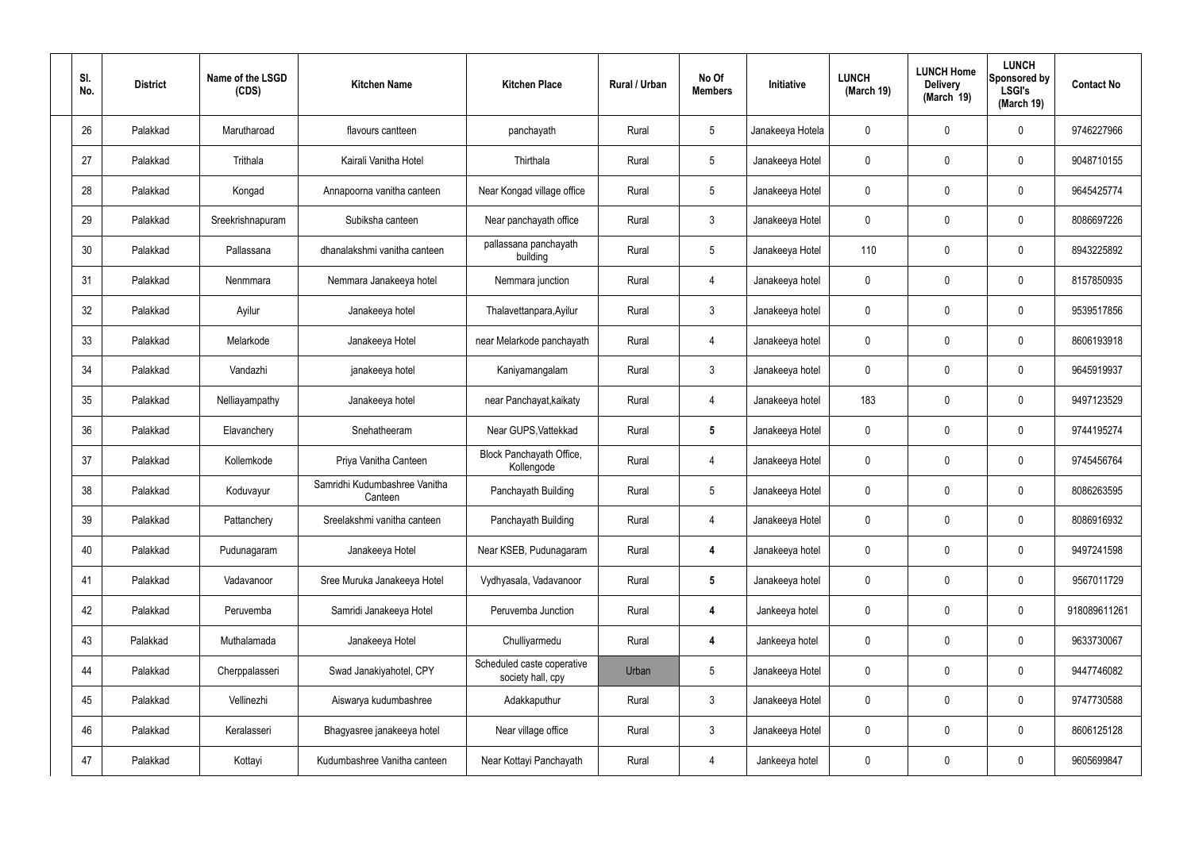| Sl. No. | District | Name of the LSGD (CDS) | Kitchen Name | Kitchen Place | Rural / Urban | No Of Members | Initiative | LUNCH (March 19) | LUNCH Home Delivery (March 19) | LUNCH Sponsored by LSGI's (March 19) | Contact No |
|---|---|---|---|---|---|---|---|---|---|---|---|
| 26 | Palakkad | Marutharoad | flavours cantteen | panchayath | Rural | 5 | Janakeeya Hotela | 0 | 0 | 0 | 9746227966 |
| 27 | Palakkad | Trithala | Kairali Vanitha Hotel | Thirthala | Rural | 5 | Janakeeya Hotel | 0 | 0 | 0 | 9048710155 |
| 28 | Palakkad | Kongad | Annapoorna vanitha canteen | Near Kongad village office | Rural | 5 | Janakeeya Hotel | 0 | 0 | 0 | 9645425774 |
| 29 | Palakkad | Sreekrishnapuram | Subiksha canteen | Near panchayath office | Rural | 3 | Janakeeya Hotel | 0 | 0 | 0 | 8086697226 |
| 30 | Palakkad | Pallassana | dhanalakshmi vanitha canteen | pallassana panchayath building | Rural | 5 | Janakeeya Hotel | 110 | 0 | 0 | 8943225892 |
| 31 | Palakkad | Nenmmara | Nemmara Janakeeya hotel | Nemmara junction | Rural | 4 | Janakeeya hotel | 0 | 0 | 0 | 8157850935 |
| 32 | Palakkad | Ayilur | Janakeeya hotel | Thalavettanpara,Ayilur | Rural | 3 | Janakeeya hotel | 0 | 0 | 0 | 9539517856 |
| 33 | Palakkad | Melarkode | Janakeeya Hotel | near Melarkode panchayath | Rural | 4 | Janakeeya hotel | 0 | 0 | 0 | 8606193918 |
| 34 | Palakkad | Vandazhi | janakeeya hotel | Kaniyamangalam | Rural | 3 | Janakeeya hotel | 0 | 0 | 0 | 9645919937 |
| 35 | Palakkad | Nelliayampathy | Janakeeya hotel | near Panchayat,kaikaty | Rural | 4 | Janakeeya hotel | 183 | 0 | 0 | 9497123529 |
| 36 | Palakkad | Elavanchery | Snehatheeram | Near GUPS,Vattekkad | Rural | **5** | Janakeeya Hotel | 0 | 0 | 0 | 9744195274 |
| 37 | Palakkad | Kollemkode | Priya Vanitha Canteen | Block Panchayath Office, Kollengode | Rural | 4 | Janakeeya Hotel | 0 | 0 | 0 | 9745456764 |
| 38 | Palakkad | Koduvayur | Samridhi Kudumbashree Vanitha Canteen | Panchayath Building | Rural | 5 | Janakeeya Hotel | 0 | 0 | 0 | 8086263595 |
| 39 | Palakkad | Pattanchery | Sreelakshmi vanitha canteen | Panchayath Building | Rural | 4 | Janakeeya Hotel | 0 | 0 | 0 | 8086916932 |
| 40 | Palakkad | Pudunagaram | Janakeeya Hotel | Near KSEB, Pudunagaram | Rural | **4** | Janakeeya hotel | 0 | 0 | 0 | 9497241598 |
| 41 | Palakkad | Vadavanoor | Sree Muruka Janakeeya Hotel | Vydhyasala, Vadavanoor | Rural | **5** | Janakeeya hotel | 0 | 0 | 0 | 9567011729 |
| 42 | Palakkad | Peruvemba | Samridi Janakeeya Hotel | Peruvemba Junction | Rural | **4** | Jankeeya hotel | 0 | 0 | 0 | 918089611261 |
| 43 | Palakkad | Muthalamada | Janakeeya Hotel | Chulliyarmedu | Rural | **4** | Jankeeya hotel | 0 | 0 | 0 | 9633730067 |
| 44 | Palakkad | Cherppalasseri | Swad Janakiyahotel, CPY | Scheduled caste coperative society hall, cpy | Urban | 5 | Janakeeya Hotel | 0 | 0 | 0 | 9447746082 |
| 45 | Palakkad | Vellinezhi | Aiswarya kudumbashree | Adakkaputhur | Rural | 3 | Janakeeya Hotel | 0 | 0 | 0 | 9747730588 |
| 46 | Palakkad | Keralasseri | Bhagyasree janakeeya hotel | Near village office | Rural | 3 | Janakeeya Hotel | 0 | 0 | 0 | 8606125128 |
| 47 | Palakkad | Kottayi | Kudumbashree Vanitha canteen | Near Kottayi Panchayath | Rural | 4 | Jankeeya hotel | 0 | 0 | 0 | 9605699847 |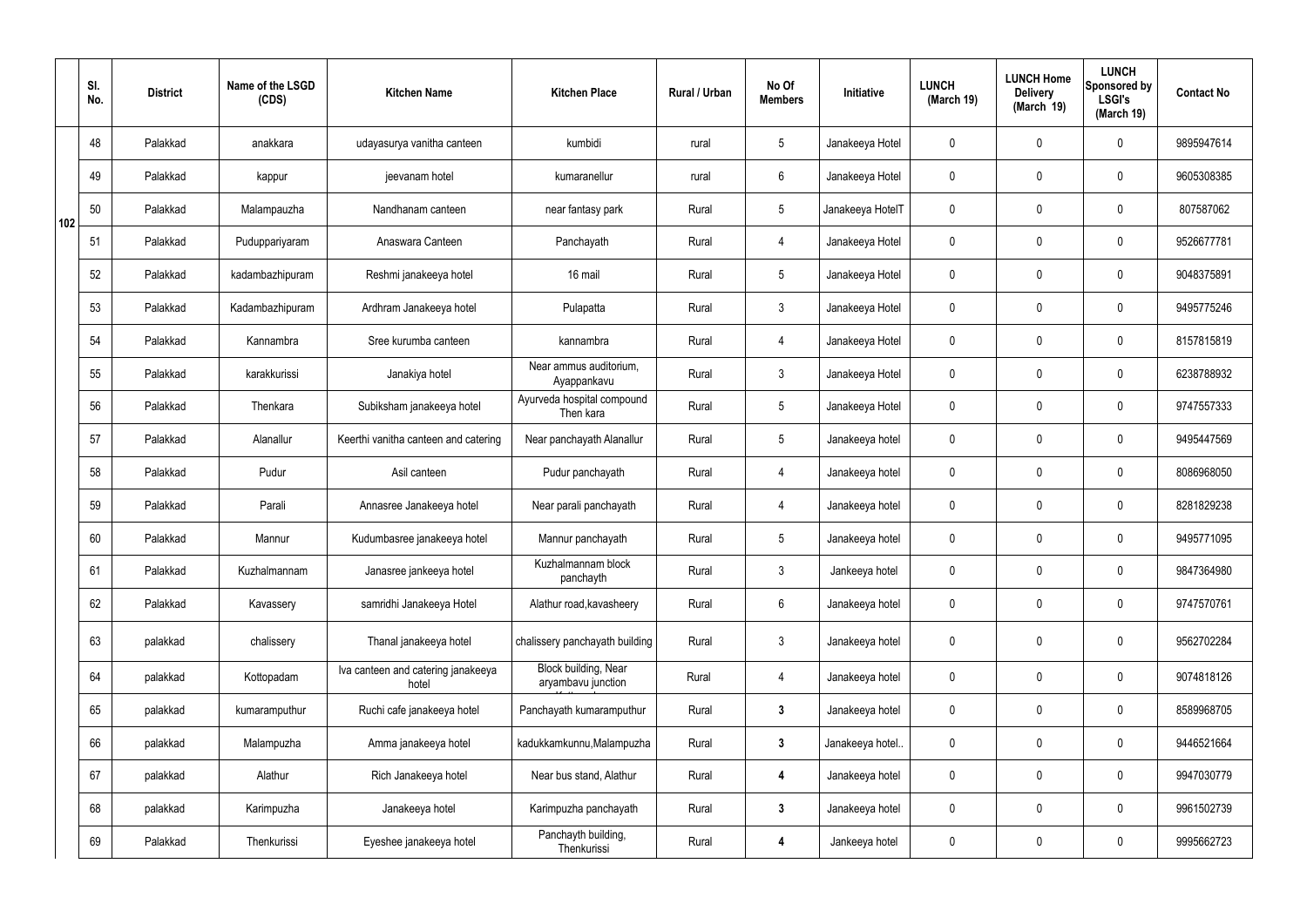| | Sl. No. | District | Name of the LSGD (CDS) | Kitchen Name | Kitchen Place | Rural / Urban | No Of Members | Initiative | LUNCH (March 19) | LUNCH Home Delivery (March 19) | LUNCH Sponsored by LSGI's (March 19) | Contact No |
|---|---|---|---|---|---|---|---|---|---|---|---|---|
| 102 | 48 | Palakkad | anakkara | udayasurya vanitha canteen | kumbidi | rural | 5 | Janakeeya Hotel | 0 | 0 | 0 | 9895947614 |
| | 49 | Palakkad | kappur | jeevanam hotel | kumaranellur | rural | 6 | Janakeeya Hotel | 0 | 0 | 0 | 9605308385 |
| | 50 | Palakkad | Malampauzha | Nandhanam canteen | near fantasy park | Rural | 5 | Janakeeya HotelT | 0 | 0 | 0 | 807587062 |
| | 51 | Palakkad | Puduppariyaram | Anaswara Canteen | Panchayath | Rural | 4 | Janakeeya Hotel | 0 | 0 | 0 | 9526677781 |
| | 52 | Palakkad | kadambazhipuram | Reshmi janakeeya hotel | 16 mail | Rural | 5 | Janakeeya Hotel | 0 | 0 | 0 | 9048375891 |
| | 53 | Palakkad | Kadambazhipuram | Ardhram Janakeeya hotel | Pulapatta | Rural | 3 | Janakeeya Hotel | 0 | 0 | 0 | 9495775246 |
| | 54 | Palakkad | Kannambra | Sree kurumba canteen | kannambra | Rural | 4 | Janakeeya Hotel | 0 | 0 | 0 | 8157815819 |
| | 55 | Palakkad | karakkurissi | Janakiya hotel | Near ammus auditorium, Ayappankavu | Rural | 3 | Janakeeya Hotel | 0 | 0 | 0 | 6238788932 |
| | 56 | Palakkad | Thenkara | Subiksham janakeeya hotel | Ayurveda hospital compound Then kara | Rural | 5 | Janakeeya Hotel | 0 | 0 | 0 | 9747557333 |
| | 57 | Palakkad | Alanallur | Keerthi vanitha canteen and catering | Near panchayath Alanallur | Rural | 5 | Janakeeya hotel | 0 | 0 | 0 | 9495447569 |
| | 58 | Palakkad | Pudur | Asil canteen | Pudur panchayath | Rural | 4 | Janakeeya hotel | 0 | 0 | 0 | 8086968050 |
| | 59 | Palakkad | Parali | Annasree Janakeeya hotel | Near parali panchayath | Rural | 4 | Janakeeya hotel | 0 | 0 | 0 | 8281829238 |
| | 60 | Palakkad | Mannur | Kudumbasree janakeeya hotel | Mannur panchayath | Rural | 5 | Janakeeya hotel | 0 | 0 | 0 | 9495771095 |
| | 61 | Palakkad | Kuzhalmannam | Janasree jankeeya hotel | Kuzhalmannam block panchayth | Rural | 3 | Jankeeya hotel | 0 | 0 | 0 | 9847364980 |
| | 62 | Palakkad | Kavassery | samridhi Janakeeya Hotel | Alathur road,kavasheery | Rural | 6 | Janakeeya hotel | 0 | 0 | 0 | 9747570761 |
| | 63 | palakkad | chalissery | Thanal janakeeya hotel | chalissery panchayath building | Rural | 3 | Janakeeya hotel | 0 | 0 | 0 | 9562702284 |
| | 64 | palakkad | Kottopadam | Iva canteen and catering janakeeya hotel | Block building, Near aryambavu junction | Rural | 4 | Janakeeya hotel | 0 | 0 | 0 | 9074818126 |
| | 65 | palakkad | kumaramputhur | Ruchi cafe janakeeya hotel | Panchayath kumaramputhur | Rural | **3** | Janakeeya hotel | 0 | 0 | 0 | 8589968705 |
| | 66 | palakkad | Malampuzha | Amma janakeeya hotel | kadukkamkunnu,Malampuzha | Rural | **3** | Janakeeya hotel.. | 0 | 0 | 0 | 9446521664 |
| | 67 | palakkad | Alathur | Rich Janakeeya hotel | Near bus stand, Alathur | Rural | **4** | Janakeeya hotel | 0 | 0 | 0 | 9947030779 |
| | 68 | palakkad | Karimpuzha | Janakeeya hotel | Karimpuzha panchayath | Rural | **3** | Janakeeya hotel | 0 | 0 | 0 | 9961502739 |
| | 69 | Palakkad | Thenkurissi | Eyeshee janakeeya hotel | Panchayth building, Thenkurissi | Rural | **4** | Jankeeya hotel | 0 | 0 | 0 | 9995662723 |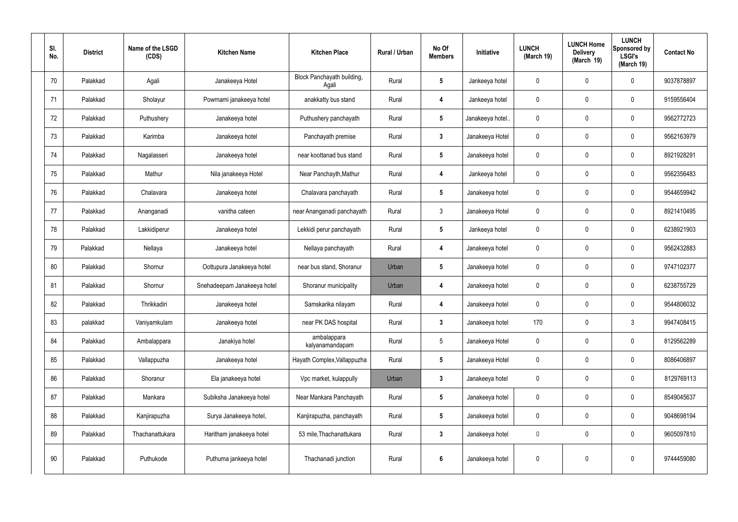| Sl. No. | District | Name of the LSGD (CDS) | Kitchen Name | Kitchen Place | Rural / Urban | No Of Members | Initiative | LUNCH (March 19) | LUNCH Home Delivery (March 19) | LUNCH Sponsored by LSGI's (March 19) | Contact No |
|---|---|---|---|---|---|---|---|---|---|---|---|
| 70 | Palakkad | Agali | Janakeeya Hotel | Block Panchayath building, Agali | Rural | 5 | Jankeeya hotel | 0 | 0 | 0 | 9037878897 |
| 71 | Palakkad | Sholayur | Powrnami janakeeya hotel | anakkatty bus stand | Rural | 4 | Jankeeya hotel | 0 | 0 | 0 | 9159556404 |
| 72 | Palakkad | Puthushery | Janakeeya hotel | Puthushery panchayath | Rural | 5 | Janakeeya hotel.. | 0 | 0 | 0 | 9562772723 |
| 73 | Palakkad | Karimba | Janakeeya hotel | Panchayath premise | Rural | 3 | Janakeeya Hotel | 0 | 0 | 0 | 9562163979 |
| 74 | Palakkad | Nagalasseri | Janakeeya hotel | near koottanad bus stand | Rural | 5 | Janakeeya hotel | 0 | 0 | 0 | 8921928291 |
| 75 | Palakkad | Mathur | Nila janakeeya Hotel | Near Panchayth,Mathur | Rural | 4 | Jankeeya hotel | 0 | 0 | 0 | 9562356483 |
| 76 | Palakkad | Chalavara | Janakeeya hotel | Chalavara panchayath | Rural | 5 | Janakeeya hotel | 0 | 0 | 0 | 9544659942 |
| 77 | Palakkad | Ananganadi | vanitha cateen | near Ananganadi panchayath | Rural | 3 | Janakeeya Hotel | 0 | 0 | 0 | 8921410495 |
| 78 | Palakkad | Lakkidiperur | Janakeeya hotel | Lekkidi perur panchayath | Rural | 5 | Jankeeya hotel | 0 | 0 | 0 | 6238921903 |
| 79 | Palakkad | Nellaya | Janakeeya hotel | Nellaya panchayath | Rural | 4 | Janakeeya hotel | 0 | 0 | 0 | 9562432883 |
| 80 | Palakkad | Shornur | Oottupura Janakeeya hotel | near bus stand, Shoranur | Urban | 5 | Janakeeya hotel | 0 | 0 | 0 | 9747102377 |
| 81 | Palakkad | Shornur | Snehadeepam Janakeeya hotel | Shoranur municipality | Urban | 4 | Janakeeya hotel | 0 | 0 | 0 | 6238755729 |
| 82 | Palakkad | Thrikkadiri | Janakeeya hotel | Samskarika nilayam | Rural | 4 | Janakeeya hotel | 0 | 0 | 0 | 9544806032 |
| 83 | palakkad | Vaniyamkulam | Janakeeya hotel | near PK DAS hospital | Rural | 3 | Janakeeya hotel | 170 | 0 | 3 | 9947408415 |
| 84 | Palakkad | Ambalappara | Janakiya hotel | ambalappara kalyanamandapam | Rural | 5 | Janakeeya Hotel | 0 | 0 | 0 | 8129562289 |
| 85 | Palakkad | Vallappuzha | Janakeeya hotel | Hayath Complex,Vallappuzha | Rural | 5 | Janakeeya Hotel | 0 | 0 | 0 | 8086406897 |
| 86 | Palakkad | Shoranur | Ela janakeeya hotel | Vpc market, kulappully | Urban | 3 | Janakeeya hotel | 0 | 0 | 0 | 8129769113 |
| 87 | Palakkad | Mankara | Subiksha Janakeeya hotel | Near Mankara Panchayath | Rural | 5 | Janakeeya hotel | 0 | 0 | 0 | 8549045637 |
| 88 | Palakkad | Kanjirapuzha | Surya Janakeeya hotel, | Kanjirapuzha, panchayath | Rural | 5 | Janakeeya hotel | 0 | 0 | 0 | 9048698194 |
| 89 | Palakkad | Thachanattukara | Haritham janakeeya hotel | 53 mile,Thachanattukara | Rural | 3 | Janakeeya hotel | 0 | 0 | 0 | 9605097810 |
| 90 | Palakkad | Puthukode | Puthuma jankeeya hotel | Thachanadi junction | Rural | 6 | Janakeeya hotel | 0 | 0 | 0 | 9744459080 |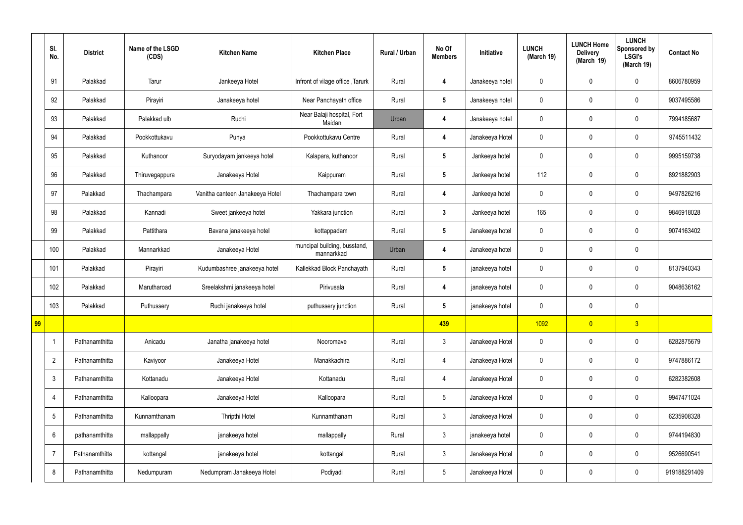| | Sl. No. | District | Name of the LSGD (CDS) | Kitchen Name | Kitchen Place | Rural / Urban | No Of Members | Initiative | LUNCH (March 19) | LUNCH Home Delivery (March 19) | LUNCH Sponsored by LSGI's (March 19) | Contact No |
|---|---|---|---|---|---|---|---|---|---|---|---|---|
| | 91 | Palakkad | Tarur | Jankeeya Hotel | Infront of vilage office ,Tarurk | Rural | 4 | Janakeeya hotel | 0 | 0 | 0 | 8606780959 |
| | 92 | Palakkad | Pirayiri | Janakeeya hotel | Near Panchayath office | Rural | 5 | Janakeeya hotel | 0 | 0 | 0 | 9037495586 |
| | 93 | Palakkad | Palakkad ulb | Ruchi | Near Balaji hospital, Fort Maidan | Urban | 4 | Janakeeya hotel | 0 | 0 | 0 | 7994185687 |
| | 94 | Palakkad | Pookkottukavu | Punya | Pookkottukavu Centre | Rural | 4 | Janakeeya Hotel | 0 | 0 | 0 | 9745511432 |
| | 95 | Palakkad | Kuthanoor | Suryodayam jankeeya hotel | Kalapara, kuthanoor | Rural | 5 | Jankeeya hotel | 0 | 0 | 0 | 9995159738 |
| | 96 | Palakkad | Thiruvegappura | Janakeeya Hotel | Kaippuram | Rural | 5 | Jankeeya hotel | 112 | 0 | 0 | 8921882903 |
| | 97 | Palakkad | Thachampara | Vanitha canteen Janakeeya Hotel | Thachampara town | Rural | 4 | Jankeeya hotel | 0 | 0 | 0 | 9497826216 |
| | 98 | Palakkad | Kannadi | Sweet jankeeya hotel | Yakkara junction | Rural | 3 | Jankeeya hotel | 165 | 0 | 0 | 9846918028 |
| | 99 | Palakkad | Pattithara | Bavana janakeeya hotel | kottappadam | Rural | 5 | Janakeeya hotel | 0 | 0 | 0 | 9074163402 |
| | 100 | Palakkad | Mannarkkad | Janakeeya Hotel | muncipal building, busstand, mannarkkad | Urban | 4 | Janakeeya hotel | 0 | 0 | 0 | |
| | 101 | Palakkad | Pirayiri | Kudumbashree janakeeya hotel | Kallekkad Block Panchayath | Rural | 5 | janakeeya hotel | 0 | 0 | 0 | 8137940343 |
| | 102 | Palakkad | Marutharoad | Sreelakshmi janakeeya hotel | Pirivusala | Rural | 4 | janakeeya hotel | 0 | 0 | 0 | 9048636162 |
| | 103 | Palakkad | Puthussery | Ruchi janakeeya hotel | puthussery junction | Rural | 5 | janakeeya hotel | 0 | 0 | 0 | |
| 99 | | | | | | | 439 | | 1092 | 0 | 3 | |
| | 1 | Pathanamthitta | Anicadu | Janatha janakeeya hotel | Nooromave | Rural | 3 | Janakeeya Hotel | 0 | 0 | 0 | 6282875679 |
| | 2 | Pathanamthitta | Kaviyoor | Janakeeya Hotel | Manakkachira | Rural | 4 | Janakeeya Hotel | 0 | 0 | 0 | 9747886172 |
| | 3 | Pathanamthitta | Kottanadu | Janakeeya Hotel | Kottanadu | Rural | 4 | Janakeeya Hotel | 0 | 0 | 0 | 6282382608 |
| | 4 | Pathanamthitta | Kalloopara | Janakeeya Hotel | Kalloopara | Rural | 5 | Janakeeya Hotel | 0 | 0 | 0 | 9947471024 |
| | 5 | Pathanamthitta | Kunnamthanam | Thripthi Hotel | Kunnamthanam | Rural | 3 | Janakeeya Hotel | 0 | 0 | 0 | 6235908328 |
| | 6 | pathanamthitta | mallappally | janakeeya hotel | mallappally | Rural | 3 | janakeeya hotel | 0 | 0 | 0 | 9744194830 |
| | 7 | Pathanamthitta | kottangal | janakeeya hotel | kottangal | Rural | 3 | Janakeeya Hotel | 0 | 0 | 0 | 9526690541 |
| | 8 | Pathanamthitta | Nedumpuram | Nedumpram Janakeeya Hotel | Podiyadi | Rural | 5 | Janakeeya Hotel | 0 | 0 | 0 | 919188291409 |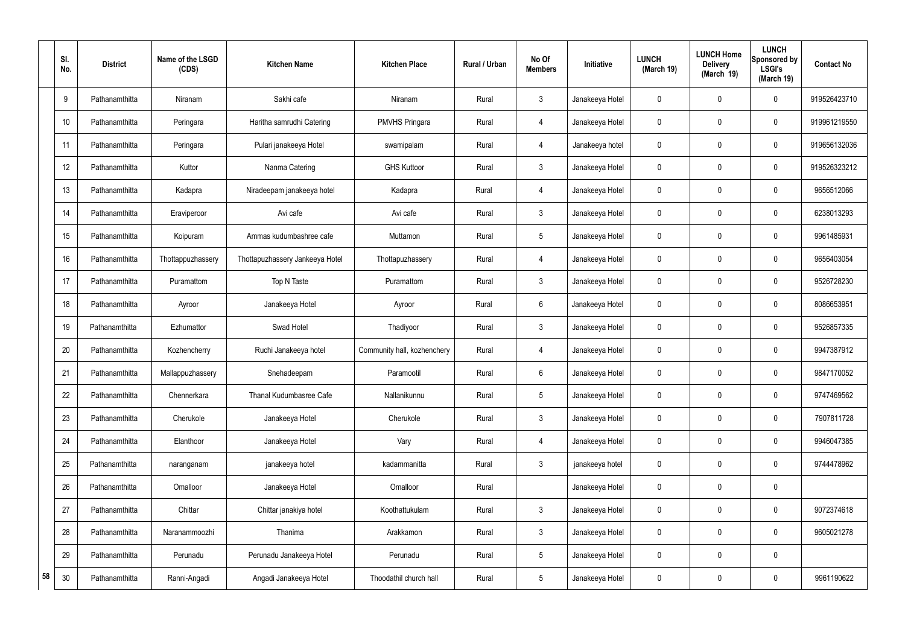| Sl. No. | District | Name of the LSGD (CDS) | Kitchen Name | Kitchen Place | Rural / Urban | No Of Members | Initiative | LUNCH (March 19) | LUNCH Home Delivery (March 19) | LUNCH Sponsored by LSGI's (March 19) | Contact No |
|---|---|---|---|---|---|---|---|---|---|---|---|
| 9 | Pathanamthitta | Niranam | Sakhi cafe | Niranam | Rural | 3 | Janakeeya Hotel | 0 | 0 | 0 | 919526423710 |
| 10 | Pathanamthitta | Peringara | Haritha samrudhi Catering | PMVHS Pringara | Rural | 4 | Janakeeya Hotel | 0 | 0 | 0 | 919961219550 |
| 11 | Pathanamthitta | Peringara | Pulari janakeeya Hotel | swamipalam | Rural | 4 | Janakeeya hotel | 0 | 0 | 0 | 919656132036 |
| 12 | Pathanamthitta | Kuttor | Nanma Catering | GHS Kuttoor | Rural | 3 | Janakeeya Hotel | 0 | 0 | 0 | 919526323212 |
| 13 | Pathanamthitta | Kadapra | Niradeepam janakeeya hotel | Kadapra | Rural | 4 | Janakeeya Hotel | 0 | 0 | 0 | 9656512066 |
| 14 | Pathanamthitta | Eraviperoor | Avi cafe | Avi cafe | Rural | 3 | Janakeeya Hotel | 0 | 0 | 0 | 6238013293 |
| 15 | Pathanamthitta | Koipuram | Ammas kudumbashree cafe | Muttamon | Rural | 5 | Janakeeya Hotel | 0 | 0 | 0 | 9961485931 |
| 16 | Pathanamthitta | Thottappuzhassery | Thottapuzhassery Jankeeya Hotel | Thottapuzhassery | Rural | 4 | Janakeeya Hotel | 0 | 0 | 0 | 9656403054 |
| 17 | Pathanamthitta | Puramattom | Top N Taste | Puramattom | Rural | 3 | Janakeeya Hotel | 0 | 0 | 0 | 9526728230 |
| 18 | Pathanamthitta | Ayroor | Janakeeya Hotel | Ayroor | Rural | 6 | Janakeeya Hotel | 0 | 0 | 0 | 8086653951 |
| 19 | Pathanamthitta | Ezhumattor | Swad Hotel | Thadiyoor | Rural | 3 | Janakeeya Hotel | 0 | 0 | 0 | 9526857335 |
| 20 | Pathanamthitta | Kozhencherry | Ruchi Janakeeya hotel | Community hall, kozhenchery | Rural | 4 | Janakeeya Hotel | 0 | 0 | 0 | 9947387912 |
| 21 | Pathanamthitta | Mallappuzhassery | Snehadeepam | Paramootil | Rural | 6 | Janakeeya Hotel | 0 | 0 | 0 | 9847170052 |
| 22 | Pathanamthitta | Chennerkara | Thanal Kudumbasree Cafe | Nallanikunnu | Rural | 5 | Janakeeya Hotel | 0 | 0 | 0 | 9747469562 |
| 23 | Pathanamthitta | Cherukole | Janakeeya Hotel | Cherukole | Rural | 3 | Janakeeya Hotel | 0 | 0 | 0 | 7907811728 |
| 24 | Pathanamthitta | Elanthoor | Janakeeya Hotel | Vary | Rural | 4 | Janakeeya Hotel | 0 | 0 | 0 | 9946047385 |
| 25 | Pathanamthitta | naranganam | janakeeya hotel | kadammanitta | Rural | 3 | janakeeya hotel | 0 | 0 | 0 | 9744478962 |
| 26 | Pathanamthitta | Omalloor | Janakeeya Hotel | Omalloor | Rural | | Janakeeya Hotel | 0 | 0 | 0 | |
| 27 | Pathanamthitta | Chittar | Chittar janakiya hotel | Koothattukulam | Rural | 3 | Janakeeya Hotel | 0 | 0 | 0 | 9072374618 |
| 28 | Pathanamthitta | Naranammoozhi | Thanima | Arakkamon | Rural | 3 | Janakeeya Hotel | 0 | 0 | 0 | 9605021278 |
| 29 | Pathanamthitta | Perunadu | Perunadu Janakeeya Hotel | Perunadu | Rural | 5 | Janakeeya Hotel | 0 | 0 | 0 | |
| 30 | Pathanamthitta | Ranni-Angadi | Angadi Janakeeya Hotel | Thoodathil church hall | Rural | 5 | Janakeeya Hotel | 0 | 0 | 0 | 9961190622 |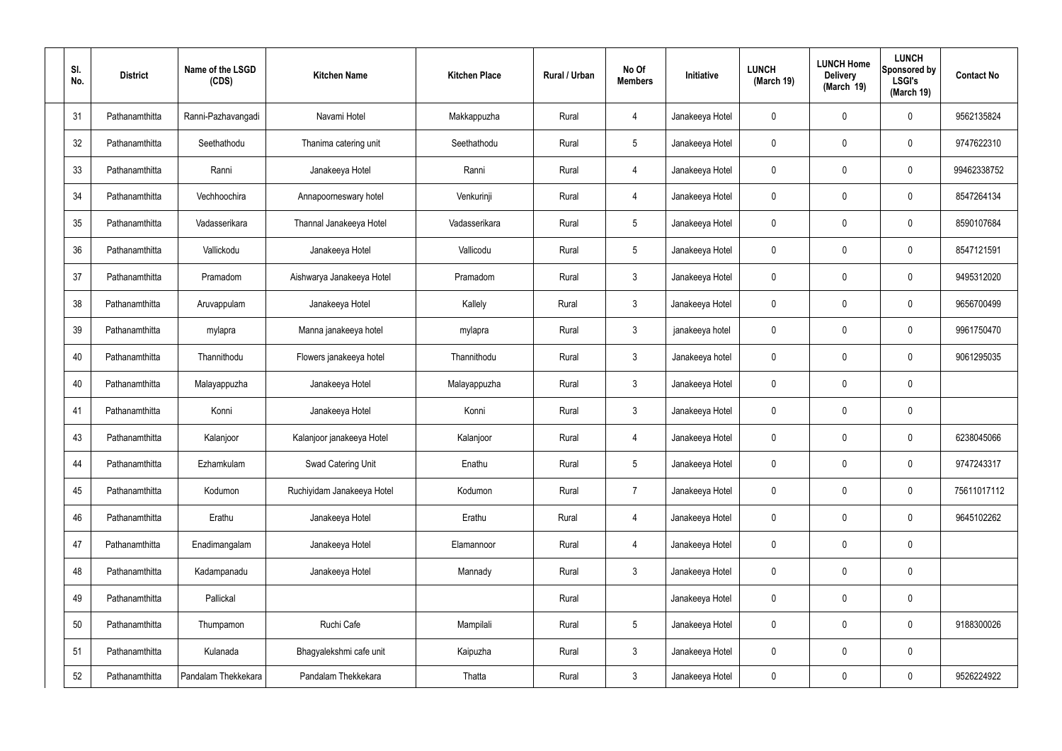| Sl. No. | District | Name of the LSGD (CDS) | Kitchen Name | Kitchen Place | Rural / Urban | No Of Members | Initiative | LUNCH (March 19) | LUNCH Home Delivery (March 19) | LUNCH Sponsored by LSGI's (March 19) | Contact No |
|---|---|---|---|---|---|---|---|---|---|---|---|
| 31 | Pathanamthitta | Ranni-Pazhavangadi | Navami Hotel | Makkappuzha | Rural | 4 | Janakeeya Hotel | 0 | 0 | 0 | 9562135824 |
| 32 | Pathanamthitta | Seethathodu | Thanima catering unit | Seethathodu | Rural | 5 | Janakeeya Hotel | 0 | 0 | 0 | 9747622310 |
| 33 | Pathanamthitta | Ranni | Janakeeya Hotel | Ranni | Rural | 4 | Janakeeya Hotel | 0 | 0 | 0 | 99462338752 |
| 34 | Pathanamthitta | Vechhoochira | Annapoorneswary hotel | Venkurinji | Rural | 4 | Janakeeya Hotel | 0 | 0 | 0 | 8547264134 |
| 35 | Pathanamthitta | Vadasserikara | Thannal Janakeeya Hotel | Vadasserikara | Rural | 5 | Janakeeya Hotel | 0 | 0 | 0 | 8590107684 |
| 36 | Pathanamthitta | Vallickodu | Janakeeya Hotel | Vallicodu | Rural | 5 | Janakeeya Hotel | 0 | 0 | 0 | 8547121591 |
| 37 | Pathanamthitta | Pramadom | Aishwarya Janakeeya Hotel | Pramadom | Rural | 3 | Janakeeya Hotel | 0 | 0 | 0 | 9495312020 |
| 38 | Pathanamthitta | Aruvappulam | Janakeeya Hotel | Kallely | Rural | 3 | Janakeeya Hotel | 0 | 0 | 0 | 9656700499 |
| 39 | Pathanamthitta | mylapra | Manna janakeeya hotel | mylapra | Rural | 3 | janakeeya hotel | 0 | 0 | 0 | 9961750470 |
| 40 | Pathanamthitta | Thannithodu | Flowers janakeeya hotel | Thannithodu | Rural | 3 | Janakeeya hotel | 0 | 0 | 0 | 9061295035 |
| 40 | Pathanamthitta | Malayappuzha | Janakeeya Hotel | Malayappuzha | Rural | 3 | Janakeeya Hotel | 0 | 0 | 0 | |
| 41 | Pathanamthitta | Konni | Janakeeya Hotel | Konni | Rural | 3 | Janakeeya Hotel | 0 | 0 | 0 | |
| 43 | Pathanamthitta | Kalanjoor | Kalanjoor janakeeya Hotel | Kalanjoor | Rural | 4 | Janakeeya Hotel | 0 | 0 | 0 | 6238045066 |
| 44 | Pathanamthitta | Ezhamkulam | Swad Catering Unit | Enathu | Rural | 5 | Janakeeya Hotel | 0 | 0 | 0 | 9747243317 |
| 45 | Pathanamthitta | Kodumon | Ruchiyidam Janakeeya Hotel | Kodumon | Rural | 7 | Janakeeya Hotel | 0 | 0 | 0 | 75611017112 |
| 46 | Pathanamthitta | Erathu | Janakeeya Hotel | Erathu | Rural | 4 | Janakeeya Hotel | 0 | 0 | 0 | 9645102262 |
| 47 | Pathanamthitta | Enadimangalam | Janakeeya Hotel | Elamannoor | Rural | 4 | Janakeeya Hotel | 0 | 0 | 0 | |
| 48 | Pathanamthitta | Kadampanadu | Janakeeya Hotel | Mannady | Rural | 3 | Janakeeya Hotel | 0 | 0 | 0 | |
| 49 | Pathanamthitta | Pallickal | | | Rural | | Janakeeya Hotel | 0 | 0 | 0 | |
| 50 | Pathanamthitta | Thumpamon | Ruchi Cafe | Mampilali | Rural | 5 | Janakeeya Hotel | 0 | 0 | 0 | 9188300026 |
| 51 | Pathanamthitta | Kulanada | Bhagyalekshmi cafe unit | Kaipuzha | Rural | 3 | Janakeeya Hotel | 0 | 0 | 0 | |
| 52 | Pathanamthitta | Pandalam Thekkekara | Pandalam Thekkekara | Thatta | Rural | 3 | Janakeeya Hotel | 0 | 0 | 0 | 9526224922 |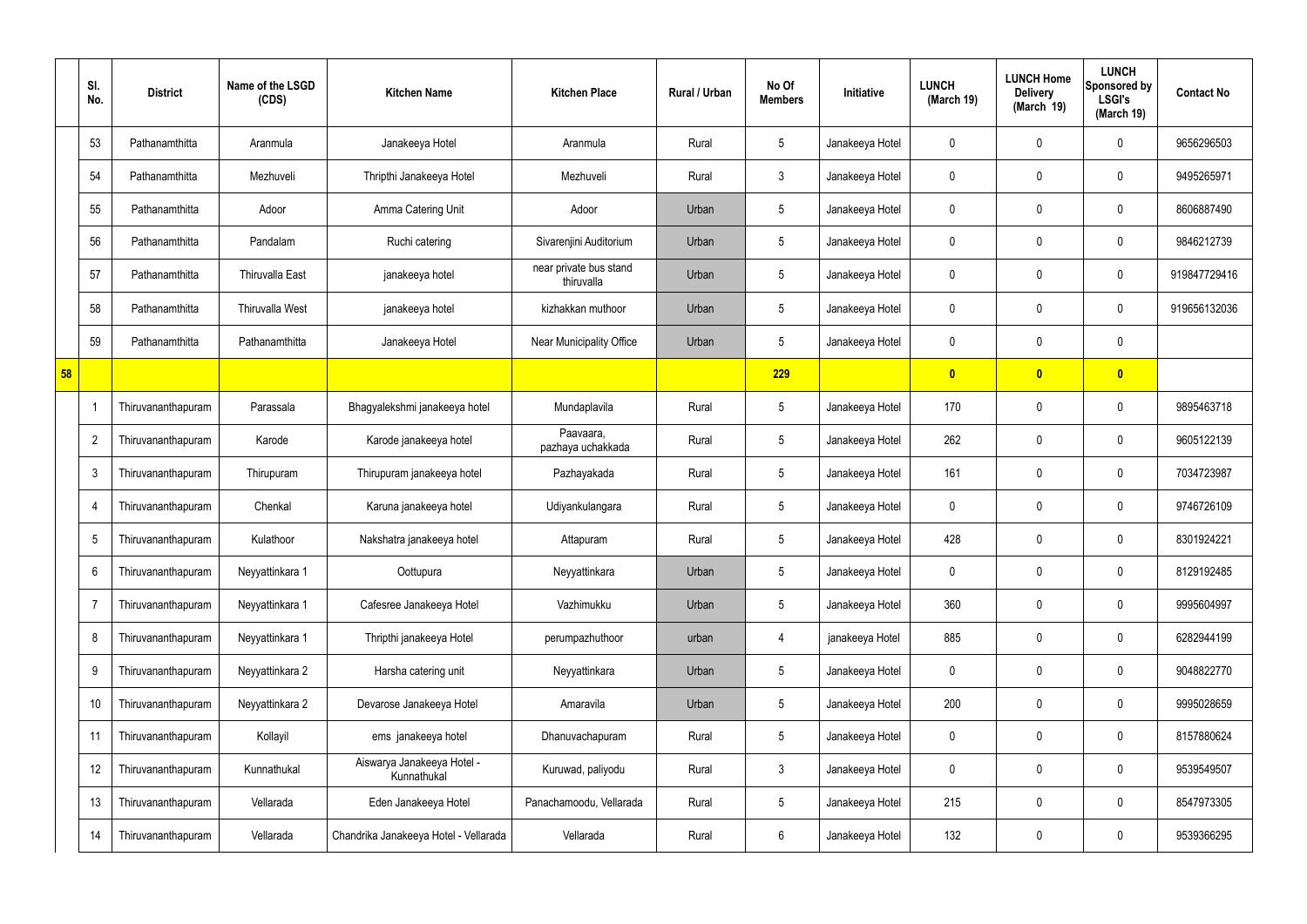| | Sl. No. | District | Name of the LSGD (CDS) | Kitchen Name | Kitchen Place | Rural / Urban | No Of Members | Initiative | LUNCH (March 19) | LUNCH Home Delivery (March 19) | LUNCH Sponsored by LSGI's (March 19) | Contact No |
|---|---|---|---|---|---|---|---|---|---|---|---|---|
| | 53 | Pathanamthitta | Aranmula | Janakeeya Hotel | Aranmula | Rural | 5 | Janakeeya Hotel | 0 | 0 | 0 | 9656296503 |
| | 54 | Pathanamthitta | Mezhuveli | Thripthi Janakeeya Hotel | Mezhuveli | Rural | 3 | Janakeeya Hotel | 0 | 0 | 0 | 9495265971 |
| | 55 | Pathanamthitta | Adoor | Amma Catering Unit | Adoor | Urban | 5 | Janakeeya Hotel | 0 | 0 | 0 | 8606887490 |
| | 56 | Pathanamthitta | Pandalam | Ruchi catering | Sivarenjini Auditorium | Urban | 5 | Janakeeya Hotel | 0 | 0 | 0 | 9846212739 |
| | 57 | Pathanamthitta | Thiruvalla East | janakeeya hotel | near private bus stand thiruvalla | Urban | 5 | Janakeeya Hotel | 0 | 0 | 0 | 919847729416 |
| | 58 | Pathanamthitta | Thiruvalla West | janakeeya hotel | kizhakkan muthoor | Urban | 5 | Janakeeya Hotel | 0 | 0 | 0 | 919656132036 |
| | 59 | Pathanamthitta | Pathanamthitta | Janakeeya Hotel | Near Municipality Office | Urban | 5 | Janakeeya Hotel | 0 | 0 | 0 | |
| 58 | | | | | | | 229 | | 0 | 0 | 0 | |
| | 1 | Thiruvananthapuram | Parassala | Bhagyalekshmi janakeeya hotel | Mundaplavila | Rural | 5 | Janakeeya Hotel | 170 | 0 | 0 | 9895463718 |
| | 2 | Thiruvananthapuram | Karode | Karode janakeeya hotel | Paavaara, pazhaya uchakkada | Rural | 5 | Janakeeya Hotel | 262 | 0 | 0 | 9605122139 |
| | 3 | Thiruvananthapuram | Thirupuram | Thirupuram janakeeya hotel | Pazhayakada | Rural | 5 | Janakeeya Hotel | 161 | 0 | 0 | 7034723987 |
| | 4 | Thiruvananthapuram | Chenkal | Karuna janakeeya hotel | Udiyankulangara | Rural | 5 | Janakeeya Hotel | 0 | 0 | 0 | 9746726109 |
| | 5 | Thiruvananthapuram | Kulathoor | Nakshatra janakeeya hotel | Attapuram | Rural | 5 | Janakeeya Hotel | 428 | 0 | 0 | 8301924221 |
| | 6 | Thiruvananthapuram | Neyyattinkara 1 | Oottupura | Neyyattinkara | Urban | 5 | Janakeeya Hotel | 0 | 0 | 0 | 8129192485 |
| | 7 | Thiruvananthapuram | Neyyattinkara 1 | Cafesree Janakeeya Hotel | Vazhimukku | Urban | 5 | Janakeeya Hotel | 360 | 0 | 0 | 9995604997 |
| | 8 | Thiruvananthapuram | Neyyattinkara 1 | Thripthi janakeeya Hotel | perumpazhuthoor | urban | 4 | janakeeya Hotel | 885 | 0 | 0 | 6282944199 |
| | 9 | Thiruvananthapuram | Neyyattinkara 2 | Harsha catering unit | Neyyattinkara | Urban | 5 | Janakeeya Hotel | 0 | 0 | 0 | 9048822770 |
| | 10 | Thiruvananthapuram | Neyyattinkara 2 | Devarose Janakeeya Hotel | Amaravila | Urban | 5 | Janakeeya Hotel | 200 | 0 | 0 | 9995028659 |
| | 11 | Thiruvananthapuram | Kollayil | ems janakeeya hotel | Dhanuvachapuram | Rural | 5 | Janakeeya Hotel | 0 | 0 | 0 | 8157880624 |
| | 12 | Thiruvananthapuram | Kunnathukal | Aiswarya Janakeeya Hotel - Kunnathukal | Kuruwad, paliyodu | Rural | 3 | Janakeeya Hotel | 0 | 0 | 0 | 9539549507 |
| | 13 | Thiruvananthapuram | Vellarada | Eden Janakeeya Hotel | Panachamoodu, Vellarada | Rural | 5 | Janakeeya Hotel | 215 | 0 | 0 | 8547973305 |
| | 14 | Thiruvananthapuram | Vellarada | Chandrika Janakeeya Hotel - Vellarada | Vellarada | Rural | 6 | Janakeeya Hotel | 132 | 0 | 0 | 9539366295 |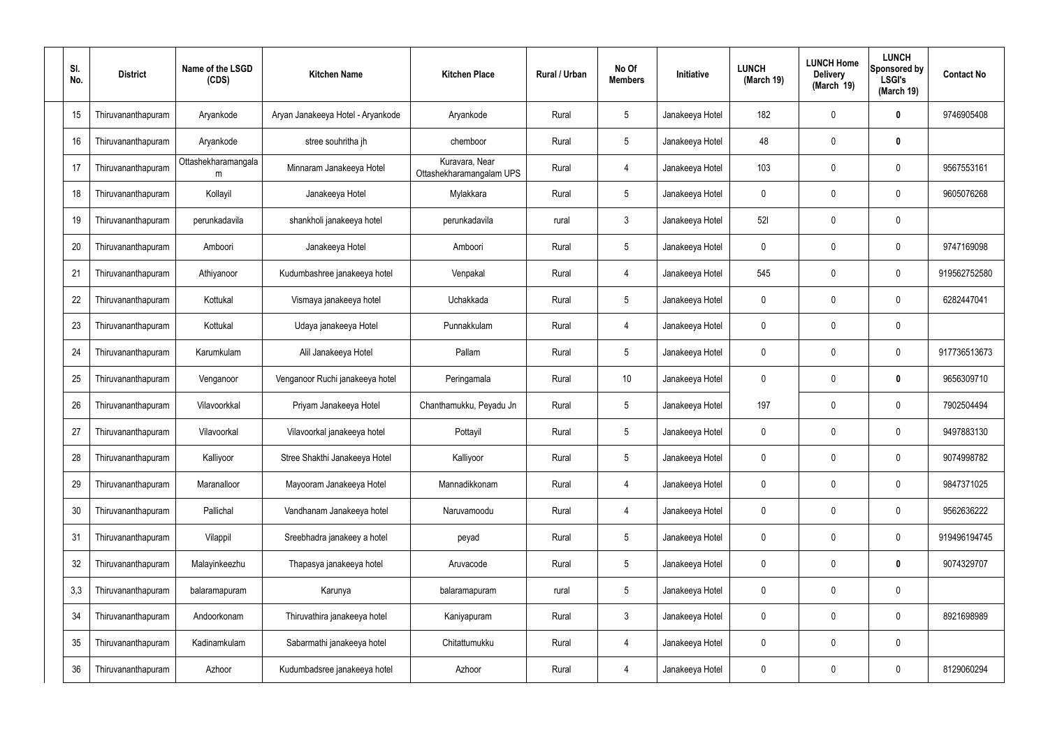| Sl. No. | District | Name of the LSGD (CDS) | Kitchen Name | Kitchen Place | Rural / Urban | No Of Members | Initiative | LUNCH (March 19) | LUNCH Home Delivery (March 19) | LUNCH Sponsored by LSGI's (March 19) | Contact No |
|---|---|---|---|---|---|---|---|---|---|---|---|
| 15 | Thiruvananthapuram | Aryankode | Aryan Janakeeya Hotel - Aryankode | Aryankode | Rural | 5 | Janakeeya Hotel | 182 | 0 | **0** | 9746905408 |
| 16 | Thiruvananthapuram | Aryankode | stree souhritha jh | chemboor | Rural | 5 | Janakeeya Hotel | 48 | 0 | **0** | |
| 17 | Thiruvananthapuram | Ottashekharamangalam | Minnaram Janakeeya Hotel | Kuravara, Near Ottashekharamangalam UPS | Rural | 4 | Janakeeya Hotel | 103 | 0 | 0 | 9567553161 |
| 18 | Thiruvananthapuram | Kollayil | Janakeeya Hotel | Mylakkara | Rural | 5 | Janakeeya Hotel | 0 | 0 | 0 | 9605076268 |
| 19 | Thiruvananthapuram | perunkadavila | shankholi janakeeya hotel | perunkadavila | rural | 3 | Janakeeya Hotel | 52l | 0 | 0 | |
| 20 | Thiruvananthapuram | Amboori | Janakeeya Hotel | Amboori | Rural | 5 | Janakeeya Hotel | 0 | 0 | 0 | 9747169098 |
| 21 | Thiruvananthapuram | Athiyanoor | Kudumbashree janakeeya hotel | Venpakal | Rural | 4 | Janakeeya Hotel | 545 | 0 | 0 | 919562752580 |
| 22 | Thiruvananthapuram | Kottukal | Vismaya janakeeya hotel | Uchakkada | Rural | 5 | Janakeeya Hotel | 0 | 0 | 0 | 6282447041 |
| 23 | Thiruvananthapuram | Kottukal | Udaya janakeeya Hotel | Punnakkulam | Rural | 4 | Janakeeya Hotel | 0 | 0 | 0 | |
| 24 | Thiruvananthapuram | Karumkulam | Alil Janakeeya Hotel | Pallam | Rural | 5 | Janakeeya Hotel | 0 | 0 | 0 | 917736513673 |
| 25 | Thiruvananthapuram | Venganoor | Venganoor Ruchi janakeeya hotel | Peringamala | Rural | 10 | Janakeeya Hotel | 0 | 0 | **0** | 9656309710 |
| 26 | Thiruvananthapuram | Vilavoorkkal | Priyam Janakeeya Hotel | Chanthamukku, Peyadu Jn | Rural | 5 | Janakeeya Hotel | 197 | 0 | 0 | 7902504494 |
| 27 | Thiruvananthapuram | Vilavoorkal | Vilavoorkal janakeeya hotel | Pottayil | Rural | 5 | Janakeeya Hotel | 0 | 0 | 0 | 9497883130 |
| 28 | Thiruvananthapuram | Kalliyoor | Stree Shakthi Janakeeya Hotel | Kalliyoor | Rural | 5 | Janakeeya Hotel | 0 | 0 | 0 | 9074998782 |
| 29 | Thiruvananthapuram | Maranalloor | Mayooram Janakeeya Hotel | Mannadikkonam | Rural | 4 | Janakeeya Hotel | 0 | 0 | 0 | 9847371025 |
| 30 | Thiruvananthapuram | Pallichal | Vandhanam Janakeeya hotel | Naruvamoodu | Rural | 4 | Janakeeya Hotel | 0 | 0 | 0 | 9562636222 |
| 31 | Thiruvananthapuram | Vilappil | Sreebhadra janakeey a hotel | peyad | Rural | 5 | Janakeeya Hotel | 0 | 0 | 0 | 919496194745 |
| 32 | Thiruvananthapuram | Malayinkeezhu | Thapasya janakeeya hotel | Aruvacode | Rural | 5 | Janakeeya Hotel | 0 | 0 | **0** | 9074329707 |
| 3,3 | Thiruvananthapuram | balaramapuram | Karunya | balaramapuram | rural | 5 | Janakeeya Hotel | 0 | 0 | 0 | |
| 34 | Thiruvananthapuram | Andoorkonam | Thiruvathira janakeeya hotel | Kaniyapuram | Rural | 3 | Janakeeya Hotel | 0 | 0 | 0 | 8921698989 |
| 35 | Thiruvananthapuram | Kadinamkulam | Sabarmathi janakeeya hotel | Chitattumukku | Rural | 4 | Janakeeya Hotel | 0 | 0 | 0 | |
| 36 | Thiruvananthapuram | Azhoor | Kudumbadsree janakeeya hotel | Azhoor | Rural | 4 | Janakeeya Hotel | 0 | 0 | 0 | 8129060294 |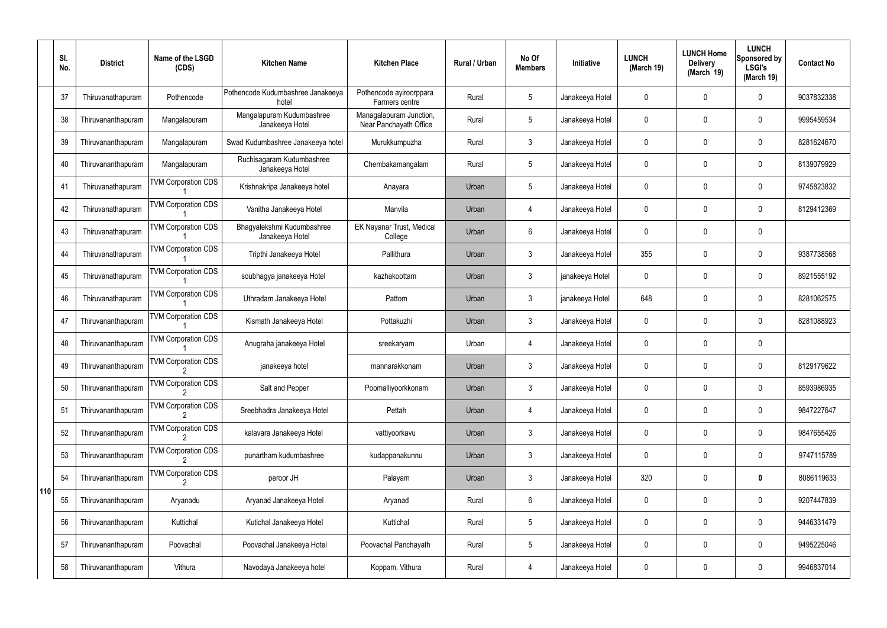| | Sl. No. | District | Name of the LSGD (CDS) | Kitchen Name | Kitchen Place | Rural / Urban | No Of Members | Initiative | LUNCH (March 19) | LUNCH Home Delivery (March 19) | LUNCH Sponsored by LSGI's (March 19) | Contact No |
|---|---|---|---|---|---|---|---|---|---|---|---|---|
| 110 | 37 | Thiruvanathapuram | Pothencode | Pothencode Kudumbashree Janakeeya hotel | Pothencode ayiroorppara Farmers centre | Rural | 5 | Janakeeya Hotel | 0 | 0 | 0 | 9037832338 |
| | 38 | Thiruvananthapuram | Mangalapuram | Mangalapuram Kudumbashree Janakeeya Hotel | Managalapuram Junction, Near Panchayath Office | Rural | 5 | Janakeeya Hotel | 0 | 0 | 0 | 9995459534 |
| | 39 | Thiruvananthapuram | Mangalapuram | Swad Kudumbashree Janakeeya hotel | Murukkumpuzha | Rural | 3 | Janakeeya Hotel | 0 | 0 | 0 | 8281624670 |
| | 40 | Thiruvananthapuram | Mangalapuram | Ruchisagaram Kudumbashree Janakeeya Hotel | Chembakamangalam | Rural | 5 | Janakeeya Hotel | 0 | 0 | 0 | 8139079929 |
| | 41 | Thiruvanathapuram | TVM Corporation CDS 1 | Krishnakripa Janakeeya hotel | Anayara | Urban | 5 | Janakeeya Hotel | 0 | 0 | 0 | 9745823832 |
| | 42 | Thiruvanathapuram | TVM Corporation CDS 1 | Vanitha Janakeeya Hotel | Manvila | Urban | 4 | Janakeeya Hotel | 0 | 0 | 0 | 8129412369 |
| | 43 | Thiruvanathapuram | TVM Corporation CDS 1 | Bhagyalekshmi Kudumbashree Janakeeya Hotel | EK Nayanar Trust, Medical College | Urban | 6 | Janakeeya Hotel | 0 | 0 | 0 | |
| | 44 | Thiruvanathapuram | TVM Corporation CDS 1 | Tripthi Janakeeya Hotel | Pallithura | Urban | 3 | Janakeeya Hotel | 355 | 0 | 0 | 9387738568 |
| | 45 | Thiruvanathapuram | TVM Corporation CDS 1 | soubhagya janakeeya Hotel | kazhakoottam | Urban | 3 | janakeeya Hotel | 0 | 0 | 0 | 8921555192 |
| | 46 | Thiruvanathapuram | TVM Corporation CDS 1 | Uthradam Janakeeya Hotel | Pattom | Urban | 3 | janakeeya Hotel | 648 | 0 | 0 | 8281062575 |
| | 47 | Thiruvananthapuram | TVM Corporation CDS 1 | Kismath Janakeeya Hotel | Pottakuzhi | Urban | 3 | Janakeeya Hotel | 0 | 0 | 0 | 8281088923 |
| | 48 | Thiruvananthapuram | TVM Corporation CDS 1 | Anugraha janakeeya Hotel | sreekaryam | Urban | 4 | Janakeeya Hotel | 0 | 0 | 0 | |
| | 49 | Thiruvananthapuram | TVM Corporation CDS 2 | janakeeya hotel | mannarakkonam | Urban | 3 | Janakeeya Hotel | 0 | 0 | 0 | 8129179622 |
| | 50 | Thiruvananthapuram | TVM Corporation CDS 2 | Salt and Pepper | Poomalliyoorkkonam | Urban | 3 | Janakeeya Hotel | 0 | 0 | 0 | 8593986935 |
| | 51 | Thiruvananthapuram | TVM Corporation CDS 2 | Sreebhadra Janakeeya Hotel | Pettah | Urban | 4 | Janakeeya Hotel | 0 | 0 | 0 | 9847227647 |
| | 52 | Thiruvananthapuram | TVM Corporation CDS 2 | kalavara Janakeeya Hotel | vattiyoorkavu | Urban | 3 | Janakeeya Hotel | 0 | 0 | 0 | 9847655426 |
| | 53 | Thiruvananthapuram | TVM Corporation CDS 2 | punartham kudumbashree | kudappanakunnu | Urban | 3 | Janakeeya Hotel | 0 | 0 | 0 | 9747115789 |
| | 54 | Thiruvananthapuram | TVM Corporation CDS 2 | peroor JH | Palayam | Urban | 3 | Janakeeya Hotel | 320 | 0 | **0** | 8086119633 |
| | 55 | Thiruvananthapuram | Aryanadu | Aryanad Janakeeya Hotel | Aryanad | Rural | 6 | Janakeeya Hotel | 0 | 0 | 0 | 9207447839 |
| | 56 | Thiruvananthapuram | Kuttichal | Kutichal Janakeeya Hotel | Kuttichal | Rural | 5 | Janakeeya Hotel | 0 | 0 | 0 | 9446331479 |
| | 57 | Thiruvananthapuram | Poovachal | Poovachal Janakeeya Hotel | Poovachal Panchayath | Rural | 5 | Janakeeya Hotel | 0 | 0 | 0 | 9495225046 |
| | 58 | Thiruvananthapuram | Vithura | Navodaya Janakeeya hotel | Koppam, Vithura | Rural | 4 | Janakeeya Hotel | 0 | 0 | 0 | 9946837014 |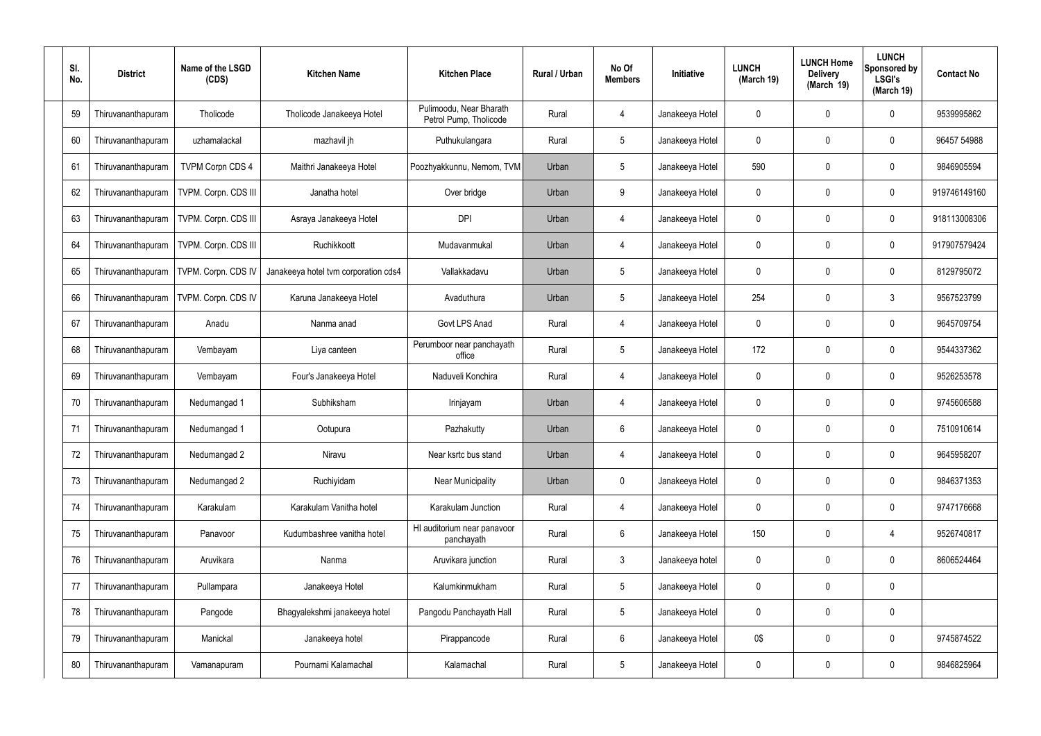| Sl. No. | District | Name of the LSGD (CDS) | Kitchen Name | Kitchen Place | Rural / Urban | No Of Members | Initiative | LUNCH (March 19) | LUNCH Home Delivery (March 19) | LUNCH Sponsored by LSGI's (March 19) | Contact No |
|---|---|---|---|---|---|---|---|---|---|---|---|
| 59 | Thiruvananthapuram | Tholicode | Tholicode Janakeeya Hotel | Pulimoodu, Near Bharath Petrol Pump, Tholicode | Rural | 4 | Janakeeya Hotel | 0 | 0 | 0 | 9539995862 |
| 60 | Thiruvananthapuram | uzhamalackal | mazhavil jh | Puthukulangara | Rural | 5 | Janakeeya Hotel | 0 | 0 | 0 | 96457 54988 |
| 61 | Thiruvananthapuram | TVPM Corpn CDS 4 | Maithri Janakeeya Hotel | Poozhyakkunnu, Nemom, TVM | Urban | 5 | Janakeeya Hotel | 590 | 0 | 0 | 9846905594 |
| 62 | Thiruvananthapuram | TVPM. Corpn. CDS III | Janatha hotel | Over bridge | Urban | 9 | Janakeeya Hotel | 0 | 0 | 0 | 919746149160 |
| 63 | Thiruvananthapuram | TVPM. Corpn. CDS III | Asraya Janakeeya Hotel | DPI | Urban | 4 | Janakeeya Hotel | 0 | 0 | 0 | 918113008306 |
| 64 | Thiruvananthapuram | TVPM. Corpn. CDS III | Ruchikkoott | Mudavanmukal | Urban | 4 | Janakeeya Hotel | 0 | 0 | 0 | 917907579424 |
| 65 | Thiruvananthapuram | TVPM. Corpn. CDS IV | Janakeeya hotel tvm corporation cds4 | Vallakkadavu | Urban | 5 | Janakeeya Hotel | 0 | 0 | 0 | 8129795072 |
| 66 | Thiruvananthapuram | TVPM. Corpn. CDS IV | Karuna Janakeeya Hotel | Avaduthura | Urban | 5 | Janakeeya Hotel | 254 | 0 | 3 | 9567523799 |
| 67 | Thiruvananthapuram | Anadu | Nanma anad | Govt LPS Anad | Rural | 4 | Janakeeya Hotel | 0 | 0 | 0 | 9645709754 |
| 68 | Thiruvananthapuram | Vembayam | Liya canteen | Perumboor near panchayath office | Rural | 5 | Janakeeya Hotel | 172 | 0 | 0 | 9544337362 |
| 69 | Thiruvananthapuram | Vembayam | Four's Janakeeya Hotel | Naduveli Konchira | Rural | 4 | Janakeeya Hotel | 0 | 0 | 0 | 9526253578 |
| 70 | Thiruvananthapuram | Nedumangad 1 | Subhiksham | Irinjayam | Urban | 4 | Janakeeya Hotel | 0 | 0 | 0 | 9745606588 |
| 71 | Thiruvananthapuram | Nedumangad 1 | Ootupura | Pazhakutty | Urban | 6 | Janakeeya Hotel | 0 | 0 | 0 | 7510910614 |
| 72 | Thiruvananthapuram | Nedumangad 2 | Niravu | Near ksrtc bus stand | Urban | 4 | Janakeeya Hotel | 0 | 0 | 0 | 9645958207 |
| 73 | Thiruvananthapuram | Nedumangad 2 | Ruchiyidam | Near Municipality | Urban | 0 | Janakeeya Hotel | 0 | 0 | 0 | 9846371353 |
| 74 | Thiruvananthapuram | Karakulam | Karakulam Vanitha hotel | Karakulam Junction | Rural | 4 | Janakeeya Hotel | 0 | 0 | 0 | 9747176668 |
| 75 | Thiruvananthapuram | Panavoor | Kudumbashree vanitha hotel | Hl auditorium near panavoor panchayath | Rural | 6 | Janakeeya Hotel | 150 | 0 | 4 | 9526740817 |
| 76 | Thiruvananthapuram | Aruvikara | Nanma | Aruvikara junction | Rural | 3 | Janakeeya hotel | 0 | 0 | 0 | 8606524464 |
| 77 | Thiruvananthapuram | Pullampara | Janakeeya Hotel | Kalumkinmukham | Rural | 5 | Janakeeya Hotel | 0 | 0 | 0 | |
| 78 | Thiruvananthapuram | Pangode | Bhagyalekshmi janakeeya hotel | Pangodu Panchayath Hall | Rural | 5 | Janakeeya Hotel | 0 | 0 | 0 | |
| 79 | Thiruvananthapuram | Manickal | Janakeeya hotel | Pirappancode | Rural | 6 | Janakeeya Hotel | 0$ | 0 | 0 | 9745874522 |
| 80 | Thiruvananthapuram | Vamanapuram | Pournami Kalamachal | Kalamachal | Rural | 5 | Janakeeya Hotel | 0 | 0 | 0 | 9846825964 |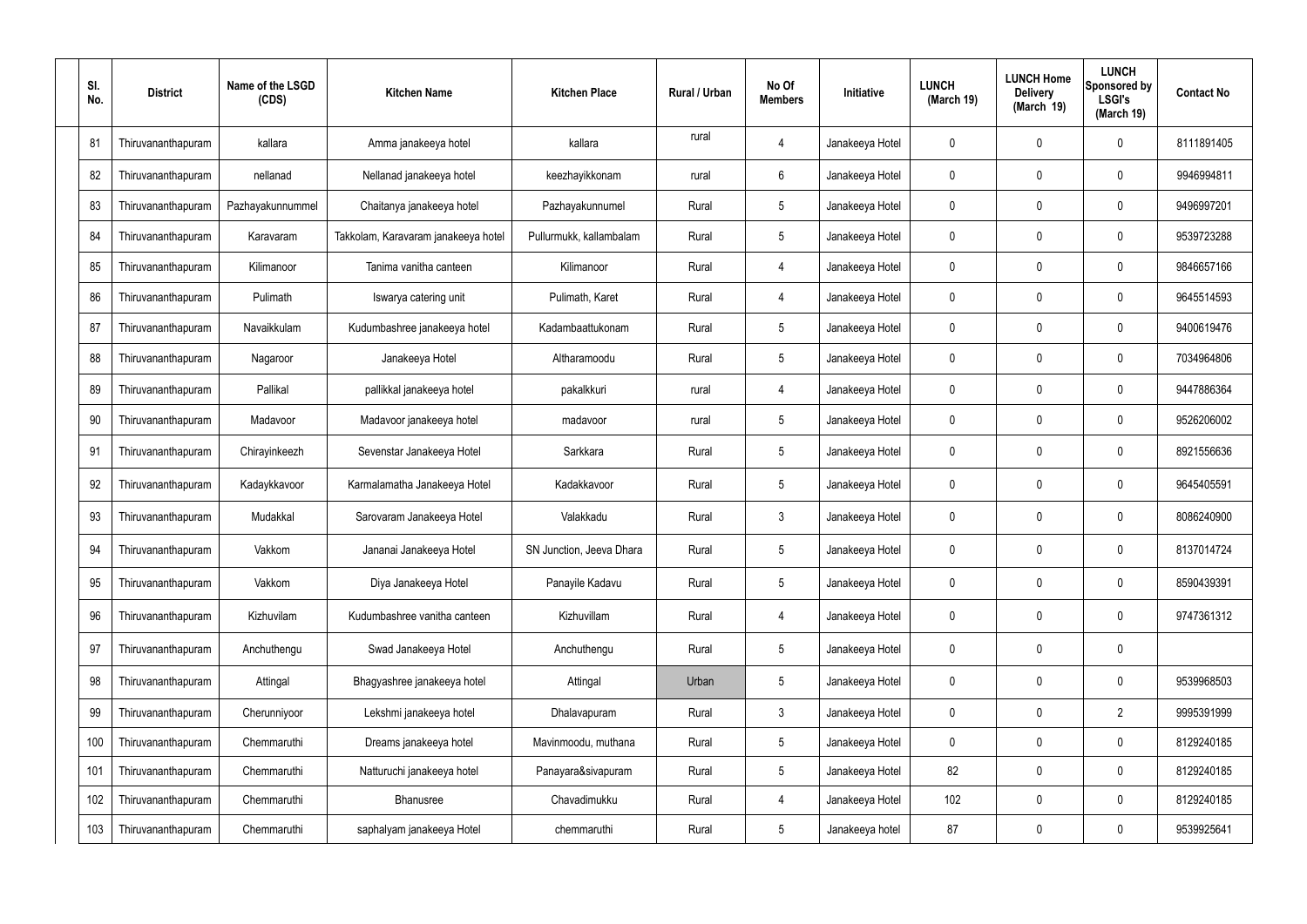| Sl. No. | District | Name of the LSGD (CDS) | Kitchen Name | Kitchen Place | Rural / Urban | No Of Members | Initiative | LUNCH (March 19) | LUNCH Home Delivery (March 19) | LUNCH Sponsored by LSGI's (March 19) | Contact No |
|---|---|---|---|---|---|---|---|---|---|---|---|
| 81 | Thiruvananthapuram | kallara | Amma janakeeya hotel | kallara | rural | 4 | Janakeeya Hotel | 0 | 0 | 0 | 8111891405 |
| 82 | Thiruvananthapuram | nellanad | Nellanad janakeeya hotel | keezhayikkonam | rural | 6 | Janakeeya Hotel | 0 | 0 | 0 | 9946994811 |
| 83 | Thiruvananthapuram | Pazhayakunnummel | Chaitanya janakeeya hotel | Pazhayakunnumel | Rural | 5 | Janakeeya Hotel | 0 | 0 | 0 | 9496997201 |
| 84 | Thiruvananthapuram | Karavaram | Takkolam, Karavaram janakeeya hotel | Pullurmukk, kallambalam | Rural | 5 | Janakeeya Hotel | 0 | 0 | 0 | 9539723288 |
| 85 | Thiruvananthapuram | Kilimanoor | Tanima vanitha canteen | Kilimanoor | Rural | 4 | Janakeeya Hotel | 0 | 0 | 0 | 9846657166 |
| 86 | Thiruvananthapuram | Pulimath | Iswarya catering unit | Pulimath, Karet | Rural | 4 | Janakeeya Hotel | 0 | 0 | 0 | 9645514593 |
| 87 | Thiruvananthapuram | Navaikkulam | Kudumbashree janakeeya hotel | Kadambaattukonam | Rural | 5 | Janakeeya Hotel | 0 | 0 | 0 | 9400619476 |
| 88 | Thiruvananthapuram | Nagaroor | Janakeeya Hotel | Altharamoodu | Rural | 5 | Janakeeya Hotel | 0 | 0 | 0 | 7034964806 |
| 89 | Thiruvananthapuram | Pallikal | pallikkal janakeeya hotel | pakalkkuri | rural | 4 | Janakeeya Hotel | 0 | 0 | 0 | 9447886364 |
| 90 | Thiruvananthapuram | Madavoor | Madavoor janakeeya hotel | madavoor | rural | 5 | Janakeeya Hotel | 0 | 0 | 0 | 9526206002 |
| 91 | Thiruvananthapuram | Chirayinkeezh | Sevenstar Janakeeya Hotel | Sarkkara | Rural | 5 | Janakeeya Hotel | 0 | 0 | 0 | 8921556636 |
| 92 | Thiruvananthapuram | Kadaykkavoor | Karmalamatha Janakeeya Hotel | Kadakkavoor | Rural | 5 | Janakeeya Hotel | 0 | 0 | 0 | 9645405591 |
| 93 | Thiruvananthapuram | Mudakkal | Sarovaram Janakeeya Hotel | Valakkadu | Rural | 3 | Janakeeya Hotel | 0 | 0 | 0 | 8086240900 |
| 94 | Thiruvananthapuram | Vakkom | Jananai Janakeeya Hotel | SN Junction, Jeeva Dhara | Rural | 5 | Janakeeya Hotel | 0 | 0 | 0 | 8137014724 |
| 95 | Thiruvananthapuram | Vakkom | Diya Janakeeya Hotel | Panayile Kadavu | Rural | 5 | Janakeeya Hotel | 0 | 0 | 0 | 8590439391 |
| 96 | Thiruvananthapuram | Kizhuvilam | Kudumbashree vanitha canteen | Kizhuvillam | Rural | 4 | Janakeeya Hotel | 0 | 0 | 0 | 9747361312 |
| 97 | Thiruvananthapuram | Anchuthengu | Swad Janakeeya Hotel | Anchuthengu | Rural | 5 | Janakeeya Hotel | 0 | 0 | 0 | |
| 98 | Thiruvananthapuram | Attingal | Bhagyashree janakeeya hotel | Attingal | Urban | 5 | Janakeeya Hotel | 0 | 0 | 0 | 9539968503 |
| 99 | Thiruvananthapuram | Cherunniyoor | Lekshmi janakeeya hotel | Dhalavapuram | Rural | 3 | Janakeeya Hotel | 0 | 0 | 2 | 9995391999 |
| 100 | Thiruvananthapuram | Chemmaruthi | Dreams janakeeya hotel | Mavinmoodu, muthana | Rural | 5 | Janakeeya Hotel | 0 | 0 | 0 | 8129240185 |
| 101 | Thiruvananthapuram | Chemmaruthi | Natturuchi janakeeya hotel | Panayara&sivapuram | Rural | 5 | Janakeeya Hotel | 82 | 0 | 0 | 8129240185 |
| 102 | Thiruvananthapuram | Chemmaruthi | Bhanusree | Chavadimukku | Rural | 4 | Janakeeya Hotel | 102 | 0 | 0 | 8129240185 |
| 103 | Thiruvananthapuram | Chemmaruthi | saphalyam janakeeya Hotel | chemmaruthi | Rural | 5 | Janakeeya hotel | 87 | 0 | 0 | 9539925641 |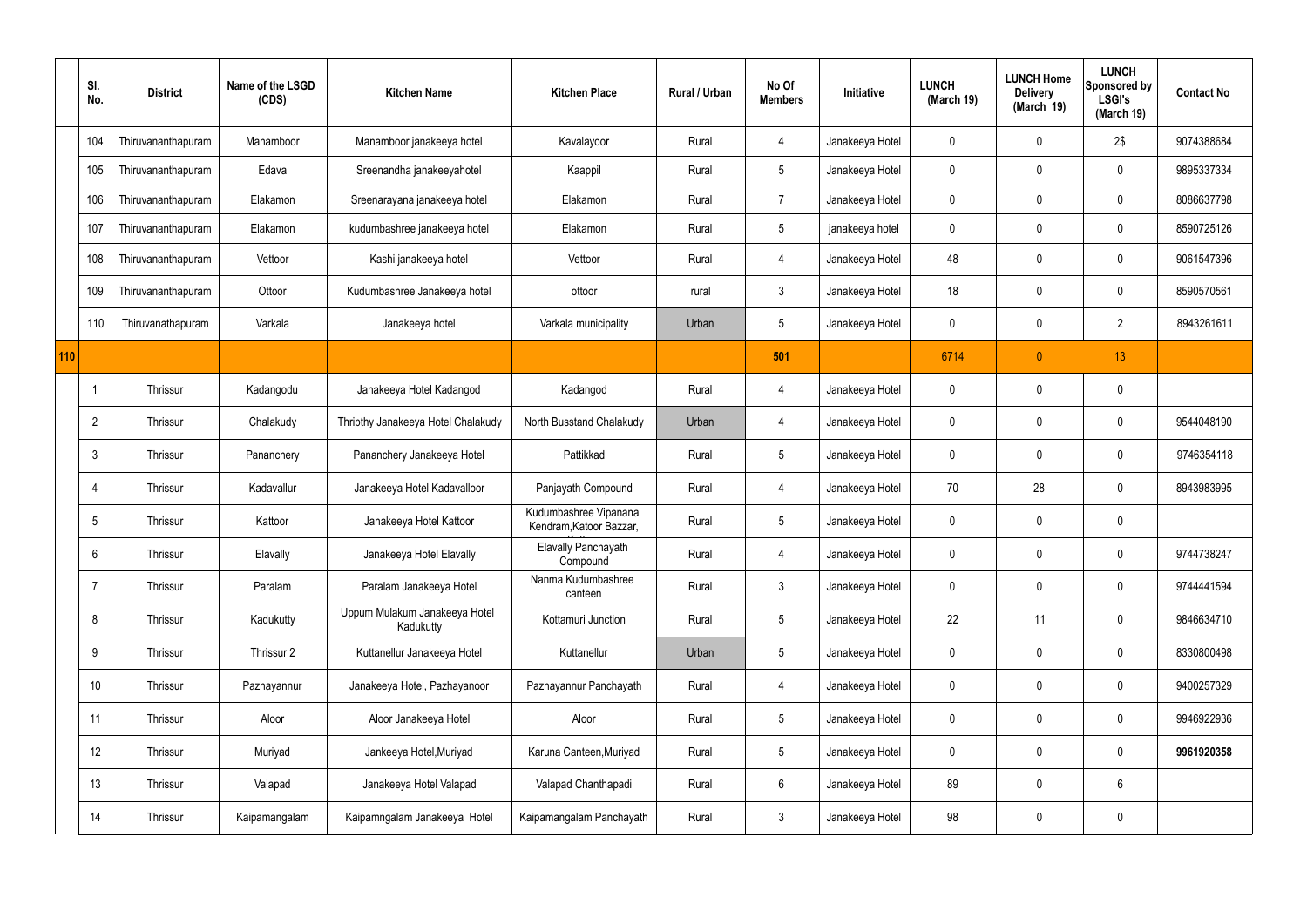| | Sl. No. | District | Name of the LSGD (CDS) | Kitchen Name | Kitchen Place | Rural / Urban | No Of Members | Initiative | LUNCH (March 19) | LUNCH Home Delivery (March 19) | LUNCH Sponsored by LSGI's (March 19) | Contact No |
|---|---|---|---|---|---|---|---|---|---|---|---|---|
| | 104 | Thiruvananthapuram | Manamboor | Manamboor janakeeya hotel | Kavalayoor | Rural | 4 | Janakeeya Hotel | 0 | 0 | 2$ | 9074388684 |
| | 105 | Thiruvananthapuram | Edava | Sreenandha janakeeyahotel | Kaappil | Rural | 5 | Janakeeya Hotel | 0 | 0 | 0 | 9895337334 |
| | 106 | Thiruvananthapuram | Elakamon | Sreenarayana janakeeya hotel | Elakamon | Rural | 7 | Janakeeya Hotel | 0 | 0 | 0 | 8086637798 |
| | 107 | Thiruvananthapuram | Elakamon | kudumbashree janakeeya hotel | Elakamon | Rural | 5 | janakeeya hotel | 0 | 0 | 0 | 8590725126 |
| | 108 | Thiruvananthapuram | Vettoor | Kashi janakeeya hotel | Vettoor | Rural | 4 | Janakeeya Hotel | 48 | 0 | 0 | 9061547396 |
| | 109 | Thiruvananthapuram | Ottoor | Kudumbashree Janakeeya hotel | ottoor | rural | 3 | Janakeeya Hotel | 18 | 0 | 0 | 8590570561 |
| | 110 | Thiruvanathapuram | Varkala | Janakeeya hotel | Varkala municipality | Urban | 5 | Janakeeya Hotel | 0 | 0 | 2 | 8943261611 |
| 110 | | | | | | | 501 | | 6714 | 0 | 13 | |
| | 1 | Thrissur | Kadangodu | Janakeeya Hotel Kadangod | Kadangod | Rural | 4 | Janakeeya Hotel | 0 | 0 | 0 | |
| | 2 | Thrissur | Chalakudy | Thripthy Janakeeya Hotel Chalakudy | North Busstand Chalakudy | Urban | 4 | Janakeeya Hotel | 0 | 0 | 0 | 9544048190 |
| | 3 | Thrissur | Pananchery | Pananchery Janakeeya Hotel | Pattikkad | Rural | 5 | Janakeeya Hotel | 0 | 0 | 0 | 9746354118 |
| | 4 | Thrissur | Kadavallur | Janakeeya Hotel Kadavalloor | Panjayath Compound | Rural | 4 | Janakeeya Hotel | 70 | 28 | 0 | 8943983995 |
| | 5 | Thrissur | Kattoor | Janakeeya Hotel Kattoor | Kudumbashree Vipanana Kendram,Katoor Bazzar, | Rural | 5 | Janakeeya Hotel | 0 | 0 | 0 | |
| | 6 | Thrissur | Elavally | Janakeeya Hotel Elavally | Elavally Panchayath Compound | Rural | 4 | Janakeeya Hotel | 0 | 0 | 0 | 9744738247 |
| | 7 | Thrissur | Paralam | Paralam Janakeeya Hotel | Nanma Kudumbashree canteen | Rural | 3 | Janakeeya Hotel | 0 | 0 | 0 | 9744441594 |
| | 8 | Thrissur | Kadukutty | Uppum Mulakum Janakeeya Hotel Kadukutty | Kottamuri Junction | Rural | 5 | Janakeeya Hotel | 22 | 11 | 0 | 9846634710 |
| | 9 | Thrissur | Thrissur 2 | Kuttanellur Janakeeya Hotel | Kuttanellur | Urban | 5 | Janakeeya Hotel | 0 | 0 | 0 | 8330800498 |
| | 10 | Thrissur | Pazhayannur | Janakeeya Hotel, Pazhayanoor | Pazhayannur Panchayath | Rural | 4 | Janakeeya Hotel | 0 | 0 | 0 | 9400257329 |
| | 11 | Thrissur | Aloor | Aloor Janakeeya Hotel | Aloor | Rural | 5 | Janakeeya Hotel | 0 | 0 | 0 | 9946922936 |
| | 12 | Thrissur | Muriyad | Jankeeya Hotel,Muriyad | Karuna Canteen,Muriyad | Rural | 5 | Janakeeya Hotel | 0 | 0 | 0 | **9961920358** |
| | 13 | Thrissur | Valapad | Janakeeya Hotel Valapad | Valapad Chanthapadi | Rural | 6 | Janakeeya Hotel | 89 | 0 | 6 | |
| | 14 | Thrissur | Kaipamangalam | Kaipamngalam Janakeeya Hotel | Kaipamangalam Panchayath | Rural | 3 | Janakeeya Hotel | 98 | 0 | 0 | |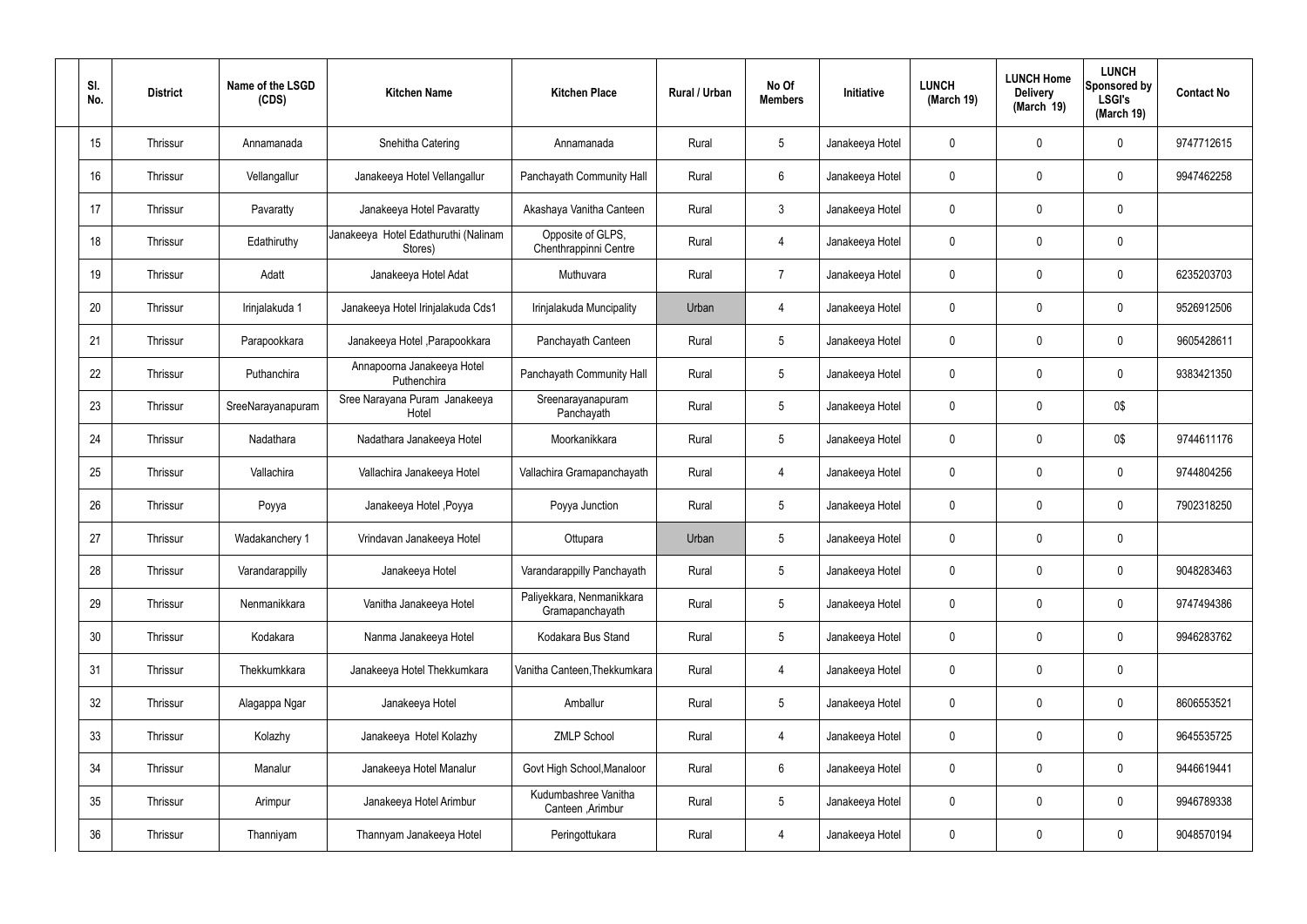| Sl. No. | District | Name of the LSGD (CDS) | Kitchen Name | Kitchen Place | Rural / Urban | No Of Members | Initiative | LUNCH (March 19) | LUNCH Home Delivery (March 19) | LUNCH Sponsored by LSGI's (March 19) | Contact No |
|---|---|---|---|---|---|---|---|---|---|---|---|
| 15 | Thrissur | Annamanada | Snehitha Catering | Annamanada | Rural | 5 | Janakeeya Hotel | 0 | 0 | 0 | 9747712615 |
| 16 | Thrissur | Vellangallur | Janakeeya Hotel Vellangallur | Panchayath Community Hall | Rural | 6 | Janakeeya Hotel | 0 | 0 | 0 | 9947462258 |
| 17 | Thrissur | Pavaratty | Janakeeya Hotel Pavaratty | Akashaya Vanitha Canteen | Rural | 3 | Janakeeya Hotel | 0 | 0 | 0 | |
| 18 | Thrissur | Edathiruthy | Janakeeya Hotel Edathuruthi (Nalinam Stores) | Opposite of GLPS, Chenthrappinni Centre | Rural | 4 | Janakeeya Hotel | 0 | 0 | 0 | |
| 19 | Thrissur | Adatt | Janakeeya Hotel Adat | Muthuvara | Rural | 7 | Janakeeya Hotel | 0 | 0 | 0 | 6235203703 |
| 20 | Thrissur | Irinjalakuda 1 | Janakeeya Hotel Irinjalakuda Cds1 | Irinjalakuda Muncipality | Urban | 4 | Janakeeya Hotel | 0 | 0 | 0 | 9526912506 |
| 21 | Thrissur | Parapookkara | Janakeeya Hotel ,Parapookkara | Panchayath Canteen | Rural | 5 | Janakeeya Hotel | 0 | 0 | 0 | 9605428611 |
| 22 | Thrissur | Puthanchira | Annapoorna Janakeeya Hotel Puthenchira | Panchayath Community Hall | Rural | 5 | Janakeeya Hotel | 0 | 0 | 0 | 9383421350 |
| 23 | Thrissur | SreeNarayanapuram | Sree Narayana Puram Janakeeya Hotel | Sreenarayanapuram Panchayath | Rural | 5 | Janakeeya Hotel | 0 | 0 | 0$ | |
| 24 | Thrissur | Nadathara | Nadathara Janakeeya Hotel | Moorkanikkara | Rural | 5 | Janakeeya Hotel | 0 | 0 | 0$ | 9744611176 |
| 25 | Thrissur | Vallachira | Vallachira Janakeeya Hotel | Vallachira Gramapanchayath | Rural | 4 | Janakeeya Hotel | 0 | 0 | 0 | 9744804256 |
| 26 | Thrissur | Poyya | Janakeeya Hotel ,Poyya | Poyya Junction | Rural | 5 | Janakeeya Hotel | 0 | 0 | 0 | 7902318250 |
| 27 | Thrissur | Wadakanchery 1 | Vrindavan Janakeeya Hotel | Ottupara | Urban | 5 | Janakeeya Hotel | 0 | 0 | 0 | |
| 28 | Thrissur | Varandarappilly | Janakeeya Hotel | Varandarappilly Panchayath | Rural | 5 | Janakeeya Hotel | 0 | 0 | 0 | 9048283463 |
| 29 | Thrissur | Nenmanikkara | Vanitha Janakeeya Hotel | Paliyekkara, Nenmanikkara Gramapanchayath | Rural | 5 | Janakeeya Hotel | 0 | 0 | 0 | 9747494386 |
| 30 | Thrissur | Kodakara | Nanma Janakeeya Hotel | Kodakara Bus Stand | Rural | 5 | Janakeeya Hotel | 0 | 0 | 0 | 9946283762 |
| 31 | Thrissur | Thekkumkkara | Janakeeya Hotel Thekkumkara | Vanitha Canteen,Thekkumkara | Rural | 4 | Janakeeya Hotel | 0 | 0 | 0 | |
| 32 | Thrissur | Alagappa Ngar | Janakeeya Hotel | Amballur | Rural | 5 | Janakeeya Hotel | 0 | 0 | 0 | 8606553521 |
| 33 | Thrissur | Kolazhy | Janakeeya Hotel Kolazhy | ZMLP School | Rural | 4 | Janakeeya Hotel | 0 | 0 | 0 | 9645535725 |
| 34 | Thrissur | Manalur | Janakeeya Hotel Manalur | Govt High School,Manaloor | Rural | 6 | Janakeeya Hotel | 0 | 0 | 0 | 9446619441 |
| 35 | Thrissur | Arimpur | Janakeeya Hotel Arimbur | Kudumbashree Vanitha Canteen ,Arimbur | Rural | 5 | Janakeeya Hotel | 0 | 0 | 0 | 9946789338 |
| 36 | Thrissur | Thanniyam | Thannyam Janakeeya Hotel | Peringottukara | Rural | 4 | Janakeeya Hotel | 0 | 0 | 0 | 9048570194 |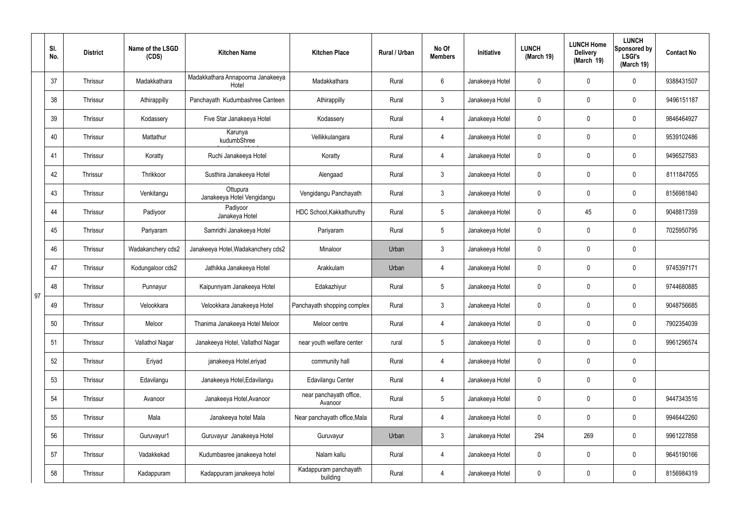|  | Sl. No. | District | Name of the LSGD (CDS) | Kitchen Name | Kitchen Place | Rural / Urban | No Of Members | Initiative | LUNCH (March 19) | LUNCH Home Delivery (March 19) | LUNCH Sponsored by LSGI's (March 19) | Contact No |
|---|---|---|---|---|---|---|---|---|---|---|---|---|
| 97 | 37 | Thrissur | Madakkathara | Madakkathara Annapoorna Janakeeya Hotel | Madakkathara | Rural | 6 | Janakeeya Hotel | 0 | 0 | 0 | 9388431507 |
|  | 38 | Thrissur | Athirappilly | Panchayath Kudumbashree Canteen | Athirappilly | Rural | 3 | Janakeeya Hotel | 0 | 0 | 0 | 9496151187 |
|  | 39 | Thrissur | Kodassery | Five Star Janakeeya Hotel | Kodassery | Rural | 4 | Janakeeya Hotel | 0 | 0 | 0 | 9846464927 |
|  | 40 | Thrissur | Mattathur | Karunya kudumbShree | Vellikkulangara | Rural | 4 | Janakeeya Hotel | 0 | 0 | 0 | 9539102486 |
|  | 41 | Thrissur | Koratty | Ruchi Janakeeya Hotel | Koratty | Rural | 4 | Janakeeya Hotel | 0 | 0 | 0 | 9496527583 |
|  | 42 | Thrissur | Thrikkoor | Susthira Janakeeya Hotel | Alengaad | Rural | 3 | Janakeeya Hotel | 0 | 0 | 0 | 8111847055 |
|  | 43 | Thrissur | Venkitangu | Ottupura Janakeeya Hotel Vengidangu | Vengidangu Panchayath | Rural | 3 | Janakeeya Hotel | 0 | 0 | 0 | 8156981840 |
|  | 44 | Thrissur | Padiyoor | Padiyoor Janakeya Hotel | HDC School,Kakkathuruthy | Rural | 5 | Janakeeya Hotel | 0 | 45 | 0 | 9048817359 |
|  | 45 | Thrissur | Pariyaram | Samridhi Janakeeya Hotel | Pariyaram | Rural | 5 | Janakeeya Hotel | 0 | 0 | 0 | 7025950795 |
|  | 46 | Thrissur | Wadakanchery cds2 | Janakeeya Hotel,Wadakanchery cds2 | Minaloor | Urban | 3 | Janakeeya Hotel | 0 | 0 | 0 |  |
|  | 47 | Thrissur | Kodungaloor cds2 | Jathikka Janakeeya Hotel | Arakkulam | Urban | 4 | Janakeeya Hotel | 0 | 0 | 0 | 9745397171 |
|  | 48 | Thrissur | Punnayur | Kaipunnyam Janakeeya Hotel | Edakazhiyur | Rural | 5 | Janakeeya Hotel | 0 | 0 | 0 | 9744680885 |
|  | 49 | Thrissur | Velookkara | Velookkara Janakeeya Hotel | Panchayath shopping complex | Rural | 3 | Janakeeya Hotel | 0 | 0 | 0 | 9048756685 |
|  | 50 | Thrissur | Meloor | Thanima Janakeeya Hotel Meloor | Meloor centre | Rural | 4 | Janakeeya Hotel | 0 | 0 | 0 | 7902354039 |
|  | 51 | Thrissur | Vallathol Nagar | Janakeeya Hotel, Vallathol Nagar | near youth welfare center | rural | 5 | Janakeeya Hotel | 0 | 0 | 0 | 9961296574 |
|  | 52 | Thrissur | Eriyad | janakeeya Hotel,eriyad | community hall | Rural | 4 | Janakeeya Hotel | 0 | 0 | 0 |  |
|  | 53 | Thrissur | Edavilangu | Janakeeya Hotel,Edavilangu | Edavilangu Center | Rural | 4 | Janakeeya Hotel | 0 | 0 | 0 |  |
|  | 54 | Thrissur | Avanoor | Janakeeya Hotel,Avanoor | near panchayath office, Avanoor | Rural | 5 | Janakeeya Hotel | 0 | 0 | 0 | 9447343516 |
|  | 55 | Thrissur | Mala | Janakeeya hotel Mala | Near panchayath office,Mala | Rural | 4 | Janakeeya Hotel | 0 | 0 | 0 | 9946442260 |
|  | 56 | Thrissur | Guruvayur1 | Guruvayur Janakeeya Hotel | Guruvayur | Urban | 3 | Janakeeya Hotel | 294 | 269 | 0 | 9961227858 |
|  | 57 | Thrissur | Vadakkekad | Kudumbasree janakeeya hotel | Nalam kallu | Rural | 4 | Janakeeya Hotel | 0 | 0 | 0 | 9645190166 |
|  | 58 | Thrissur | Kadappuram | Kadappuram janakeeya hotel | Kadappuram panchayath building | Rural | 4 | Janakeeya Hotel | 0 | 0 | 0 | 8156984319 |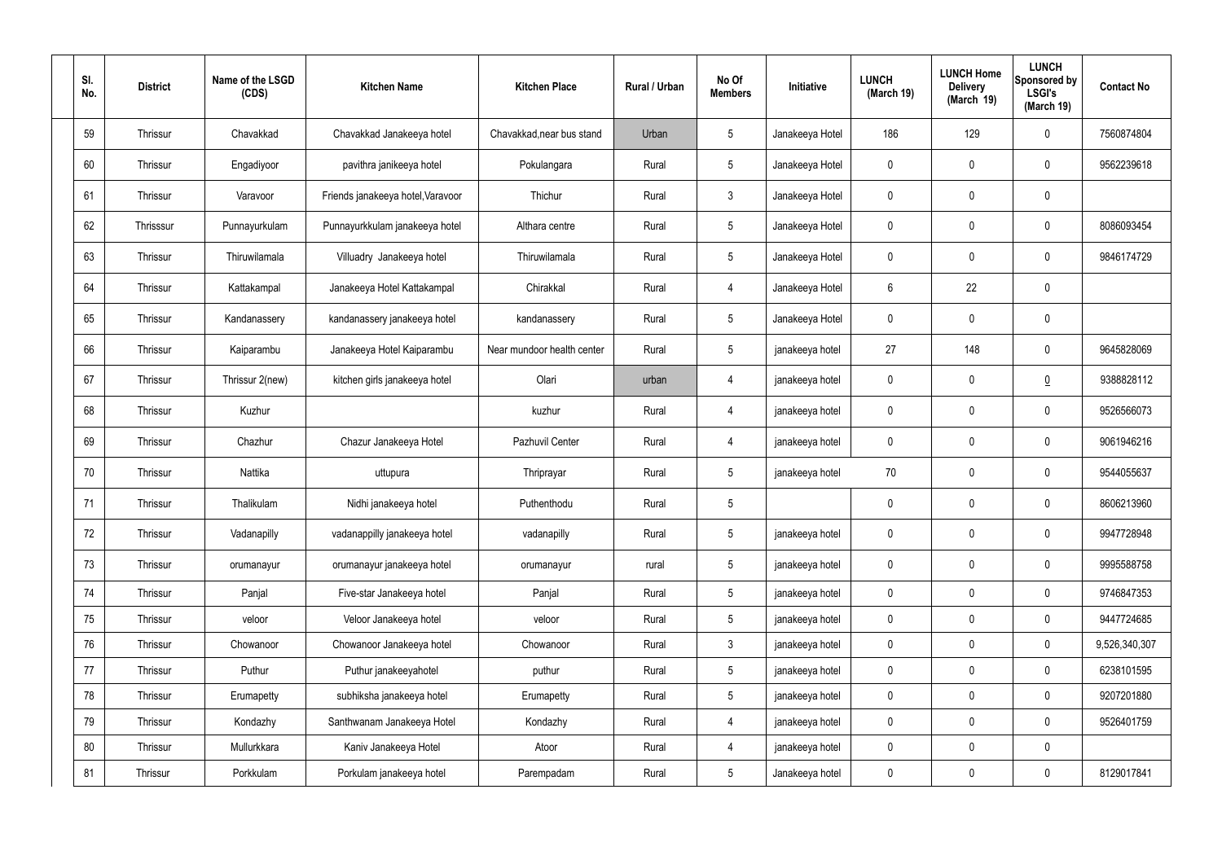| Sl. No. | District | Name of the LSGD (CDS) | Kitchen Name | Kitchen Place | Rural / Urban | No Of Members | Initiative | LUNCH (March 19) | LUNCH Home Delivery (March 19) | LUNCH Sponsored by LSGI's (March 19) | Contact No |
|---|---|---|---|---|---|---|---|---|---|---|---|
| 59 | Thrissur | Chavakkad | Chavakkad Janakeeya hotel | Chavakkad,near bus stand | Urban | 5 | Janakeeya Hotel | 186 | 129 | 0 | 7560874804 |
| 60 | Thrissur | Engadiyoor | pavithra janikeeya hotel | Pokulangara | Rural | 5 | Janakeeya Hotel | 0 | 0 | 0 | 9562239618 |
| 61 | Thrissur | Varavoor | Friends janakeeya hotel,Varavoor | Thichur | Rural | 3 | Janakeeya Hotel | 0 | 0 | 0 | |
| 62 | Thrisssur | Punnayurkulam | Punnayurkkulam janakeeya hotel | Althara centre | Rural | 5 | Janakeeya Hotel | 0 | 0 | 0 | 8086093454 |
| 63 | Thrissur | Thiruwilamala | Villuadry Janakeeya hotel | Thiruwilamala | Rural | 5 | Janakeeya Hotel | 0 | 0 | 0 | 9846174729 |
| 64 | Thrissur | Kattakampal | Janakeeya Hotel Kattakampal | Chirakkal | Rural | 4 | Janakeeya Hotel | 6 | 22 | 0 | |
| 65 | Thrissur | Kandanassery | kandanassery janakeeya hotel | kandanassery | Rural | 5 | Janakeeya Hotel | 0 | 0 | 0 | |
| 66 | Thrissur | Kaiparambu | Janakeeya Hotel Kaiparambu | Near mundoor health center | Rural | 5 | janakeeya hotel | 27 | 148 | 0 | 9645828069 |
| 67 | Thrissur | Thrissur 2(new) | kitchen girls janakeeya hotel | Olari | urban | 4 | janakeeya hotel | 0 | 0 | 0 | 9388828112 |
| 68 | Thrissur | Kuzhur | | kuzhur | Rural | 4 | janakeeya hotel | 0 | 0 | 0 | 9526566073 |
| 69 | Thrissur | Chazhur | Chazur Janakeeya Hotel | Pazhuvil Center | Rural | 4 | janakeeya hotel | 0 | 0 | 0 | 9061946216 |
| 70 | Thrissur | Nattika | uttupura | Thriprayar | Rural | 5 | janakeeya hotel | 70 | 0 | 0 | 9544055637 |
| 71 | Thrissur | Thalikulam | Nidhi janakeeya hotel | Puthenthodu | Rural | 5 | | 0 | 0 | 0 | 8606213960 |
| 72 | Thrissur | Vadanapilly | vadanappilly janakeeya hotel | vadanapilly | Rural | 5 | janakeeya hotel | 0 | 0 | 0 | 9947728948 |
| 73 | Thrissur | orumanayur | orumanayur janakeeya hotel | orumanayur | rural | 5 | janakeeya hotel | 0 | 0 | 0 | 9995588758 |
| 74 | Thrissur | Panjal | Five-star Janakeeya hotel | Panjal | Rural | 5 | janakeeya hotel | 0 | 0 | 0 | 9746847353 |
| 75 | Thrissur | veloor | Veloor Janakeeya hotel | veloor | Rural | 5 | janakeeya hotel | 0 | 0 | 0 | 9447724685 |
| 76 | Thrissur | Chowanoor | Chowanoor Janakeeya hotel | Chowanoor | Rural | 3 | janakeeya hotel | 0 | 0 | 0 | 9,526,340,307 |
| 77 | Thrissur | Puthur | Puthur janakeeyahotel | puthur | Rural | 5 | janakeeya hotel | 0 | 0 | 0 | 6238101595 |
| 78 | Thrissur | Erumapetty | subhiksha janakeeya hotel | Erumapetty | Rural | 5 | janakeeya hotel | 0 | 0 | 0 | 9207201880 |
| 79 | Thrissur | Kondazhy | Santhwanam Janakeeya Hotel | Kondazhy | Rural | 4 | janakeeya hotel | 0 | 0 | 0 | 9526401759 |
| 80 | Thrissur | Mullurkkara | Kaniv Janakeeya Hotel | Atoor | Rural | 4 | janakeeya hotel | 0 | 0 | 0 | |
| 81 | Thrissur | Porkkulam | Porkulam janakeeya hotel | Parempadam | Rural | 5 | Janakeeya hotel | 0 | 0 | 0 | 8129017841 |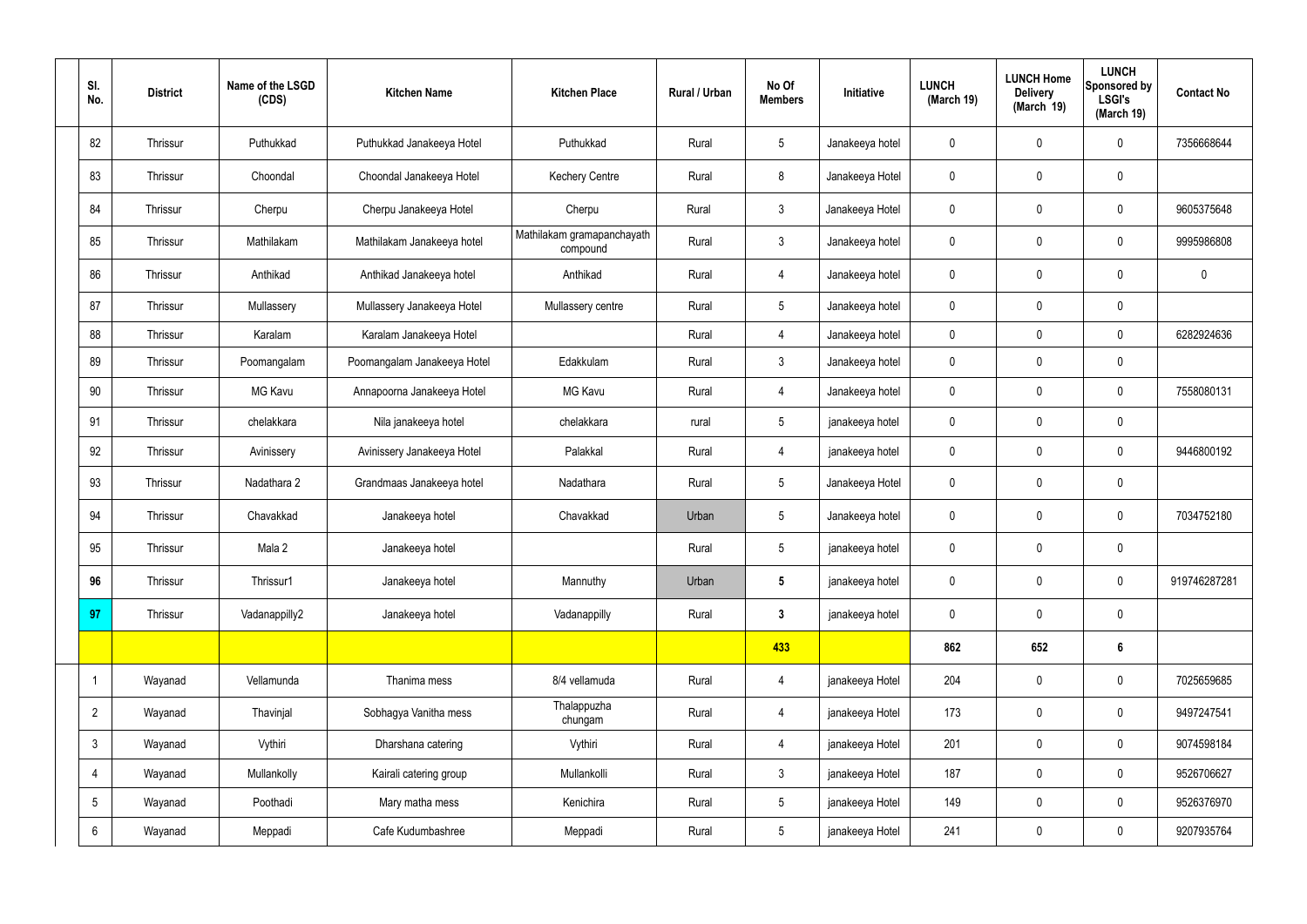| Sl. No. | District | Name of the LSGD (CDS) | Kitchen Name | Kitchen Place | Rural / Urban | No Of Members | Initiative | LUNCH (March 19) | LUNCH Home Delivery (March 19) | LUNCH Sponsored by LSGI's (March 19) | Contact No |
|---|---|---|---|---|---|---|---|---|---|---|---|
| 82 | Thrissur | Puthukkad | Puthukkad Janakeeya Hotel | Puthukkad | Rural | 5 | Janakeeya hotel | 0 | 0 | 0 | 7356668644 |
| 83 | Thrissur | Choondal | Choondal Janakeeya Hotel | Kechery Centre | Rural | 8 | Janakeeya Hotel | 0 | 0 | 0 | |
| 84 | Thrissur | Cherpu | Cherpu Janakeeya Hotel | Cherpu | Rural | 3 | Janakeeya Hotel | 0 | 0 | 0 | 9605375648 |
| 85 | Thrissur | Mathilakam | Mathilakam Janakeeya hotel | Mathilakam gramapanchayath compound | Rural | 3 | Janakeeya hotel | 0 | 0 | 0 | 9995986808 |
| 86 | Thrissur | Anthikad | Anthikad Janakeeya hotel | Anthikad | Rural | 4 | Janakeeya hotel | 0 | 0 | 0 | 0 |
| 87 | Thrissur | Mullassery | Mullassery Janakeeya Hotel | Mullassery centre | Rural | 5 | Janakeeya hotel | 0 | 0 | 0 | |
| 88 | Thrissur | Karalam | Karalam Janakeeya Hotel | | Rural | 4 | Janakeeya hotel | 0 | 0 | 0 | 6282924636 |
| 89 | Thrissur | Poomangalam | Poomangalam Janakeeya Hotel | Edakkulam | Rural | 3 | Janakeeya hotel | 0 | 0 | 0 | |
| 90 | Thrissur | MG Kavu | Annapoorna Janakeeya Hotel | MG Kavu | Rural | 4 | Janakeeya hotel | 0 | 0 | 0 | 7558080131 |
| 91 | Thrissur | chelakkara | Nila janakeeya hotel | chelakkara | rural | 5 | janakeeya hotel | 0 | 0 | 0 | |
| 92 | Thrissur | Avinissery | Avinissery Janakeeya Hotel | Palakkal | Rural | 4 | janakeeya hotel | 0 | 0 | 0 | 9446800192 |
| 93 | Thrissur | Nadathara 2 | Grandmaas Janakeeya hotel | Nadathara | Rural | 5 | Janakeeya Hotel | 0 | 0 | 0 | |
| 94 | Thrissur | Chavakkad | Janakeeya hotel | Chavakkad | Urban | 5 | Janakeeya hotel | 0 | 0 | 0 | 7034752180 |
| 95 | Thrissur | Mala 2 | Janakeeya hotel | | Rural | 5 | janakeeya hotel | 0 | 0 | 0 | |
| **96** | Thrissur | Thrissur1 | Janakeeya hotel | Mannuthy | Urban | **5** | janakeeya hotel | 0 | 0 | 0 | 919746287281 |
| **97** | Thrissur | Vadanappilly2 | Janakeeya hotel | Vadanappilly | Rural | **3** | janakeeya hotel | 0 | 0 | 0 | |
| | | | | | | **433** | | **862** | **652** | **6** | |
| 1 | Wayanad | Vellamunda | Thanima mess | 8/4 vellamuda | Rural | 4 | janakeeya Hotel | 204 | 0 | 0 | 7025659685 |
| 2 | Wayanad | Thavinjal | Sobhagya Vanitha mess | Thalappuzha chungam | Rural | 4 | janakeeya Hotel | 173 | 0 | 0 | 9497247541 |
| 3 | Wayanad | Vythiri | Dharshana catering | Vythiri | Rural | 4 | janakeeya Hotel | 201 | 0 | 0 | 9074598184 |
| 4 | Wayanad | Mullankolly | Kairali catering group | Mullankolli | Rural | 3 | janakeeya Hotel | 187 | 0 | 0 | 9526706627 |
| 5 | Wayanad | Poothadi | Mary matha mess | Kenichira | Rural | 5 | janakeeya Hotel | 149 | 0 | 0 | 9526376970 |
| 6 | Wayanad | Meppadi | Cafe Kudumbashree | Meppadi | Rural | 5 | janakeeya Hotel | 241 | 0 | 0 | 9207935764 |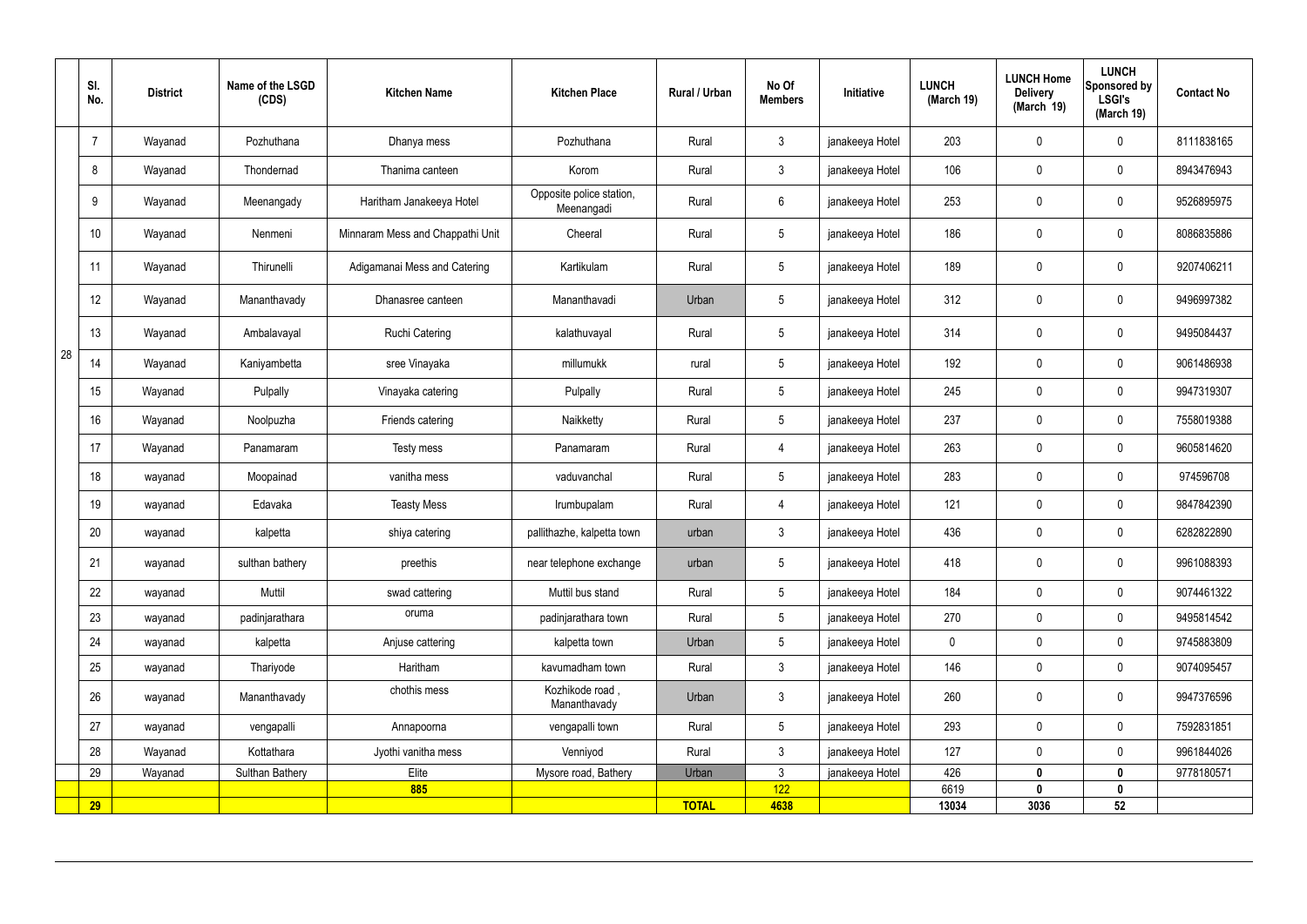| | Sl. No. | District | Name of the LSGD (CDS) | Kitchen Name | Kitchen Place | Rural / Urban | No Of Members | Initiative | LUNCH (March 19) | LUNCH Home Delivery (March 19) | LUNCH Sponsored by LSGI's (March 19) | Contact No |
|---|---|---|---|---|---|---|---|---|---|---|---|---|
| 28 | 7 | Wayanad | Pozhuthana | Dhanya mess | Pozhuthana | Rural | 3 | janakeeya Hotel | 203 | 0 | 0 | 8111838165 |
| | 8 | Wayanad | Thondernad | Thanima canteen | Korom | Rural | 3 | janakeeya Hotel | 106 | 0 | 0 | 8943476943 |
| | 9 | Wayanad | Meenangady | Haritham Janakeeya Hotel | Opposite police station, Meenangadi | Rural | 6 | janakeeya Hotel | 253 | 0 | 0 | 9526895975 |
| | 10 | Wayanad | Nenmeni | Minnaram Mess and Chappathi Unit | Cheeral | Rural | 5 | janakeeya Hotel | 186 | 0 | 0 | 8086835886 |
| | 11 | Wayanad | Thirunelli | Adigamanai Mess and Catering | Kartikulam | Rural | 5 | janakeeya Hotel | 189 | 0 | 0 | 9207406211 |
| | 12 | Wayanad | Mananthavady | Dhanasree canteen | Mananthavadi | Urban | 5 | janakeeya Hotel | 312 | 0 | 0 | 9496997382 |
| | 13 | Wayanad | Ambalavayal | Ruchi Catering | kalathuvayal | Rural | 5 | janakeeya Hotel | 314 | 0 | 0 | 9495084437 |
| | 14 | Wayanad | Kaniyambetta | sree Vinayaka | millumukk | rural | 5 | janakeeya Hotel | 192 | 0 | 0 | 9061486938 |
| | 15 | Wayanad | Pulpally | Vinayaka catering | Pulpally | Rural | 5 | janakeeya Hotel | 245 | 0 | 0 | 9947319307 |
| | 16 | Wayanad | Noolpuzha | Friends catering | Naikketty | Rural | 5 | janakeeya Hotel | 237 | 0 | 0 | 7558019388 |
| | 17 | Wayanad | Panamaram | Testy mess | Panamaram | Rural | 4 | janakeeya Hotel | 263 | 0 | 0 | 9605814620 |
| | 18 | wayanad | Moopainad | vanitha mess | vaduvanchal | Rural | 5 | janakeeya Hotel | 283 | 0 | 0 | 974596708 |
| | 19 | wayanad | Edavaka | Teasty Mess | Irumbupalam | Rural | 4 | janakeeya Hotel | 121 | 0 | 0 | 9847842390 |
| | 20 | wayanad | kalpetta | shiya catering | pallithazhe, kalpetta town | urban | 3 | janakeeya Hotel | 436 | 0 | 0 | 6282822890 |
| | 21 | wayanad | sulthan bathery | preethis | near telephone exchange | urban | 5 | janakeeya Hotel | 418 | 0 | 0 | 9961088393 |
| | 22 | wayanad | Muttil | swad cattering | Muttil bus stand | Rural | 5 | janakeeya Hotel | 184 | 0 | 0 | 9074461322 |
| | 23 | wayanad | padinjarathara | oruma | padinjarathara town | Rural | 5 | janakeeya Hotel | 270 | 0 | 0 | 9495814542 |
| | 24 | wayanad | kalpetta | Anjuse cattering | kalpetta town | Urban | 5 | janakeeya Hotel | 0 | 0 | 0 | 9745883809 |
| | 25 | wayanad | Thariyode | Haritham | kavumadham town | Rural | 3 | janakeeya Hotel | 146 | 0 | 0 | 9074095457 |
| | 26 | wayanad | Mananthavady | chothis mess | Kozhikode road , Mananthavady | Urban | 3 | janakeeya Hotel | 260 | 0 | 0 | 9947376596 |
| | 27 | wayanad | vengapalli | Annapoorna | vengapalli town | Rural | 5 | janakeeya Hotel | 293 | 0 | 0 | 7592831851 |
| | 28 | Wayanad | Kottathara | Jyothi vanitha mess | Venniyod | Rural | 3 | janakeeya Hotel | 127 | 0 | 0 | 9961844026 |
| | 29 | Wayanad | Sulthan Bathery | Elite | Mysore road, Bathery | Urban | 3 | janakeeya Hotel | 426 | **0** | **0** | 9778180571 |
| | | | | **885** | | | 122 | | 6619 | **0** | **0** | |
| | **29** | | | | | **TOTAL** | **4638** | | **13034** | **3036** | **52** | |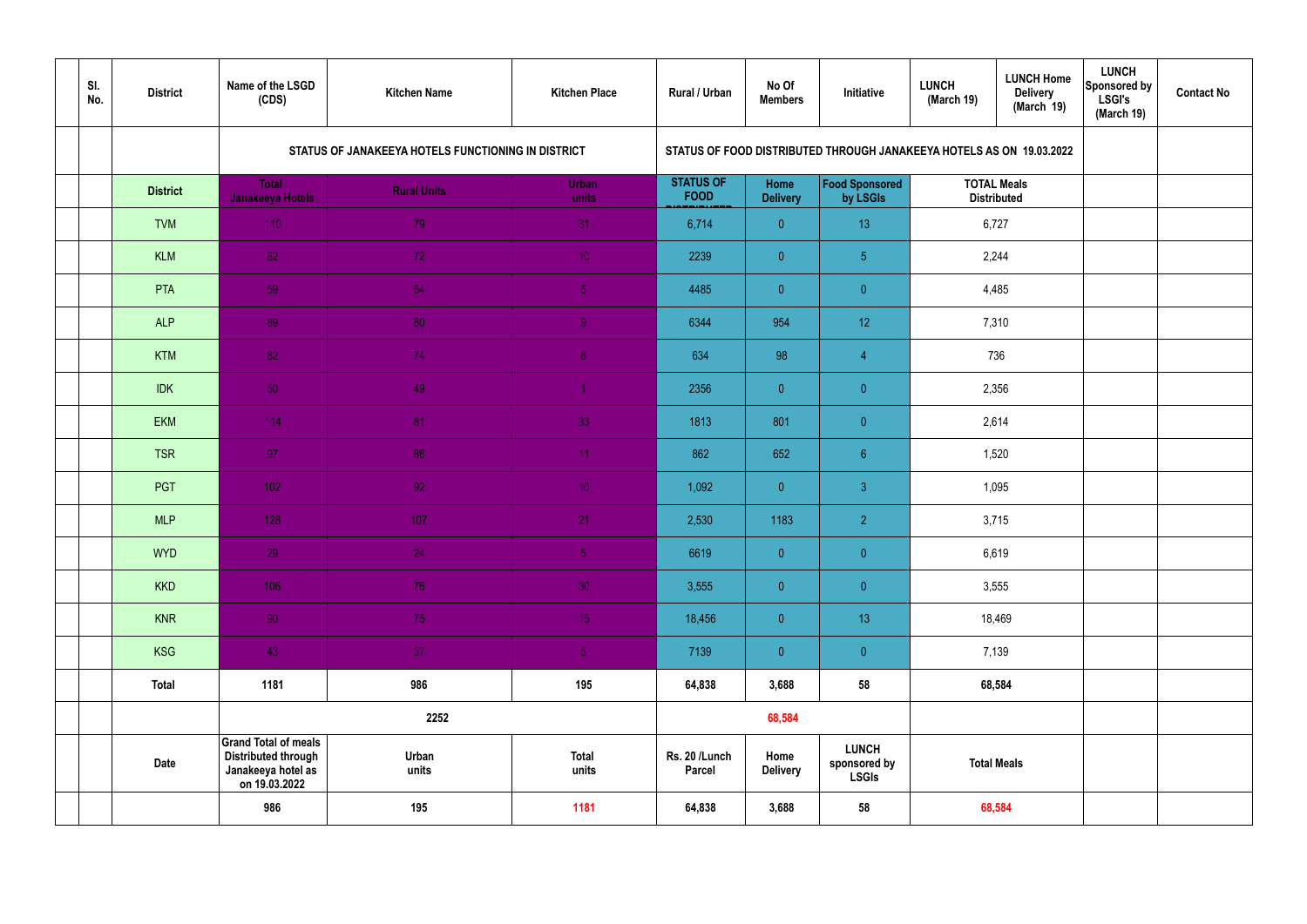| | Sl. No. | District | Name of the LSGD (CDS) | Kitchen Name | Kitchen Place | Rural / Urban | No Of Members | Initiative | LUNCH (March 19) | LUNCH Home Delivery (March 19) | LUNCH Sponsored by LSGI's (March 19) | Contact No |
|---|---|---|---|---|---|---|---|---|---|---|---|---|
| | | | STATUS OF JANAKEEYA HOTELS FUNCTIONING IN DISTRICT | | | STATUS OF FOOD DISTRIBUTED THROUGH JANAKEEYA HOTELS AS ON 19.03.2022 | | | | | | |
| | | District | Total Janakeeya Hotels | Rural Units | Urban units | STATUS OF FOOD DISTRIBUTED | Home Delivery | Food Sponsored by LSGIs | TOTAL Meals Distributed | | | |
| | | TVM | 110 | 79 | 31 | 6,714 | 0 | 13 | 6,727 | | | |
| | | KLM | 82 | 72 | 10 | 2239 | 0 | 5 | 2,244 | | | |
| | | PTA | 59 | 54 | 5 | 4485 | 0 | 0 | 4,485 | | | |
| | | ALP | 89 | 80 | 9 | 6344 | 954 | 12 | 7,310 | | | |
| | | KTM | 82 | 74 | 8 | 634 | 98 | 4 | 736 | | | |
| | | IDK | 50 | 49 | 1 | 2356 | 0 | 0 | 2,356 | | | |
| | | EKM | 114 | 81 | 33 | 1813 | 801 | 0 | 2,614 | | | |
| | | TSR | 97 | 86 | 11 | 862 | 652 | 6 | 1,520 | | | |
| | | PGT | 102 | 92 | 10 | 1,092 | 0 | 3 | 1,095 | | | |
| | | MLP | 128 | 107 | 21 | 2,530 | 1183 | 2 | 3,715 | | | |
| | | WYD | 29 | 24 | 5 | 6619 | 0 | 0 | 6,619 | | | |
| | | KKD | 106 | 76 | 30 | 3,555 | 0 | 0 | 3,555 | | | |
| | | KNR | 90 | 75 | 15 | 18,456 | 0 | 13 | 18,469 | | | |
| | | KSG | 43 | 37 | 6 | 7139 | 0 | 0 | 7,139 | | | |
| | | Total | 1181 | 986 | 195 | 64,838 | 3,688 | 58 | 68,584 | | | |
| | | | | 2252 | | | 68,584 | | | | | |
| | | Date | Grand Total of meals Distributed through Janakeeya hotel as on 19.03.2022 | Urban units | Total units | Rs. 20 /Lunch Parcel | Home Delivery | LUNCH sponsored by LSGIs | Total Meals | | | |
| | | | 986 | 195 | 1181 | 64,838 | 3,688 | 58 | 68,584 | | | |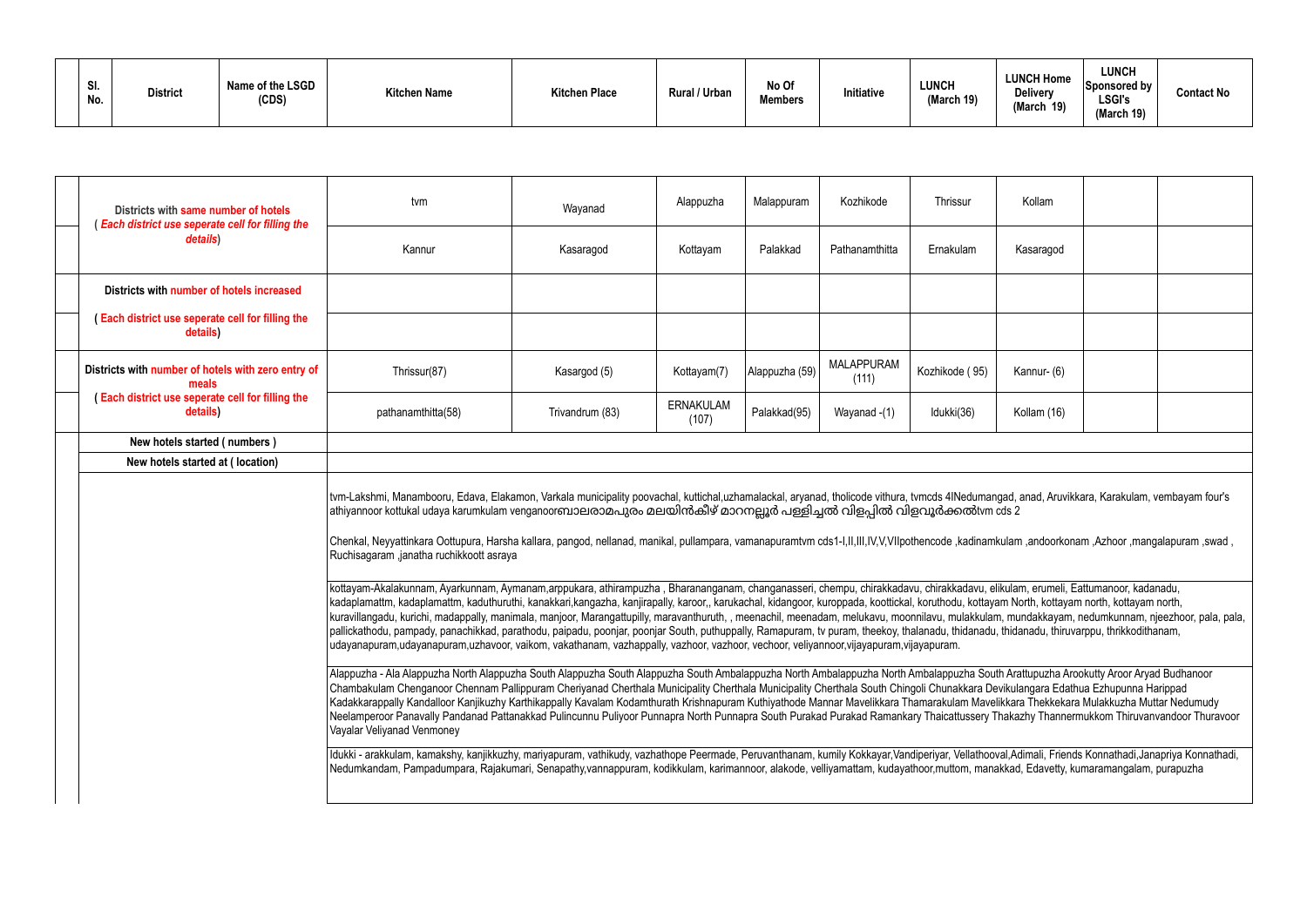| Sl. No. | District | Name of the LSGD (CDS) | Kitchen Name | Kitchen Place | Rural / Urban | No Of Members | Initiative | LUNCH (March 19) | LUNCH Home Delivery (March 19) | LUNCH Sponsored by LSGI's (March 19) | Contact No |
|---|---|---|---|---|---|---|---|---|---|---|---|

| | | | | | | | | | | |
|---|---|---|---|---|---|---|---|---|---|---|
| | Districts with same number of hotels ( *Each district use seperate cell for filling the details*) | tvm | Wayanad | Alappuzha | Malappuram | Kozhikode | Thrissur | Kollam | | |
| | | Kannur | Kasaragod | Kottayam | Palakkad | Pathanamthitta | Ernakulam | Kasaragod | | |
| | Districts with number of hotels increased | | | | | | | | | |
| | ( Each district use seperate cell for filling the details) | | | | | | | | | |
| | Districts with number of hotels with zero entry of meals ( Each district use seperate cell for filling the details) | Thrissur(87) | Kasargod (5) | Kottayam(7) | Alappuzha (59) | MALAPPURAM (111) | Kozhikode ( 95) | Kannur- (6) | | |
| | | pathanamthitta(58) | Trivandrum (83) | ERNAKULAM (107) | Palakkad(95) | Wayanad -(1) | Idukki(36) | Kollam (16) | | |
| | New hotels started ( numbers ) | | | | | | | | | |
| | New hotels started at ( location) | | | | | | | | | |

tvm-Lakshmi, Manambooru, Edava, Elakamon, Varkala municipality poovachal, kuttichal,uzhamalackal, aryanad, tholicode vithura, tvmcds 4INedumangad, anad, Aruvikkara, Karakulam, vembayam four's athiyannoor kottukal udaya karumkulam venganoorബാലരാമപുരം മലയിൻകീഴ് മാറനല്ലൂർ പള്ളിച്ചൽ വിളപ്പിൽ വിളവൂർക്കൽtvm cds 2

Chenkal, Neyyattinkara Oottupura, Harsha kallara, pangod, nellanad, manikal, pullampara, vamanapuramtvm cds1-I,II,III,IV,V,VIIpothencode ,kadinamkulam ,andoorkonam ,Azhoor ,mangalapuram ,swad , Ruchisagaram ,janatha ruchikkoott asraya

kottayam-Akalakunnam, Ayarkunnam, Aymanam,arppukara, athirampuzha , Bharananganam, changanasseri, chempu, chirakkadavu, chirakkadavu, elikulam, erumeli, Eattumanoor, kadanadu, kadaplamattm, kadaplamattm, kaduthuruthi, kanakkari,kangazha, kanjirapally, karoor,, karukachal, kidangoor, kuroppada, koottickal, koruthodu, kottayam North, kottayam north, kottayam north, kuravillangadu, kurichi, madappally, manimala, manjoor, Marangattupilly, maravanthuruth, , meenachil, meenadam, melukavu, moonnilavu, mulakkulam, mundakkayam, nedumkunnam, njeezhoor, pala, pala, pallickathodu, pampady, panachikkad, parathodu, paipadu, poonjar, poonjar South, puthuppally, Ramapuram, tv puram, theekoy, thalanadu, thidanadu, thidanadu, thiruvarppu, thrikkodithanam, udayanapuram,udayanapuram,uzhavoor, vaikom, vakathanam, vazhappally, vazhoor, vazhoor, vechoor, veliyannoor,vijayapuram,vijayapuram.

Alappuzha - Ala Alappuzha North Alappuzha South Alappuzha South Alappuzha South Ambalappuzha North Ambalappuzha North Ambalappuzha South Arattupuzha Arookutty Aroor Aryad Budhanoor Chambakulam Chenganoor Chennam Pallippuram Cheriyanad Cherthala Municipality Cherthala Municipality Cherthala South Chingoli Chunakkara Devikulangara Edathua Ezhupunna Harippad Kadakkarappally Kandalloor Kanjikuzhy Karthikappally Kavalam Kodamthurath Krishnapuram Kuthiyathode Mannar Mavelikkara Thamarakulam Mavelikkara Thekkekara Mulakkuzha Muttar Nedumudy Neelamperoor Panavally Pandanad Pattanakkad Pulincunnu Puliyoor Punnapra North Punnapra South Purakad Purakad Ramankary Thaicattussery Thakazhy Thannermukkom Thiruvanvandoor Thuravoor Vayalar Veliyanad Venmoney

Idukki - arakkulam, kamakshy, kanjikkuzhy, mariyapuram, vathikudy, vazhathope Peermade, Peruvanthanam, kumily Kokkayar,Vandiperiyar, Vellathooval,Adimali, Friends Konnathadi,Janapriya Konnathadi, Nedumkandam, Pampadumpara, Rajakumari, Senapathy,vannappuram, kodikkulam, karimannoor, alakode, velliyamattam, kudayathoor,muttom, manakkad, Edavetty, kumaramangalam, purapuzha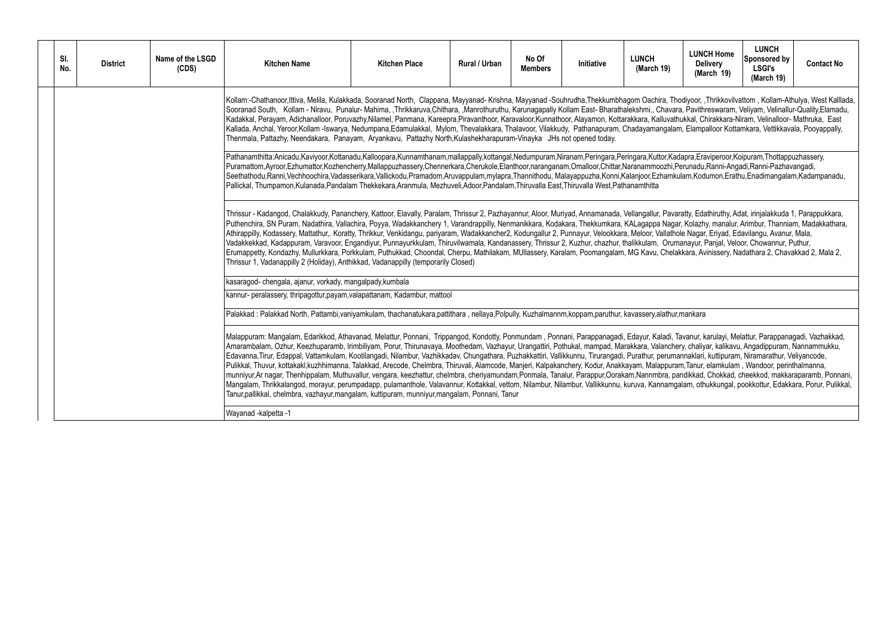| Sl. No. | District | Name of the LSGD (CDS) | Kitchen Name | Kitchen Place | Rural / Urban | No Of Members | Initiative | LUNCH (March 19) | LUNCH Home Delivery (March 19) | LUNCH Sponsored by LSGI's (March 19) | Contact No |
|---|---|---|---|---|---|---|---|---|---|---|---|
| | | | Kollam:-Chathanoor,Ittiva, Melila, Kulakkada, Sooranad North, Clappana, Mayyanad- Krishna, Mayyanad -Souhrudha,Thekkumbhagom Oachira, Thodiyoor, ,Thrikkovilvattom , Kollam-Athulya, West Kalllada, Sooranad South, Kollam - Niravu, Punalur- Mahima, ,Thrikkaruva,Chithara, ,Manrothuruthu, Karunagapally Kollam East- Bharathalekshmi,, Chavara, Pavithreswaram, Veliyam, Velinallur-Quality,Elamadu, Kadakkal, Perayam, Adichanalloor, Poruvazhy,Nilamel, Panmana, Kareepra,Piravanthoor, Karavaloor,Kunnathoor, Alayamon, Kottarakkara, Kalluvathukkal, Chirakkara-Niram, Velinalloor- Mathruka, East Kallada, Anchal, Yeroor,Kollam -Iswarya, Nedumpana,Edamulakkal, Mylom, Thevalakkara, Thalavoor, Vilakkudy, Pathanapuram, Chadayamangalam, Elampalloor Kottamkara, Vettikkavala, Pooyappally, Thenmala, Pattazhy, Neendakara, Panayam, Aryankavu, Pattazhy North,Kulashekharapuram-Vinayka JHs not opened today. | | | | | | | | |
| | | | Pathanamthitta:Anicadu,Kaviyoor,Kottanadu,Kalloopara,Kunnamthanam,mallappally,kottangal,Nedumpuram,Niranam,Peringara,Peringara,Kuttor,Kadapra,Eraviperoor,Koipuram,Thottappuzhassery, Puramattom,Ayroor,Ezhumattor,Kozhencherry,Mallappuzhassery,Chennerkara,Cherukole,Elanthoor,naranganam,Omalloor,Chittar,Naranammoozhi,Perunadu,Ranni-Angadi,Ranni-Pazhavangadi, Seethathodu,Ranni,Vechhoochira,Vadasserikara,Vallickodu,Pramadom,Aruvappulam,mylapra,Thannithodu, Malayappuzha,Konni,Kalanjoor,Ezhamkulam,Kodumon,Erathu,Enadimangalam,Kadampanadu, Pallickal, Thumpamon,Kulanada,Pandalam Thekkekara,Aranmula, Mezhuveli,Adoor,Pandalam,Thiruvalla East,Thiruvalla West,Pathanamthitta | | | | | | | | |
| | | | Thrissur - Kadangod, Chalakkudy, Pananchery, Kattoor, Elavally, Paralam, Thrissur 2, Pazhayannur, Aloor, Muriyad, Annamanada, Vellangallur, Pavaratty, Edathiruthy, Adat, irinjalakkuda 1, Parappukkara, Puthenchira, SN Puram, Nadathira, Vallachira, Poyya, Wadakkanchery 1, Varandrappilly, Nenmanikkara, Kodakara, Thekkumkara, KALagappa Nagar, Kolazhy, manalur, Arimbur, Thanniam, Madakkathara, Athirappilly, Kodassery, Mattathur,. Koratty, Thrikkur, Venkidangu, pariyaram, Wadakkancher2, Kodungallur 2, Punnayur, Velookkara, Meloor, Vallathole Nagar, Eriyad, Edavilangu, Avanur, Mala, Vadakkekkad, Kadappuram, Varavoor, Engandiyur, Punnayurkkulam, Thiruvilwamala, Kandanassery, Thrissur 2, Kuzhur, chazhur, thalikkulam, Orumanayur, Panjal, Veloor, Chowannur, Puthur, Erumappetty, Kondazhy, Mullurkkara, Porkkulam, Puthukkad, Choondal, Cherpu, Mathilakam, MUllassery, Karalam, Poomangalam, MG Kavu, Chelakkara, Avinissery, Nadathara 2, Chavakkad 2, Mala 2, Thrissur 1, Vadanappilly 2 (Holiday), Anthikkad, Vadanappilly (temporarily Closed) | | | | | | | | |
| | | | kasaragod- chengala, ajanur, vorkady, mangalpady,kumbala | | | | | | | | |
| | | | kannur- peralassery, thripagottur,payam,valapattanam, Kadambur, mattool | | | | | | | | |
| | | | Palakkad : Palakkad North, Pattambi,vaniyamkulam, thachanatukara,pattithara , nellaya,Polpully, Kuzhalmannm,koppam,paruthur, kavassery,alathur,mankara | | | | | | | | |
| | | | Malappuram: Mangalam, Edarikkod, Athavanad, Melattur, Ponnani, Trippangod, Kondotty, Ponmundam , Ponnani, Parappanagadi, Edayur, Kaladi, Tavanur, karulayi, Melattur, Parappanagadi, Vazhakkad, Amarambalam, Ozhur, Keezhuparamb, Irimbiliyam, Porur, Thirunavaya, Moothedam, Vazhayur, Urangattiri, Pothukal, mampad, Marakkara, Valanchery, chaliyar, kalikavu, Angadippuram, Nannammukku, Edavanna,Tirur, Edappal, Vattamkulam, Kootilangadi, Nilambur, Vazhikkadav, Chungathara, Puzhakkattiri, Vallikkunnu, Tirurangadi, Purathur, perumannaklari, kuttipuram, Niramarathur, Veliyancode, Pulikkal, Thuvur, kottakakl,kuzhhimanna, Talakkad, Arecode, Chelmbra, Thiruvali, Alamcode, Manjeri, Kalpakanchery, Kodur, Anakkayam, Malappuram,Tanur, elamkulam , Wandoor, perinthalmanna, munniyur,Ar nagar, Thenhippalam, Muthuvallur, vengara, keezhattur, chelmbra, cheriyamundam,Ponmala, Tanalur, Parappur,Oorakam,Nannmbra, pandikkad, Chokkad, cheekkod, makkaraparamb, Ponnani, Mangalam, Thrikkalangod, morayur, perumpadapp, pulamanthole, Valavannur, Kottakkal, vettom, Nilambur, Nilambur, Vallikkunnu, kuruva, Kannamgalam, othukkungal, pookkottur, Edakkara, Porur, Pulikkal, Tanur,pallikkal, chelmbra, vazhayur,mangalam, kuttipuram, munniyur,mangalam, Ponnani, Tanur | | | | | | | | |
| | | | Wayanad -kalpetta -1 | | | | | | | | |